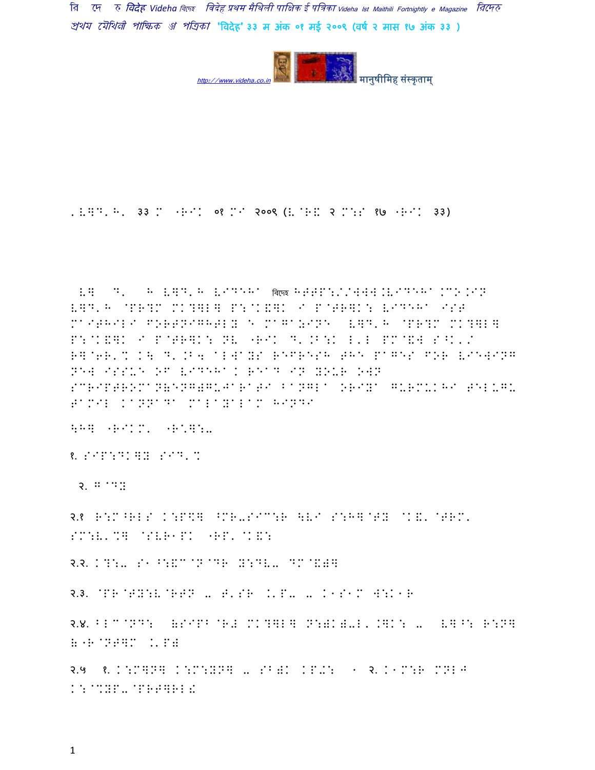'विदेह' ३३ म अंक ०१ मई २००९ (वर्ष २ मास १७ अंक ३३)

ऐ ले ँ ई विदेह VIDEHA विदेह HTTP://WWW.VIDEHA.CO.IN विदेह प्रथम मैथिली पाक्षिक ई पत्रिका VIDEHA IST MAITHILI FORTNIGHTLY E MAGAZINE विदेह प्रथम मैथिली पाक्षिक ई पत्रिका NB अंक ले.बा: ए'ए मे'ल सेहो/ हेतु करू बा नीचां ALWAYS REFRESH THE PAGES FOR VIEWING NEW ISSUE OF VIDEHA. READ IN YOUR OWN SCRIPTROMAN(ENGLISH)GUJARATI BANGLA ORIYA GURMUKHI TELUGU TAMIL KANNADA MALAYALAM HINDI

एहि अंकमे अछि:-

१. संपादकीय संदेश

२. गद्य

२.१ प्रेमशंकर सिंह मैथिली-नाटकक विकासमे उल्लेखनीय योगदान कयनिहार

२.२. कथा- श्री सुभाष चन्द्र यादव

२.३. विदेह "भालसरिक गाछ" रचनाकार- फजलुर रहमान हाशमी

२.४. डॉ. पंकज पराशर (संपूर्ण पद्यावली) - विदेह विशेष

२.५ १. कुमार मनोज कश्यप - शब्द सं - २. श्रीमती शेफालिका वर्मा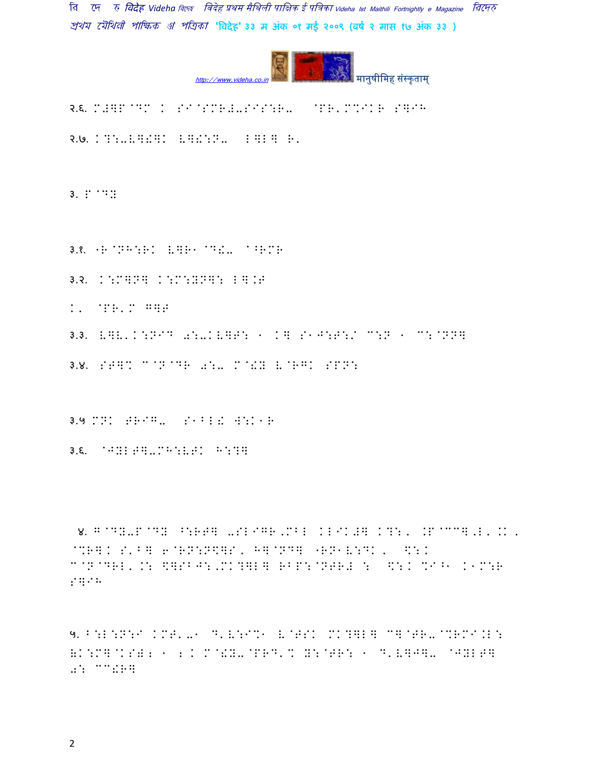२.६. M#]P@DM K SI@SMR#-SIS:R- @PR'M%IKR S]IH

२.७. K?:-V]! V]!:N- L]L] R'

३. P@DY

३.१. 'R@NH:RK V]R1@D!- ^RMR

३.२. K:M]N] K:M:YN]: L].F

K' @PR'M G]F

३.३. V]V'K:NID 0:-KV]F: 1 K] S1J:F:/ C:N 1 C:@NN]

३.४. SF]% C@N@DR 0:- M@!Y V@RGK SPN:

३.५ MNK FRIG- S1^L! W:K1R

३.६. @JYLF]-MH:VFK H:?]

४. G@DY-P@DY ^:RF] -SLIGR,MBL KLIK#] K?:, .P@CC],L'.K, @%R]K S'^] 6@RN:N\$]S, H]@ND] "RN1V:DK, \$:K C@N@DRL'.: \$]SBJ:,MK?]L] RBP:@NFR# : \$:K %I^1 K1M:R S]IH

५. B:L:N:I KMF'-1 D'V:I%1 V@FSK MK?]L] C]@FR-@%RMI.L: (K:M]@KS)( 1 ( K M@!Y-@PRD'% Y:@FR: 1 D'V]J]- @JYLF] 0: CC!R]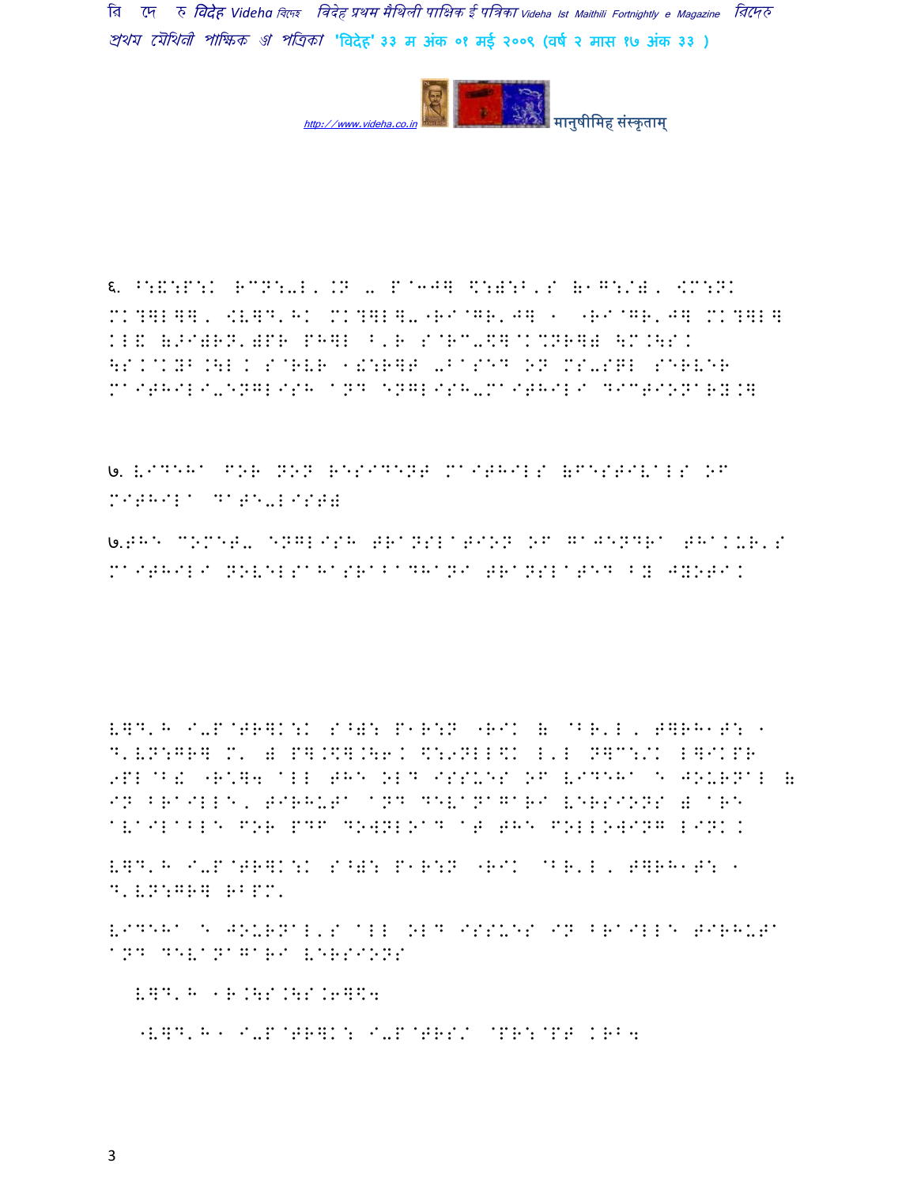६. ^:&:P:K RCN:-L, .N - P a3J] \:):B'S (1G:/), $M:NK MK?]L]], $V]D'HK MK?]L]-"RI@GR'J] 1 "RI@GR'J] MK?]L] KL& (>I)RN')PR PH]L ^'R S@RC-\]@K%NR]) \M.\S. \S.@KYB.\L K S@RVR 1!:R]T -BASED ON MS-SQL SERVER MAITHILI-ENGLISH AND ENGLISH-MAITHILI DICTIONARY.]

७. VIDEHA FOR NON RESIDENT MAITHILS (FESTIVALS OF MITHILA DATE-LIST)

७.THE COMET- ENGLISH TRANSLATION OF GAJENDRA THAKUR'S MAITHILI NOVELSAHASRABADHANI TRANSLATED BY JYOTI.

V]D'H I-P@TR]K:K S^): P1R:N "RIK ( @BR'L, T]RH1T: 1 D'VN:GR] M' ) P].\].\6. \:9NLL\K L'L N]C:/K L]IKPR 9PL@B! "R@]4 ALL THE OLD ISSUES OF VIDEHA E JOURNAL ( IN BRAILLE, TIRHUTA AND DEVANAGARI VERSIONS ) ARE AVAILABLE FOR PDF DOWNLOAD AT THE FOLLOWING LINK.

V]D'H I-P@TR]K:K S^): P1R:N "RIK @BR'L, T]RH1T: 1 D'VN:GR] RBPM'

VIDEHA E JOURNAL'S ALL OLD ISSUES IN BRAILLE TIRHUTA AND DEVANAGARI VERSIONS

V]D'H 1R.\S.\S.6]\4

"V]D'H 1 I-P@TR]K: I-P@TRS/ @PR:@PT KRB4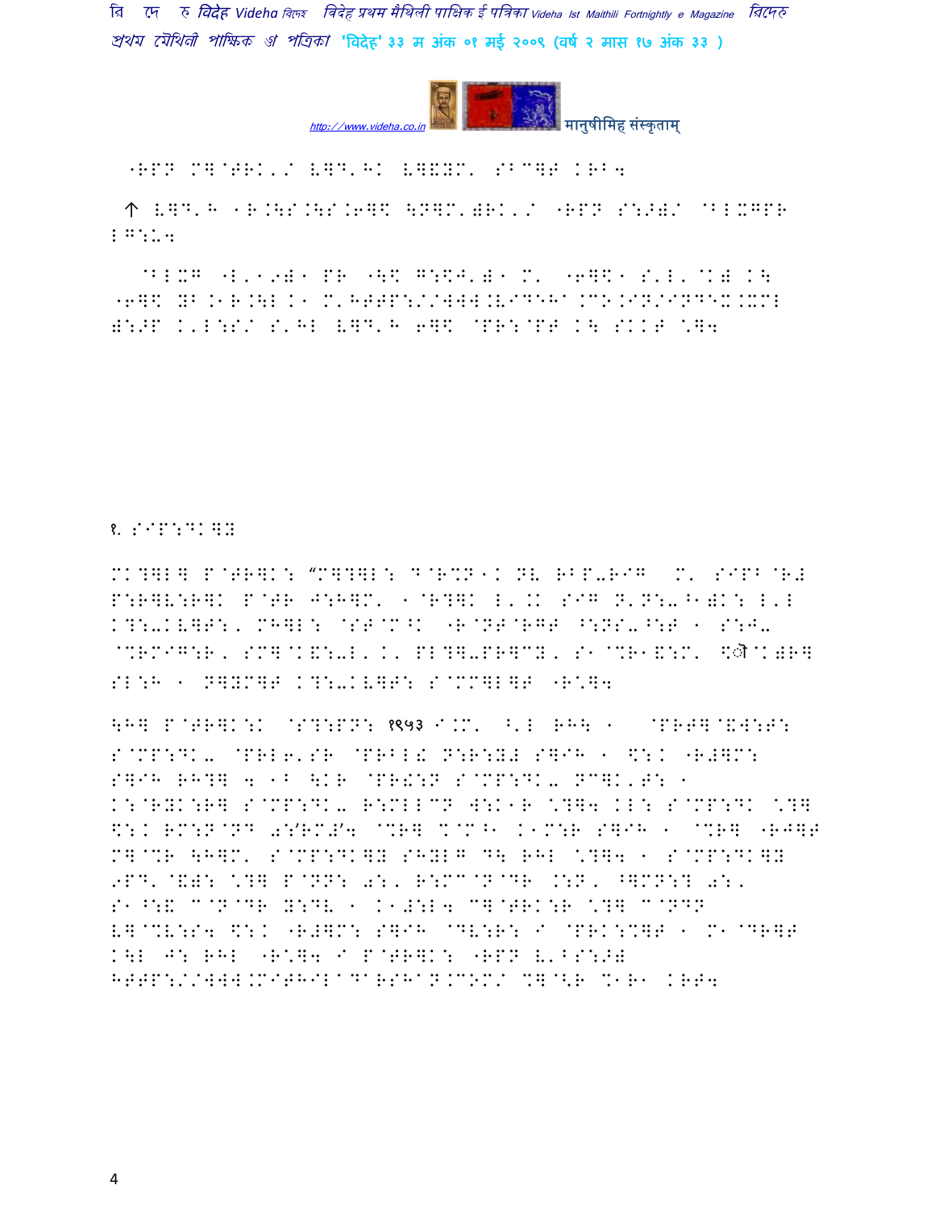ßRPN M]@TRK'/ V]D'HK V]&YM' SBC]T KRB4

↑ V]D'H 1R.\S.\S.6]$ \N]M')RK'/ ßRPN S:>)/ @BLXGPR LG:U4

@BLXG ßL'1९)1 PR ß\$ G:$J')1 M' ß6]$1 S'L'@K) K\ ß6]$ HB.1R.\L K1 M'HTTPS://WWW.VIDEHA.CO.IN/INDEX.XML ):>P K'L:S/ S'HL V]D'H 6]$ @PR:@PT K\ SKKT \*]4

१. SIP:DK]Y

MK?]L] P@TR]K: "C]?]L: D@R%N1K NV RBP-RIG M' SIPB@R# P:R]V:R]K P@TR J:H]M' 1@R?]K L'.K SIG N'N:-^1)K: L'L K?:-KV]T:, MH]L: @ST@M^K ßR@NT@RGT ^:NS-^:T 1 S:J- @%RMIG:R, SM]@K&:-L'K' PL?]-PR]CY, S1@%R1&:M' \$ॊ@K)R] SL:H 1 N]YM]T K?:-KV]T: S@MM]L]T ßR\*]4

\H] P@TR]K:K @S?:PN: १९५३ I.M' ^'L RH\ 1 @PRT]@&W:T: S@MP:DK- @PRL6'SR @PRBL! N:R:Y# S]IH 1 \$:K ßR#]M: S]IH RH?] 4 1B \KR @PR!:N S@MP:DK- NC]K'T: 1 K:@RYK:R] S@MP:DK- R:MLLCN W:K1R \*?]4 KL: S@MP:DK \*?] \$:K RM:N@ND 0:/RM/4 @%R] %@M^1 K1M:R S]IH 1 @%R] ßRJ]T M]@%R \H]M' S@MP:DK]Y SHYLG D\ RHL \*?]4 1 S@MP:DK]Y 9PD'@&): \*?] P@NN: 0:, R:MC@N@DR .:N, ^]MN:? 0:, S1^:& C@N@DR Y:DV 1 K1#:L4 C]@TRK:R \*?] C@NDN V]@%V:S4 \$:K ßR#]M: S]IH @DV:R: I @PRK:%]T 1 M1@DR]T K\L J: RHL ßR\*]4 I P@TR]K: ßRPN V'BS:>) HTTP://WWW.MITHILADARSHAN.COM/ %]@<R %1R1 KRT4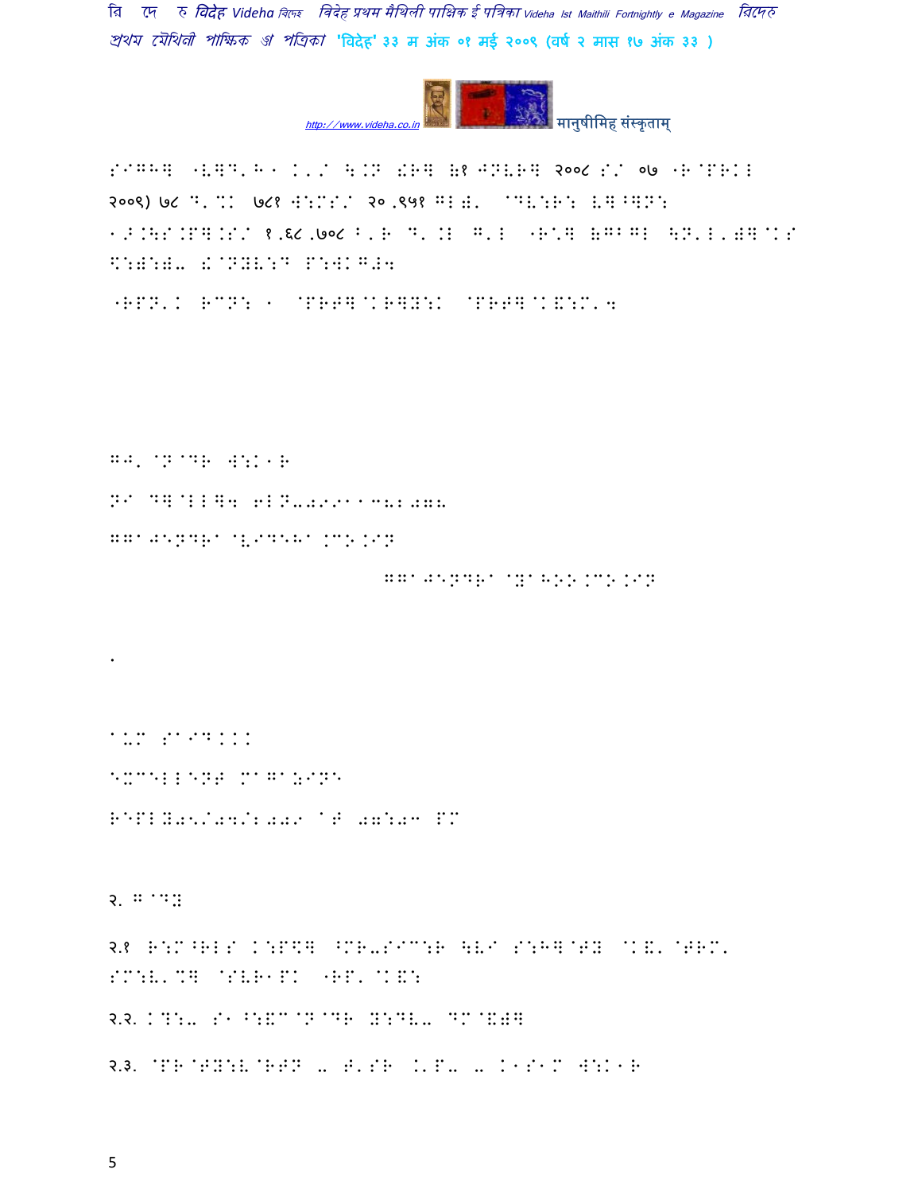SIGHE "VEDKH1 K,/ ÷.N !RE (? JNVRE २००८ S/ ०७ "R@PRKL
२००९) ७८ D' %K ७८१ W:MS/ २० ,९५१ GL). @DV:R: V]^]N:
1>.\S.P].S/ १ ,६८ ,७०८ B'R D' .L G'L "R:] (GBGL \N'L')]@KS
\*:):)" !@NYV:D P:WKG#4

"RPN'K RCN: 1 @PRT]@KR]Y:K @PRT]@K&:M'4

GJ' @N@DR W:K1R

N1 D]@LL]4 6LN-0991138:00-

GGAJENDRA@VIDEHA.CO.IN

GGAJENDRA@YAHOO.CO.IN

.

ASM SAID...

EXCELLENT MAGAZINE

REPLY05/04/2009 AT 07:03 PM

२. ग@DY

२.१ R:M^RLS K:P\$] ^MR-SIC:R \V1 S:H]@TY @K&'@TRM'
SM:V'%] @SVR1PK "RP'@K&:

२.२. K?:- S1 ^:&C@N@DR Y:DV- DM@&)]

२.३. @PR@TY:V@RTN - T'SR .'P- - K1S1M W:K1R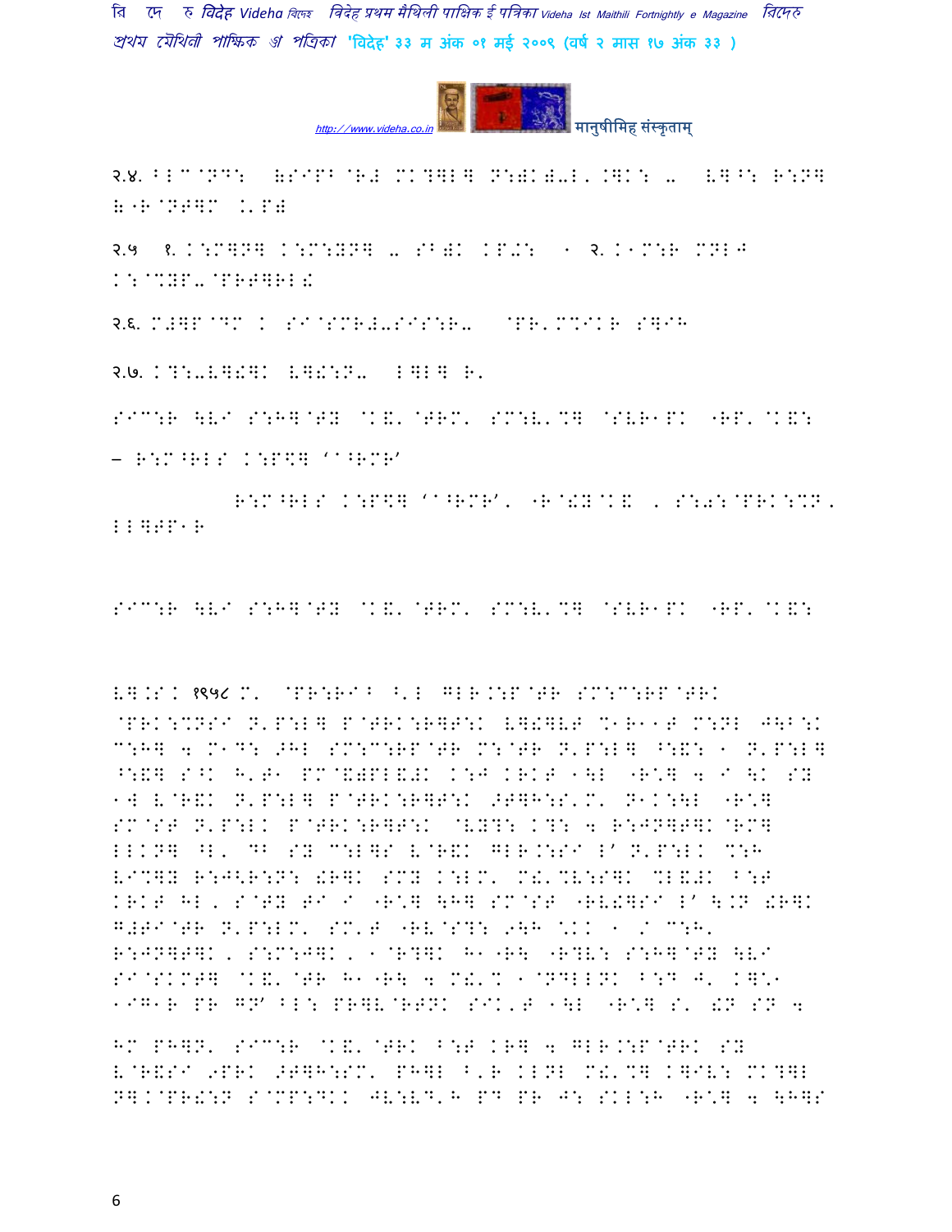२.४. B LC@ND: (SIPB @R# MK?]L] N:)K)-L. KAK: -- L]^: R:N] (R@NT]M K'P)

२.५ १. K:M]N] K:M:YN] - SB)K KP-: ' २. K'M:R MNLJ K:@%YP-@PRT]RL!

२.६. M#]P@DM K SI@SMR#-SIS:R- @PR'M%IKR S]IH

२.७. K?:-V]!]K V]!:N- L]L] R'

SIC:R \LI S:H]@TY @K&'@TRM' SM:V'%] @SVR1PK "RP'@K&:

– R:M^RLS K:P\$] '^RMR'

R:M^RLS K:P\$] '^RMR', "R@!Y@K& , S:0:@PRK:%N, LL]TP1R

SIC:R \LI S:H]@TY @K&'@TRM' SM:V'%] @SVR1PK "RP'@K&:

V].SK १९५८ M' @PR:RI^ ^'L GLR.:P@TR SM:C:RP@TRK @PRK:%NSI N'P:L] P@TRK:R]T:K V]!]VT %1R11T M:NL J\B:K C:H] 4 M1D: >HL SM:C:RP@TR M:@TR N'P:L] ^:&: ' N'P:L] ^:&] S^K H'T1 PM@&)PL&#K K:J KRKT '\L "R\*] 4 I \K SY 'W V@R&K N'P:L] P@TRK:R]T:K >T]H:S'M' N1K:\L "R\*] SM@ST N'P:LK P@TRK:R]T:K @VY?: K?: 4 R:JN]T]K@RM] LLKN] ^L' DB SY C:L]S V@R&K GLR.:SI L' N'P:LK %:H VI%]Y R:J<R:N: !R]K SMY K:LM' M!'%V:S]K %L&#K B:T KRKT HL, S@TY TI I "R\*] \H] SM@ST "RV!]SI L' \.N !R]K G#TI@TR N'P:LM' SM'T "RV@S?: 9\H \KK ' / C:H' R:JN]T]K, S:M:J]K, '@R?]K H1"R\ "R?V: S:H]@TY \LI SI@SKMT] @K&'@TR H1"R\ 4 M!'% '@NDLLNK B:D J' K]\*1 'IG1R PR GN' BL: PR]V@RTNK SIK'T '\L "R\*] S' !N SN 4

HM PH]N' SIC:R @K&'@TRK B:T KR] 4 GLR.:P@TRK SY V@R&SI 9PRK >T]H:SM' PH]L ^'R KLNL M!'%] K]IV: MK?]L N].@PR!:N S@MP:DKK JV:VD'H PD PR J: SKL:H "R\*] 4 \H]S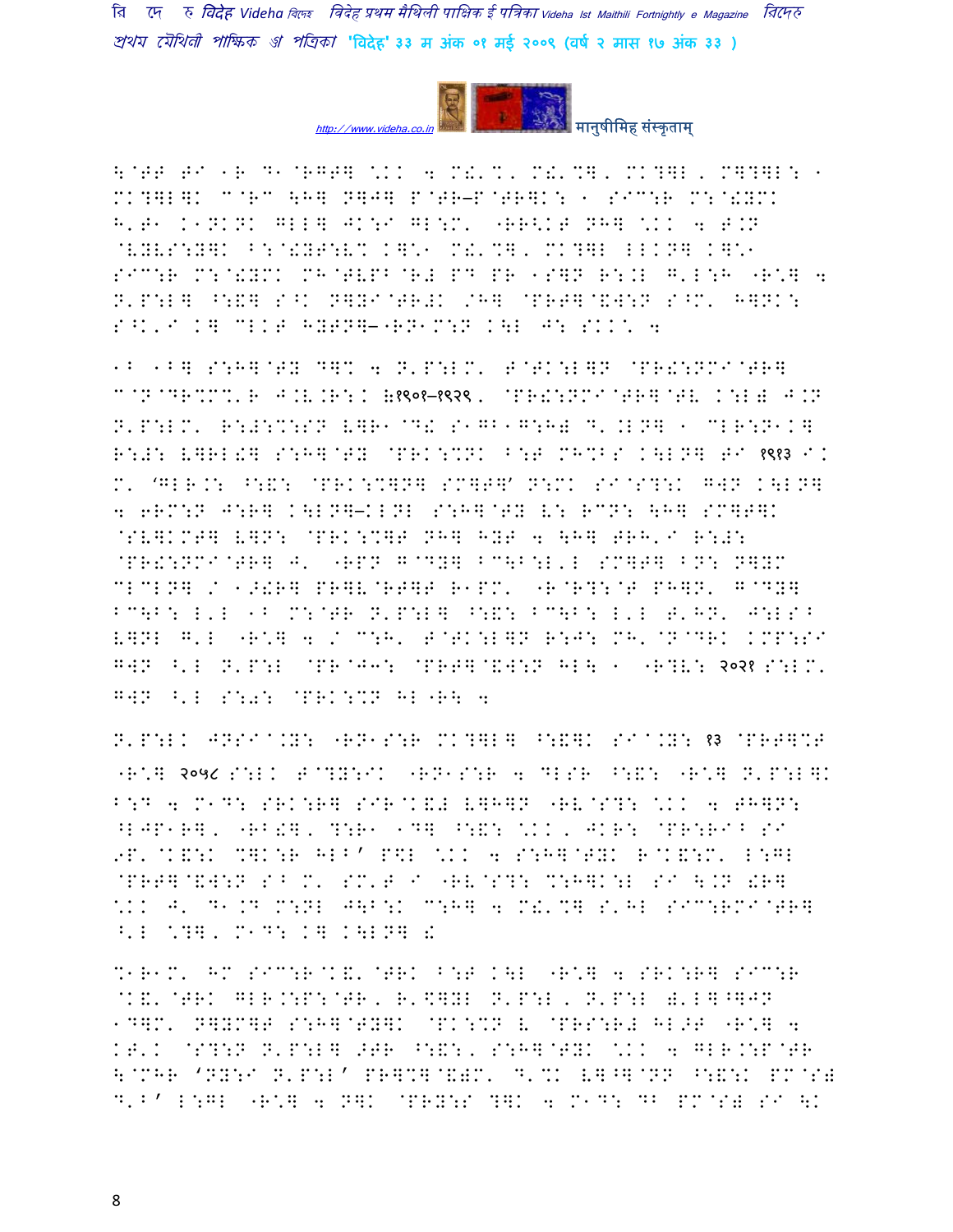\@TT T` 1R D1@RGT] \.K 4 M!'%' M!'%], MK?]L, M]?]L: 1
MK?]L]K C@RC \H] N]J] P@TR–P@TR]K: 1 S`C:R M:@!YMK
H'T1 K1NKNK GLL] JK:` GL:M' "RR<KT NH] \.K 4 T.N
@VYVS:Y]K B:@!YT:V% K]\*1 M!'%], MK?]L LLKN] K]\*1
S`C:R M:@!YMK MH@TVPB@R# PD PR 1S]N R:.L G'L:H "R\*] 4
N'P:L] ^:&] S^K N]Y`@TR#K /H] @PRT]@&W:N S^M' H]NK:
S^K'` K] CLKT HYTN]–"RN1M:N K\L J: SKK\* 4

1B 1B] S:H]@TY D]% 4 N'P:LM' T@TK:L]N @PR!:NM`@TR]
C@N@DR%M%'R J.V.R:K (१९०१–१९२९), @PR!:NM`@TR]@TV K:L# J.N
N'P:LM' R:#:%:SN V]R1@D! S1GB1G:H# D'.LN] 1 CLR:N1K]
R:#: V]RL!] S:H]@TY @PRK:%NK B:T MH%BS K\LN] T` १९१३ `.
M' 'GLR.: ^:&: @PRK:%]N] SM]T]' N:MK S`@S?:K GWN K\LN]
4 6RM:N J:R] K\LN]–KLNL S:H]@TY V: RCN: \H] SM]T]K
@SV]KMT] V]N: @PRK:%]T NH] HYT 4 \H] TRH'` R:#:
@PR!:NM`@TR] J' "RPN G@DY] BC\B:L'L SM]T] BN: N]YM
CLCLN] / 1>!R] PR]V@RT]T R1PM' "R@R?:@T PH]N' G@DY]
BC\B: L'L 1B M:@TR N'P:L] ^:&: BC\B: L'L T'HN' J:LS^
V]NL G'L "R\*] 4 / C:H' T@TK:L]N R:J: MH'@N@DRK KMP:S`
GWN ^'L N'P:L @PR@J3: @PRT]@&W:N HL\ 1 "R?V: २०२१ S:LM'
GWN ^'L S:0: @PRK:%N HL"R\ 4

N'P:LK JNS`@.Y: "RN1S:R MK?]L] ^:&]K S`@.Y: १३ @PRT]%T
"R\*] २०५८ S:LK T@?Y:`K "RN1S:R 4 DLSR ^:&: "R\*] N'P:L]K
B:D 4 M1D: SRK:R] S`R@K&# V]H]N "RV@S?: \.K 4 TH]N:
^LJP1R], "RB!], ?:R1 1D] ^:&: \.K, JKR: @PR:R`B S`
9P'@K&:K %]K:R HLB' P\$L \.K 4 S:H]@TYK R@K&:M' L:GL
@PRT]@&W:N S^ M' SM'T ` "RV@S?: %:H]K:L S` \.N !R]
\.K J' D1.D M:NL J\B:K C:H] 4 M!'%] S'HL S`C:RM`@TR]
^'L \*?], M1D: K] K\LN] !

%1R1M' HM S`C:R@K&'@TRK B:T K\L "R\*] 4 SRK:R] S`C:R
@K&'@TRK GLR.:P:@TR, R'\$]YL N'P:L, N'P:L #'L]^]JN
1D]M' N]YM]T S:H]@TY]K @PK:%N V @PRS:R# HL>T "R\*] 4
KT'K @S?:N N'P:L] >TR ^:&:, S:H]@TYK \.K 4 GLR.:P@TR
\@MHR 'NY:` N'P:L' PR]%]@&)M' D'%K V]^]@NN ^:&:K PM@S#
D'B' L:GL "R\*] 4 N]K @PRY:S ?]K 4 M1D: DB PM@S# S` \K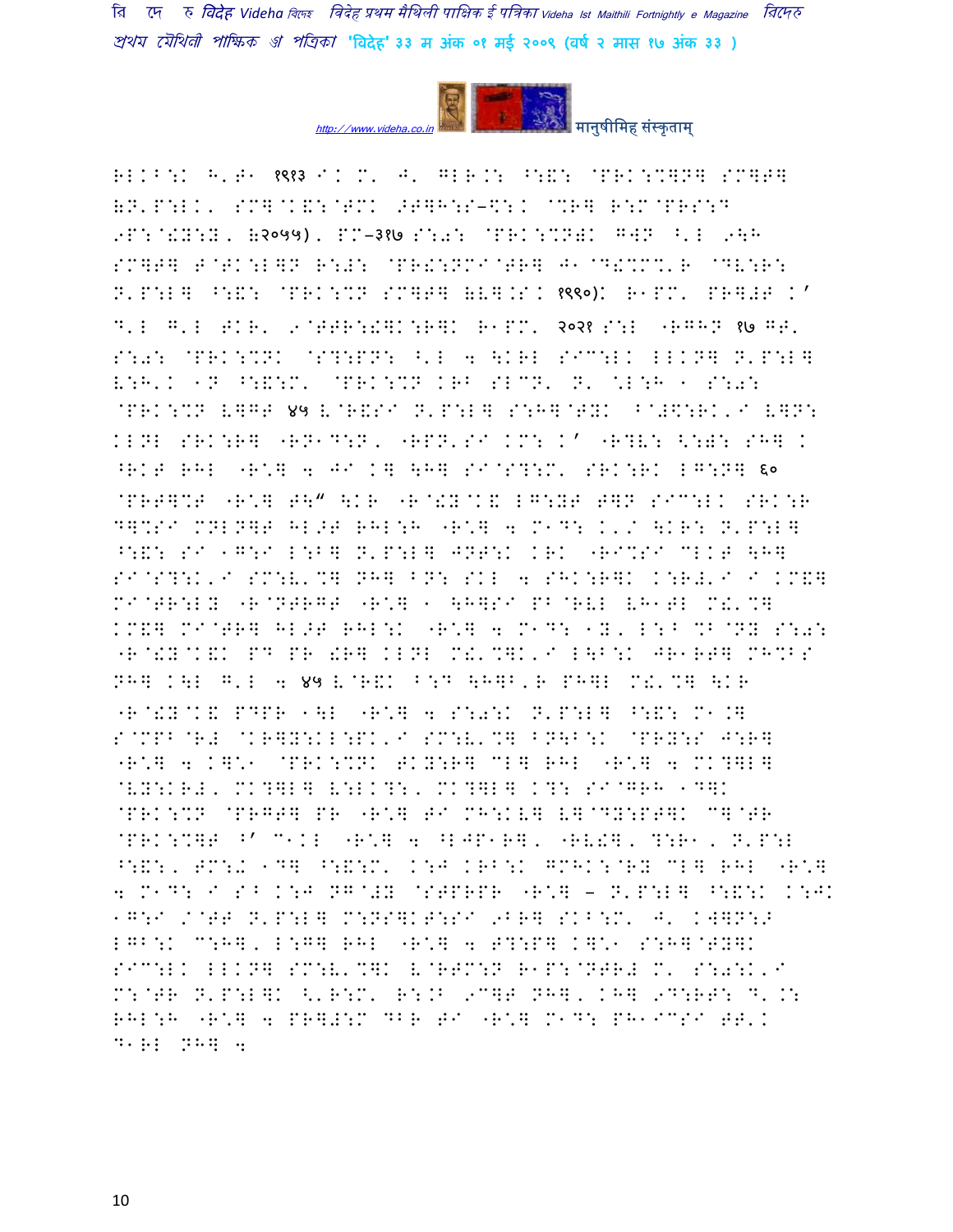RLKB:K H'T1 १९१३ I. M' J' GLR.: ^:&: @PRK:%]N] SM]T]
(N'P:LK' SM]@K&:@TMK >T]H:S–$:. @%R] R:M@PRS:D
9P:@!Y:Y, (२०५५), PM–३१७ S:0: @PRK:%N)K G]N ^'L 9\H
SM]T] T@TK:L]N R:#: @PR!:NMI@TR] J1@D!%M%'R @DV:R:
N'P:L] ^:&: @PRK:%N SM]T] (V].S. १९९०)K R1PM' PR]#T K'
D'L G'L TKR' 9@TTR:!]K:R]K R1PM' २०२१ S:L -RGHN १७ GT'
S:0: @PRK:%NK @S?:PN: ^'L 4 \KRL SIC:LK LLKN] N'P:L]
V:H'K 1N ^:&:M' @PRK:%N KRB SLCN' N' %L:H 1 S:0:
@PRK:%N V]GT ४५ V@R&SI N'P:L] S:H]@TYK B@#$:RK'I V]N:
KLNL SRK:R] -RN1D:N, -RPN'SI KM: K' -R?V: <:): SH] K
^RKT RHL -R*] 4 JI K] \H] SI@S?:M' SRK:RK LG:N] ६०
@PRT]%T -R*] T\" \KR -R@!Y@K& LG:YT T]N SIC:LK SRK:R
D]%SI MNLN]T HL>T RHL:H -R*] 4 M1D: K'/ \KR: N'P:L]
^:&: SI 1G:I L:B] N'P:L] JNT:K KRK -RI%SI CLKT \H]
SI@S?:K'I SM:V'%] NH] BN: SKL 4 SHK:R]K K:R#'I I KM&]
MI@TR:LY -R@NTRGT -R*] 1 \H]SI PB@RVL VH1TL M!'%]
KM&] MI@TR] HL>T RHL:K -R*] 4 M1D: 1Y, L:B %B@NY S:0:
-R@!Y@K&K PD PR !R] KLNL M!'%]K'I L\B:K JR1RT] MH%BS
NH] K\L G'L 4 ४५ V@R&K B:D \H]B'R PH]L M!'%] \KR
-R@!Y@K& PDPR 1\L -R*] 4 S:0:K N'P:L] ^:&: M1.]
S@MPB@R# @KR]Y:KL:PK'I SM:V'%] BN\B:K @PRY:S J:R]
-R*] 4 K]*1 @PRK:%NK TKY:R] CL] RHL -R*] 4 MK?]L]
@VY:KR#, MK?]L] V:LK?:, MK?]L] K?: SI@GRH 1D]K
@PRK:%N @PRGT] PR -R*] TI MH:KV] V]@DY:PT]K C]@TR
@PRK:%]T B' C1KL -R*] 4 ^LJP1R], -RV!], ?:R1, N'P:L
^:&:, TM:K 1D] ^:&:M' K:J KRB:K GMHK:@RY CL] RHL -R*]
4 M1D: I S^B K:J NG@#Y @STPRPR -R*] – N'P:L] ^:&:K K:JK
1G:I /@TT N'P:L] M:NS]KT:SI 9BR] SKB:M' J' KW]N:>
LGB:K C:H], L:G] RHL -R*] 4 T?:P] K]*1 S:H]@TY]K
SIC:LK LLKN] SM:V'%]K V@RTM:N R1P:@NTR# M' S:0:K'I
M:@TR N'P:L]K <'R:M' R:.B 9C]T NH], KH] 9D:RT: D'.:
RHL:H -R*] 4 PR]#:M DBR TI -R*] M1D: PH1ICSI TT'K
D1RL NH] 4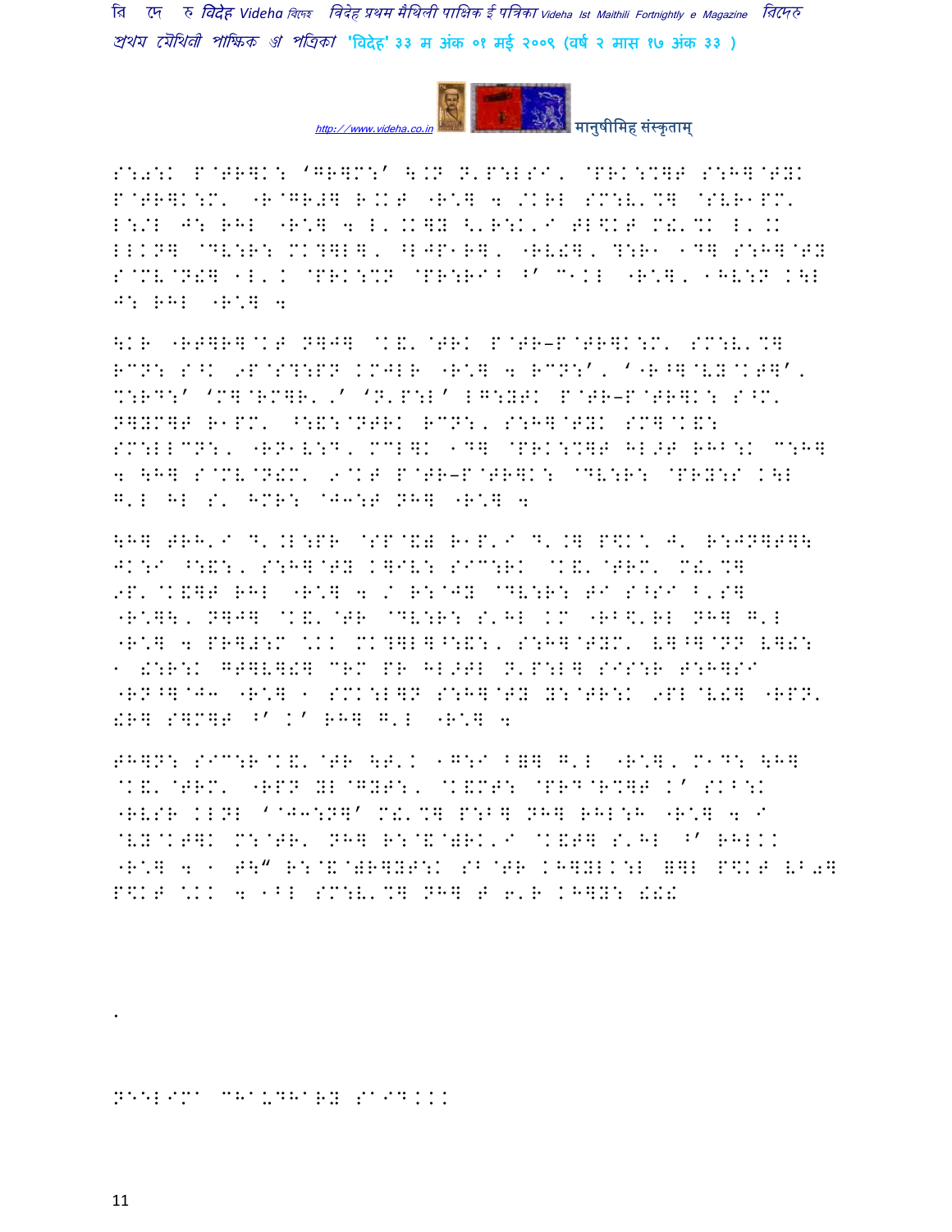S:0:K P@TR]K: 'GR]M:' \.N N'P:LSI, @PRK:%]T S:H]@TYK P@TR]K:M' "R@GR#] R.KT "R\*] 4 /KRL SM:V'%] @SVR1PM' L:/L J: RHL "R\*] 4 L'.K]Y <'R:K'I TL\$KT M!'%K L'.K LLKN] @DV:R: MK?]L], ^LJP1R], "RV!], ?:R1 1D] S:H]@TY S@MV@N!] 1L'. @PRK:%N @PR:RI^ ^' C1KL "R\*], 1HV:N K\L J: RHL "R\*] 4

\KR "RT]R]@KT N]J] @K&'@TRK P@TR-P@TR]K:M' SM:V'%] RCN: S^K 9P@S?:PN KMJLR "R\*] 4 RCN:', '"R^]@VY@KT]', %:RD:' 'M]@RM]R'.' 'N'P:L' LG:YTK P@TR-P@TR]K: S^M' N]YM]T R1PM' ^:&:@NTRK RCN:, S:H]@TYK SM]@K&: SM:LLCN:, "RN1V:D, MCL]K 1D] @PRK:%]T HL>T RHB:K C:H] 4 \H] S@MV@N!M' 9@KT P@TR-P@TR]K: @DV:R: @PRY:S K\L G'L HL S' HMR: @J3:T NH] "R\*] 4

\H] TRH'I D'.L:PR @SP@&) R1P'I D'.] P\$K\ J' R:JN]T]\ JK:I ^:&:, S:H]@TY K]IV: SIC:RK @K&'@TRM' M!'%] 9P'@K&]T RHL "R\*] 4 / R:@JY @DV:R: TI S^SI B'S] "R\*]\, N]J] @K&'@TR @DV:R: S'HL KM "RB\$'RL NH] G'L "R\*] 4 PR]\#:M \*KK MK?]L]^:&:, S:H]@TYM' V]^]@NN V]!: 1 !:R:K GT]V]!] CRM PR HL>TL N'P:L] SIS:R T:H]SI "RN^]@J3 "R\*] 1 SMK:L]N S:H]@TY Y:@TR:K 9PL@V!] "RPN' !R] S]M]T ^' K' RH] G'L "R\*] 4

TH]N: SIC:R@K&'@TR \T'K 1G:I B=] G'L "R\*], M1D: \H] @K&'@TRM' "RPN YL@GYT:, @K&MT: @PRD@R%]T K' SKB:K "RVSR KLNL '@J3:N]' M!'%] P:B] NH] RHL:H "R\*] 4 I @VY@KT]K M:@TR' NH] R:@&@)RK'I @K&T] S'HL ^' RHLKK "R\*] 4 1 TH" R:@&@)R]YT:K SB@TR KH]YLK:L =]L P\$KT VB0] P\$KT \*KK 4 1BL SM:V'%] NH] T 6'R KH]Y: !!!

.

NEELIMA CHAUDHARY SA9B...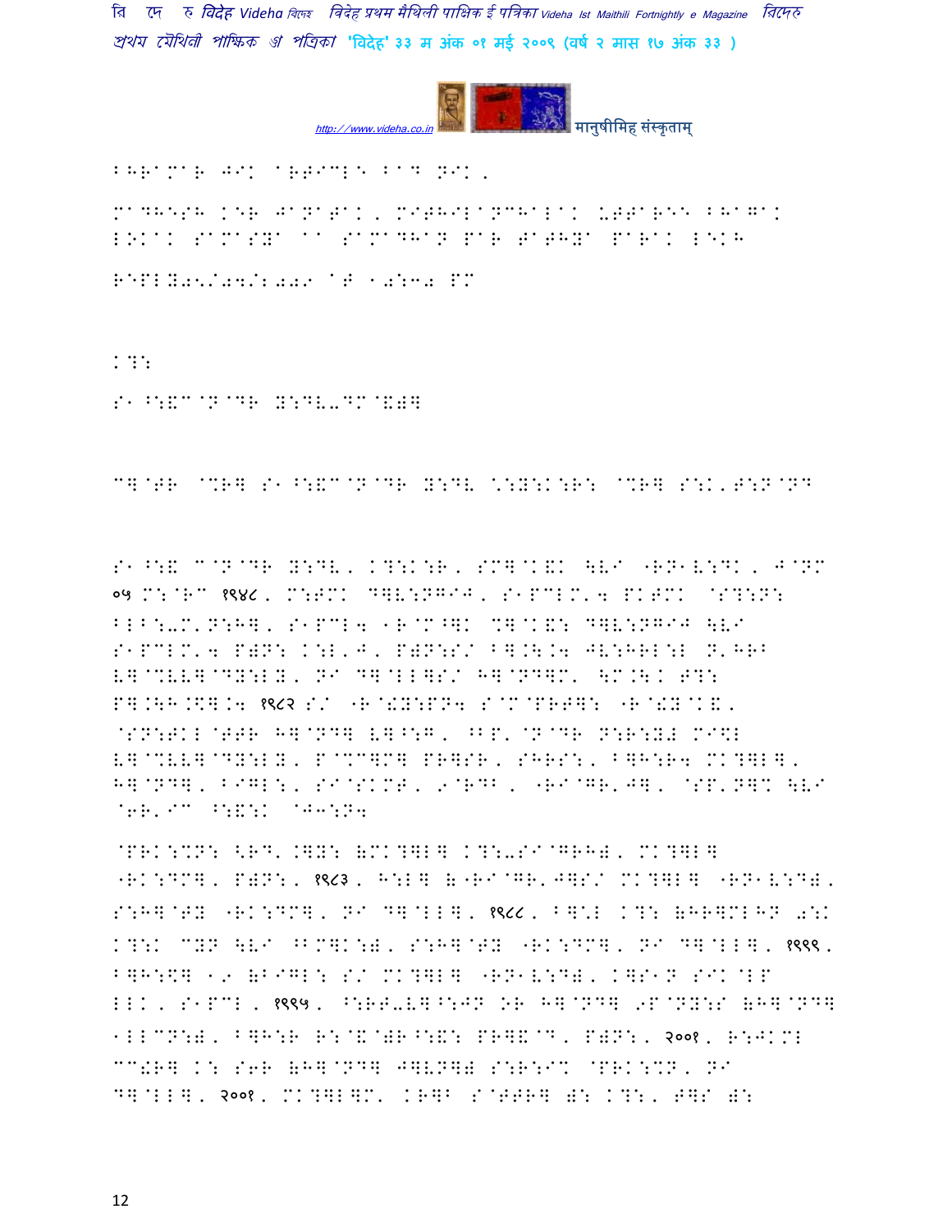BHRAMAR JIK ARTICLE BAD NIK,

MADHESH KER JANATAK, MITHILANCHALAK UTTAREE BHAGAK LOKAK SAMASYA AA SAMADHAN PAR TATHYA PARAK LEKH

REPLY05/04/2009 AT 10:30 PM

K?:

S1^:&C@N@DR Y:DV-DM@&)]

C]@TR @%R] S1^:&C@N@DR Y:DV \:Y:K:R: @%R] S:K,T:N@ND

S1^:& C@N@DR Y:DV, K?:K:R, SM]@K&K \V! "RN1V:DK, J@NM ०५ M:@RC १९४८, M:TMK D]V:NGIJ, S1PCLM,4 PKTMK @S?:N: BLB:-M,N:H], S1PCL4 1R@M^]K %]@K&: D]V:NGIJ \V! S1PCLM,4 P)N: K:L,J, P)N:S/ B].\.4 JV:HRL:L N,HRB V]@%VV]@DY:LY, NI D]@LL]S/ H]@ND]M, \M.\.K T?: P].\H.\$].4 १९८२ S/ "R@!Y:PN4 S@M@PRT]: "R@!Y@K&, @SN:TKL@TTR H]@ND] V]^:G, ^BP,@N@DR N:R:Y# MI\$L V]@%VV]@DY:LY, P@%C]M] PR]SR, SHRS:, B]H:R4 MK?]L], H]@ND], BIGL:, SI@SKMT, 9@RDB, "RI@GR,J], @SP,N]% \V! @6R,IC ^:&:K @J3:N4

@PRK:%N: <RD,.]Y: (MK?]L] K?:-SI@GRH), MK?]L] "RK:DM], P)N:, १९८३, H:L] (_"RI@GR,J]S/ MK?]L] "RN1V:D), S:H]@TY "RK:DM], NI D]@LL], १९८८, B]\*L K?: (HR]MLHN 0:K K?:K CYN \V! ^BM]K:), S:H]@TY "RK:DM], NI D]@LL], १९९९, B]H:\$] 1. (BIGL: S/ MK?]L] "RN1V:D), K]S1N SIK@LP LLK, S1PCL, १९९५, ^:RT-V]^:JN OR H]@ND] 9P@NY:S (H]@ND] 1LLCN:), B]H:R R:@&@)R^:&: PR]&@D, P)N:, २००१, R:JKML CC!R] K: S6R (H]@ND] J]VN]) S:R:I% @PRK:%N, NI D]@LL], २००१, MK?]L]M, KR]B S@TTR] ): K?:, T]S ):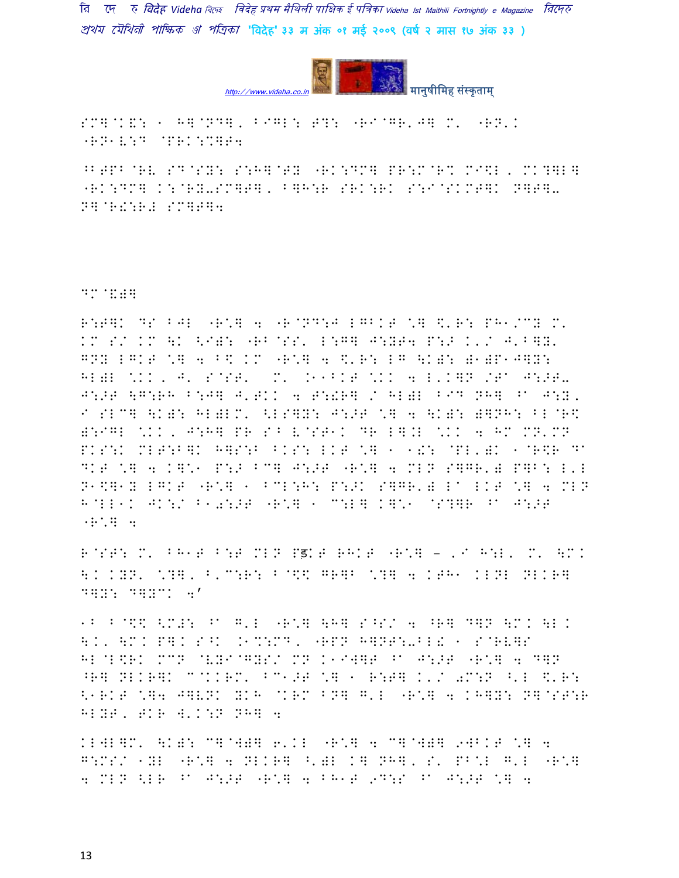SM]@K&: - H]@ND], BIGL: T?: "RI@GR'J] M' "RN'K
"RN-V:D @PRK:%]T4

^BTPB@RV SD@SY: S:H]@TY "RK:DM] PR:M@R% MI$L, MK?]L]
"RK:DM] K:@RY-SM]T], B]H:R SRK:RK S:I@SKMT]K N]T]-
N]@R!:R# SM]T]4

DM@&)]

R:T]K DS BJL "R*] 4 "R@ND:J LGBKT *] $'R: PH-/CY M'
KM S/ KM \K <I): "RB@SS' L:G] J:YT4 P:> K'/ J'B]Y'
GNY LGKT *] 4 B$ KM "R*] 4 $'R: LG \K): )-)P-J]Y:
HL)L *KK, J' S@ST' M' .--BKT *KK 4 L'K]N /T^ J:>T-
J:>T \G:RH B:J] J'TKK 4 T:!R] / HL)L BID NH] ^A J:Y,
I SLC] \K): HL)LM' <LS]Y: J:>T *] 4 \K): )]NH: BL@R$
):IGL *KK, J:H] PR S^ V@ST-K DR L].L *KK 4 HM MN'MN
PKS:K MLT:B]K H]S:B BKS: LKT *] - -!: @PL')K -@R$R D^
DKT *] 4 K]*- P:> BC] J:>T "R*] 4 MLN S]GR') P]B: L'L
N-$]-Y LGKT "R*] - BCL:H: P:>K S]GR') L^ LKT *] 4 MLN
H@LL-K JK:/ B-0:>T "R*] - C:L] K]*- @S?]R ^A J:>T
"R*] 4

R@ST: M' BH-T B:T MLN Pड़KT RHKT "R*] – ,I H:L' M' \MK
\K KYN' *?], B'C:R: B@$$ GR]B *?] 4 KTH- KLNL NLKR]
D]Y: D]YCK 4'

-B B@$$ <M#: ^A G'L "R*] \H] S^S/ 4 ^R] D]N \MK \LK
\K, \MK P]K S^K .-%:MD, "RPN H]NT:-BL! - S@RV]S
HL@L$RK MCN @VYI@GYS/ MN K-IW]T ^A J:>T "R*] 4 D]N
^R] NLKR]K C@KKRM' BC->T *] - R:T] K'/ 0M:N ^'L $'R:
<-RKT *]4 J]VNK YKH @KRM BN] G'L "R*] 4 KH]Y: N]@ST:R
HLYT, TKR W'K:N NH] 4

KLWL]M' \K): C]@W)] 6'KL "R*] 4 C]@W)] 9WBKT *] 4
G:MS/ -YL "R*] 4 NLKR] ^')L K] NH], S' PB*L G'L "R*]
4 MLN <LR ^A J:>T "R*] 4 BH-T 9D:S ^A J:>T *] 4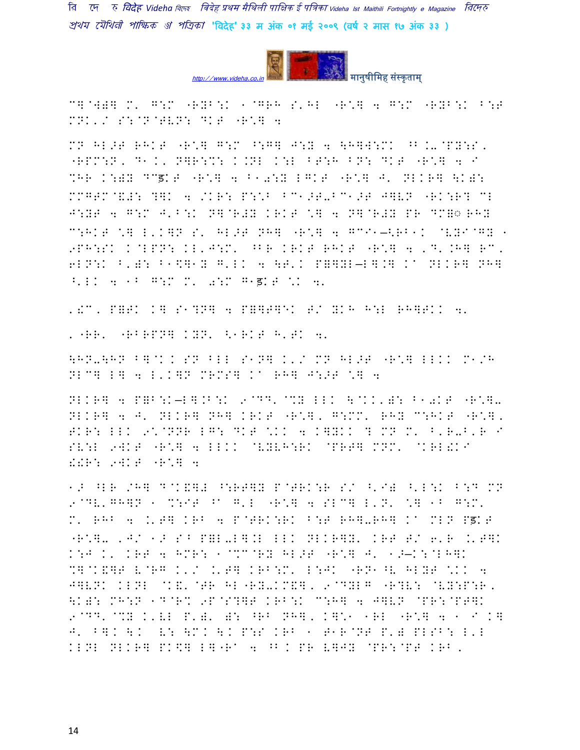C]@W)] M' G:M "RYB:K 1@GRH S'HL "R*] 4 G:M "RYB:K B:T MNK'/ S:@N@TVN: DKT "R*] 4

MN HL>T RHKT "R*] G:M ^:G] J:Y 4 \H]W:MK ^B K\@PY:S, "RPM:N, D1K' N]R:%: K.NL K:L BT:H BN: DKT "R*] 4 I %HR K:)Y DCड़KT "R*] 4 B1 0:Y LGKT "R*] J' NLKR] \K): MMGTM@&#: ?]K 4 /KR: P:\* BC1>T-BC1>T J]VN "RK:R? CL J:YT 4 G:M J'B:K N]@R#Y KRKT \*] 4 N]@R#Y PR DM@ RHY C:HKT \*] L'K]N S' HL>T NH] "R*] 4 GCI1—<RB1K @VYI@GY 1 9PH:SK K@LPN: KL'J:M' ^BR KRKT RHKT "R*] 4 'D'.H] RC' 6LN:K B')\: B1$]1Y G'LK 4 \T'K P@]YL—L].] Ka NLKR] NH] ^'LK 4 1B G:M M' 0:M G1ड़KT \*K 4'

'!C' P@TK K] S1?N] 4 P@]T]EK T/ YKH H:L RH]TKK 4'

'"RR' "RBRPN] KYN' <1RKT H'TK 4'

\HN-\HN B]@K K SN BLL S1N] K'/ MN HL>T "R*] LLKK M1/H NLC] L] 4 L'K]N MRMS] Ka RH] J:>T \*] 4

NLKR] 4 P@B:K—L].B:K 9@DD'@%Y LLK \@KK')\: B10KT "R*]- NLKR] 4 J' NLKR] NH] KRKT "R*], G:MM' RHY C:HKT "R*], TKR: LLK 9\*@NNR LG: DKT \*KK 4 K]YKK ? MN M' B'R-B'R I SV:L 9WKT "R*] 4 LLKK @VYVH:RK @PRT] MNM' @KRL!KI !!R: 9WKT "R*] 4

1> ^LR /H] D@K&]# ^:RT]Y P@TRK:R S/ ^'I) ^'L:K B:D MN 9@DV'GH]N 1 %:IT ^a G'L "R*] 4 SLC] L'N' \*] 1B G:M' M' RHB 4 K'T] KRB 4 P@TRK:RK B:T RH]-RH] Ka MLN Pड़KT "R*]- 'J/ 1> S^ P@L-L].L LLK NLKR]Y' KRT T/ 6'R K'T]K K:J K' KRT 4 HMR: 1@%C@RY HL>T "R*] J' 1>—K:@LH]K %]@K&]T V@RG K'/ K'T] KRB:M' L:JK "RN1^V HLYT \*KK 4 J]VNK KLNL @K&'@TR HL"RY-KM&], 9@DYLG "R?V: @VY:P:R, \K): MH:N 1D@R% 9P@S?]T KRB:K C:H] 4 J]VN @PR:@PT]K 9@DD'@%Y K'VL P')' ): ^RB NH], K]\*1 1RL "R*] 4 1 I K] J' B]K \K V: \MK \K P:S KRB 1 T1R@NT P') PLSB: L'L KLNL NLKR] PK$] L]"Ra 4 ^B K PR V]JY @PR:@PT KRB'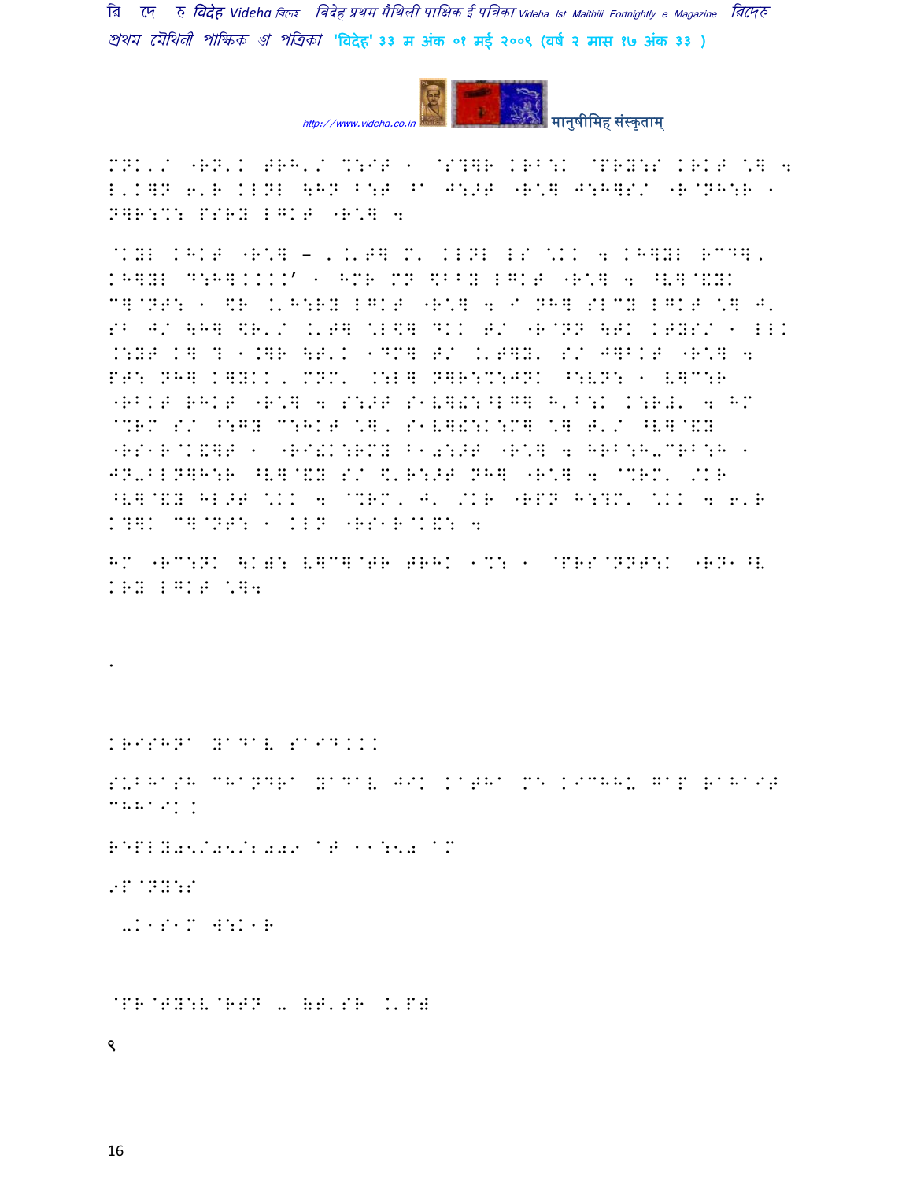MNK'/ "RN'K TRH'/ %:IT 1 @S?together KRB:K @PRY:S KRKT \] 4 L'K]N 6'R KLNL \HN B:T ^A J:>T "R\] J:H]S/ "R@NH:R 1 N]R:%: PSRY LGKT "R\] 4

@KYL KHKT "R\] - ''.'T] M' KLNL LS \KK 4 KH]YL RC D]' KH]YL D:H]....' 1 HMR MN \$BBY LGKT "R\] 4 ^V]@&YK C]@NT: 1 \$R .'H:RY LGKT "R\] 4 I NH] SLCY LGKT \] J' SB J/ \H] \$R'/ .'T] \L\$] DKK T/ "R@NN \TK KTYS/ 1 LLK .:YT K] ? 1.]R \T'K 1DC] T/ .'T]Y' S/ J]BKT "R\] 4 PT: NH] K]YKK, MNM' .:L] N]R:%:JNK ^:VN: 1 V]C:R "RBKT RHKT "R\] 4 S:>T S1V]&:^LG] H'B:K K:R#' 4 HM @%RM S/ ^:GY C:HKT \]' S1V]&:K:M] \] T'/ ^V]@&Y "RS1R@K&]T 1 "RI&K:RMY B10:>T "R\] 4 HRB:H-CRB:H 1 JN-BLN]H:R ^V]@&Y S/ \$'R:>T NH] "R\] 4 @%RM' /KR ^V]@&Y HL>T \KK 4 @%RM, J' /KR "RPN H:?M' \KK 4 6'R K?]K C]@NT: 1 KLN "RS1R@K&: 4

HM "RC:NK \K): V]C]@TR TRHK 1%: 1 @PRS@NNT:K "RN1^V KRY LGKT \]4

.

KRISHNA YADAV SAID...

SUBHASH CHANDRA YADAV JIK KATHA ME KICHHU GAP RAHAIT CHHAIK.

REPLY05/05/2009 AT 11:50 AM

9P@NY:S

-K1S1M W:K1R

@PR@TY:V@RTN - &T'SR .'P)

९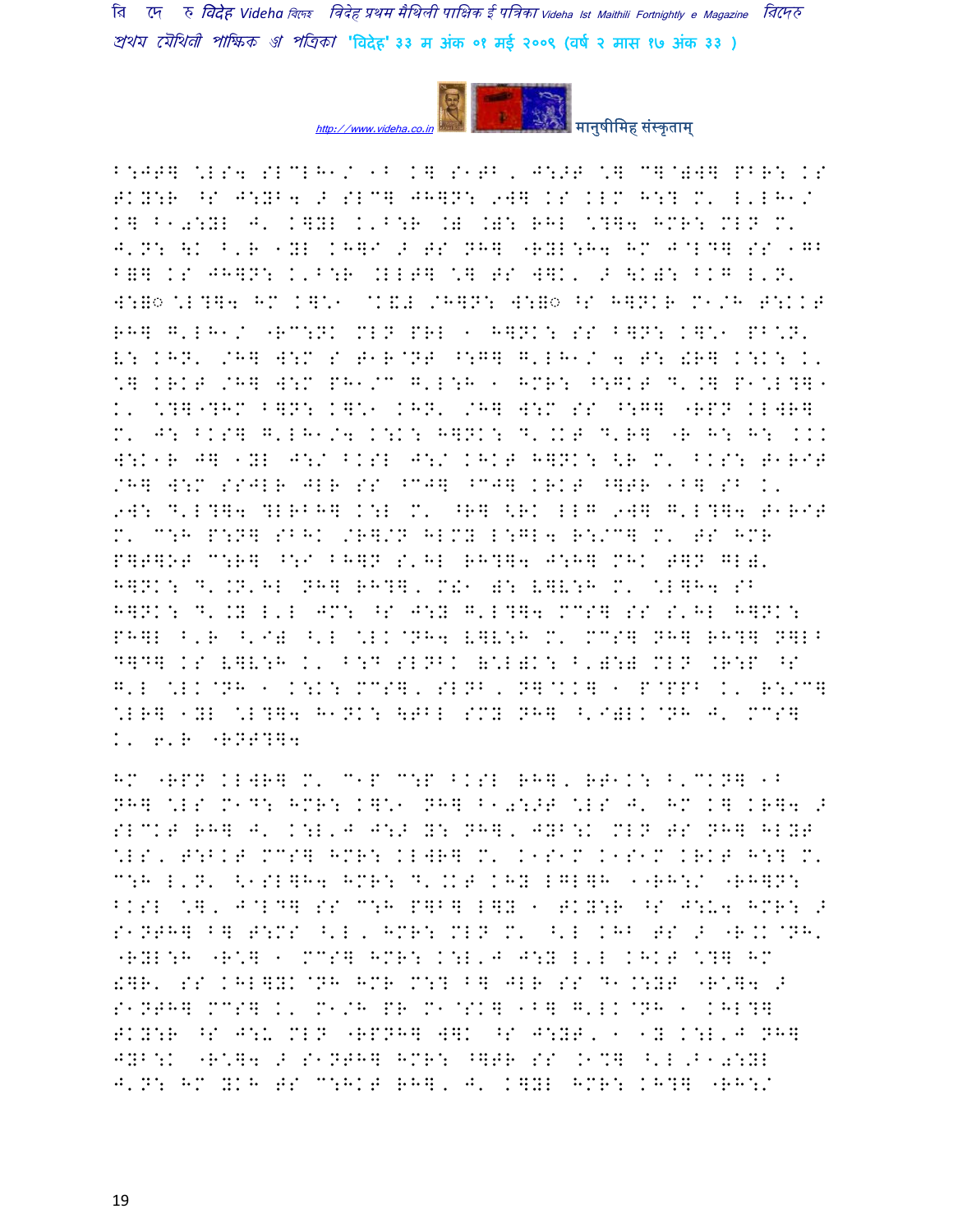B:JT] \LS4 SLCLH1/ 1B K] S1TB, J:>T \] C]@)W] PBR: KS
TKY:R ^S J:YB4 > SLC] JH]N: 9W] KS KLM H:? M' L'LH1/
K] B10:YL J' K]YL K'B:R .) .): RHL \?]4 HMR: MLN M'
J'N: \K B'R 1YL KH]I > TS NH] "RYL:H4 HM J@LD] SS 1GB
B=] KS JH]N: K'B:R .LLT] \] TS W]K' > \K): BKG L'N'
W:=◌ \L?]4 HM K]\1 @K&# /H]N: W:=◌ ^S H]NKR M1/H T:KKT
RH] G'LH1/ "RC:NK MLN PRL 1 H]NK: SS B]N: K]\1 PB\N'
V: KHN' /H] W:M S T1R@NT ^:G] G'LH1/ 4 T: !R] K:K: K'
\] KRKT /H] W:M PH1/C G'L:H 1 HMR: ^:GKT D'.] P1\L?]1
K' \?]"?HM B]N: K]\1 KHN' /H] W:M SS ^:G] "RPN KLWR]
M' J: BKS] G'LH1/4 K:K: H]NK: D'.KT D'R] "R H: H: KKK
W:K1R J] 1YL J:/ BKSL J:/ KHKT H]NK: <R M' BKS: T1RIT
/H] W:M SSJLR JLR SS ^CJ] ^CJ] KRKT ^]TR 1B] SB K'
9W: D'L?]4 ?LRBH] K:L M' ^R] <RK LLG 9W] G'L?]4 T1RIT
M' C:H P:N] SBHK /R]/N HLMY L:GL4 R:/C] M' TS HMR
P]T]OT C:R] ^:I BH]N S'HL RH?]4 J:H] MHK T]N GL)'
H]NK: D'.N'HL NH] RH?]' M!1 ): V]V:H M' \L]H4 SB
H]NK: D'.Y L'L JM: ^S J:Y G'L?]4 MCS] SS S'HL H]NK:
PH]L B'R ^'I) ^'L \LK@NH4 V]V:H M' MCS] NH] RH?] N]LB
D]D] KS V]V:H K' B:D SLNBK (\L)K: B'):) MLN .R:P ^S
G'L \LK@NH 1 K:K: MCS]' SLNB, N]@KK] 1 P@PPB K' R:/C]
\LR] 1YL \L?]4 H1NK: \TBL SMY NH] ^'I)LK@NH J' MCS]
K' 6'R "RNT?]4

HM "RPN KLWR] M' C1P C:P BKSL RH]' RT1K: B'CKN] 1B
NH] \LS M1D: HMR: K]\1 NH] B10:>T \LS J' HM K] KR]4 >
SLCKT RH] J' K:L'J J:> Y: NH]' JYB:K MLN TS NH] HLYT
\LS' T:BKT MCS] HMR: KLWR] M' K1S1M K1S1M KRKT H:? M'
C:H L'N' <1SL]H4 HMR: D'.KT KHY LGL]H 11RH:/ "RH]N:
BKSL \]' J@LD] SS C:H P]B] L]Y 1 TKY:R ^S J:U4 HMR: >
S1NTH] B] T:MS ^'L' HMR: MLN M' ^'L KHB TS > "R.K@NH'
"RYL:H "R\] 1 MCS] HMR: K:L'J J:Y L'L KHKT \?] HM
!]R' SS KHL]YK@NH HMR M:? B] JLR SS D1.:YT "R\]4 >
S1NTH] MCS] K' M1/H PR M1@SK] 1B] G'LK@NH 1 KHL?]
TKY:R ^S J:U MLN "RPNH] W]K ^S J:YT' 1 1Y K:L'J NH]
JYB:K "R\]4 > S1NTH] HMR: ^]TR SS .1%] ^'L'B10:YL
J'N: HM YKH TS C:HKT RH]' J' K]YL HMR: KH?] "RH:/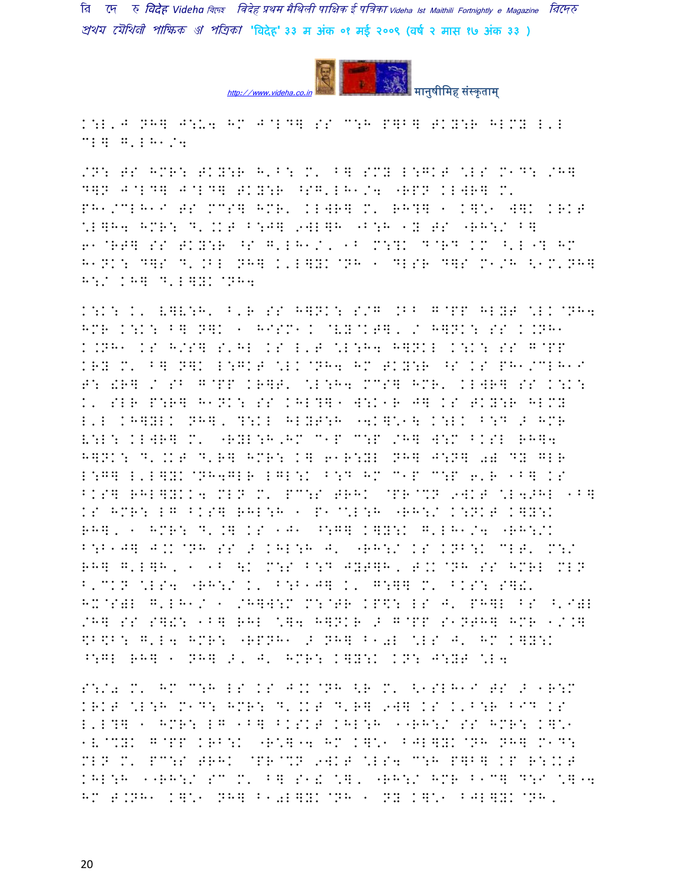K:L'J NH] J:U4 HM J@LD] SS C:H P]B] TKY:R HLMY L'L CL] G'LH1/4

/N: TS HMR: TKY:R H'B: M' B] SMY L:GKT \LS M1D: /H] D]N J@LD] J@LD] TKY:R ^SG'LH1/4 "RPN KLWR] M' PH1/CLH1I TS MCS] HMR' KLWR] M' RH?] 1 K]\1 W]K KRKT \L]H4 HMR: D'.KT B:J] 9WL]H "B:H 1Y TS "RH:/ B] 61@RT] SS TKY:R ^S G'LH1/' 1B M:?K D@RD KM ^'L "? HM H1NK: D]S D'.BL NH] K'L]YK@NH 1 DLSR D]S M1/H <1M'NH] H:/ KH] D'L]YK@NH4

K:K: K' V]V:H' B'R SS H]NK: S/G .BB G@PP HLYT \LK@NH4 HMR K:K: B] N]K 1 HISM1K @VY@KT]' / H]NK: SS K.NH1 K.NH1 KS H/S] S'HL KS L'T \L:H4 H]NKL K:K: SS G@PP KRY M' B] N]K L:GKT \LK@NH4 HM TKY:R ^S KS PH1/CLH1I T: !R] / SB G@PP KR]T' \L:H4 MCS] HMR' KLWR] SS K:K: K' SLR P:R] H1NK: SS KHL?]1 W:K1R J] KS TKY:R HLMY L'L KH]YLK NH]' ?:KL HLYT:H "4K]\1\ K:LK B:D > HMR V:L: KLWR] M' "RYL:H,HM C1P C:P /H] W:M BKSL RH]4 H]NK: D'.KT D'R] HMR: K] 61R:YL NH] J:N] 0W DY GLR L:G] L'L]YK@NH4GLR LGL:K B:D HM C1P C:P 6'R 1B] KS BKS] RHL]YKK4 MLN M' PC:S TRHK @PR@%N 9WKT \L4>HL 1B] KS HMR: LG BKS] RHL:H 1 P1@\L:H "RH:/ K:NKT K]Y:K RH]' 1 HMR: D'.] KS 1J1 ^:G] K]Y:K G'LH1/4 "RH:/K B:B1J] J.K@NH SS > KHL:H J' "RH:/ KS KNB:K CLT' M:/ RH] G'L]H' 1 1B \K M:S B:D JYT]H' T.K@NH SS HMRL MLN B'CKN \LS4 "RH:/ K' B:B1J] K' G:]] M' BKS: S]!' HX@SYL G'LH1/ 1 /H]W:M M:@TR KP$: LS J' PH]L BS ^'IYL /H] SS S]!: 1B] RHL \]4 H]NKR > G@PP S1NTH] HMR 1/.] $B$B: G'L4 HMR: "RPNH1 > NH] B10L \LS J' HM K]Y:K ^:GL RH] 1 NH] >' J' HMR: K]Y:K KN: J:YT \L4

S:/0 M' HM C:H LS KS J.K@NH <R M' <1SLH1I TS > 1R:M KRKT \L:H M1D: HMR: D'.KT D'R] 9W] KS K'B:R BID KS L'L?] 1 HMR: LG 1B] BKSKT KHL:H 11RH:/ SS HMR: K]\1 1V@%YK G@PP KRB:K "R\]"4 HM K]\1 BJL]YK@NH NH] M1D: MLN M' PC:S TRHK @PR@%N 9WKT \LS4 C:H P]B] KP R:.KT KHL:H 11RH:/ SC M' B] S1! \]' "RH:/ HMR B1C] D:I \]"4 HM T.NH1 K]\1 NH] B10L]YK@NH 1 NY K]\1 BJL]YK@NH'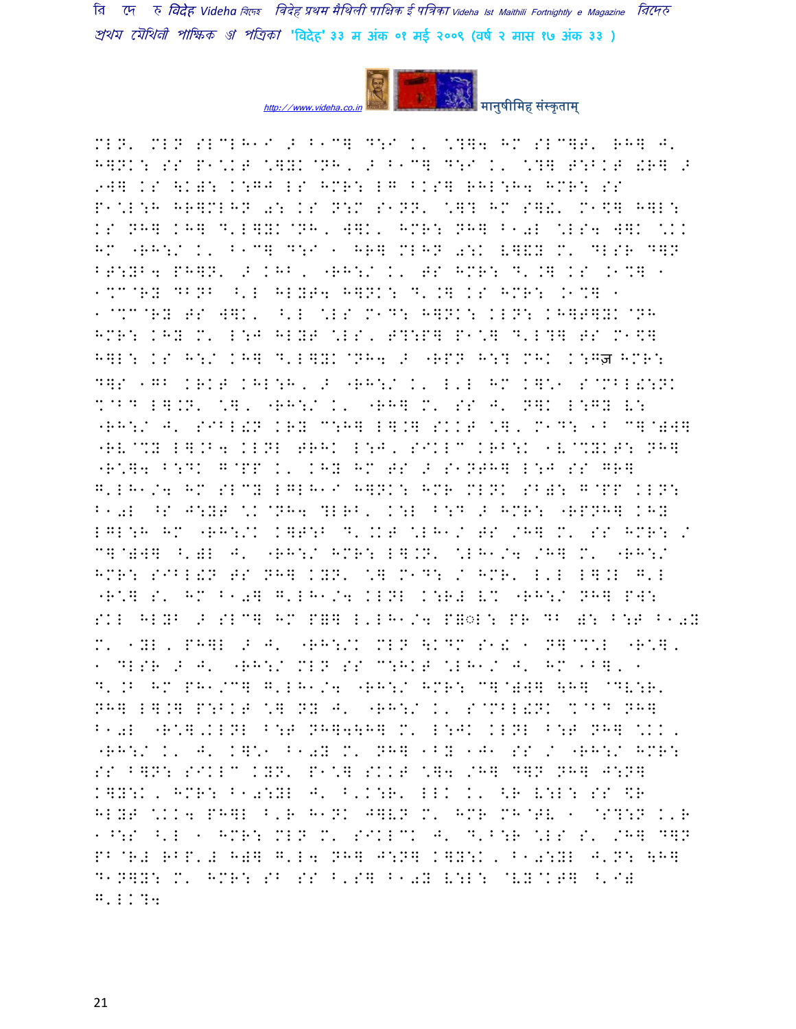MLN' MLN SLCLH1I > B1C] D:I K' \?]4 HM SLC]T' RH] J' H]NK: SS P1\KT \]YK@NH, > B1C] D:I K' \?] T:BKT !R] > 9W] KS \K): K:GJ LS HMR: LG BKS] RHL:H4 HMR: SS P1\L:H HR]MLHN 0: KS N:M S1NN' \]? HM S]!' M1\$] H]L: KS NH] KH] D'L]YK@NH, W]K' HMR: NH] B10L \LS4 W]K \KK HM "RH:/ K' B1C] D:I 1 HR] MLHN 0:K V]!Y M' DLSR D]N BT:YB4 PH]N' > KHB, "RH:/ K' TS HMR: D'.] KS .1%] 1 1%C@RY DBNB ^'L HLYT4 H]NK: D'.] KS HMR: .1%] 1 1@%C@RY TS W]K' ^'L \LS M1D: H]NK: KLN: KH]T]YK@NH HMR: KHY M' L:J HLYT \LS, T?:P] P1\] D'L?] TS M1\$] H]L: KS H:/ KH] D'L]YK@NH4 > "RPN H:? MHK K:Gज़ HMR: D]S 1GB KRKT KHL:H, > "RH:/ K' L'L HM K]\1 S@MBL!:NK %@BD L].N' \], "RH:/ K' "RH] M' SS J' N]K L:GY V: "RH:/ J' SIBL!N KRY C:H] L].] SKKT \], M1D: 1B C]@)W] "RV@%Y L].B4 KLNL TRHK L:J, SIKLC KRB:K 1V@%YKT: NH] "R\]4 B:DK G@PP K' KHY HM TS > S1NTH] L:J SS GR] G'LH1/4 HM SLCY LGLH1I H]NK: HMR MLNK SB): G@PP KLN: B10L ^S J:YT \K@NH4 ?LRB' K:L B:D > HMR: "RPNH] KHY LGL:H HM "RH:/K K]T:B D'.KT \LH1/ TS /H] M' SS HMR: / C]@)W] ^')L J' "RH:/ HMR: L].N' \LH1/4 /H] M' "RH:/ HMR: SIBL!N TS NH] KYN' \] M1D: / HMR' L'L L].L G'L "R\] S' HM B10] G'LH1/4 KLNL K:R# V% "RH:/ NH] PW: SKL HLYB > SLC] HM P=] L'LH1/4 P=◌L: PR DB ): B:T B10Y M' 1YL, PH]L > J' "RH:/K MLN \KDM S1! 1 N]@%:L "R\], 1 DLSR > J' "RH:/ MLN SS C:HKT \LH1/ J' HM 1B], 1 D'.B HM PH1/C] G'LH1/4 "RH:/ HMR: C]@)W] \H] @DV:R' NH] L].] P:BKT \] NY J' "RH:/ K' S@MBL!NK %@BD NH] B10L "R\].KLNL B:T NH]4\H] M' L:JK KLNL B:T NH] \KK, "RH:/ K' J' K]\1 B10Y M' NH] 1BY 1J1 SS / "RH:/ HMR: SS B]N: SIKLC KYN' P1\] SKKT \]4 /H] D]N NH] J:N] K]Y:K, HMR: B10:YL J' B'K:R' LLK K' <R V:L: SS \$R HLYT \KK4 PH]L B'R H1NK J]VN M' HMR MH@TV 1 @S?:N K'R 1^:S ^'L 1 HMR: MLN M' SIKLCK J' D'B:R \LS S' /H] D]N PB@R# RBP'# H)] G'L4 NH] J:N] K]Y:K, B10:YL J'N: \H] D1N]Y: M' HMR: SB SS B'S] B10Y V:L: @VY@KT] ^'I) G'LK?4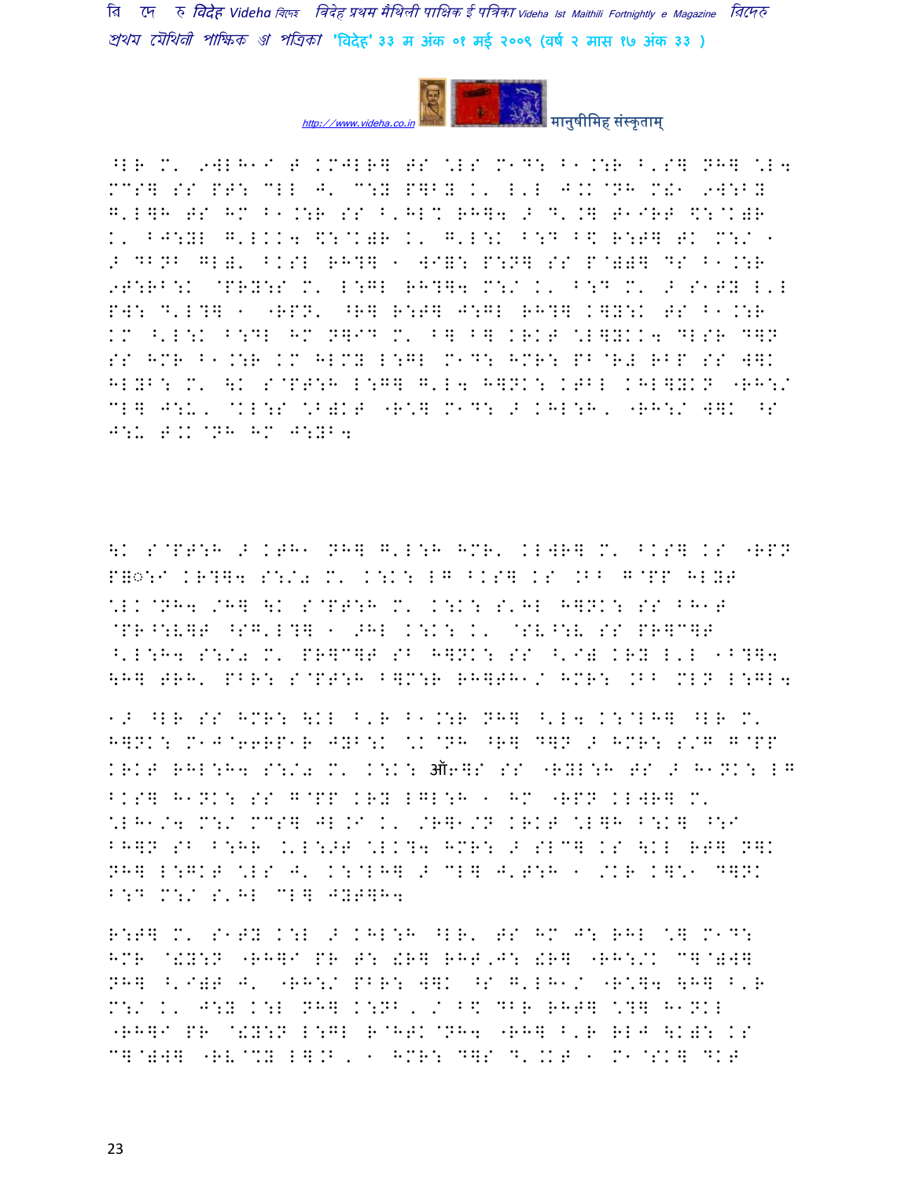^LR M' 9WLH1I T KMJLR] TS \LS M1D: B1.:R B'S] NH] \L4 MCS] SS PT: CLL J' C:Y P]BY K' L'L J.K@NH M!1 9W:BY G'L]H TS HM B1.:R SS B'HL% RH]4 > D'.] T1IRT \$:@K)R K' BJ:YL G'LKK4 \$:@K)R K' G'L:K B:D B\$ R:T] TK M:/ 1 > DBNB GL)' BKSL RH?] 1 WI=: P:N] SS P@))] DS B1.:R 9T:RB:K @PRY:S M' L:GL RH?]4 M:/ K' B:D M' > S1TY L'L PW: D'L?] 1 "RPN' ^R] R:T] J:GL RH?] K]Y:K TS B1.:R KM ^'L:K B:DL HM N]ID M' B] B] KRKT \L]YKK4 DLSR D]N SS HMR B1.:R KM HLMY L:GL M1D: HMR: PB@R# RBP SS W]K HLYB: M' \K S@PT:H L:G] G'L4 H]NK: KTBL KHL]YKN "RH:/ CL] J:U, @KL:S \B)KT "R\*] M1D: > KHL:H, "RH:/ W]K ^S J:U T.K@NH HM J:YB4

\K S@PT:H > KTH1 NH] G'L:H HMR' KLWR] M' BKS] KS "RPN P॥◌:I KR?]4 S:/, M' K:K: LG BKS] KS .BB G@PP HLYT \LK@NH4 /H] \K S@PT:H M' K:K: S'HL H]NK: SS BH1T @PR^:V]T ^SG'L?] 1 >HL K:K: K' @SV^:V SS PR]C]T ^'L:H4 S:/, M' PR]C]T SB H]NK: SS ^'I) KRY L'L 1B?]4 \H] TRH' PBR: S@PT:H B]M:R RH]TH1/ HMR: .BB MLN L:GL4

1> ^LR SS HMR: \KL B'R B1.:R NH] ^'L4 K:@LH] ^LR M' H]NK: M1J@66RP1R JYB:K \K@NH ^R] D]N > HMR: S/G G@PP KRKT RHL:H4 S:/, M' K:K: ऑ6]S SS "RYL:H TS > H1NK: LG BKS] H1NK: SS G@PP KRY LGL:H 1 HM "RPN KLWR] M' \LH1/4 M:/ MCS] JL.I K' /R]1/N KRKT \L]H B:K] ^:I BH]N SB B:HR .'L:>T \LK?4 HMR: > SLC] KS \KL RT] N]K NH] L:GKT \LS J' K:@LH] > CL] J'T:H 1 /KR K]\*1 D]NK B:D M:/ S'HL CL] JYT]H4

R:T] M' S1TY K:L > KHL:H ^LR' TS HM J: RHL \] M1D: HMR @!Y:N "RH]I PR T: !R] RHT,J: !R] "RH:/K C]@)W] NH] ^'I)T J' "RH:/ PBR: W]K ^S G'LH1/ "R\*]4 \H] B'R M:/ K' J:Y K:L NH] K:NB, / B\$ DBR RHT] \?] H1NKL "RH]I PR @!Y:N L:GL R@HTK@NH4 "RH] B'R RLJ \K): KS C]@)W] "RV@%Y L].B, 1 HMR: D]S D'.KT 1 M1@SK] DKT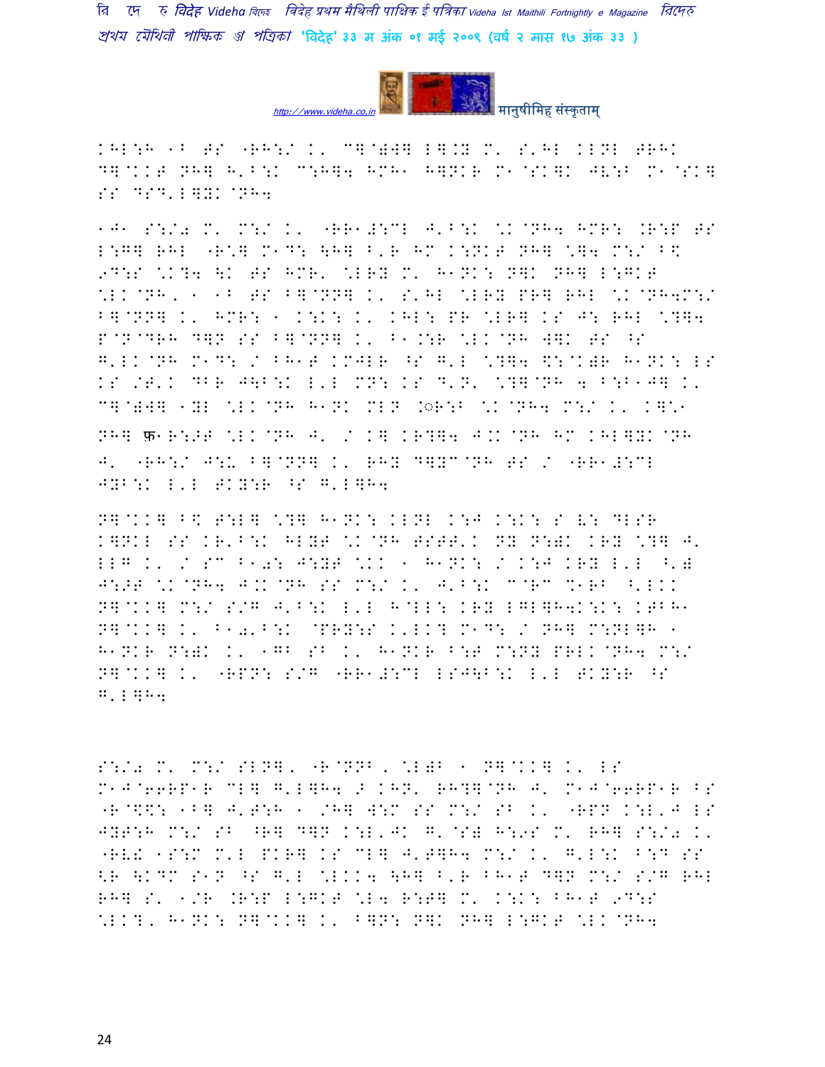KHL:H 1B TS "RH:/ K' C]@)W] L].Y M' S'HL KLNL TRHK D]@KKT NH] H'B:K C:H]4 HMH1 H]NKR M1@SK]K JV:B M1@SK] SS DSD'L]YK@NH4

1J1 S:/0 M' M:/ K' "RR1#:CL J'B:K \K@NH4 HMR: .R:P TS L:G] RHL "R\] M1D: \H] B'R HM K:NKT NH] \]4 M:/ B\ 9D:S \K?4 \K TS HMR' \LRY M' H1NK: N]K NH] L:GKT \LK@NH, 1 1B TS B]@NN] K' S'HL \LRY PR] RHL \K@NH4M:/ B]@NN] K' HMR: 1 K:K: K' KHL: PR \LR] KS J: RHL \?]4 P@N@DRH D]N SS B]@NN] K' B1.:R \LK@NH W]K TS ^S G'LK@NH M1D: / BH1T KMJLR ^S G'L \?]4 \$:@K)R H1NK: LS KS /T'K DBR J\B:K L'L MN: KS D'N' \?]@NH 4 B:B1J] K' C]@)W] 1YL \LK@NH H1NK MLN :◌R:B \K@NH4 M:/ K' K]\1

NH] फ1R:>T \LK@NH J' / K] KR?]4 J.K@NH HM KHL]YK@NH J' "RH:/ J:\_ B]@NN] K' RHY D]YC@NH TS / "RR1#:CL JYB:K L'L TKY:R ^S G'L]H4

N]@KK] B\ T:L] \?] H1NK: KLNL K:J K:K: S V: DLSR K]NKL SS KR'B:K HLYT \K@NH TSTT'K NY N:)K KRY \?] J' LLG K' / SC B10: J:YT \KK 1 H1NK: / K:J KRY L'L ^')  J:>T \K@NH4 J.K@NH SS M:/ K' J'B:K C@RC %1RB ^'LKK N]@KK] M:/ S/G J'B:K L'L H@LL: KRY LGL]H4K:K: KTBH1 N]@KK] K' B10'B:K @PRY:S K'LK? M1D: / NH] M:NL]H 1 H1NKR N:)K K' 1GB SB K' H1NKR B:T M:NY PRLK@NH4 M:/ N]@KK] K' "RPN: S/G "RR1#:CL LSJ\B:K L'L TKY:R ^S G'L]H4

S:/0 M' M:/ SLN]' "R@NNB, \L)B 1 N]@KK] K' LS M1J@66RP1R CL] G'L]H4 > KHN' RH?]@NH J' M1J@66RP1R BS "R@\$: 1B] J'T:H 1 /H] W:M SS M:/ SB K' "RPN K:L'J LS JYT:H M:/ SB ^R] D]N K:L'JK G'@S) H:9S M' RH] S:/0 K' "RV# 1S:M M'L PKR] KS CL] J'T]H4 M:/ K' G'L:K B:D SS <R \KDM S1N ^S G'L \LKK4 \H] B'R BH1T D]N M:/ S/G RHL RH] S' 1/R .R:P L:GKT \L4 R:T] M' K:K: BH1T 9D:S \LK?' H1NK: N]@KK] K' B]N: N]K NH] L:GKT \LK@NH4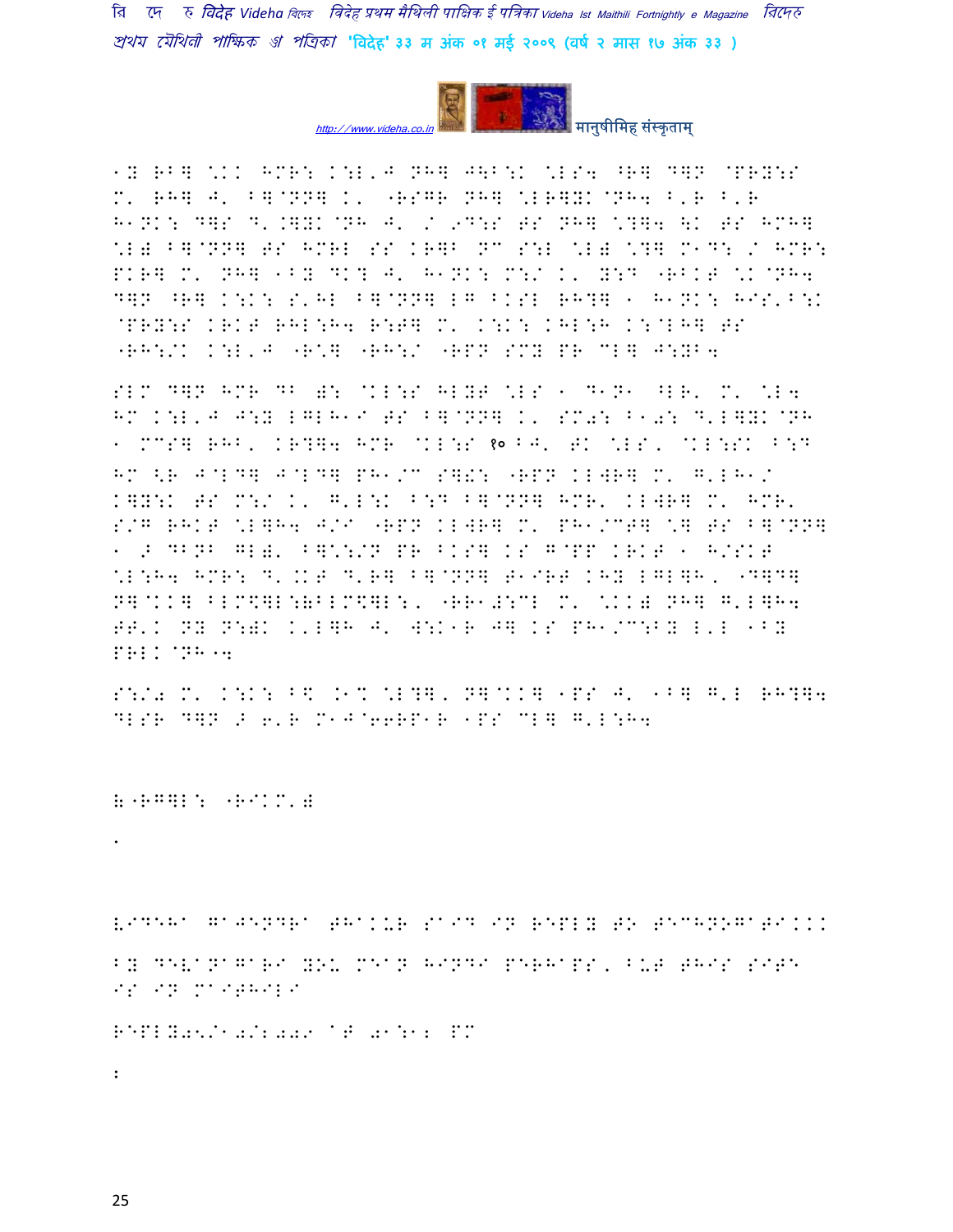1Y RB] \.KK HMR: K:L'J NH] J\B:K \LS4 ^R] D]N @PRY:S M' RH] J' B]@NN] K' "RSGR NH] \LR]YK@NH4 B'R B'R H1NK: D]S D'.]YK@NH J' / 9D:S TS NH] \?]4 \K TS HMH] \L) B]@NN] TS HMRL SS KR]B NC S:L \L) \?] M1D: / HMR: PKR] M' NH] 1BY DK? J' H1NK: M:/ K' Y:D "RBKT \K@NH4 D]N ^R] K:K: S'HL B]@NN] LG BKSL RH?] 1 H1NK: HIS'B:K @PRY:S KRKT RHL:H4 R:T] M' K:K: KHL:H K:@LH] TS "RH:/K K:L'J "R\*] "RH:/ "RPN SMY PR CL] J:YB4

SLM D]N HMR DB ): @KL:S HLYT \LS 1 D1N1 ^LR' M' \L4 HM K:L'J J:Y LGLH1I TS B]@NN] K' SM0: B10: D'L]YK@NH 1 MCS] RHB' KR?]4 HMR @KL:S १० BJ' TK \LS' @KL:SK B:D HM <R J@LD] J@LD] PH1/C S]!: "RPN KLWR] M' G'LH1/ K]Y:K TS M:/ K' G'L:K B:D B]@NN] HMR' KLWR] M' HMR' S/G RHKT \L]H4 J/I "RPN KLWR] M' PH1/CT] \] TS B]@NN] 1 ;/ DBNB GL)' B]\*:/N PR BKS] KS G@PP KRKT 1 H/SKT \L:H4 HMR: D'.KT D'R] B]@NN] T1IRT KHY LGL]H' 9D]D] N]@KK] BLM$]L:(BLM$]L:' "RR1#:CL M' \KK) NH] G'L]H4 TT'K NY N:)K K'L]H J' W:K1R J] KS PH1/C:BY L'L 1BY PRLK@NH14

S:/0 M' K:K: B\< .1% \L?]' N]@KK] 1PS J' 1B] G'L RH?]4 DLSR D]N ;/ 6'R M1J@66RP1R 1PS CL] G'L:H4

("RG]L: "RIKM')

.

VIDEHA GAJENDRA THAKUR SAID IN REPLY TO TECHNOGATI...

BY DEVANAGARI YOU MEAN HINDI PERHAPS, BUT THIS SITE IS IN MAITHILI

REPLY05/10/2009 AT 01:12 PM

: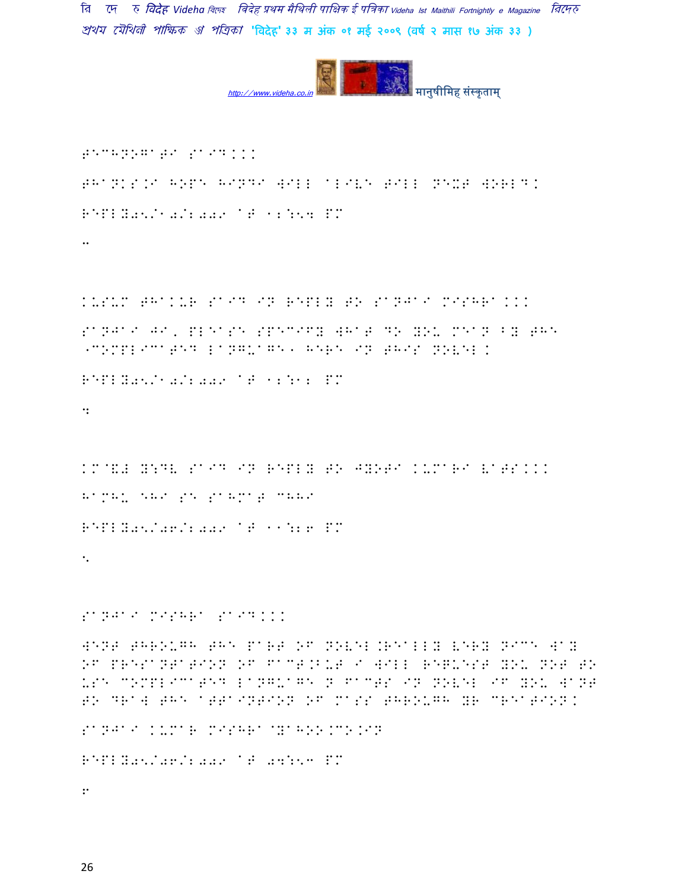TECHNOGATI SAID...

THANKS.I HOPE HINDI WILL ALIVE TILL NEXT WORLD.

REPLY05/10/2009 AT 12:54 PM

..

KUSUM THAKUR SAID IN REPLY TO SANJAI MISHRA...

SANJAI JI, PLEASE SPECIFY WHAT DO YOU MEAN BY THE 'COMPLICATED LANGUAGE' HERE IN THIS NOVEL.

REPLY05/10/2009 AT 12:12 PM

4

KM@&# Y:DV SAID IN REPLY TO JYOTI KUMARI VATS...

HAMHU EHI SE SAHMAT CHHI

REPLY05/06/2009 AT 11:26 PM

5

SANJAI MISHRA SAID...

WENT THROUGH THE PART OF NOVEL.REALLY VERY NICE WAY OF PRESANTATION OF FACT.BUT I WILL REQUEST YOU NOT TO USE COMPLICATED LANGUAGE N FACTS IN NOVEL IF YOU WANT TO DRAW THE ATTAINTION OF MASS THROUGH YR CREATION.

SANJAI KUMAR MISHRA@YAHOO.CO.IN

REPLY05/06/2009 AT 04:53 PM

6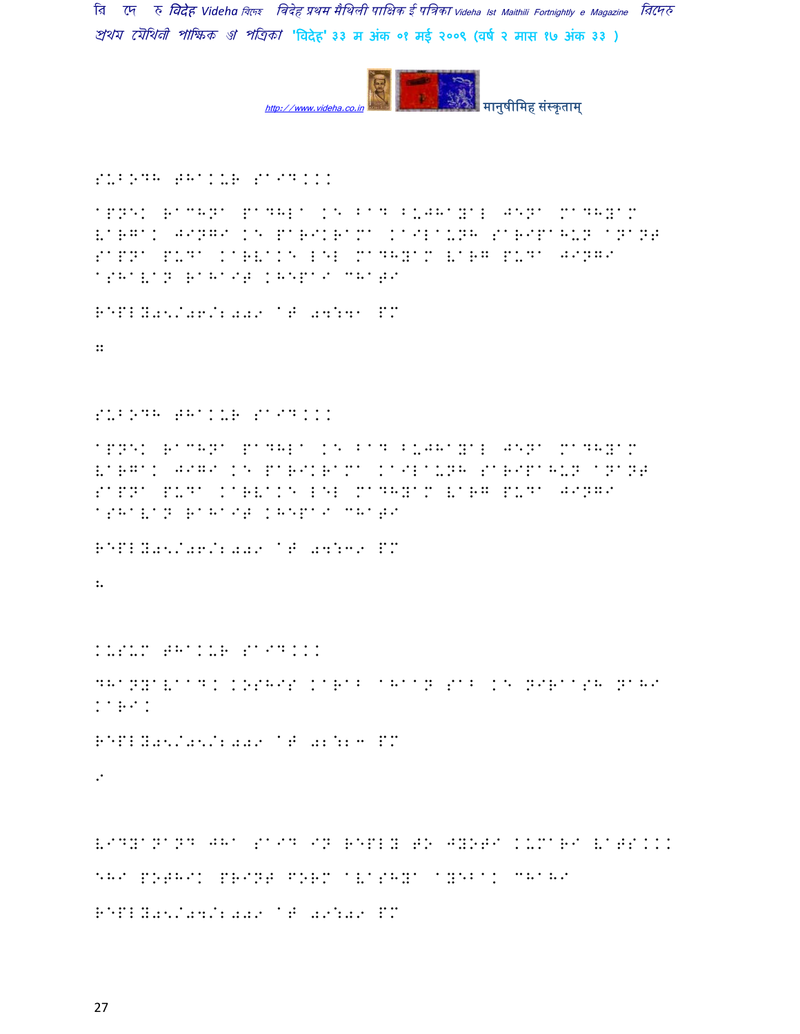SUBODH THAKUR SAID...

APNEK RACHNA PADHLA KE BAD BUJHAYAL JENA MADHYAM VARGAK JINGI KE PARIKRAMA KAILAUNH SARIPAHUN ANANT SAPNA PUDA KARVAKE LEL MADHYAM VARG PUDA JINGI ASHAVAN RAHAIT KHEPAI CHATI

REPLY05/06/2009 AT 04:41 PM

8

SUBODH THAKUR SAID...

APNEK RACHNA PADHLA KE BAD BUJHAYAL JENA MADHYAM VARGAK JIWI KE PARIKRAMA KAILAUNH SARIPAHUN ANANT SAPNA PUDA KARVAKE LEL MADHYAM VARG PUDA JINGI ASHAVAN RAHAIT KHEPAI CHATI

REPLY05/06/2009 AT 04:39 PM

7

KUSUM THAKUR SAID...

DHANYAVAAD, KOSHIS KARAB AHAAN SAB KE NIRAASH NAHI KARI.

REPLY05/05/2009 AT 02:23 PM

6

VIDYANAND JHA SAID IN REPLY TO JYOTI KUMARI VATS...

EHI POTHIK PRINT FORM AVASHYA AYBAK CHAHI

REPLY05/04/2009 AT 09:09 PM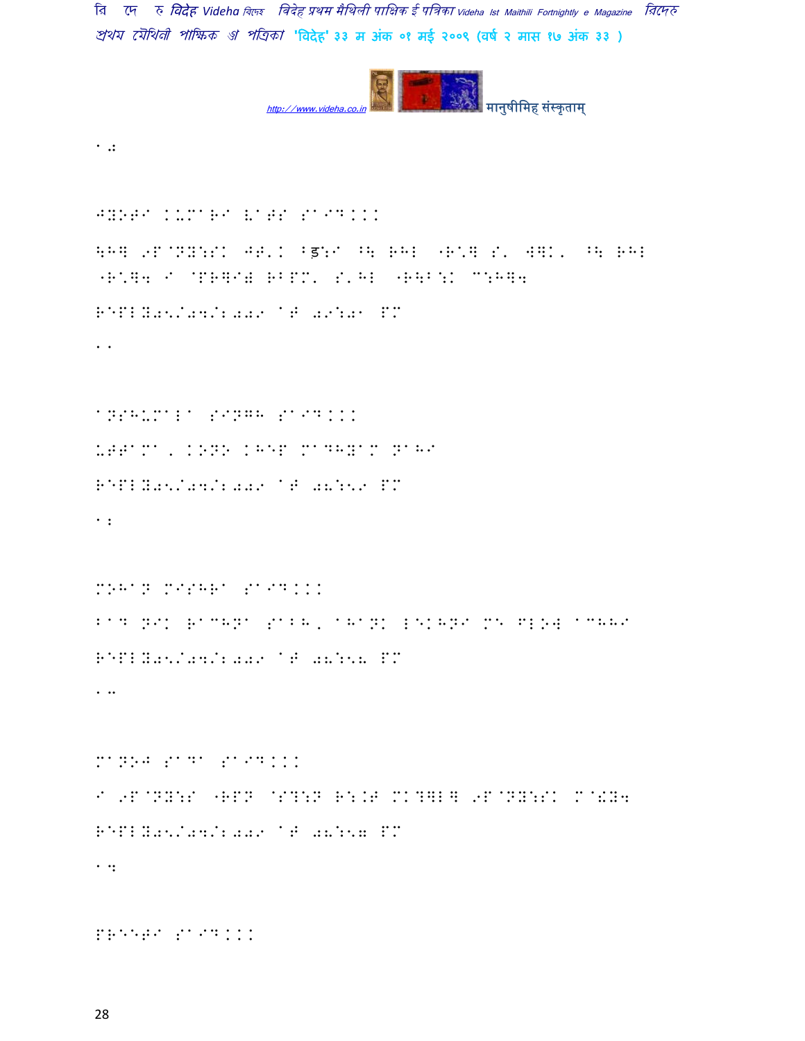10

JYOTI KUMARI VATS SAID...

बहुत नीक लागल मनक भाव कें सरल रूपें अभिव्यक्त कएने छी

REPLY05/04/2009 AT 09:01 PM

11

ANSHUMALA SINGH SAID...

UTTAMA, KONO KHET MADHYAM NAHI

REPLY05/04/2009 AT 08:59 PM

12

MOHAN MISHRA SAID...

BAD NIK RACHNA SABH, AHANK LEKHNI ME FLOW ACHHI

REPLY05/04/2009 AT 08:58 PM

13

MANOJ SADA SAID...

ई कविता सभ पढ़ि मोन प्रसन्न भ' गेल

REPLY05/04/2009 AT 08:57 PM

14

PREETI SAID...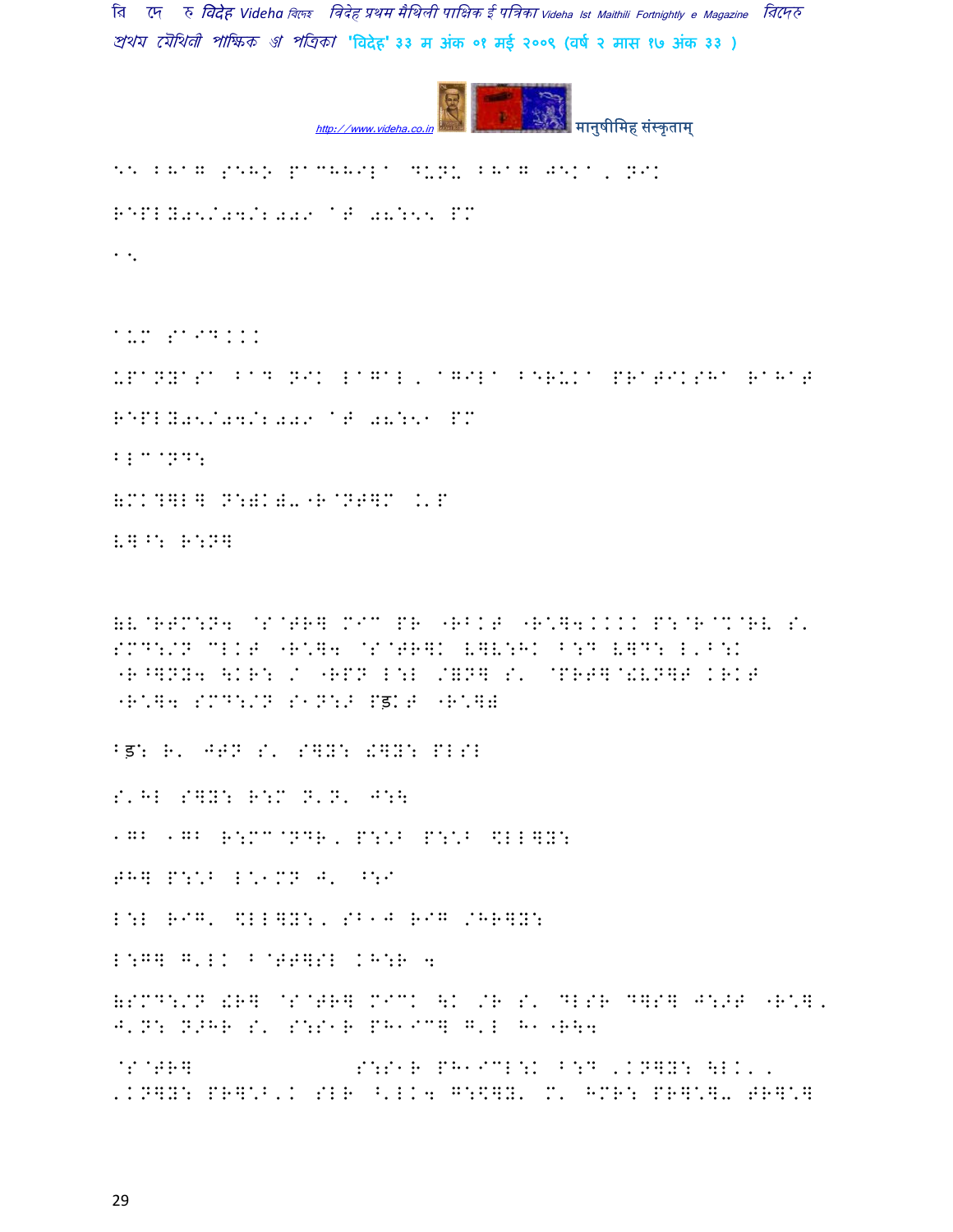55 BHAG SEHO PACHHILA DUNU BHAG JEKA, NIK

REPLY05/04/2009 AT 08:55 PM

A5

AUM SAID...

UPANYASA BAD NIK LAGAL, AGILA BERUKA PRATIKSHA RAHAT

REPLY05/04/2009 AT 08:51 PM

BLA@ND:

&MK?]L] N:)K)-"R@NT]M .'P

V]^: R:N]

&V@RTM:N4 @S@TR] MI^ PR "RBKT "R\*]4.... P:@R@^@RV S' SMD:/N CLKT "R\*]4 @S@TR]K V]V:HK B:D V]D: L'B:K "R^]NY4 \KR: / "RPN L:L /=N] S' @PRT]@!VN]T KRKT "R\*]4 SMD:/N S1N:. Pड़KT "R\*])

Bड़: R' JTN S' S]Y: !]Y: PLSL

S'HL S]Y: R:M N'N' J:\

1GB 1GB R:MA@NDR, P:\*B P:\*B \$LL]Y:

TH] P:\*B L\*1MN J' ^:I

L:L R#G' \$LL]Y:, SB1J R#G /HR]Y:

L:G] G'LK B@TT]SL KH:R 4

&SMD:/N !R] @S@TR] MI^K \K /R S' DLSR D]S] J:.T "R\*], J'N: N.HR S' S:S1R PH1I^] G'L H1"R\4

@S@TR] S:S1R PH1ICL:K B:D ,KN]Y: \LK', ,KN]Y: PR]\*B'K SLR ^'LK4 G:\$]Y' M' HMR: PR]\*]- TR]\*]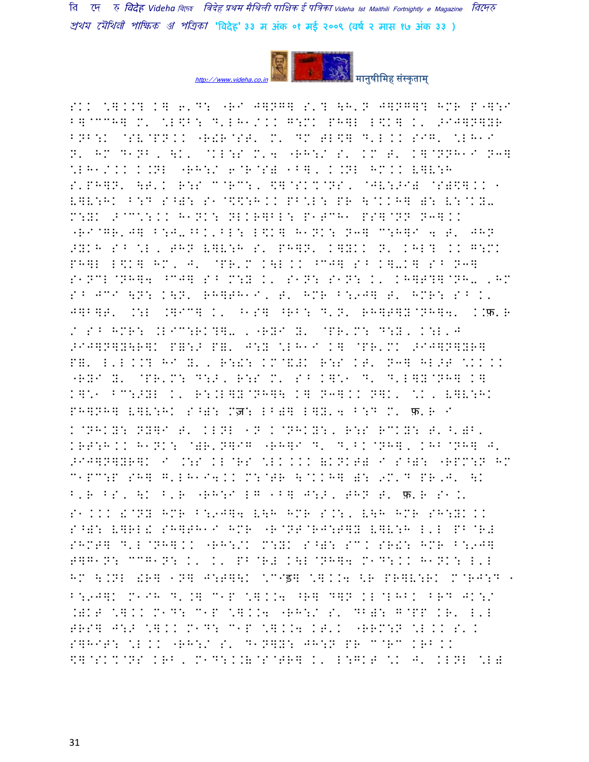SKK \*].K? K] 6'D: "RI J]NG] S'? \H'N J]NG]? HMR P"]:I
B]@CCH] M' \*L\$B: D'LHKA/.KK G:MK PH]L L\$K] K' >IJ]N]YR
BNB:K @SV@PN.K "R!R@ST' M' DM TL\$] D'L KK SIG' \*LH1I
N' HM D1NB, \K' @KL:S M'4 "RH:/ S' KM T' K]@NNH1I N3]
\*LH1/.KK K.NL "RH:/ 6@R@S) 1B], K.NL HM.KK V]V:H
S'PH]N' \T'K R:S C@RC:, \$]@SK%@NS, @JV:>I) @S)\$].K 1
V]V:HK B:D S^): S1@\$\$:H.K PB\*L: PR \@KKH] ): V:@KY-
M:YK >@C\*:.K H1NK: NLKR]BL: P1TCH1 PS]@NN N3].K
"RI@GR'J] B:J-^BK'BL: L\$K] H1NK: N3] C:H]I 4 T' JHN
>YKH S^ \*L, THN V]V:H S' PH]N' K]YKK N' KHL? KK G:MK
PH]L L\$K] HM, J' @PR'M K\L KK ^CJ] S^ K]-K] S^ N3]
S1NCL@NH]4 ^CJ] S^ M:Y K' S1N: S1N: K' KH]T?]@NH- ,HM
S^ JCI \N: K\N' RH]TH1I, T' HMR B:9J] T' HMR: S^ K'
J]B]T' .:L .]IC] K' ^1S] ^RB: D'N' RH]T]Y@NH]4' KKफ़.R
/ S^ HMR: .LIC:RK?]- ,"RYI Y' @PR'M: D:Y, K:L'J
>IJ]N]Y\R]K P]:> P]' J:Y \*LH1I K] @PR'MK >IJ]N]YR]
P]' L'L.K? HI Y', R:!: KM@&!K R:S KT' N3] HL>T \*KKK
"RYI Y' @PR'M: D:>, R:S M' S^ K]\*1 D' D'L]Y@NH] K]
K]\*1 ^C:>YL K' R:.L]Y@NH]\ K] N3].K N]K' \*K, V]V:HK
PH]NH] V]V:HK S^): Mज़: LB)] L]Y'4 B:D M' फ़.R I
K@NHKY: NY]I T' KLNL 1N K@NHKY:, R:S RCKY: T'^')B'
KRT:H.K H1NK: @)R'N]IG "RH]I D' D'BK@NH], KHB@NH] J'
>IJ]N]YR]K I .:S KL@RS \*LK.KK &KNKT) I S^): "RPM:N HM
C1PC:P SH] G'LH1I4.K M:@TR \@KKH] ): 9M'D PR,J' \K
B'R BS, \K B'R "RH:I LG 1B] J:>, THN T' फ़.R S1.'
S1.KK !@NY HMR B:9J]4 V\H HMR S.:, V\H HMR SH:YK.K
S^): V]RL! SH]TH1I HMR "R@NT@RJ:T]Y V]V:H L'L PB@R#
SHMT] D'L@NH].K "RH:/K M:YK S^): SC. SR!: HMR B:9J]
T]G1N: CCG1N: K' K' PB@R# K\L@NH]4 M1D:.K H1NK: L'L
HM \.NL !R] 1N] J:T]\K \*CIइ] \*].K4 <R PR]V:RK M@RJ:D 1
B:9J]K M1IH D'.] C1P \*].K4 ^R] D]N KL@LHBK BRD JK:/
.)KT \*].K M1D: C1P \*].K4 "RH:/ S' DB): G@PP KR' L'L
TRS] J:> \*].K M1D: C1P \*].K4 KT'K "RRM:N \*L KK S'K
S]HIT: \*L KK "RH:/ S' D1N]Y: JH:N PR C@RC KRB KK
\$]@SK%@NS KRB, M1D:.K&@S@TR] K' L:GKT \*K J' KLNL \*L)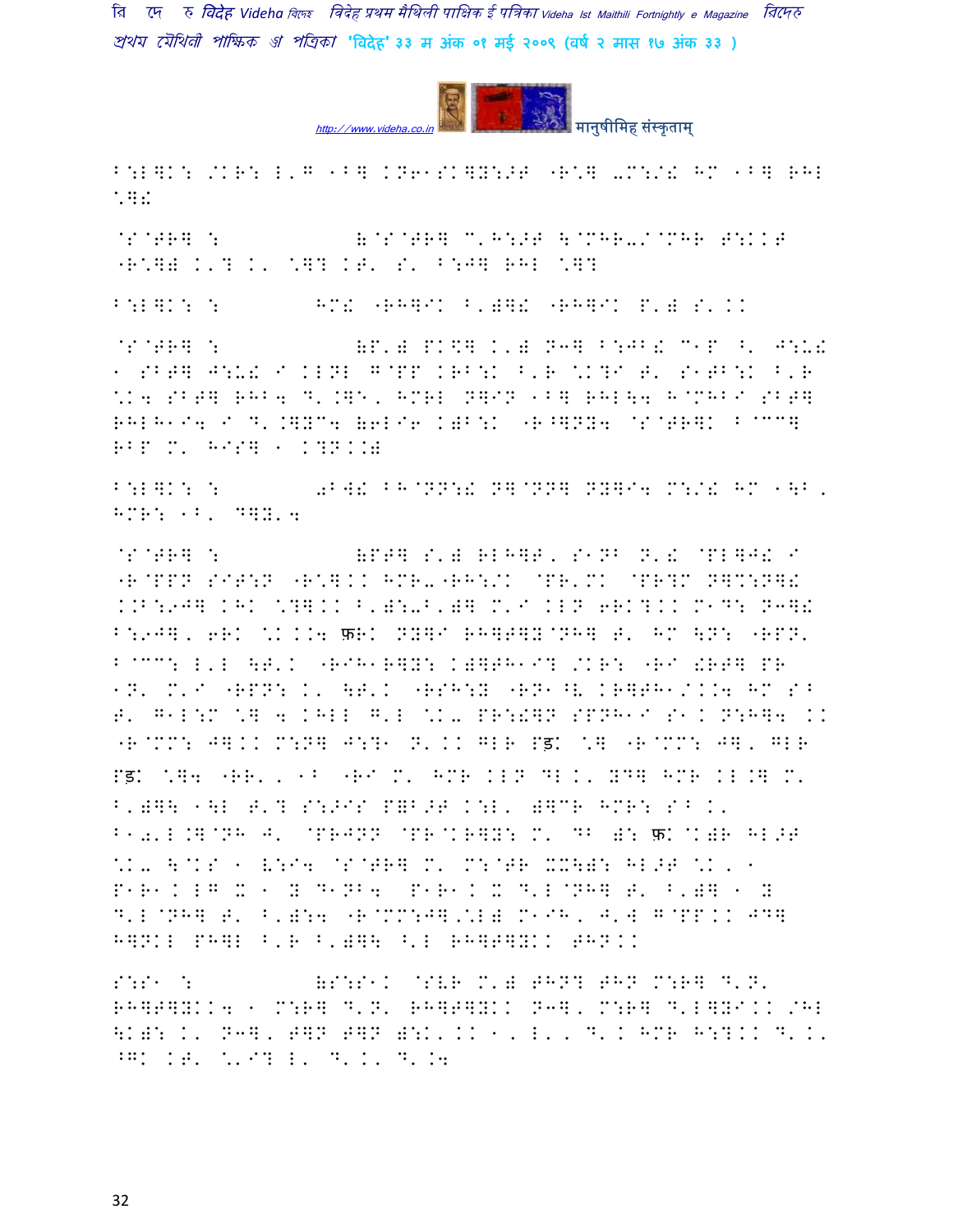B:L]K: /KR: L'G 1B] KN61SK]Y:>T "R\*] -M:/! HM 1B] RHL \*]!

@S@TR] : &@S@TR] C'H:>T \@MHR-/@MHR T:KKT "R\*]) K'? K' \*]? KT' S' B:J] RHL \*]?

B:L]K: : HM! "RH]IK B')]! "RH]IK P') S'KK

@S@TR] : &P') PK$] K') N3] B:JB! C1P ^' J:U! 1 SBT] J:U! I KLNL G@PP KRB:K B'R \*K?I T' S1TB:K B'R \*K4 SBT] RHB4 D'.]E, HMRL N]IN 1B] RHL\4 H@MHBI SBT] RHLH1I4 I D'.]YC4 (6LI6 K)B:K "R^]NY4 @S@TR]K B@CC] RBP M' HIS] 1 K?N.)

B:L]K: : 0B]! BH@NN:! N]@NN] NY]I4 M:/! HM 1\B, HMR: 1B' D]Y'4

@S@TR] : &PT] S') RLH]T, S1NB N'! @PL]J! I "R@PPN SIT:N "R\*]KK HMR-"RH:/K @PR'MK @PR?M N]%:N]! K.B:9J] KHK \*?]KK B')\:-B')] M'I KLN 6RK?KK M1D: N3]! B:9J], 6RK \*K.K4 फ़RK NY]I RH]T]Y@NH] T' HM \N: "RPN' B@CC: L'L \T'K "RIH1R]Y: K)]TH1I? /KR: "RI !RT] PR 1N' M'I "RPN: K' \T'K "RSH:Y "RN1^V KR]TH1/KK4 HM S^ T' G1L:M \*] 4 KHLL G'L \*K- PR:!]N SPNH1I S1K N:H]4 KK "R@MM: J]KK M:N] J:?1 N'KK GLR Pड़K \*] "R@MM: J], GLR Pड़K \*]4 "RR', 1B "RI M' HMR KLN DL K' YD] HMR KL.] M' B')]\ 1\L T'? S:>IS P]B>T K:L' )]CR HMR: S^ K' B10'L.]@NH J' @PRJNN @PR@KR]Y: M' DB ): फ़K@K)R HL>T \*K- \@KS 1 V:I4 @S@TR] M' M:@TR XX\): HL>T \*K, 1 P1R1K LG X 1 Y D1NB4 P1R1K X D'L@NH] T' B')] 1 Y D'L@NH] T' B'):4 "R@MM:J],\*L) M1IH, J'W G@PPKK JD] H]NKL PH]L B'R B')]\ ^'L RH]T]YKK THNKK

S:S1 : &S:S1K @SVR M') THN? THN M:R] D'N' RH]T]YKK4 1 M:R] D'N' RH]T]YKK N3], M:R] D'L]YIKK /HL \K): K' N3], T]N T]N ):K'KK 1, L', D'K HMR H:?KK D'K' ^GK KT' \*'I? L' D'K' D'.4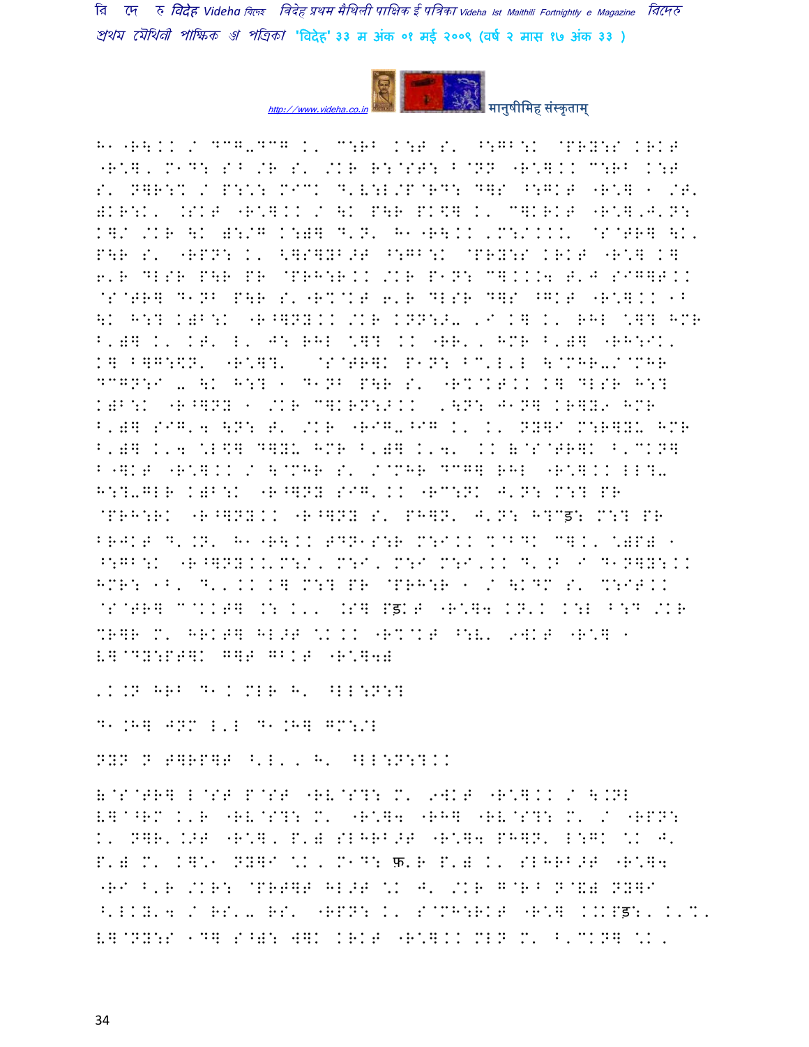H1"R\.. / DCG-DCG .' C:RB .:T S' ^:GB:K @PRY:S KRKT "R:]' M1D: SB /R S' /KR R:@ST: B@NN "R:]..C:RB .:T S' N]R:% / P:\: MIC% D'V:L/P@RD: D]S ^:GKT "R:] 1 /T' )KR:K' .SKT "R:].. / \K P\R PK\$] .' C]KRKT "R:],J'N: K]/ /KR \K ):/G K:)] D'N' H1"R\.. 'M:/...' @S@TR] \K' P\R S' "RPN: .' <]S]YB >T ^:GB:K @PRY:S KRKT "R:] K] 6'R DLSR P\R PR @PRH:R.. /KR P1N: C]...4 T'J SIG]T.. @S@TR] D1NB P\R S'"R%@KT 6'R DLSR D]S ^GKT "R:]..1B \K H:? K)B:K "R^]NY.. /KR KNN:>- 'I K] .' RHL '.]? HMR B')] .' KT' L' J: RHL '.]? .. "RR' , HMR B')] "RH:I.' K] B]G:\$N' "R:]' @S@TR]K P1N: BC'L'L \@MHR-/@MHR DCGN:I - \K H:? 1 D1NB P\R S' "R%@KT.. K] DLSR H:? K)B:K "R^]NY 1 /KR C]KRN:>.. '\N: J1N] KR]Y9 HMR B')] SIG'4 \N: T' /KR "RIG-^IG .' .' NY]I M:R]YL HMR B')] .'4 'L\$] D]YL HMR B')] .'4' .. (@S@TR]K B'CKN] B"]KT "R:].. / \@MHR S' /@MHR DCG] RHL "R:].. LL?- H:?-GLR K)B:K "R^]NY SIG' .. "RC:NK J'N: M:? PR @PRH:RK "R^]NY.. "R^]NY S' PH]N' J'N: H?Cड़: M:? PR BRJKT D'.N' H1"R\.. TDN1S:R M:I.. %@BDK C].' ')P) 1 ^:GB:K "R^]NY..'M:/' M:I' M:I M:I'.. D'.B I D1N]Y:.. HMR: 1B' D'' .. K] M:? PR @PRH:R 1 / \KDC S' %:IT.. @S@TR] C@KKT] .: .'' .S] Pड़KT "R:]4 KN'. K:L B:D /KR %R]R M' HRKT] HL>T '. .. "R%@KT ^:V' 9WKT "R:] 1 V]@DY:PT]K G]T GBKT "R:]4)

'..N HRB D1. MLR H' ^LL:N:?

D1.H] JNM L'L D1.H] GM:/L

NYN N T]RP]T ^'L' , H' ^LL:N:?..

(@S@TR] L@ST P@ST "RV@S?: M' 9WKT "R:].. / \.NL V]@^RM K'R "RV@S?: M' "R:]4 "RH] "RV@S?: M' / "RPN: .' N]R'.>T "R:]' P') SLHRB>T "R:]4 PH]N' L:GK '. J' P') M' K]:1 NY]I '. M1D: फ़'R P') .' SLHRB>T "R:]4 "RI B'R /KR: @PRT]T HL>T '. J' /KR G@R^ N@&) NY]I ^'LKY'4 / RS'- RS' "RPN: .' S@MH:RKT "R:] ..Pड़:' .'%' V]@NY:S 1D] S^): W]K KRKT "R:].. MLN M' B'CKN] '.'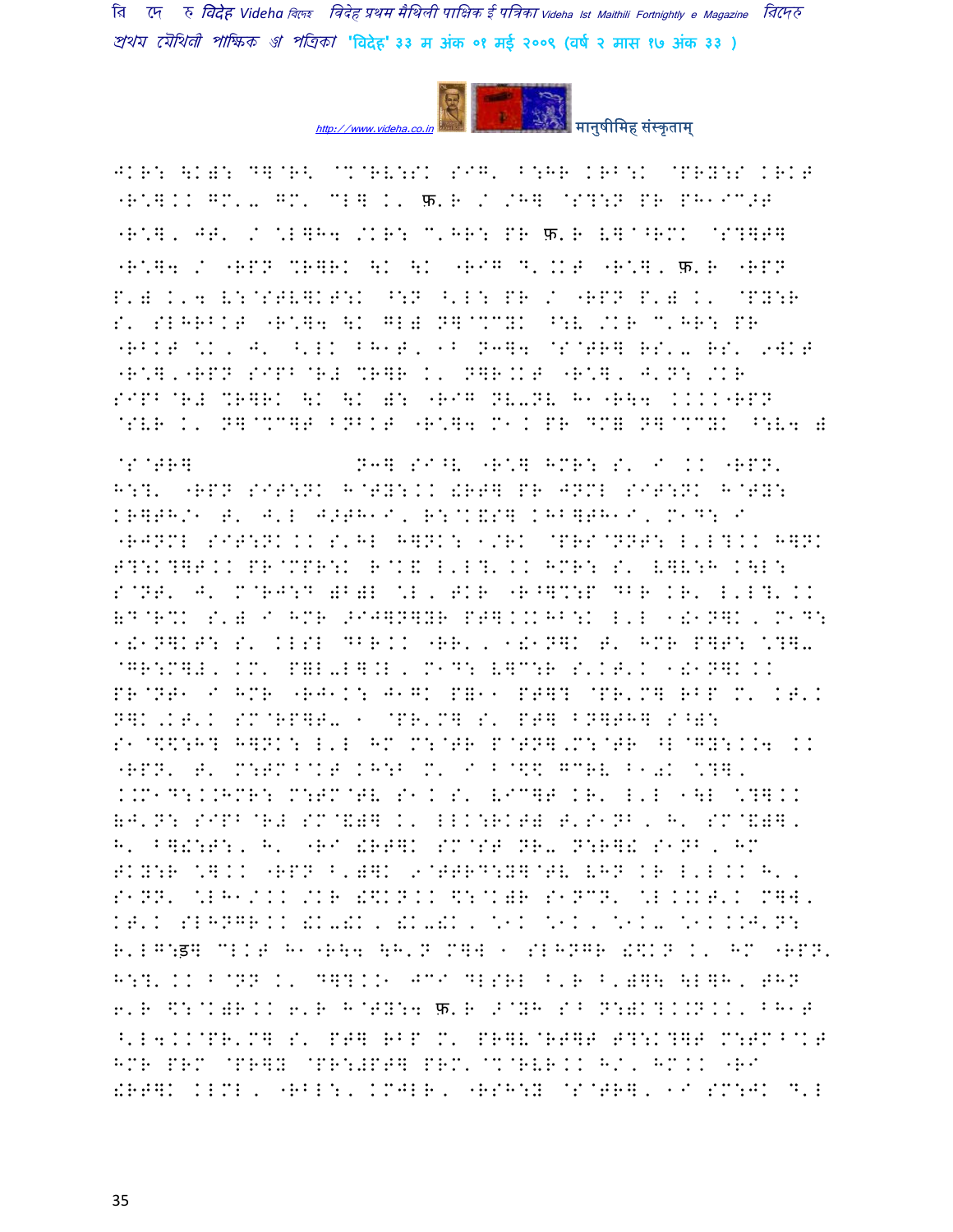JKR: \K): D]@R< @%@RV:SK SIG. B:HR KRB:K @PRY:S KRKT "R\*]. KK GM.- GM. CL] K. फ.R / /H] @S?:N PR PH1IC>T

"R\*], JT. / \*L]H4 /KR: C.HR: PR फ.R V]@^RMK @S?]T]

"R\*]4 / "RPN %R]RK \K \K "RIG D. KKT "R\*], फ.R "RPN P.) K.4 V:@STV]KT:K ^:N ^.L: PR / "RPN P.) K. @PY:R S. SLHRBKT "R\*]4 \K GL) N]@%CYK ^:V /KR C.HR: PR "RBKT \*K, J. ^.LK BH1T, 1^ N3]4 @S@TR] RS.- RS. 9WKT "R\*],"RPN SIPB@R# %R]R K. N]R.KT "R\*], J.N: /KR SIPB@R# %R]RK \K \K ): "RIG NV-NV H1"R\4 KKKK"RPN @SVR K. N]@%C]T BNBKT "R\*]4 M1K PR DM= N]@%CYK ^:V4 )

@S@TR] N3] SI^V "R\*] HMR: S. I KK "RPN. H:?. "RPN SIT:NK H@TY:KK !RT] PR JNML SIT:NK H@TY: KR]TH/1 T. J.L J>TH1I, R:@K&S] KHB]TH1I, M1D: I "RJNML SIT:NK KK S.HL H]NK: 1/RK @PRS@NNT: L.L?.KK H]NK T?:K?]T.KK PR@MPR:K R@K& L.L?. KK HMR: S. V]V:H K\L: S@NT. J. M@RJ:D )B)L \*L, TKR "R^]%:P DBR KR. L.L?. KK )D@R%K S.) I HMR >IJ]N]YR PT].KKHB:K L.L 1!1N]K, M1D: 1!1N]KT: S. KLSL DBR.KK "RR., 1!1N]K T. HMR P]T: \*?]- @GR:M]#, KM. P=L-L].L, M1D: V]C:R S.KT.K 1!1N]K.KK PR@NT1 I HMR "RJ1K: J1GK P=11 PT]? @PR.M] RBP M. KT.K N]K,KT.K SM@RP]T- 1 @PR.M] S. PT] BN]TH] S^): S1@\$:H? H]NK: L.L HM M:@TR P@TN],M:@TR ^L@GY:.K4 KK "RPN. T. M:TM^@KT KH:B M. I B@\$\$ GCRV B1ડK \*?], K.M1D:.KHMR: M:TM@TV S1K S. VIC]T KR. L.L 1\L \*?].KK )J.N: SIPB@R# SM@&)] K. LLK:RKT) T.S1NB, H. SM@&)], H. B]!:T:, H. "RI !RT]K SM@ST NR- N:R]! S1NB, HM TKY:R \*].KK "RPN B.)]K 9@TRRD:Y]@TV VHN KR L.L.KK H., S1NN. \*LH1/KK /KR !\$KN.KK \$:@K)R S1NCN. \*L.KKT.K M]W. KT.K SLHNGR.KK !K-!K, !K-!K, \*1K \*1K, \*1K- \*1K.KJ.N: R.LG:ड़] CLKT H1"R\4 \H.N M]W 1 SLHNGR !\$KN K. HM "RPN. H:?. KK B@NN K. D]?.K1 JCI DLSRL B.R B.)]\ \L]H, THN 6.R \$:@K)R.KK 6.R H@TY:4 फ.R >@YH S^ N:)K?.KN.KK, BH1T ^.L4.KK@PR.M] S. PT] RBP M. PR]V@RT]T T?:K?]T M:TM^@KT HMR PRM @PR]Y @PR:#PT] PRM. @%@RVR.KK H/, HM.KK "RI !RT]K KLML, "RBL:, KMJLR, "RSH:Y @S@TR], 1I SM:JK D.L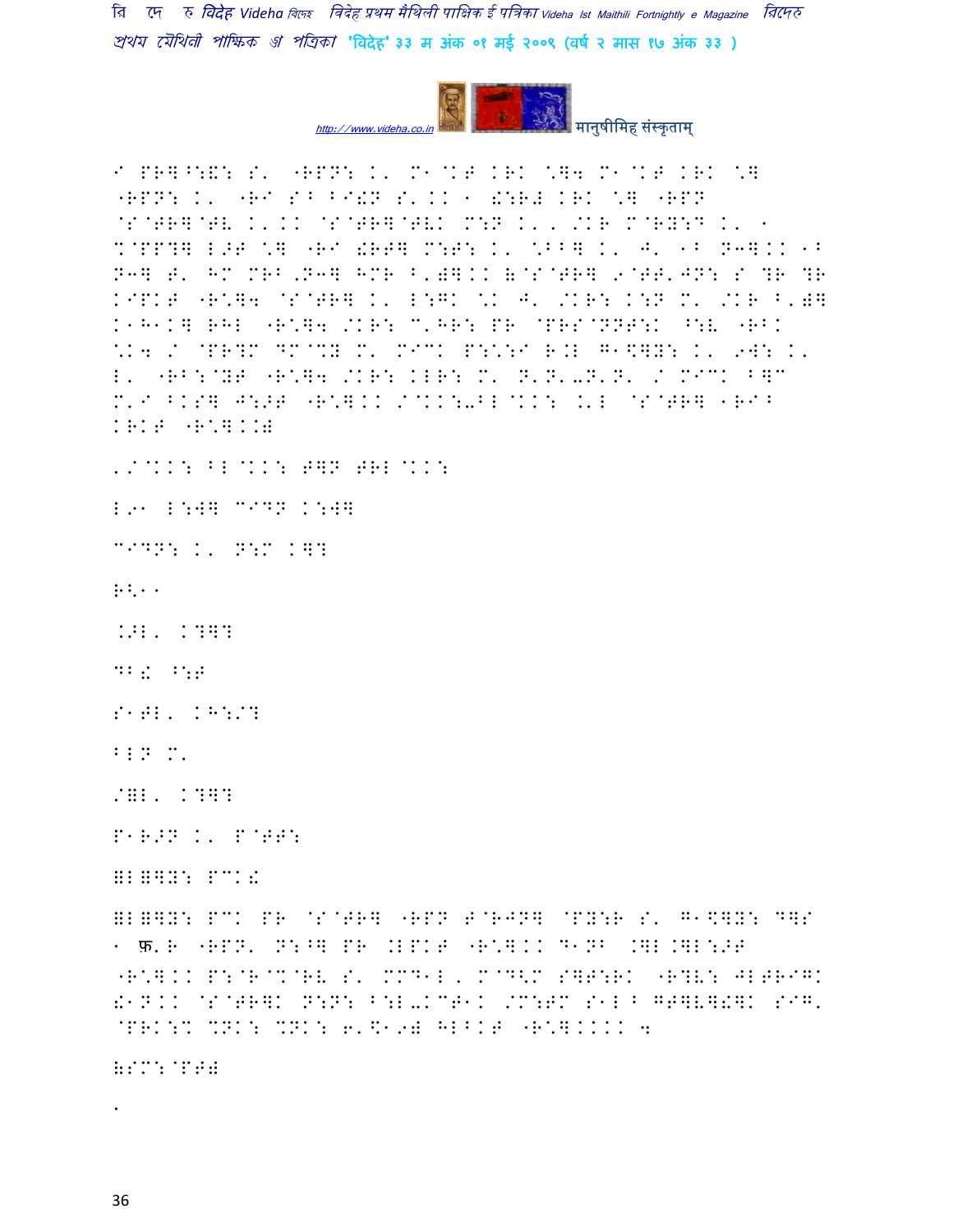I PR]^:&: S' "RPN: K' M1@KT KRK \]4 M1@KT KRK \] "RPN: K' "RI S^ BI!N S'KK 1 !:R# KRK \] "RPN @S@TR]@TV K'KK @S@TR]@TVK M:N K', /KR M@RY:D K' 1 %@PP?] L>T \] "RI !RT] M:T: K' \BB] K' J' 1B N3]KK 1B N3] T' HM MRB,N3] HMR B')]KK (@S@TR] 9@TT'JN: S ?R ?R KIPKT "R\]4 @S@TR] K' L:GK \K J' /KR: K:N M' /KR B')] K1H1K] RHL "R\]4 /KR: C'HR: PR @PRS@NNT:K ^:V "RBK \K4 / @PR?M DM@%Y M' MICK P:\:I R.L G1\$]Y: K' 9W: K' L' "RB:@YT "R\]4 /KR: KLR: M' N'N'-N'N' / MICK B]C M'I BKS] J:>T "R\]KK /@KK:-BL@KK: .'L @S@TR] 1RIB KRKT "R\]KK)

'/@KK: BL@KK: T]N TRL@KK:

L91 L:W] CIDN K:W]

CIDN: K' N:M K]?

R<11

.>L' K?]?

DB! ^:T

S1TL' KH:/?

BLN M'

/)L' K?]?

P1R>N K' P@TT:

)L)]Y: PCK!

)L)]Y: PCK PR @S@TR] "RPN T@RJN] @PY:R S' G1\$]Y: D]S 1 फ.R "RPN' N:^] PR .LPKT "R\]KK D1NB .]L.]L:>T "R\]KK P:@R@%@RV S' MMD1L, M@D<M S]T:RK "R?V: JLTRIGK !1NKK @S@TR]K N:N: B:L-KCT1K /M:TM S1L B GT]V]!]K SIG' @PRK:% %NK: %NK: 6'\$19) HLBKT "R\]KKKK 4

(SM:@PT)

'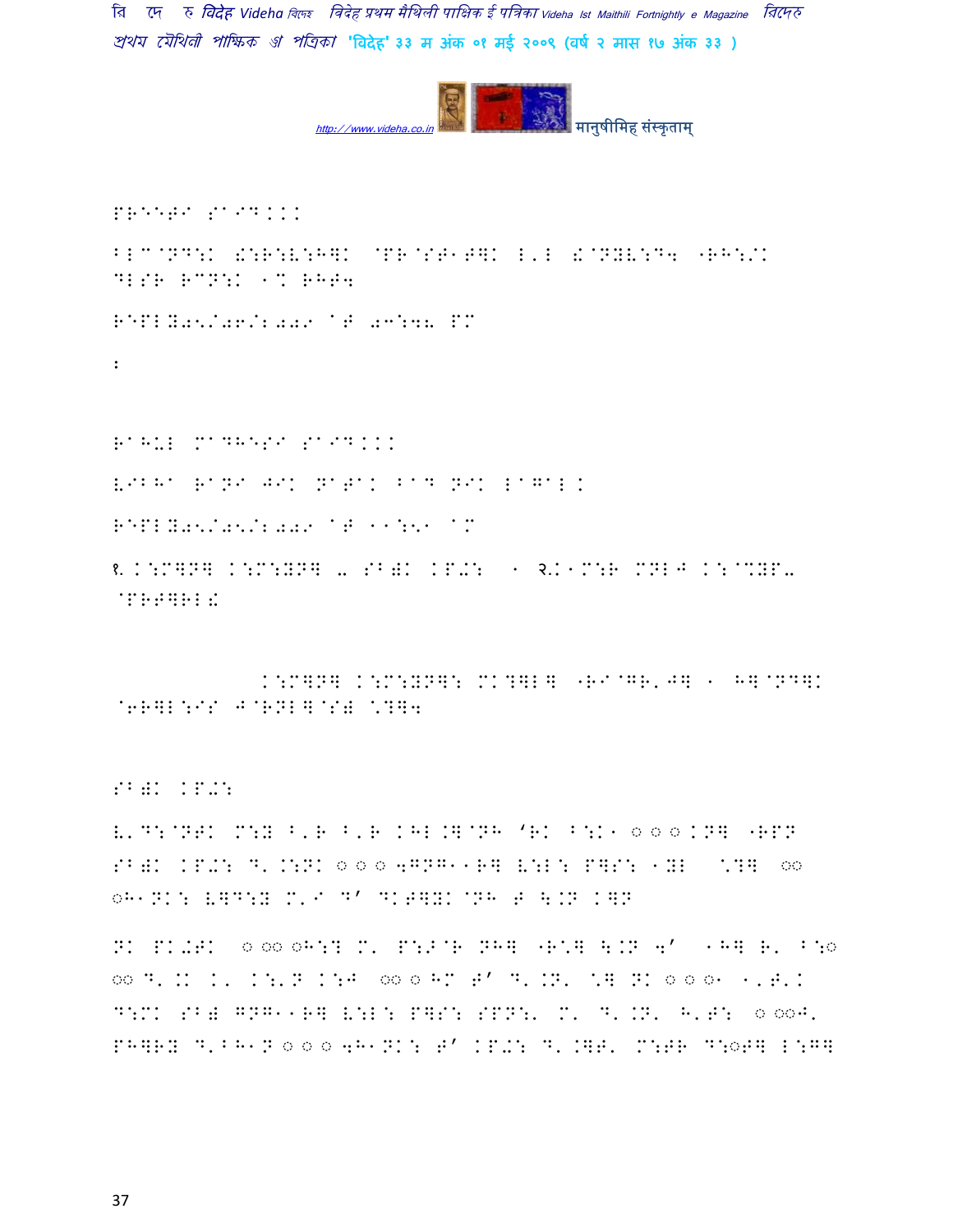PREETI SAID...

BLC@ND:K &:R:V:H]K @PR@ST1T]K L'L &@NYV:D4 "RH:/K DLSR RCN:K 1% RHT4

REPLY05/06/2009 AT 03:48 PM

:

RAHUL MADHESI SAID...

VIBHA RANI JIK NATAK BAD NIK LAGAL.

REPLY05/05/2009 AT 11:51 AM

१. K:M]N] K:M:YN] – SB)K KP+: 1 २.K1M:R MNL9 K:@%YP– @PRT]RL!

K:M]N] K:M:YN]: MK?]L] "RI@GR'J] 1 H]@ND]K @6R]L:IS J@RNL]@S) \?]4

SB)K KP+:

V'D:@NTK M:Y B'R B'R KHL.]@NH 'RK B:K1 ००० KN] "RPN SB)K KP+: D'.:NK ००० 4GNG11R] V:L: P]S: 1YL \?] ०० ०H1NK: V]D:Y M'I D' DKT]YK@NH T \.N K]N

NK PK+TK ० ०० ०H:? M' P:;@R NH] "R\] \.N 4' 1H] R' B:० ०० D'.K K' K:'N K:J ०० ० HM T' D'.N' \] NK ० ० ०1 1'T'K D:MK SB) GNG11R] V:L: P]S: SPN:' M' D'.N' H'T: ० ००J' PH]RY D'BH1N ० ० ० 4H1NK: T' KP+: D'.]T' M:TR D:०T] L:G]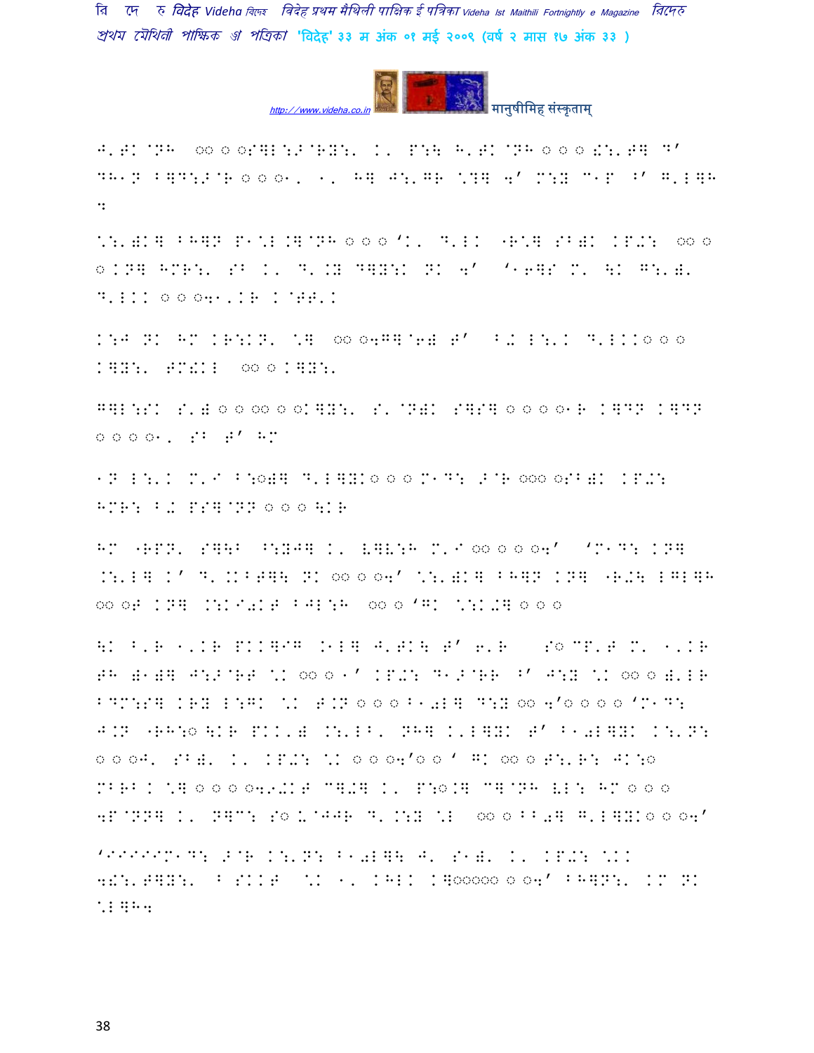J'.EK @NH  ○○ ○ ○S]L:> @RY:'  K'  P:\  H'.EK @NH ○ ○ ○ !:'.E]  D'
DH1N B]D:>@R ○ ○ ○1,  1,  H]  J:'G R  ^?]  4'  M:Y  C1P  B'  G'L]H
:

^:'.)K]  BH]N  P1^L.]@NH ○ ○ ○ 'K,  D'LK  "R^]  SB)K  KP-:  ○○ ○
○ KN]  HMR:'  SB  K'  D'.Y  D]Y:K  NK  4'  '16]S  M'  \K  G:'.'
D'LKK ○ ○ ○41'KR  K@EE'K

K:J  NK  HM  KR:KN'  ^]  ○○ ○4G]@6)  E'  B-  L:'K  D'LKK○ ○ ○
K]Y:'  EM!KL  ○○ ○ K]Y:'

G]L:SK  S')○ ○ ○○ ○ ○K]Y:'  S'@N)K  S]S] ○ ○ ○ ○1R  K]DN  K]DN
○ ○ ○ ○1,  SB  E'  HM

1N  L:'K  M'I  B:○)]  D'L]YK○ ○ ○ M1D:  >@R ○○○ ○SB)K  KP-:
HMR:  B-  PS]@NN ○ ○ ○ \KR

HM  "RPN'  S]\B  ^:Y J]  K'  V]V:H  M'I ○○ ○ ○ ○4'  'M1D:  KN]
.:'L]  K'  D'.KBE]\  NK  ○○ ○ ○4'  ^:'.)K]  BH]N  KN]  "R-\  LGL]H
○○ ○E  KN]  .:KI-KE  BJL:H  ○○ ○ 'GK  ^:K.]  ○ ○ ○

\K  B'R  1'KR  PKK]IG  .1L]  J'.EK\  E'  6'R    S○ CP'E  M'  1'KR
EH  )1)]  J:>@RE  ^K  ○○ ○ 1'  KP-:  D1>@RR  B'  J:Y  ^K  ○○ ○ )'LR
BDM:S]  KRY  L:GK  ^K  E.N ○ ○ ○ B10L]  D:Y ○○ 4'○ ○ ○ ○ 'M1D:
J.N  "RH:○ \KR  PKK')  .:'LB,  NH]  K'L]YK  E'  B10L]YK  K:'N:
○ ○ ○J'  SB)'  K'  KP-:  ^K  ○ ○ ○4'○ ○ '  GK  ○○ ○ E:'R:  JK:○
MBRB K  ^] ○ ○ ○ ○49-KE  C]-]  K'  P:○.]  C]@NH  VL:  HM ○ ○ ○
4P@NN]  K'  N]C:  S○ U@JJR  D'.:Y  ^L   ○○ ○ BB0]  G'L]YK○ ○ ○4'

'IIIIIM1D:  >@R  K:'N:  B10L]\  J'  S1)'  K'  KP-:  ^KK
4!:'E]Y:'  B SKKE   ^K  1'  KHLK  K]○○○○○ ○ ○4'  BH]N:'  KM  NK
^L]H4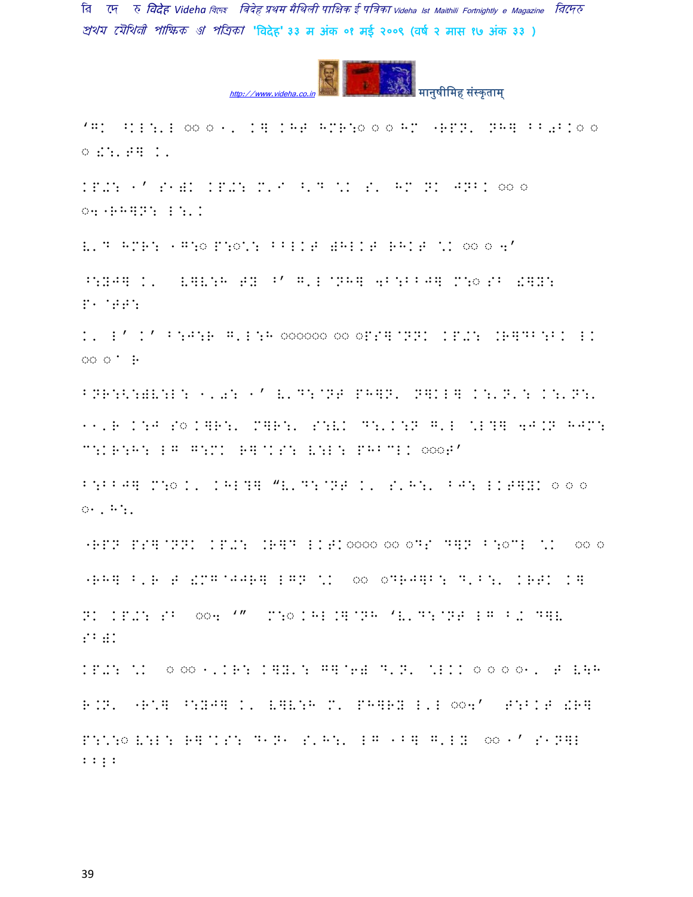'GK ^KL:'L ○○ ○ ′, K] KHF HMR:○ ○ ○ HM "RPN' NH] BB◌LK○ ○ ○ !:'F] K'

KP->: ′' S′)K KP->: M'I ^'D \K S' HM NK JNBK ○○ ○ ○4 "RH]N: L:'K

V'D HMR: ′G:○ P:○\: BBLKF )HLKF RHKF \K ○○ ○ 4'

^:YJ] K' V]V:H FY ^' G'L @NH] 4B:BBJ] M:○ SB !]Y: P′ @FF:

K' L' K' B:J:R G'L:H ○○○○○○ ○○ ○PS]@NNK KP->: .R]DB:BK LK ○○ ○ ' R

BNR:<:)V:L: ′'◌: ′' V'D:@NF PH]N' N]KL] K:'N': K:'N:'

′′'R K:J S○.]R:' M]R:' S:VK D:'K:N G'L \L?] 4J.N HJM: C:KR:H: LG G:MK R]@KS: V:L: PHBCLK ○○○F'

B:BBJ] M:○ K' KHL?] "V'D:@NF K' S'H:' BJ: LKF]YK ○ ○ ○ ○′, H:'

"RPN PS]@NNK KP->: .R]D LKFK○○○○ ○○ ○DS D]N B:○CL \K ○○ ○

"RH] B'R F !MG@JJR] LGN \K ○○ ○DRJ]B: D'B:' KRFK K]

NK KP->: SB ○○4 '" M:○ KHL.]@NH 'V'D:@NF LG B- D]V SB)K

KP->: \K ○ ○○ ′'KR: K]Y': G]@6) D'N' \LKK ○ ○ ○ ○′' F V\H

R.N' "R\] ^:YJ] K' V]V:H M' PH]RY L'L ○○4' F:BKF !R]

P:\:○ V:L: R]@KS: D′N′ S'H:' LG ′B] G'LY ○○ ′' S′N]L BBLB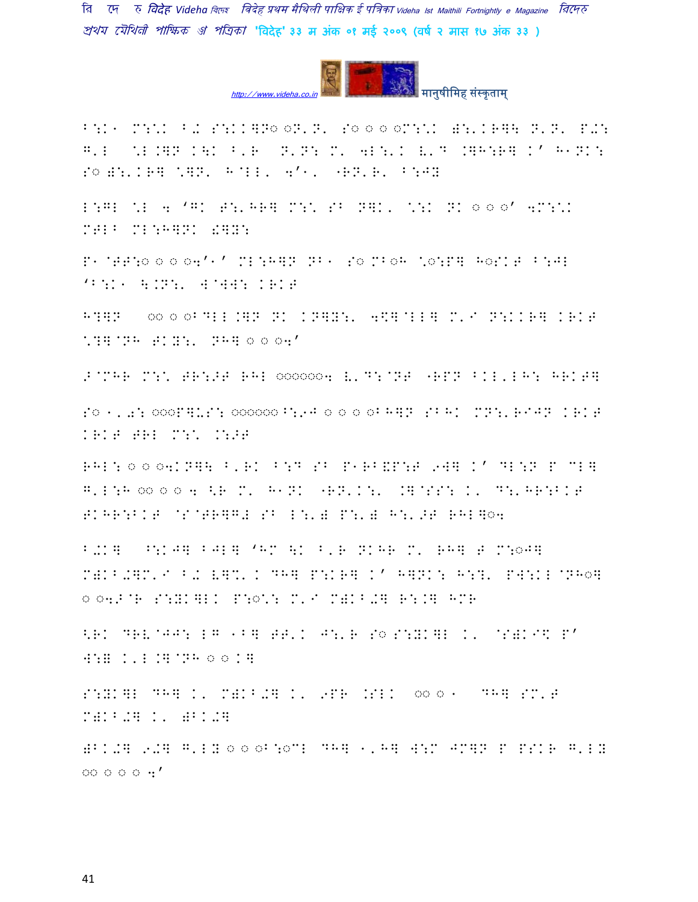B:K१ M:\*K B+ S:KK]N◌ ◌N'N' S◌ ◌ ◌ ◌M:\*K );'KR]\ N'N' P+: G'L \*L.]N K\K B'R N'N: M' 4L:'K one'D .]H:R] K' H१NK: S◌ );'KR] \*]N' H@LL' 4'१' "RN'R' B:JY

L:GL \*L 4 'GK T:'HR] M:\* SB N]K' \*:K NK ◌ ◌ ◌' 4M:\*K MTLB ML:H]NK !]Y:

P१@TT:◌ ◌ ◌ ◌4'१' ML:H]N NB१ S◌ MB◌H \*◌:P] H◌SKT B:JL 'B:K१ \.N:' W@WW: KRKT

H?]N ◌◌ ◌ ◌BDLL.]N NK KN]Y:' 4\$]@LL] M'I N:KKR] KRKT \*?]@NH TKY:' NH] ◌ ◌ ◌4'

>@MHR M:\* TR:>T RHL ◌◌◌◌◌◌4 E'D:@NT "RPN BKL'LH: HRKT]

S◌ १'0: ◌◌◌P]U S: ◌◌◌◌◌◌B:9J ◌ ◌ ◌ ◌BH]N SBHK MN:'RIJN KRKT KRKT TRL M:\* .:>T

RHL: ◌ ◌ ◌4KN]\ B'RK B:D SB P१RBEP:T 9W] K' DL:N P CL] G'L:H ◌◌ ◌ ◌ 4 <R M' H१NK "RN'K:' .]@SS: K' D:'HR:BKT TKHR:BKT @S@TR]G# SB L:')P:') H:'>T RHL]◌4

B+K] ^:KJ] BJL] 'HM \K B'R NKHR M' RH] T M:◌J] M)KB+]M'I B+ E]%'K DH] P:KR] K' H]NK: H:?' PW:KL@NH◌] ◌ ◌4>@R S:YK]LK P:◌\*: M'I M)KB+] R:.] HMR

<RK DRE@JJ: LG १B] TT'K J:'R S◌ S:YK]L K' @S)KI\$ P' W:= K'L.]@NH ◌ ◌ K]

S:YK]L DH] K' M)KB+] K' 9PR .SLK ◌◌ ◌ १ DH] SM'T M)KB+] K' )BK+]

)BK+] 9+] G'LY ◌ ◌ ◌B:◌CL DH] १'H] W:M JM]N P PSKR G'LY ◌◌ ◌ ◌ ◌ 4'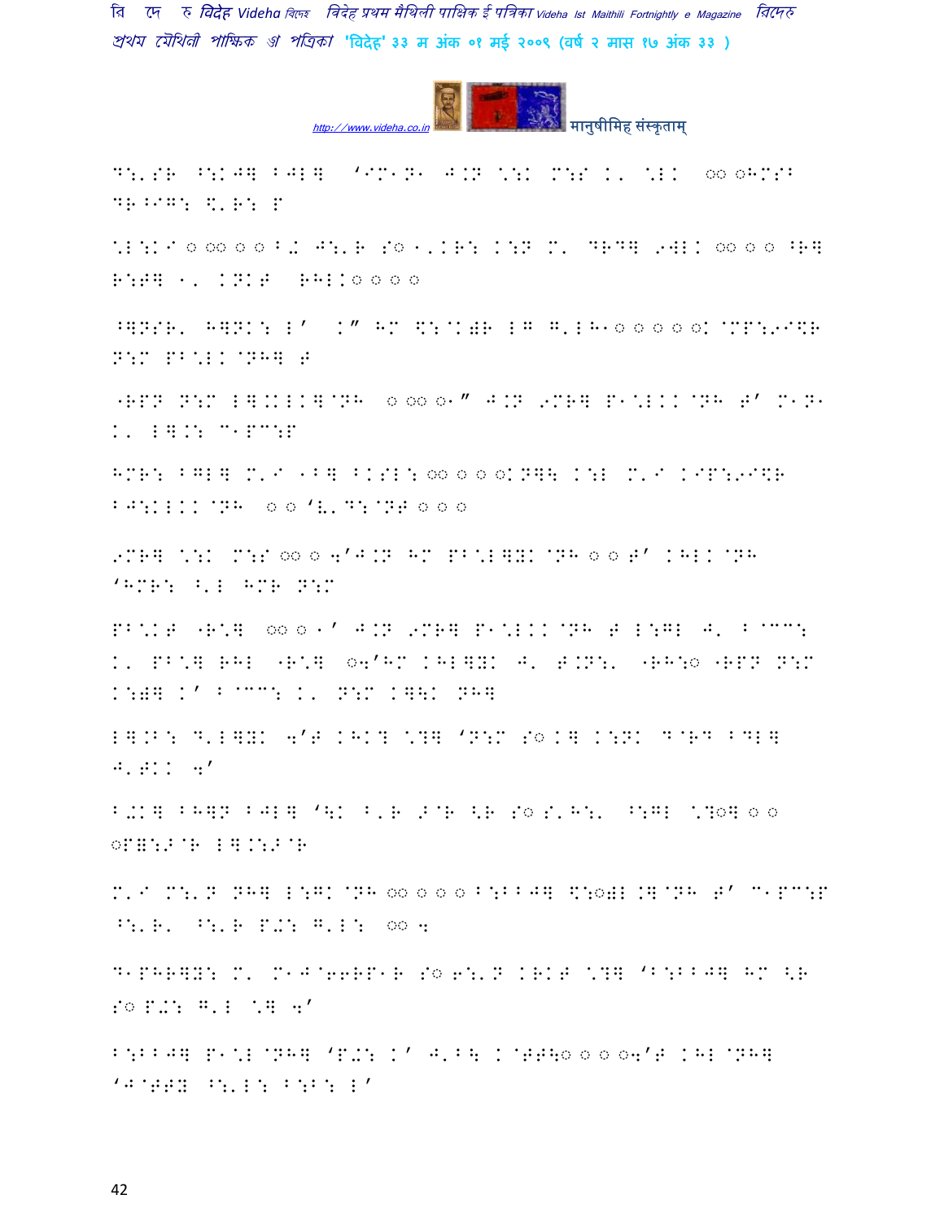D:'SR ^:KJ] BJL] 'IM1N1 J.N \:K M:S K' \LK ○○ ○HMSB DR^IG: $'R: P

\L:K? ○ ○○ ○ ○ B.K J:'R S○ 1'KR: K:N M' DRD] 9WLK ○○ ○ ○ ^R] R:T] 1' KNKT RHLK○ ○ ○ ○

^]NSR' H]NK: L' K" HM $:@K)R LG G'LH1○ ○ ○ ○ ○K@MP:9I\$R N:M PB\LK @NH] T

"RPN N:M L].KLK]@NH ○ ○○ ○1" J.N 9MR] P1\LKK@NH T' M1N1 K' L].: C1PC:P

HMR: BGL] M'I 1B] BKSL: ○○ ○ ○ ○KN]\ K:L M'I KIP:9I\$R BJ:KLKK@NH ○ ○ 'V'D:@NT ○ ○ ○

9MR] \:K M:S ○○ ○ 4'J.N HM PB\L]YK@NH ○ ○ T' KHLK@NH 'HMR: ^'L HMR N:M

PB\KT "R\] ○○ ○ 1' J.N 9MR] P1\LKK@NH T L:GL J' B@CC: K' PB\] RHL "R\] ○4'HM KHL]YK J' T.N:' "RH:○ "RPN N:M K:)] K' B@CC: K' N:M K]\K NH]

L].B: D'L]YK 4'T KHK? \?] 'N:M S○ K] K:NK D@RD BDL] J'TKK 4'

B.K] BH]N BJL] '\K B'R >@R <R S○ S'H:' ^:GL \?○] ○ ○ ○P=:>@R L].:>@R

M'I M:'N NH] L:GK@NH ○○ ○ ○ ○ B:BBJ] $:○)L .]@NH T' C1PC:P ^:'R' ^:'R P.: G'L: ○○ 4

D1PHR]Y: M' M1J@66RP1R S○ 6:'N KRKT \?] 'B:BBJ] HM <R S○ P.: G'L \] 4'

B:BBJ] P1\L@NH] 'P.: K' J'B\ K@TT\○ ○ ○ ○4'T KHL@NH] 'J@TTY ^:'L: B:B: L'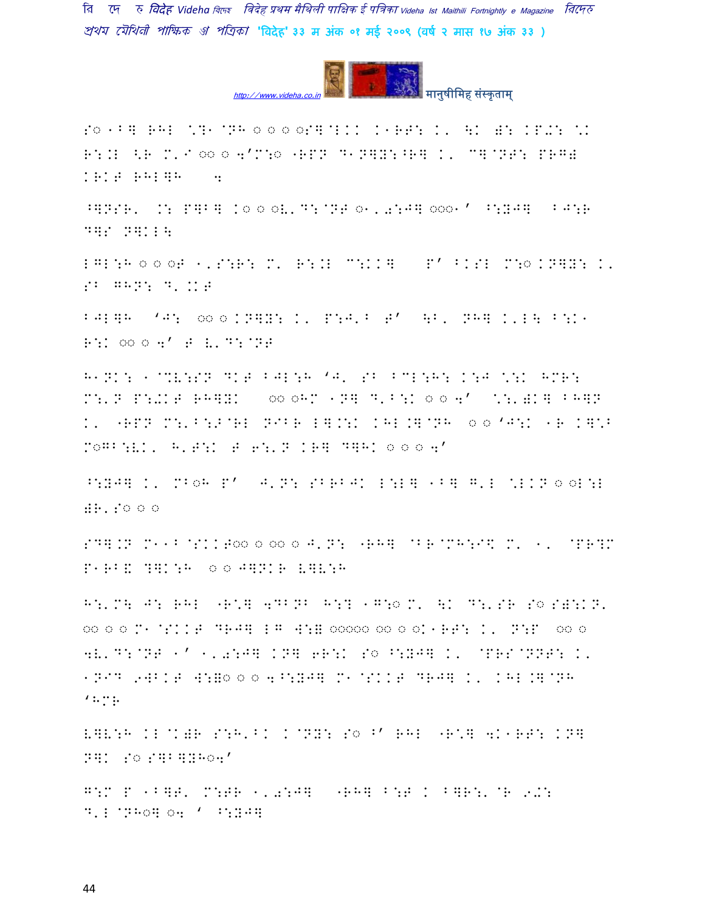S○ 1B] RHL "?1 @NH ○ ○ ○ ○S]@LKK K1RT: K' \K ): KP-: "K
R:.L <R M'I ○○ ○ 4'M:○ "RPN D1N]Y:^R] K' C]@NT: PRG)
KRKT RHL]H 4

^]NSR' .: P]B] K○ ○ ○V'D:@NT ○1'0:J] ○○○1' ^:YJ] BJ:R
D]S N]KL\

LGL:H ○ ○ ○T 1'S:R: M' R:.L C:KK] P' BKSL M:○ KN]Y: K'
SB GHN: D'.KT

BJL]H 'J: ○○ ○ KN]Y: K' P:J'B T' \B' NH] K'L\ B:K1
R:K ○○ ○ 4' T V'D:@NT

H1NK: 1@%V:SN DKT BJL:H 'J' SB BCL:H: K:J ":K HMR:
M:'N P:-KT RH]YK ○○ ○HM 1N] D'B:K ○ ○ 4' ":')K] BH]N
K' "RPN M:'B:>@RL NIBR L].:K KHL.]@NH ○ ○ 'J:K 1R K]"B
M○GB:VK' H'T:K T 6:'N KR] D]HK ○ ○ ○ 4'

^:YJ] K' MB○H P' J'N: SBRBJK L:L] 1B] G'L "LKKN ○ ○L:L
)R'S○ ○ ○

SD].N M11B@SKKT○○ ○ ○○ ○ J'N: "RH] @BR@MH:I\$ M' 1' @PR?M
P1RB& ?]K:H ○ ○ J]NKR V]V:H

H:'M\ J: RHL "R"] 4DBNB H:? 1G:○ M' \K D:'SR S○ S):KN'
○○ ○ ○ M1@SKKT DRJ] LG W:= ○○○○○ ○○ ○ ○K1RT: K' N:P ○○ ○
4V'D:@NT 1' 1'0:J] KN] 6R:K S○ ^:YJ] K' @PRS@NNT: K'
1NID 9WBKT W:=○ ○ ○ 4^:YJ] M1@SKKT DRJ] K' KHL.]@NH
'HMR

V]V:H KL@K)R S:H'BK K@NY: S○ ^' RHL "R"] 4K1RT: KN]
N]K S○ S]B]YH○4'

G:M P 1B]T' M:TR 1'0:J] "RH] B:T K B]R:'@R 9-:
D'L@NH○] ○4 ' ^:YJ]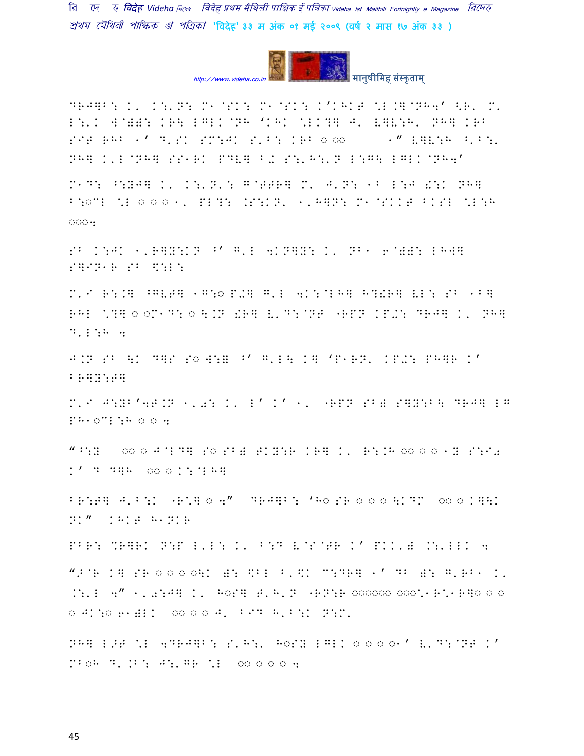DRJ]B: K' K:'N: M^@SK: M^@SK: K'KHKT \*L.]@NH4' <R' M' L:'K W@)): KR\ LGLK@NH 'KHK \*LK?] J' V]V:H' NH] KRB SIT RHB ^' D'SK SM:JK S'B: KRB ○ ○○ ^" V]V:H ^'B:' NH] K'L@NH] SS^RK PDV] B0 S:'H:'N L:G\ LGLK@NH4'

M^D: ^:YJ] K' K:'N': G@TTR] M' J'N: ^B L:J !:K NH] B:○CL \*L ○ ○ ○ ^' PL?: .S:KN' ^'H]N: M^@SKKT BKSL \*L:H ○○○4

SB K:JK ^'R]Y:KN ^' G'L 4KN]Y: K' NB^ 6@)): LHW] S]IN^R SB \$:L:

M'I R:.] ^GVT] ^G:○ P0] G'L 4K:@LH] H?!R] VL: SB ^B] RHL \*?] ○ ○M^D: ○ \.N !R] V'D:@NT "RPN KP0: DRJ] K' NH] D'L:H 4

J.N SB \K D]S S○ W:( ^' G'L\ K] 'P^RN' KP0: PH]R K' BR]Y:T]

M'I J:YB'4T.N ^'0: K' L' K' ^' "RPN SB) S]Y:B\ DRJ] LG PH^○CL:H ○ ○ 4

"^:Y ○○ ○ J@LD] S○ SB) TKY:R KR] K' R:.H ○○ ○ ○ ^Y S:I0 K' D D]H ○○ ○ K:@LH]

BR:T] J'B:K "R\*] ○ 4" DRJ]B: 'H○ SR ○ ○ ○ \KDM ○○ ○ K]\K NK" KHKT H^NKR

PBR: %R]RK N:P L'L: K' B:D V@S@TR K' PKK') .:'LLK 4

">@R K] SR ○ ○ ○ ○\K ): \$BL B'\$K C:DR] ^' DB ): G'RB^ K' .:'L 4" ^'0:J] K' H○S] T'H'N "RN:R ○○○○○○ ○○○\*^R\*^R]○ ○ ○ ○ JK:○ 6^)LK ○○ ○ ○ J' BID H'B:K N:M'

NH] L>T \*L 4DRJ]B: S'H:' H○SY LGLK ○ ○ ○ ○^' V'D:@NT K' MB○H D'.B: J:'GR \*L ○○ ○ ○ ○ 4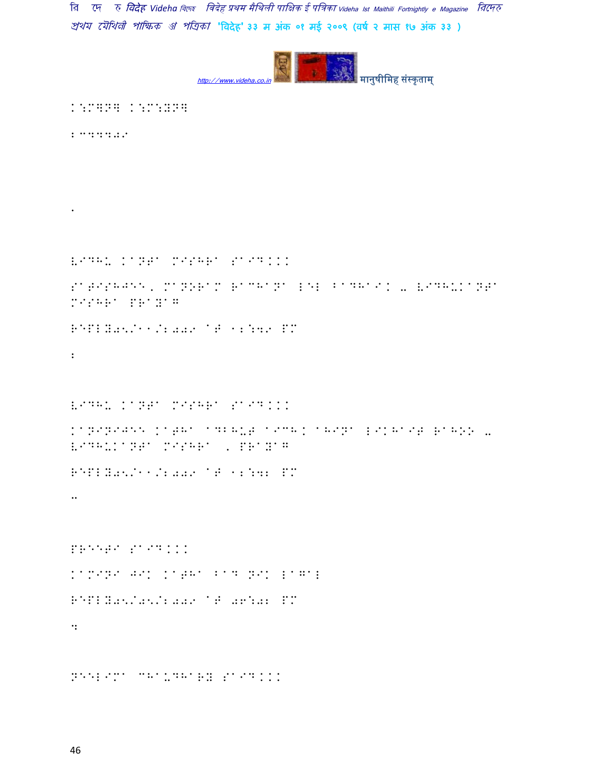K:M4P4 K:M:YP4

:@44404

.

VIDHU KANTA MISHRA SAID...

SATISHJEE, MANORAM RACHANA LEL BADHAI. - VIDHUKANTA MISHRA PRAYAG

REPLY05/11/2009 AT 12:49 PM

:

VIDHU KANTA MISHRA SAID...

KANINIJEE KATHA ADBHUT AICHH AHINA LIKHAIT RAHOO - VIDHUKANTA MISHRA , PRAYAG

REPLY05/11/2009 AT 12:42 PM

..

PREETI SAID...

KAMINI JIK KATHA BAD NIK LAGAL

REPLY05/05/2009 AT 06:02 PM

:

NEELIMA CHAUDHARY SAID...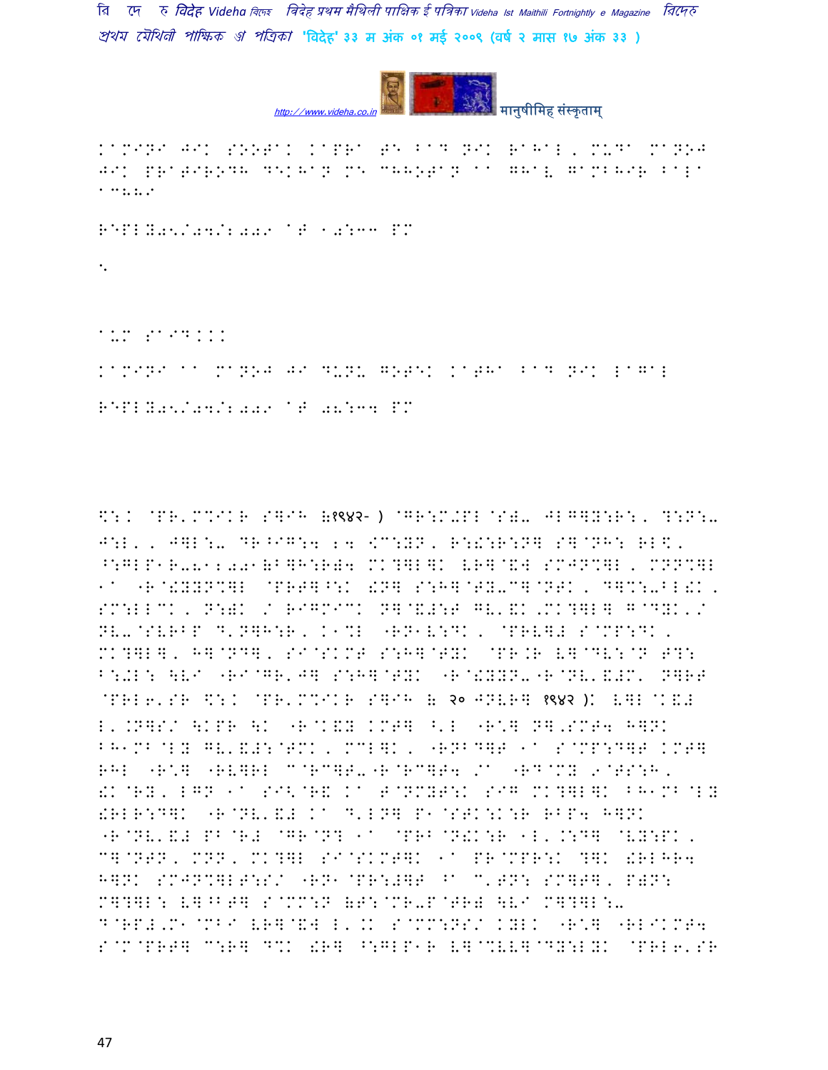KaMINI JIK SOOTAK KaPRa TE BaD NIK RaHaL, MUDa MaNOJ JIK PRaTIRODH DEKHaN ME CHHOTaN aa GHaV GaMBHIR BaLa aCHHI

REPLY05/04/2009 aT 10:33 PM

.

aUM SaID...

KaMINI aa MaNOJ JI DUNU GOTEK KaTHa BaD NIK LaGaL

REPLY05/04/2009 aT 08:34 PM

\:: @PR'M%IKR S]IH (१९४२- ) @GR:M-PL@S)- JLG]Y:R:, ?:N:- J:L', J]L:- DR^IG:4 24 \C:YN, R:!:R:N] S]@NH: RL\, ^:GLP1R-8122001(B]H:R)4 MK?]L]K VR]@&W SMJN%]L, MNN%]L 1a "R@!YYN%]L @PRT]^:K !N] S:H]@TY-C]@NTK, D]%:-BL!K, SM:LLCK, N:)K / RIGMICK N]@&#:T GV'&K,MK?]L] G@DYK'/ NV-@SVRBP D'N]H:R, K1%L "RN1V:DK, @PRV]# S@MP:DK, MK?]L], H]@ND], SI@SKMT S:H]@TYK @PR.R V]@DV:@N T?: B:-L: \VI "RI@GR'J] S:H]@TYK "R@!YYN-"R@NV'&#M' N]RT @PRL6'SR \:K @PR'M%IKR S]IH ( २० JNVR] १९४२ )K V]L@K&# L'.N]S/ \KPR \K "R@K&Y KMT] ^'L "R*] N],SMT4 H]NK BH1MB@LY GV'&#:@TMK, MCL]K, "RNBD]T 1a S@MP:D]T KMT] RHL "R*] "RV]RL C@RC]T-"R@RC]T4 /a "RD@MY 9@TS:H, !K@RY, LGN 1a SI<@R& Ka T@NMYT:K SIG MK?]L]K BH1MB@LY !RLR:D]K "R@NV'&# Ka D'LN] P1@STK:K:R RBP4 H]NK "R@NV'&# PB@R# @GR@N? 1a @PRB@N!K:R 1L'.:D] @VY:PK, C]@NTN, MNN, MK?]L SI@SKMT]K 1a PR@MPR:K ?]K !RLHR4 H]NK SMJN%]LT:S/ "RN1@PR:#]T ^a C'TN: SM]T], P)N: M]?]L: V]^T] S@MM:N (T:@MR-P@TR) \VI M]?]L:- D@RP#,M1@MBI VR]@&W L'.K S@MM:NS/ KYLK "R*] "RLIKMT4 S@M@PRT] C:R] DMK !R] ^:GLP1R V]@%V]@DY:LYK @PRL6'SR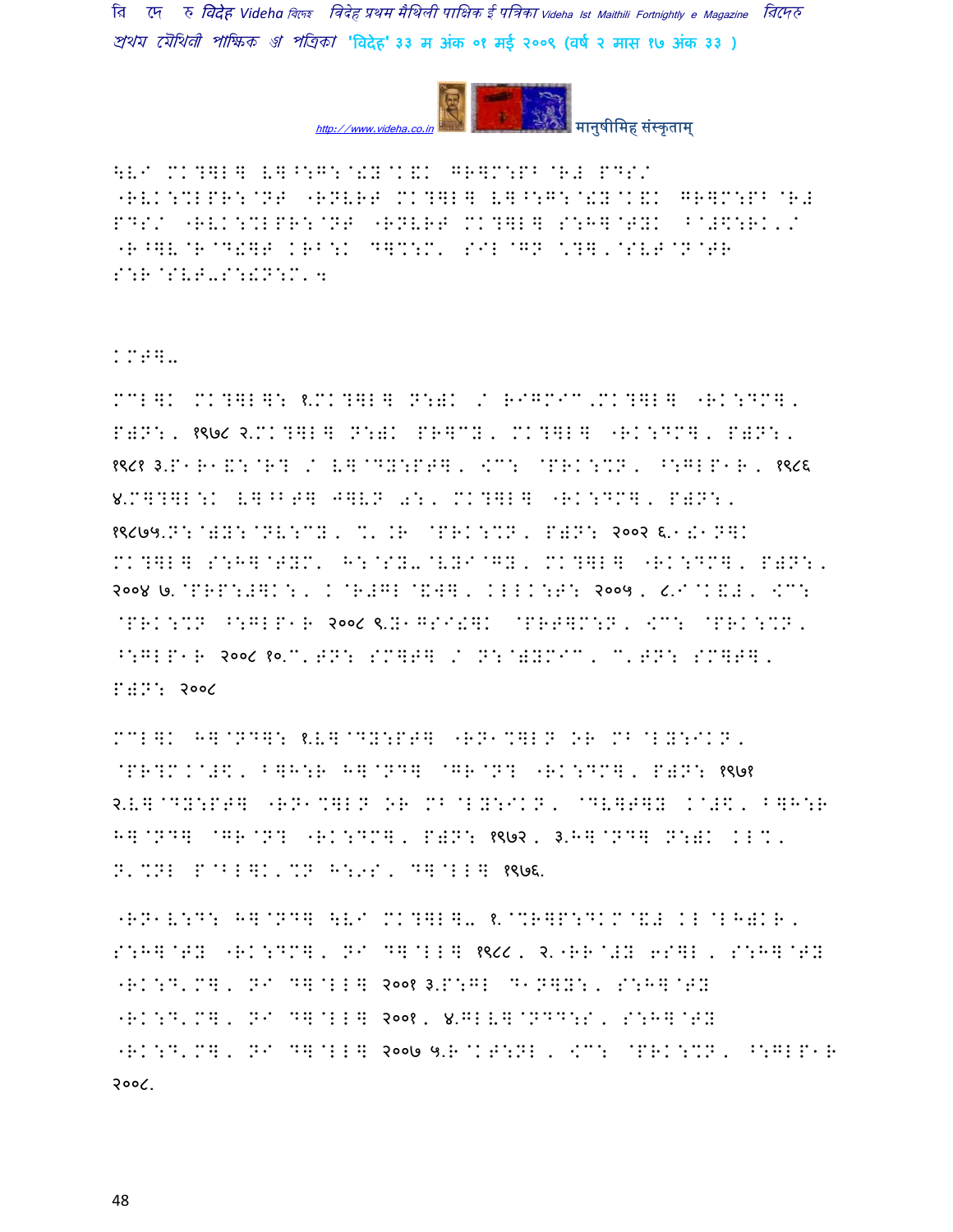\LV MK?]L] L]^:G:@!Y@K&K GR]M:PB@R# PDS/
"RVK:%LPR:@NT "RNVRT MK?]L] L]^:G:@!Y@K&K GR]M:PB@R#
PDS/ "RVK:%LPR:@NT "RNVRT MK?]L] S:H]@TYK ^@#\$:RK,/
"R^]V@R@D!]T KRB:K D]%:M' SIL@GN \*?],@SVT@N@TR
S:R@SVT-S:!N:M'4

KMT]-

MCL]K MK?]L]: १.MK?]L] N:)K / RIGMIC,MK?]L] "RK:DM], P)N:, १९७८ २.MK?]L] N:)K PR]CY, MK?]L] "RK:DM], P)N:, १९८१ ३.P1R1&:@R? / L]@DY:PT], <C: @PRK:%N, ^:GLP1R, १९८६ ४.M]?]L:K L]^T] J]VN 0:, MK?]L] "RK:DM], P)N:, १९८७५.N:@)Y:@NV:CY, %'.R @PRK:%N, P)N: २००२ ६.1!1N]K MK?]L] S:H]@TYM' H:@SY-@VYI@GY, MK?]L] "RK:DM], P)N:, २००४ ७.@PRP:#]K:, K@R#GL@&W], KLLK:T: २००५, ८.I@K&#, <C: @PRK:%N ^:GLP1R २००८ ९.Y1GSI!]K @PRT]M:N, <C: @PRK:%N, ^:GLP1R २००८ १०.C'TN: SM]T] / N:@)YMIC, C'TN: SM]T], P)N: २००८

MCL]K H]@ND]: १.L]@DY:PT] "RN1%]LN OR MB@LY:IKN, @PR?M.@#\$, B]H:R H]@ND] @GR@N? "RK:DM], P)N: १९७१ २.L]@DY:PT] "RN1%]LN OR MB@LY:IKN, @DV]T]Y K@#\$, B]H:R H]@ND] @GR@N? "RK:DM], P)N: १९७२, ३.H]@ND] N:)K KL%, N'%NL P@BL]K'%N H:9S, D]@LL] १९७६.

"RN1V:D: H]@ND] \LV MK?]L]- १.@%R]P:DKM@&# KL@LH)KR, S:H]@TY "RK:DM], NI D]@LL] १९८८, २."RR@#Y 6S]L, S:H]@TY "RK:D'M], NI D]@LL] २००१ ३.P:GL D1N]Y:, S:H]@TY "RK:D'M], NI D]@LL] २००१, ४.GLL]@NDD:S, S:H]@TY "RK:D'M], NI D]@LL] २००७ ५.R@KT:NL, <C: @PRK:%N, ^:GLP1R २००८.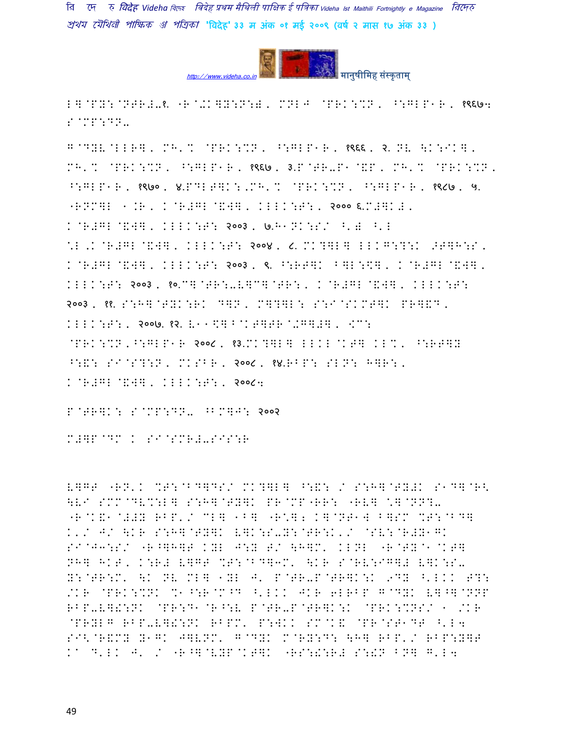I])PY:@NTR#-१. "R@-K]Y:N:) MNLJ @PRK:%N, ^:GLP1R, १९६७: S@MP:DN-

G@DYV@LLR], MH'% @PRK:%N, ^:GLP1R, १९६६, २. NV \K:IK], MH'% @PRK:%N, ^:GLP1R, १९६७, ३.P@TR-P1@&P, MH'% @PRK:%N, ^:GLP1R, १९७०, ४.PDLT]K:,MH'% @PRK:%N, ^:GLP1R, १९८७, ५. "RNM]L 1.R, K@R#GL@&W], KLLK:T:, २००० ६.M#]K#, K@R#GL@&W], KLLK:T: २००३, ७.H1NK:S/ ^'# ^'L \*L,K@R#GL@&W], KLLK:T: २००४, ८.MK?]L] LLKG:?:K 9T]H:S, K@R#GL@&W], KLLK:T: २००३, ९. ^:RT]K B]L:\$], K@R#GL@&W], KLLK:T: २००३, १०.C]@TR:-V]C]@TR:, K@R#GL@&W], KLLK:T: २००३, ११. S:H]@TYK:RK D]N, M]?]L: S:I@SKMT]K PR]&D, KLLK:T:, २००७. १२. V11\$]B@KT]TR@-G]#], [C: @PRK:%N,^:GLP1R २००८, १३.MK?]L] LLKL@KT] KL%, ^:RT]Y ^:&: SI@S?:N, MKSBR, २००८, १४.RBP: SLN: H]R:, K@R#GL@&W], KLLK:T:, २००८:

P@TR]K: S@MP:DN- ^BM]J: २००२

M#]P@DM K SI@SMR#-SIS:R

V]GT "RN'K %T:@BD]DS/ MK?]L] ^:&: / S:H]@TY#K S1D]@R< \VI SMM@DV%:L] S:H]@TY]K PR@MP"RR: "RV] \*]@NN?- "R@K&1@#Y RBP'/ CL] 1B] "R:]; K]@NT1W B]SM %T:@BD] K'/ J/ \KR S:H]@TY]K V]K:S-Y:@TR:K'/ @SV:@R#Y1GK SI@JH:S/ "R^]H]T KYL J:Y T/ \H]M' KLNL "R@TY@1@KT] NH] HKT, K:R# V]GT %T:@BD]3M' \KR S@RV:IG]# V]K:S- Y:@TR:M' \K NV ML] 1YL J' P@TR-P@TR]K:K 9DY ^'LKK T?: /KR @PRK:%NK %1^:R@M^D ^'LKK JKR 6LRBP G@DYK V]^]@NNP RBP-V]!:NK @PR:D1@R^:V P@TR-P@TR]K:K @PRK:%NS/ 1 /KR @PRYLG RBP-V]!:NK RBPM' P:WKK SM@K& @PR@ST1DT ^'L4 SI<@R&MY Y1GK J]VNM' G@DYK M@RY:D: \H] RBP'/ RBP:Y]T K1 D'LK J' / "R^]@VYP@KT]K "RS:!:R# S:!N BN] G'L4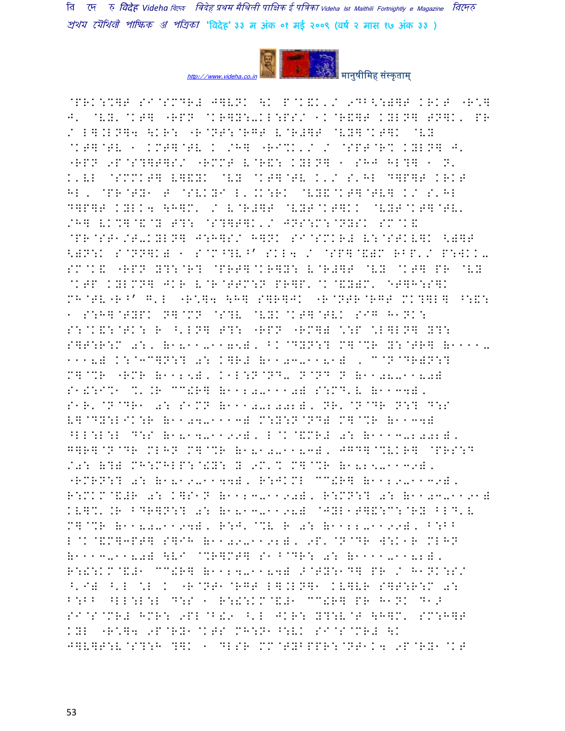@PRK:%]F SI@SMDR# J]VNK \K P@K&K'/ 9DB<:)]F KRKF "R\*]
J' @VY'@KF] "RPN @KR]Y:-KL:PS/ 1K@R&]F KYLN] FN]K' PR
/ L].LN]4 \KR: "R@NF:@RGF V@R#]F @VY]@KF]K @VY
@KF]@FV 1 KMF]@FV K /H] "RI%K'/ / @SPF@R% KYLN] J'
"RPN 9P@S?]F]S/ "RMMF V@R&: KYLN] 1 SHJ HL?] 1 N'
K'VL @SMMKF] V]&YK @VY @KF]@FV K'/ S'HL D]P]F KRKF
HL, @PR@FY1 F @SVKYI L'.K:RK @VY&@KF]@FV] K/ S'HL
D]P]F KYLK4 \H]M' / V@R#]F @VYF@KF]KK @VYF@KF]@FV'
/H] VK%]@&@Y F?: @S?]F]K'/ JNS:M:@NYSK SM@K&
@PR@SF1/F-KYLN] J:H]S/ H]NK SI@SMKR# V:@SFKV]K <)]F
<)N:K S@NN]K) 1 S@M^?V^' SKL4 / @SP]@&)M RBP'/ P:WKK-
SM@K& "RPN Y?:@R? @PRF]@KR]Y: V@R#]F @VY @KF] PR @VY
@KFP KYLMN] JKR V@R@FFM:N PR]P'@K@&Y)M' @FJH:S]K
MH@FV"R^' G'L "R\*]4 \H] S]R]JK "R@NFR@RGF MK?]L] ^:&:
1 S:H]@FYPK N]@MN @S?V @VYK@KF]@FVK SIG H1NK:
S:@K&:@FK: R ^'LN] F?: "RPN "RM]) \:P \*L]LN] Y?:
S]F:R:M 0:, (1811-1175), BK@DYN:? M]@%R Y:@FR] (1111-
1118) K:@3C]N:? 0: K]R# (1103-1181) , C@N@DR)N:?
M]@%R "RMR (1125), K1L:N@ND- N@ND N (1108-1180)
S1!:I%1 %'.R CC!R] (1120-1110) S:MD'V (1134),
S1R'@N@DR1 0: S1MN (1110-1200), NR'@N@DR N:? D:S
V]@DY:LIK:R (1104-1113) M:Y:N@ND) M]@%R (1134)
^LL:L:L D:S (1814-1199), L@K@&MR# 0: (1113-1200),
G]R]@N@DR MLHN M]@%R (1810-1183), JGD]@%VKR] @PRS:D
/0: (?) MH:MHLP:@!Y: Y 9M'% M]@%R (1825-1139),
"RMRN:? 0: (1819-1144), R:JKML CC!R] (1129-1139),
R:MKM@&#R 0: K]S1N (1123-1190), R:MN:? 0: (1103-1191)
KV]%'.R BDR]N:? 0: (1813-1198) @JYL1F]&:C:@RY BLD'V
M]@%R (1180-1194), R:J'@%V R 0: (1122-1199), B:BB
L@K@&M]3PF] S]IH (1109-1192), 9P'@N@DR W:K1R MLHN
(1113-1180) \VI @%R]MF] S1 B@DR: 0: (1111-1182),
R:!:KM@&#1 CC!R] (1124-1184) >@FY:1D] PR / H1NK:S/
^'I) ^'L \*L K "R@NF1@RGF L].LN]1 KV]VR S]F:R:M 0:
B:BB ^LL:L:L D:S 1 R:!:KM@&#1 CC!R] PR H1NK D1>
SI@S@MR# HMR: 9PL@B!9 ^'L JKR: Y?:V@F \H]M' SM:H]F
KYL "R\*]4 9P@RY1@KFS MH:N1^:VK SI@S@MR# \K
J]V]F:V@S?:H ?]K 1 DLSR MM@FYBPPR:@NF1K4 9P@RY1@KF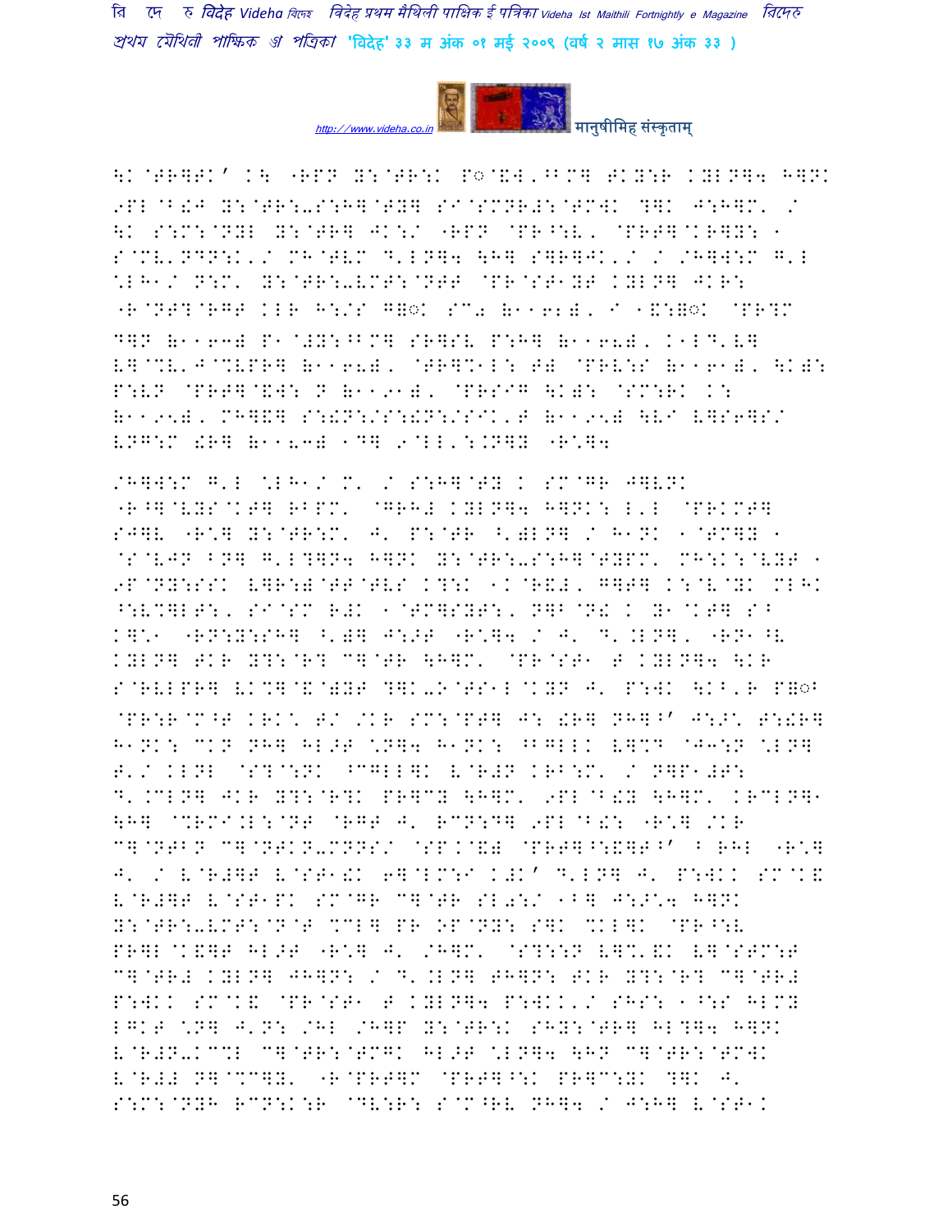\K@TR]TK' K\ "RPN Y:@TR:K P◌@&W'^BM] TKY:R KYLN]4 H]NK 9PL@B!J Y:@TR:-S:H]@TY] SI@SMNR#:@TMWK ?]K J:H]M' / \K S:M:@NYL Y:@TR] JK:/ "RPN @PR^:V, @PRT]@KR]Y: 1 S@MV'NDN:K'/ MH@TVM D'LN]4 \H] S]R]JK'/ / /H]W:M G'L \*LH1/ N:M' Y:@TR:-VMT:@NTT @PR@ST1YT KYLN] JKR: "R@NT?@RGT KLR H:/S G◌K SC0 (1162), I 1&:◌K @PR?M D]N (1163) P1@#Y:^BM] SR]SV P:H] (1168), K1LD'V] V]@%V'J@%VPR] (1168), @TR]%1L: T) @PRV:S (1161), \K): P:VN @PRT]@&W: N (1191), @PRSIG \K): @SM:RK K: (1195), MH]&] S:!N:/S:!N:/SIK'T (1195) \VI V]S6]S/ VNG:M !R] (1183) 1D] 9@LL':.N]Y "R\*]4

/H]W:M G'L \*LH1/ M' / S:H]@TY K SM@GR J]VNK "R^]@VYS@KT] RBPM' @GRH# KYLN]4 H]NK: L'L @PRKMT] SJ]V "R\*] Y:@TR:M' J' P:@TR ^')LN] / H1NK 1@TM]Y 1 @S@VJN BN] G'L?]N4 H]NK Y:@TR:-S:H]@TYPM' MH:K:@VYT 1 9P@NY:SSK V]R:)@TT@TVS K?:K 1K@R&), G]T] K:@V@YK MLHK ^:V%]LT:, SI@SM R#K 1@TM]SYT:, N]B@N! K Y1@KT] S^ K]\*1 "RN:Y:SH] ^')] J:>T "R\*]4 / J' D'.LN], "RN1^V KYLN] TKR Y?:@R? C]@TR \H]M' @PR@ST1 T KYLN]4 \KR S@RVLPR] VK%]@&@)YT ?]K-O@TS1L@KYN J' P:WK \KB'R P◌ @PR:R@M^T KRK\* T/ /KR SM:@PT] J: !R] NH]^' J:>\* T:!R] H1NK: CKN NH] HL>T \*N]4 H1NK: ^BGLLK V]%D @J3:N \*LN] T'/ KLNL @S?@:NK ^CGLL]K V@R#N KRB:M' / N]P1#T: D'.CLN] JKR Y?:@R?K PR]CY \H]M' 9PL@B!Y \H]M' KRCLN]1 \H] @%RMI.L:@NT @RGT J' RCN:D] 9PL@B!: "R\*] /KR C]@NTBN C]@NTKN-MNNS/ @SP.@&) @PRT]^:&]T^' ^ RHL "R\*] J' / V@R#]T V@ST1!K 6]@LM:I K#K' D'LN] J' P:WKK SM@K& V@R#]T V@ST1PK SM@GR C]@TR SL0:/ 1B] J:>\*4 H]NK Y:@TR:-VMT:@N@T %CL] PR OP@NY: S]K %KL]K @PR^:V PR]L@K&]T HL>T "R\*] J' /H]M' @S?::N V]%'&K V]@STM:T C]@TR# KYLN] JH]N: / D'.LN] TH]N: TKR Y?:@R? C]@TR# P:WKK SM@K& @PR@ST1 T KYLN]4 P:WKK'/ SHS: 1^:S HLMY LGKT \*N] J'N: /HL /H]P Y:@TR:K SHY:@TR] HL?]4 H]NK V@R#N-K%L C]@TR:@TMGK HL>T \*LN]4 \HN C]@TR:@TMWK V@R## N]@%C]Y' "R@PRT]M @PRT]^:K PR]C:YK ?]K J' S:M:@NYH RCN:K:R @DV:R: S@M^RV NH]4 / J:H] V@ST1K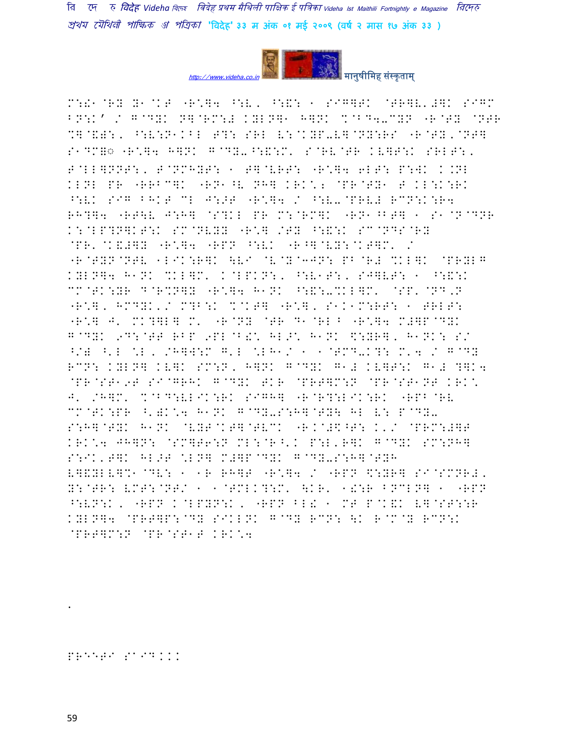M:!1 @RY Y1@KT "R\*]4 ^:V, ^:&: 1 SIG]TK @TR]V,#]K SIGM BN:K' / G@DYK N]@RM:# KYLN]1 H]NK %@BD4-CYN "R@TY @NTR %]@&#:, ^:V:N1KBL T?: SRL V:@KYP-V]@NY:RS "R@TY,@NT] S1DM]◌ "R\*]4 H]NK G@DY-^:&:M' S@RV@TR KV]T:K SRLT:, T@LL]NNT:, T@NMHYT: 1 T]@VRT: "R\*]4 6LT: P:WK K.NL KLNL PR "RRBC]K "RN1^V NH] KRK\; @PR@TY1 T KL:K:RK ^:VK SIG BHKT CL J:>T "R\*]4 / ^:V-@PRV# RCN:K:R4 RH?]4 "RT]V J:H] @S?KL PR M:@RM]K "RN1^BT] 1 S1@N@DNR K:@LP?N]KT:K SM@NVYY "R\*] /TY ^:&:K SC@NDS@RY @PR'@K&#]Y "R\*]4 "RPN ^:VK "R^]@VY:@KT]M' / "R@TYN@NTV 1LIK:R]K \VI @V@Y@3JN: PB@R# %KL]K @PRYLG KYLN]4 H1NK %KL]M' K@LPKN:, ^:V1T:, SJ]VT: 1 ^:&:K CM@TK:YR D@R%N]Y "R\*]4 H1NK ^:&:-%KL]M' @SP'@ND'N "R\*], HMDYK'/ M?B:K %@KT] "R\*], S1K1M:RRT: 1 TRLT: "R\*] J' MK?]L] M' "R@NY @TR D1@RL^ "R\*]4 M#]P@DYK G@DYK 9D:@TT RBP 9PL@B!\* HL>\* H1NK \$:YR], H1NK: S/ ^/) ^'L \*L, /H]W:M G'L \*LH1/ 1 1@TMD-K?: M'4 / G@DY RCN: KYLN] KV]K SM:N, H]NK G@DYK G1# KV]T:K G1# ?]K4 @PR@ST19T SI@GRHK G@DYK TKR @PRT]M:N @PR@ST1NT KRK\ J' /H]M' %@BD:VLIK:RK SIGH] "R@R?:LIK:RK "RPB@RV CM@TK:PR ^')K\4 H1NK G@DY-S:H]@TY\ HL V: P@DY-S:H]@TYK H1NK @VYT@KT]@TVCK "R.@#\$^T: K'/ @PRM:#]T KRK\4 JH]N: @SM]T6:N ML:@R^'K P:L'R]K G@DYK SM:NH] S:IK'T]K HL>T \*LN] M#]P@DYK G@DY-S:H]@TYH V]&YLV]%1@DV: 1 1R RH]T "R\*]4 / "RPN \$:YR] SI@SMNR#, Y:@TR: VMT:@NT/ 1 1@TMLK?:M' \KR' 1!:R BNCLN] 1 "RPN ^:VN:K, "RPN K@LPYN:K, "RPN BL! 1 MT P@K&K V]@ST::R KYLN]4 @PRT]P:@DY SIKLNK G@DY RCN: \K R@M@Y RCN:K @PRT]M:N @PR@ST1T KRK\4

.

PREETI SAID...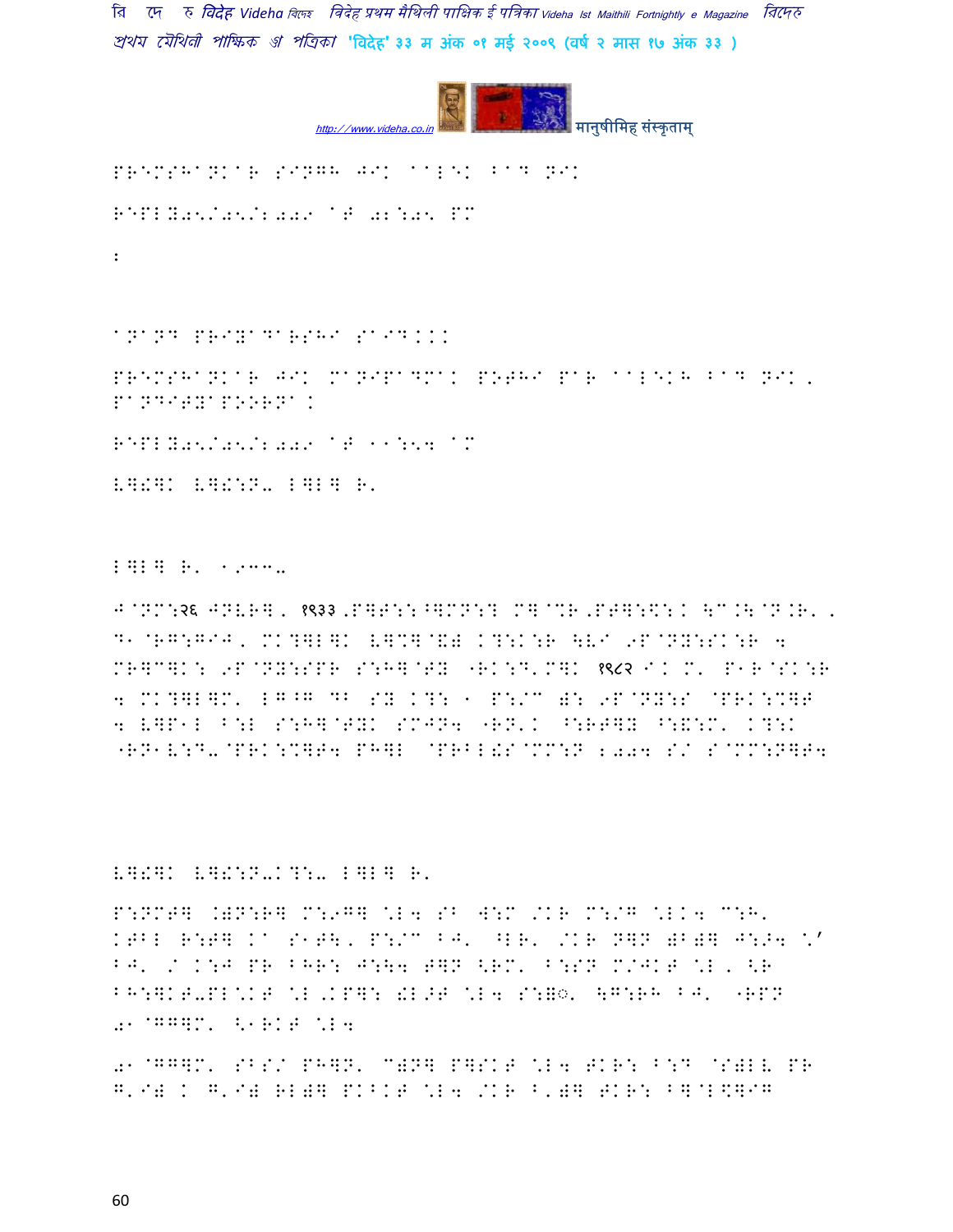PREMSHANKAR SINGH JIK AALEK BAD NIK

REPLY05/05/2009 AT 02:05 PM

:

ANAND PRIYADARSHI SAID...

PREMSHANKAR JIK MANIPADMAK POTHI PAR AALEKH BAD NIK, PANDITYAPOORNA.

REPLY05/05/2009 AT 11:54 AM

६म्रक ६म्रःप. ल्ल्म रू

ल्ल्म रू १९३३.

J@NM:२६ JNVR], १९३३ ,P]F::^]MN:? M]@%R,PT]:\$:K \C.\@N.R, D1@RG:GIJ, MK?]L]K V]%]@&) K?:K:R \VI 9P@NY:SK:R 4 MR]C]K: 9P@NY:SPR S:H]@TY "RK:D'M]K १९८२ I. M' P1R@SK:R 4 MK?]L]M' LG^G DB SY K?: 1 P:/C ): 9P@NY:S @PRK:%]T 4 V]P1L B:L S:H]@TYK SMJN4 "RN'K ^:RT]Y ^:&:M' K?:K "RN1V:D-@PRK:%]T4 PH]L @PRBL!S@MM:N 2004 S/ S@MM:N]T4

६म्रक ६म्रःप.क्ष्.ल्ल्म रू

P:NMT] .)N:R] M:9G] \*L4 SB W:M /KR M:/G \*LK4 C:H' KTBL R:T] KA S1T\, P:/C BJ' ^LR' /KR N]N )B)] J:>4 \*' BJ' / K:J PR BHR: J:\4 T]N <RM' B:SN M/JKT \*L, <R BH:]KT-PL\*KT \*L.KP]: !L>T \*L4 S:=◌़' \G:RH BJ' "RPN 01@GG]M' <1RKT \*L4

01@GG]M' SBS/ PH]N' C)N] P]SKT \*L4 TKR: B:D @S)LV PR G'I) K G'I) RL)] PKBKT \*L4 /KR B')] TKR: B]@L\$]IG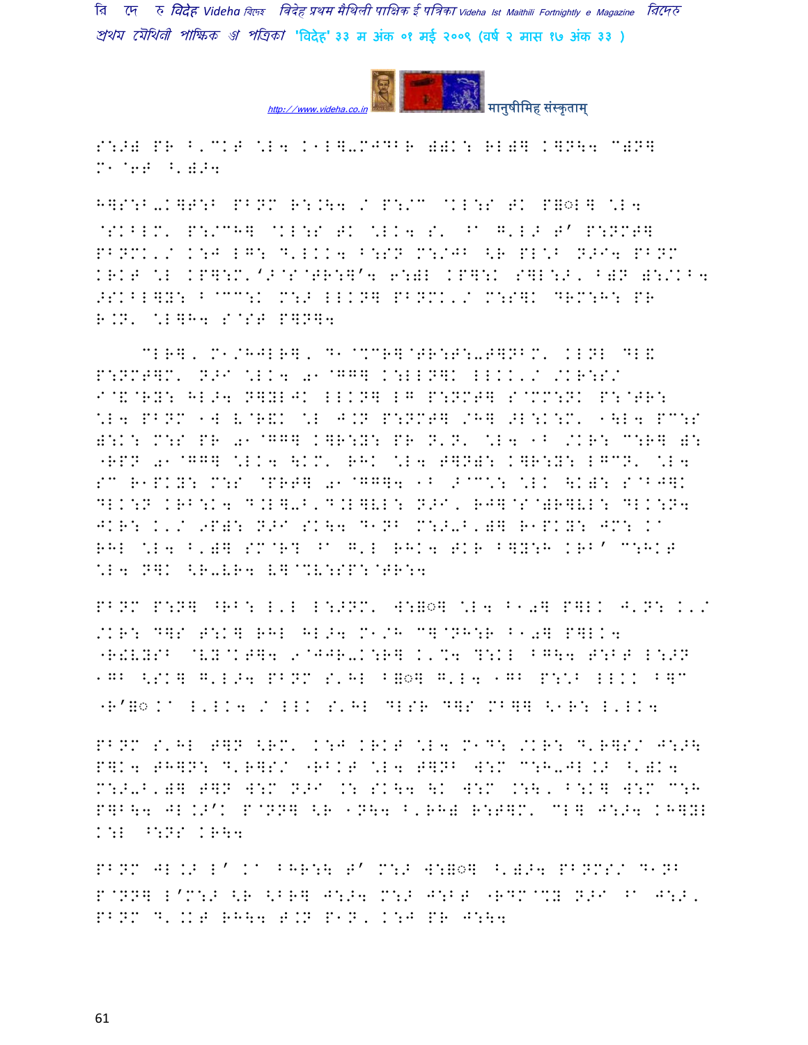S:>) PR ^'CKT \L4 K1L]-MJDBR ))K: RL)] K]N\4 C)N]
M1 @6T ^')>4

H]S:B-K]T:B PBNM R:.\4 / P:/C @KL:S TK P=◌L] \L4 @SKBLM' P:/CH] @KL:S TK \LK4 S' ^1 G'L> T' P:NMT] PBNMK'/ K:J LG: D'LKK4 B:SN M:/JB <R PL<B N>I4 PBNM KRKT \L KP]:M''>@S@TR:]'4 6:)L KP]:K S]L:>, B)N ):/KB4 >SKBL]Y: B@CC:K M:> LLKN] PBNMK'/ M:S]K DRM:H: PR R.N' \L]H4 S@ST P]N]4

CLR], M1/HJLR], D1@%CR]@TR:T:-T]NBM' KLNL DL& P:NMT]M' N>I \LK4 01@GG] K:LLN]K LLKK'/ /KR:S/ I@&@RY: HL>4 N]YLJK LLKN] LG P:NMT] S@CC:NK P:@TR: \L4 PBNM 1W V@R&K \L J.N P:NMT] /H] >L:K:M' 1\L4 PC:S ):K: M:S PR 01@GG] K]R:Y: PR N'N' \L4 1B /KR: C:R] ): "RPN 01@GG] \LK4 \KM' RHK \L4 T]N): K]R:Y: LGCN' \L4 SC R1PKY: M:S @PRT] 01@GG]4 1B >@C: \LK \K): S@BJ]K DLK:N KRB:K4 D.L]-B'D.L]VL: N>I, RJ]@S@)R]VL: DLK:N4 JKR: K'/ 9P): N>I SK\4 D1NB M:>-B')] R1PKY: JM: K1 RHL \L4 ^')] SM@R? ^1 G'L RHK4 TKR B]Y:H KRB' C:HKT \L4 N]K <R-VR4 V]@%V:SP:@TR:4

PBNM P:N] ^RB: L'L L:>NM' W:=◌] \L4 B10] P]LK J'N: K'/ /KR: D]S T:K] RHL HL>4 M1/H C]@NH:R B10] P]LK4 "R!VYSB @VY@KT]4 9@JJR-K:R] K'%4 ?:KL BG\4 T:BT L:>N 1GB <SK] G'L>4 PBNM S'HL B=◌] G'L4 1GB P:\B LLKK B]C "R'=◌K1 L'LK4 / LLK S'HL DLSR D]S MB]] <1R: L'LK4

PBNM S'HL T]N <RM' K:J KRKT \L4 M1D: /KR: D'R]S/ J:>\ P]K4 TH]N: D'R]S/ "RBKT \L4 T]NB W:M C:H-JL.> ^')K4 M:>-B')] T]N W:M N>I .: SK\4 \K W:M .:\, B:K] W:M C:H P]B\4 JL.>'K P@NN] <R 1N\4 B'RH) R:T]M' CL] J:>4 KH]YL K:L ^:NS KR\4

PBNM JL.> L' K1 BHR:\ T' M:> W:=◌] ^')>4 PBNMS/ D1NB P@NN] L'M:> <R <BR] J:>4 M:> J:BT "RDM@%Y N>I ^1 J:>, PBNM D'.KT RH\4 T.N P1N, K:J PR J:\4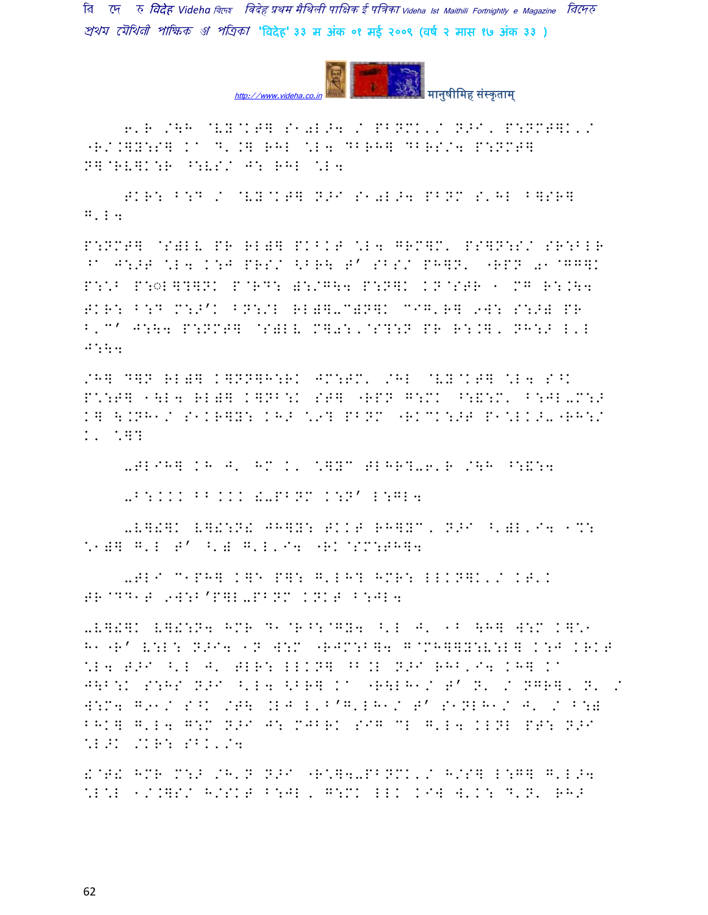6'R /\H @VY@KT] S10L>4 / PBNMK'/ N>I, P:NMT]K'/ ^R/.]Y:S] K^ D'.] RHL \L4 DBRH] DBRS/4 P:NMT] N]@RV]K:R ^:VS/ J: RHL \L4

TKR: B:D / @VY@KT] N>I S10L>4 PBNM S'HL B]SR] G'L4

P:NMT] @S)LV PR RL)] PKBKT \L4 GRM]M' PS]P:S/ SR:BLR ^A J:>T \L4 K:J PRS/ <BR\ T' SBS/ PH]N' ^RPN 01@GG]K P:\B P:◌L]?]NK P@RD: ):/G\4 P:N]K K N@STR 1 MG R:.\4 TKR: B:D M:>'K BN:/L RL)]-C)N]K CIG'R] 9W: S:>) PR B'C' J:\4 P:NMT] @S)LV M]0:'@S?:N PR R:.]' NH:> L'L J:\4

/H] D]N RL)] K]NN]H:RK JM:TM' /HL @VY@KT] \L4 S^K P\:T] 1\L4 RL)] K]NB:K ST] ^RPN G:MK ^:&:M' B:JL-M:> K] \.NH1/ S1KR]Y: KH> \9? PBNM ^RKCK:>T P1\LK>-^RH:/ K' \]?

-TLIH] KH J' HM K' \]YC TLHR?-6'R /\H ^:&:4

-B:KKK BB KKK !-PBNM K:N' L:GL4

-V]!]K V]!:N! JH]Y: TKKT RH]YC, N>I ^')L'I4 1C: \1)] G'L T' ^') G'L'I4 ^RK@SM:TH]4

-TLI C1PH] K]E P]: G'LH? HMR: LLKN]K'/ KT'K TR@DD1T 9W:B'P]L-PBNM KNKT B:JL4

-V]!]K V]!:N4 HMR D1@R^:@GY4 ^'L J' 1B \H] W:M K]\1 H1^R' V:L: N>I4 1N W:M ^RJM:B]4 G@MH]]Y:V:L] K:J KRKT \L4 T>I ^'L J' TLR: LLKN] ^B.L N>I RHB'I4 KH] K^ J\B:K S:HS N>I ^'L4 <BR] K^ ^R\LH1/ T' N' / NGR]' N' / W:M4 G91/ S^K /T\ .LJ L'B'G'LH1/ T' S1NLH1/ J' / B:) BHK] G'L4 G:M N>I J: MJBRK SIG CL G'L4 KLNL PT: N>I \L>K /KR: SBK'/4

!@T! HMR M:> /H'N N>I ^R\]4-PBNMK'/ H/S] L:G] G'L>4 \L\L 1/.]S/ H/SKT B:JL, G:MK LLK KI] W'K: D'N' RH>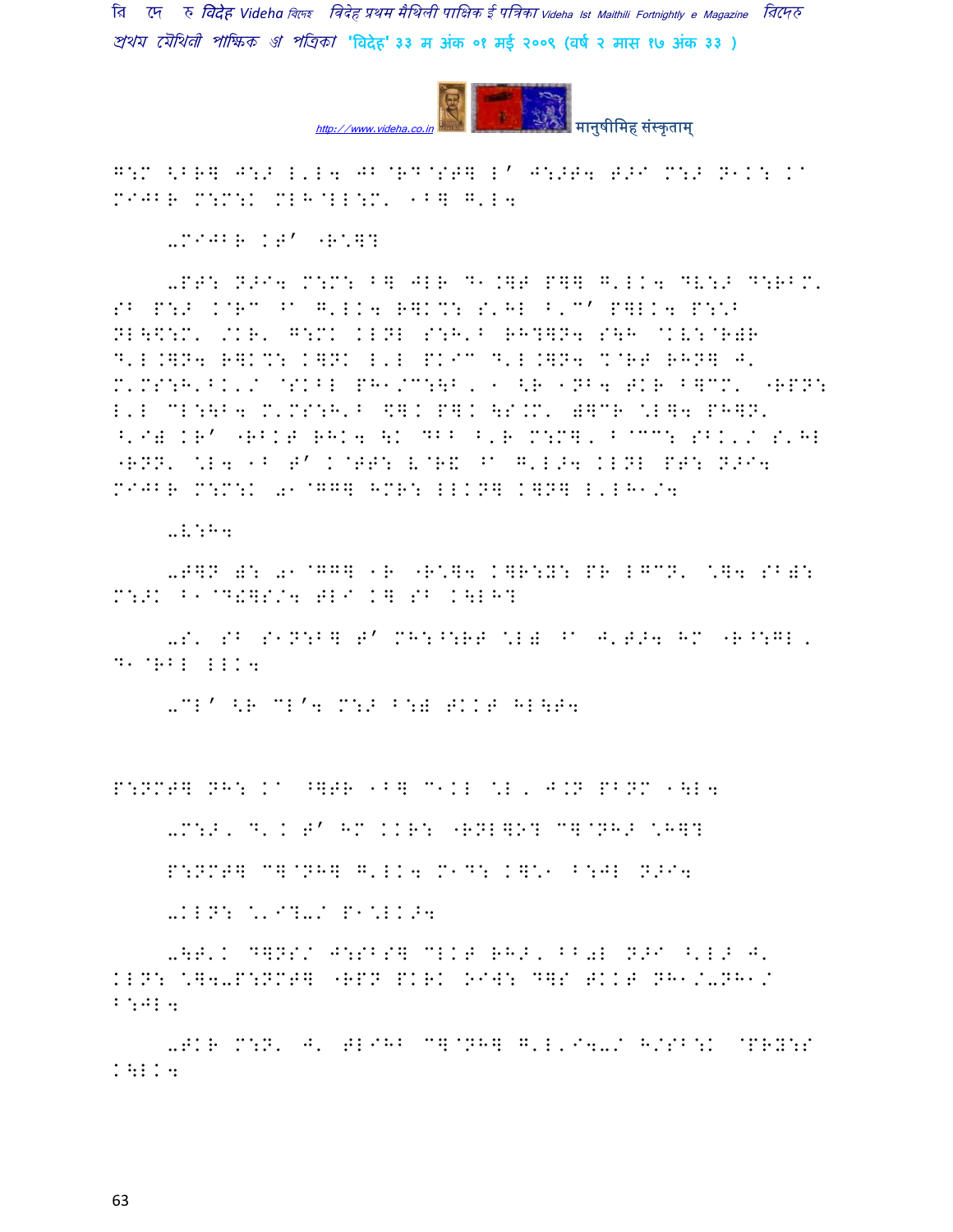G:M <BRH J:; L'L4 JB@RD@STH L' J:;T4 T>I M:; N1K: KA MIJBR M:M:K MLH@LL:M' 1BH G'L4

-MIJBR KT' "R:H?

-PT: N>I4 M:M: BH JLR D1.HT PHH G'LK4 DV:; D:RBM' SB P:; K@RC ^A G'LK4 RHK%: S'HL B'C' PHLK4 P:\* NL\<:M' /KR' G:MK KLNL S:H'B RH?HN4 S\H @KV:@R)R D'L.HN4 RHK%: KHNK L'L PKIC D'L.HN4 %@RT RHNH J' M'MS:H'BK'/ @SKBL PH1/C:\B, 1 <R 1NB4 TKR BHCM' "RPN: L'L CL:\B4 M'MS:H'B \$HK PHK \S.M' )HCR \*LH4 PHHN' ^'I) KR' "RBKT RHK4 \K DBB B'R M:MH' B@CC: SBK'/ S'HL "RNN' \*L4 1B T' K@TT: V@R& ^A G'L>4 KLNL PT: N>I4 MIJBR M:M:K 01@GGH HMR: LLKNH KHNH L'LH1/4

-V:H4

-THN ): 01@GGH 1R "R:H4 KHR:Y: PR LGCN' \*H4 SB): M:>K B1@D&HS/4 TLI KH SB K\LH?

-S' SB S1N:BH T' MH:^:RT \*L) ^A J'T>4 HM "R^:GL, D1@RBL LLK4

-CL' <R CL'4 M:> B:) TKKT HL\T4

P:NMTH NH: KA ^HTR 1BH C1KL \*L, J.N PBNM 1\L4

-M:>, D'K T' HM KKR: "RNLHO? CH@NH> \*HH?

P:NMTH CH@NHH G'LK4 M1D: KH\*1 B:JL N>I4

-KLN: \*'I?-/ P1\*LK>4

-\T'K DHNS/ J:SBSH CLKT RH>, BB0L N>I ^'L> J' KLN: \*H4-P:NMTH "RPN PKRK OIW: DHS TKKT NH1/-NH1/ B:JL4

-TKR M:N' J' TLIHB CH@NHH G'L'I4-/ H/SB:K @PRY:S K\LK4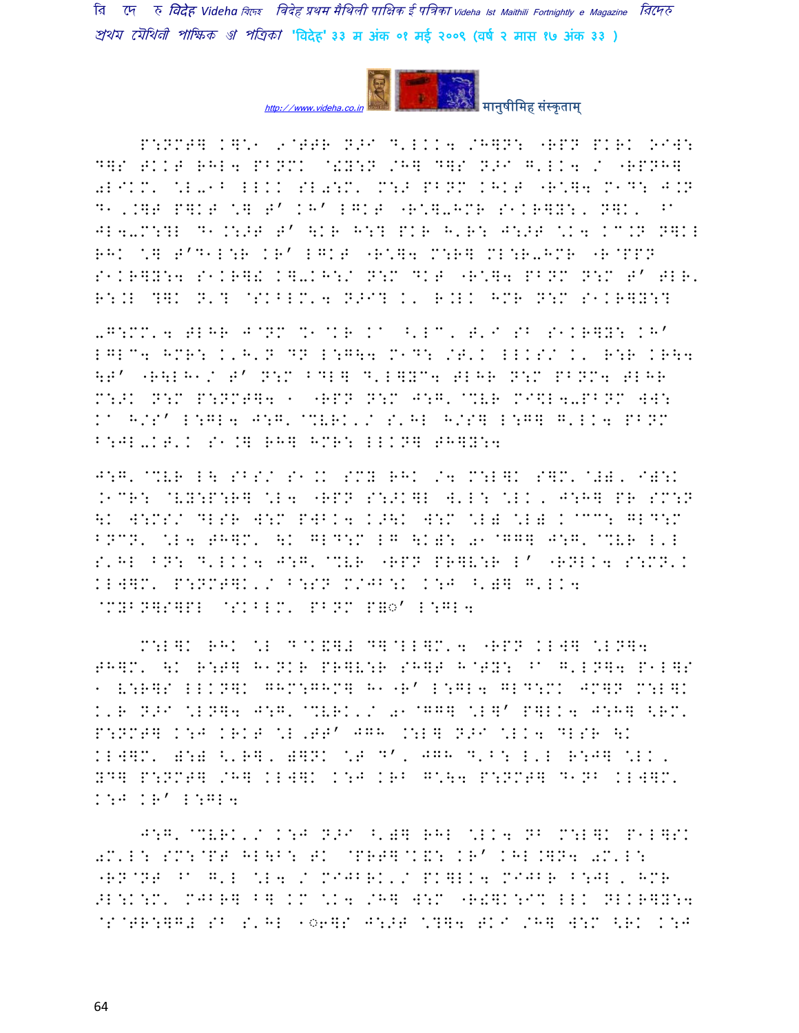P:NMT] K]\*. 9@TTR N>I D'LKK4 /H]N: "RPN PKRK OIW: D]S TKKT RHL4 PBNMK @!Y:N /H] D]S N>I G'LK4 / "RPNH] 0LIKM' \*L-1B LLKK SL0:M' M:> PBNM KHKT "R\*]4 M1D: J.N D1',]T P]KT \*] T' KH' LGKT "R\*]-HMR S1KR]Y:, N]K' ^a JL4-M:?L D1.:>T T' \KR H:? PKR H'R: J:>T \*K4 KC.N N]KL RHK \*] T'D1L:R KR' LGKT "R\*]4 M:R] ML:R-HMR "R@PPN S1KR]Y:4 S1KR]! K]-KH:/ N:M DKT "R\*]4 PBNM N:M T' TLR. R:.L ?]K N'? @SKBLM'4 N>I? K' R.LK HMR N:M S1KR]Y:?

-G:MM'4 TLHR J@NM %1@KR Ka ^'LC, T'I SB S1KR]Y: KH' LGLC4 HMR: K'H'N DN L:G\4 M1D: /T'K LLKS/ K' R:R KR\4 \T' "R\LH1/ T' N:M BDL] D'L]YC4 TLHR N:M PBNM4 TLHR M:>K N:M P:NMT]4 1 "RPN N:M J:G'@%VR MI\$L4-PBNM WW: Ka H/S' L:GL4 J:G'@%VRK'/ S'HL H/S] L:G] G'LK4 PBNM B:JL-KT'K S1.] RH] HMR: LLKN] TH]Y:4

J:G'@%VR L\ SBS/ S1.K SMY RHK /4 M:L]K S]M'@#)'I):K .1CR: @VY:P:R] \*L4 "RPN S:>K]L W'L: \*LK, J:H] PR SM:N \K W:MS/ DLSR W:M PWBK4 K>\K W:M \*L) \*L) K@CC: GLD:M BNCN' \*L4 TH]M' \K GLD:M LG \K): 01@GG] J:G'@%VR L'L S'HL BN: D'LKK4 J:G'@%VR "RPN PR]V:R L' "RNLK4 S:MN'K KLW]M' P:NMT]K'/ B:SN M/JB:K K:J ^')] G'LK4 @MYBN]S]PL @SKBLM' PBNM P=◌' L:GL4

M:L]K RHK \*L D@K&]# D]@LL]M'4 "RPN KLW] \*LN]4 TH]M' \K R:T] H1NKR PR]V:R SH]T H@TY: ^a G'LN]4 P1L]S 1 V:R]S LLKN]K GHM:GHM] H1"R' L:GL4 GLD:MK JM]N M:L]K K'R N>I \*LN]4 J:G'@%VRK'/ 01@GG] \*L]' P]LK4 J:H] <RM' P:NMT] K:J KRKT \*L,TT' JGH .:L] N>I \*LK4 DLSR \K KLW]M' ):) <'R], )]NK \*T D', JGH D'B: L'L R:J] \*LK, YD] P:NMT] /H] KLW]K K:J KRB G\*\4 P:NMT] D1NB KLW]M' K:J KR' L:GL4

J:G'@%VRK'/ K:J N>I ^')] RHL \*LK4 NB M:L]K P1L]SK 0M'L: SM:@PT HL\B: TK @PRT]@K&: KR' KHL.]N4 0M'L: "RN@NT ^a G'L \*L4 / MIJBRK'/ PK]LK4 MIJBR B:JL, HMR >L:K:M' MJBR] B] KM \*K4 /H] W:M "R!]K:I% LLK NLKR]Y:4 @S@TR:]G# SB S'HL 1◌6]S J:>T \*?]4 TKI /H] W:M <RK K:J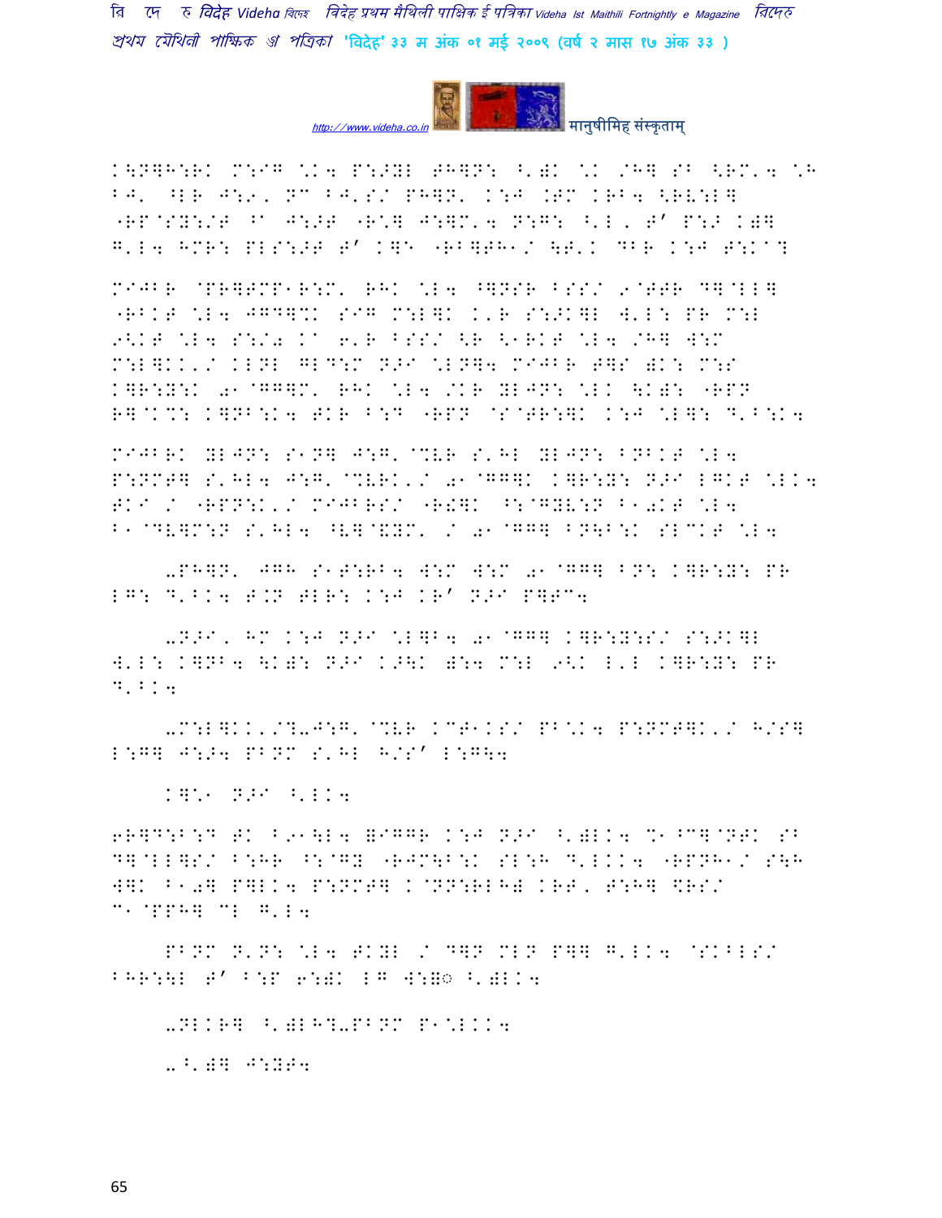K\PG]H:RK M:IG \K4 P:>YL T]GN: A'@K \K /HG SB <RM'4 \H
BJ' ^LR J:9, NC BJ'S/ PH]N' K:J .TM KRB4 <RV:L]
"RP@SY:/T ^ J:>T "R\] J:]M'4 N:G: A'L, T' P:> K@]
G'L4 HMR: PLS:>T T' K]E "RB]TH1/ \T'K DBR K:J T:K@?

MIJBR @PR]TMP1R:M' RHK \L4 ^]NSR BSS/ 9@TTR D]@LL]
"RBKT \L4 JGD]%K SIG M:L]K K'R S:>K]L W'L: PR M:L
9<KT \L4 S:/0 KA 6'R BSS/ <R <1RKT \L4 /H] W:M
M:L]KK'/ KLNL GLD:M N>I \LN]4 MIJBR T]S @K: M:S
K]R:Y:K 01@GG]M' RHK \L4 /KR YLJN: \LK \K@: "RPN
R]@K%: K]NB:K4 TKR B:D "RPN @S@TR:]K K:J \L]: D'B:K4

MIJBRK YLJN: S1N] J:G'@%VR S'HL YLJN: BNBKT \L4
P:NMT] S'HL4 J:G'@%VRK'/ 01@GG]K K]R:Y: N>I LGKT \LK4
TKI / "RPN:K'/ MIJBRS/ "R!]K ^:@GYV:N B10KT \L4
B1@DV]M:N S'HL4 ^V]@&YM' / 01@GG] BN\B:K SLCKT \L4

-PH]N' JGH S1T:RB4 W:M W:M 01@GG] BN: K]R:Y: PR
LG: D'BK4 T.N TLR: K:J KR' N>I P]TC4

-N>I, HM K:J N>I \L]B4 01@GG] K]R:Y:S/ S:>K]L
W'L: K]NB4 \K@: N>I K>\K @:4 M:L 9<K L'L K]R:Y: PR
D'BK4

-M:L]KK'/?-J:G'@%VR KCT1KS/ PB\K4 P:NMT]K'/ H/S]
L:G] J:>4 PBNM S'HL H/S' L:G\4

K]\1 N>I ^'LK4

6R]D:B:D TK B91\L4 =IGGR K:J N>I ^'@LK4 %1^C]@NTK SB
D]@LL]S/ B:HR ^:@GY "RJM\B:K SL:H D'LKK4 "RPNH1/ S\H
W]K B10] P]LK4 P:NMT] K@NN:RLH@ KRT, T:H] $RS/
C1@PPH] CL G'L4

PBNM N'N: \L4 TKYL / D]N MLN P]] G'LK4 @SKBLS/
BHR:\L T' B:P 6:@K LG W:=◌ ^'@LK4

-NLKR] ^'@LH?-PBNM P1\LKK4

-^'@] J:YT4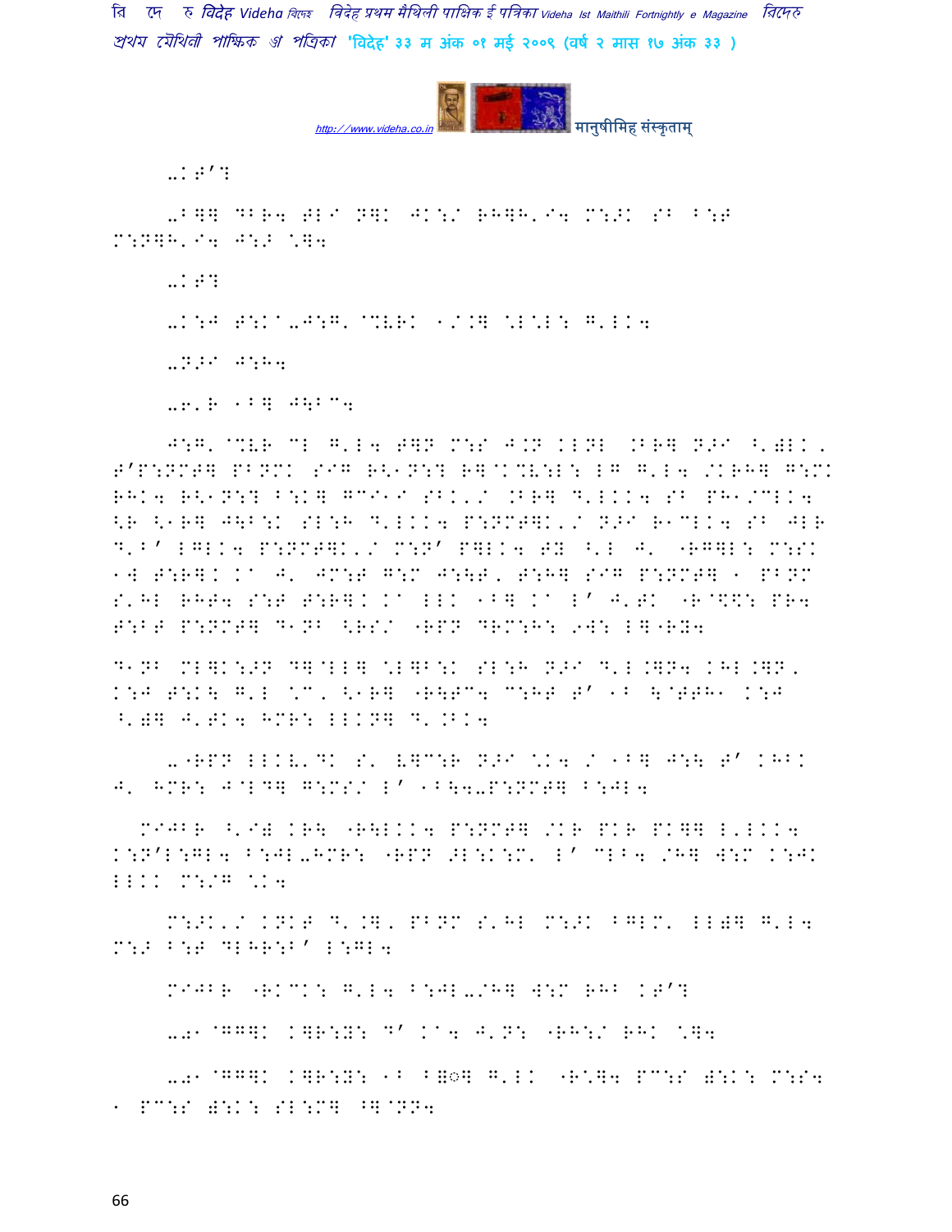-KT'?

-B]] @BR4 TLI N]K JK:/ RH]H'I4 M:>K SB B:T M:N]H'I4 J:> \]4

-KT?

-K:J T:KA-J:G' @%VRK 1/.] \L\L: G'LK4

-N>I J:H4

-6'R 1B] J\BC4

J:G' @%VR CL G'L4 T]N M:S J.N KLNL .BR] N>I ^')LK, T'P:NMT] PBNMK SIG R<1N:? R]@K%V:L: LG G'L4 /KRH] G:MK RHK4 R<1N:? B:K] GCI1I SBK'/ .BR] D'LKK4 SB PH1/CLK4 <R <1R] J\B:K SL:H D'LKK4 P:NMT]K'/ N>I R1CLK4 SB JLR D'B' LGLK4 P:NMT]K'/ M:N' P]LK4 TY ^'L J' "RG]L: M:SK 1W T:R]K KA J' JM:T G:M J:\T, T:H] SIG P:NMT] 1 PBNM S'HL RHT4 S:T T:R]K KA LLK 1B] KA L' J'TK "R@\%: PR4 T:BT P:NMT] D1NB <RS/ "RPN DRM:H: 9W: L]"RY4

D1NB ML]K:>N D]@LL] \L]B:K SL:H N>I D'L.]N4 KHL.]N, K:J T:K\ G'L \C, <1R] "R\TC4 C:HT T' 1B \@TTH1 K:J ^')] J'TK4 HMR: LLKN] D'.BK4

-"RPN LLKV'DK S' V]C:R N>I \K4 / 1B] J:\ T' KHBK J' HMR: J@LD] G:MS/ L' 1B\4-P:NMT] B:JL4

MIJBR ^'I) KR\ "R\LKK4 P:NMT] /KR PKR PK]] L'LKK4 K:N'L:GL4 B:JL-HMR: "RPN >L:K:M' L' CLB4 /H] W:M K:JK LLKK M:/G \K4

M:>K'/ KNKT D'.], PBNM S'HL M:>K BGLM' LL)] G'L4 M:> B:T DLHR:B' L:GL4

MIJBR "RKCK: G'L4 B:JL-/H] W:M RHB KT'?

-0' @GG]K K]R:Y: D' KA4 J'N: "RH:/ RHK \]4

-0' @GG]K K]R:Y: 1B B]◌] G'LK "R\]4 PC:S ):K: M:S4 1 PC:S ):K: SL:M] ^]@NN4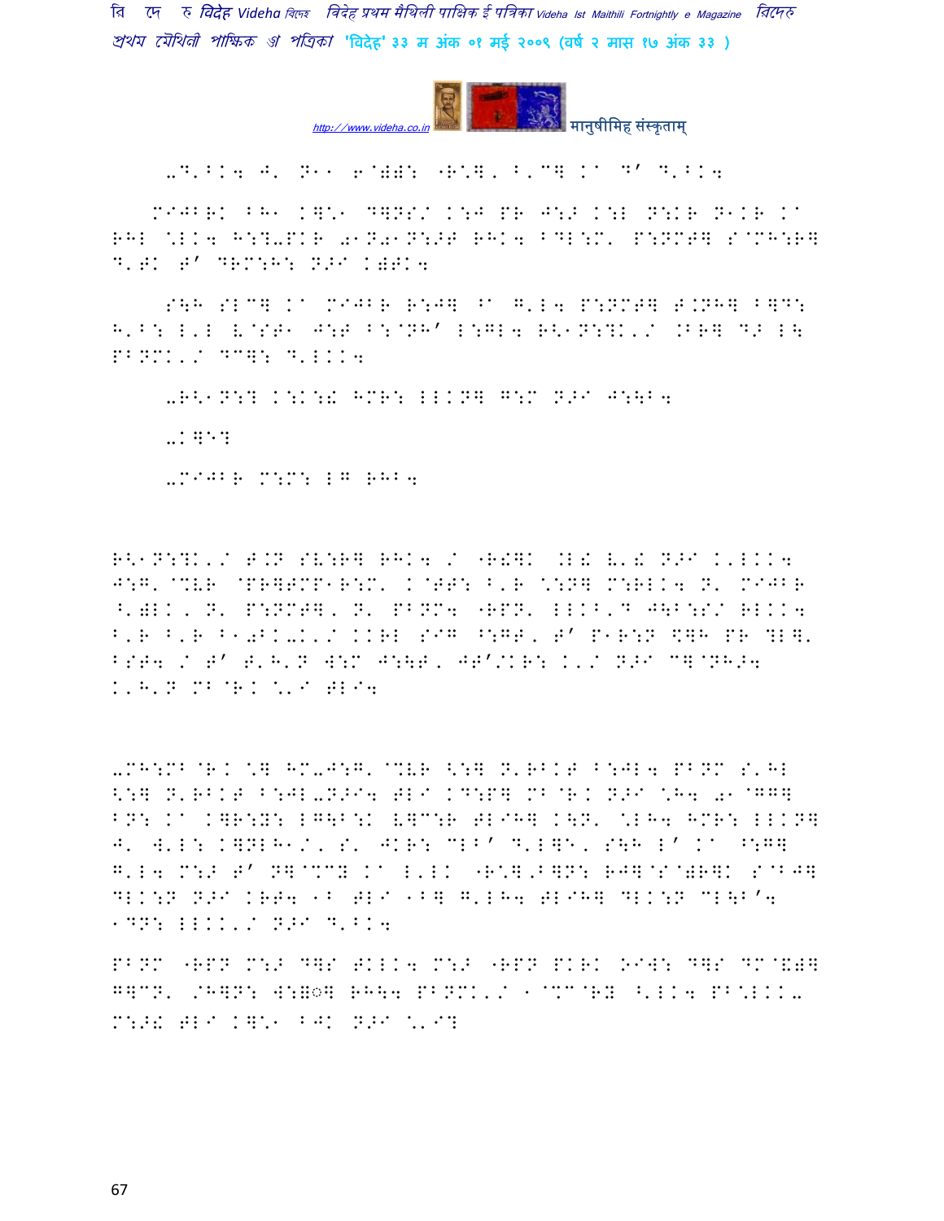-D'BK4 J' N11 6@)): "R\*], B'C] K@ D' D'BK4

MIJBRK BH1 K]\*1 D]NS/ K:J PR J:> K:L N:KR N1KR K@ RHL \*LK4 H:?-PKR 01N01N:>T RHK4 BDL:M' P:NMT] S@MH:R] D'TK T' DRM:H: N>I K)TK4

S\H SLC] K@ MIJBR R:J] ^@ G'L4 P:NMT] T.NH] B]D: H'B: L'L V@ST1 J:T B:@NH' L:GL4 R<1N:?K'/ .BR] D> L\ PBNMK'/ DC]: D'LKK4

-R<1N:? K:K:! HMR: LLKN] G:M N>I J:\B4

-K]E?

-MIJBR M:M: LG RHB4

R<1N:?K'/ T.N SV:R] RHK4 / "R!]K .L! V'! N>I K'LKK4 J:G' @%VR @PR]TMP1R:M' K@TT: B'R \*:N] M:RLK4 N' MIJBR ^')LK, N' P:NMT], N' PBNM4 "RPN' LLKB'D J\B:S/ RLKK4 B'R B'R B10BK-K'/ KKRL SIG ^:GT, T' P1R:N \$]H PR ?L]' BST4 / T' T'H'N W:M J:\T, JT'/KR: K'/ N>I C]@NH>4 K'H'N MB@R K \*'I TLI4

-MH:MB@R K \*] HM-J:G' @%VR <:] N'RBKT B:JL4 PBNM S'HL <:] N'RBKT B:JL-N>I4 TLI KD:P] MB@R K N>I \*H4 01@GG] BN: K@ K]R:Y: LG\B:K V]C:R TLIH] K\N' \*LH4 HMR: LLKN] J' W'L: K]NLH1/, S' JKR: CLB' D'L]E, S\H L' K@ ^:G] G'L4 M:> T' N]@%CY K@ L'LK "R\*],B]N: RJ]@S@)R]K S@BJ] DLK:N N>I KRT4 1B TLI 1B] G'LH4 TLIH] DLK:N CL\B'4 1DN: LLKK'/ N>I D'BK4

PBNM "RPN M:> D]S TKLK4 M:> "RPN PKRK OIW: D]S DM@&)] G]CN' /H]N: W:◌] RH\4 PBNMK'/ 1@%C@RY ^'LK4 PB\*LKK- M:>! TLI K]\*1 BJK N>I \*'I?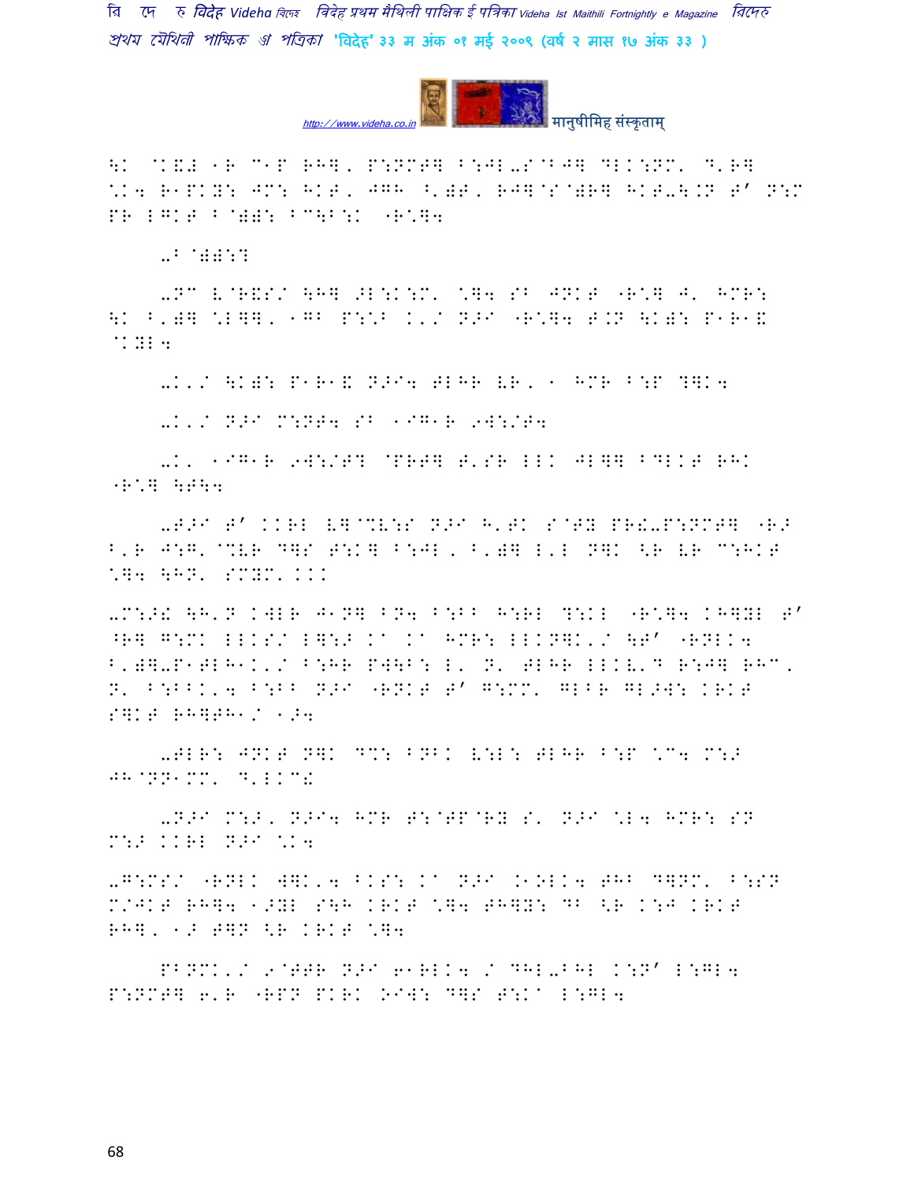\K @K&# 1R C1P RH], P:NMT] B:JL-S@BJ] DLK:NM' D'R]
\*K4 R1PKY: JM: HKT, JGH ^')T, RJ]@S@)R] HKT-\.N T' N:M
PR LGKT B@)): BC\B:K "R\*]4

-B@)):?

-NC V@R&S/ \H] >L:K:M' \*]4 SB JNKT "R\*] J' HMR:
\K B')] \*L]], 1GB P:\*B K'/ N>I "R\*]4 T.N \K): P1R1&
@KYL4

-K'/ \K): P1R1& N>I4 TLHR VR, 1 HMR B:P ?]K4

-K'/ N>I M:NT4 SB 1IG1R 9W:/T4

-K' 1IG1R 9W:/T? @PRT] T'SR LLK JL]] BDLKT RHK
"R\*] \T\4

-T>I T' KKRL V]@%V:S N>I H'TK S@TY PR!-P:NMT] "R>
B'R J:G'@%VR D]S T:K] B:JL, B')] L'L N]K <R VR C:HKT
\*]4 \HN' SMYM'KKK

-M:>! \H'N KWLR J1N] BN4 B:BB H:RL ?:KL "R\*]4 KH]YL T'
^R] G:MK LLKS/ L]:> Ka Ka HMR: LLKN]K'/ \T' "RNLK4
B')]-P1TLH1K'/ B:HR PW\B: L' N' TLHR LLKV'D R:J] RHC'
N' B:BBK'4 B:BB N>I "RNKT T' G:MM' GLBR GL>W: KRKT
S]KT RH]TH1/ 1>4

-TLR: JNKT N]K D%: BNBK V:L: TLHR B:P \*C4 M:>
JH@NN1MM' D'LKC!

-N>I M:>, N>I4 HMR T:@TP@RY S' N>I \*L4 HMR: SN
M:> KKRL N>I \*K4

-G:MS/ "RNLK W]K'4 BKS: Ka N>I K1OLK4 THB D]NM' B:SN
M/JKT RH]4 1>YL S\H KRKT \*]4 TH]Y: DB <R K:J KRKT
RH], 1> T]N <R KRKT \*]4

PBNMK'/ 9@TTR N>I 61RLK4 / DHL-BHL K:N' L:GL4
P:NMT] 6'R "RPN PKRK OIW: D]S T:Ka L:GL4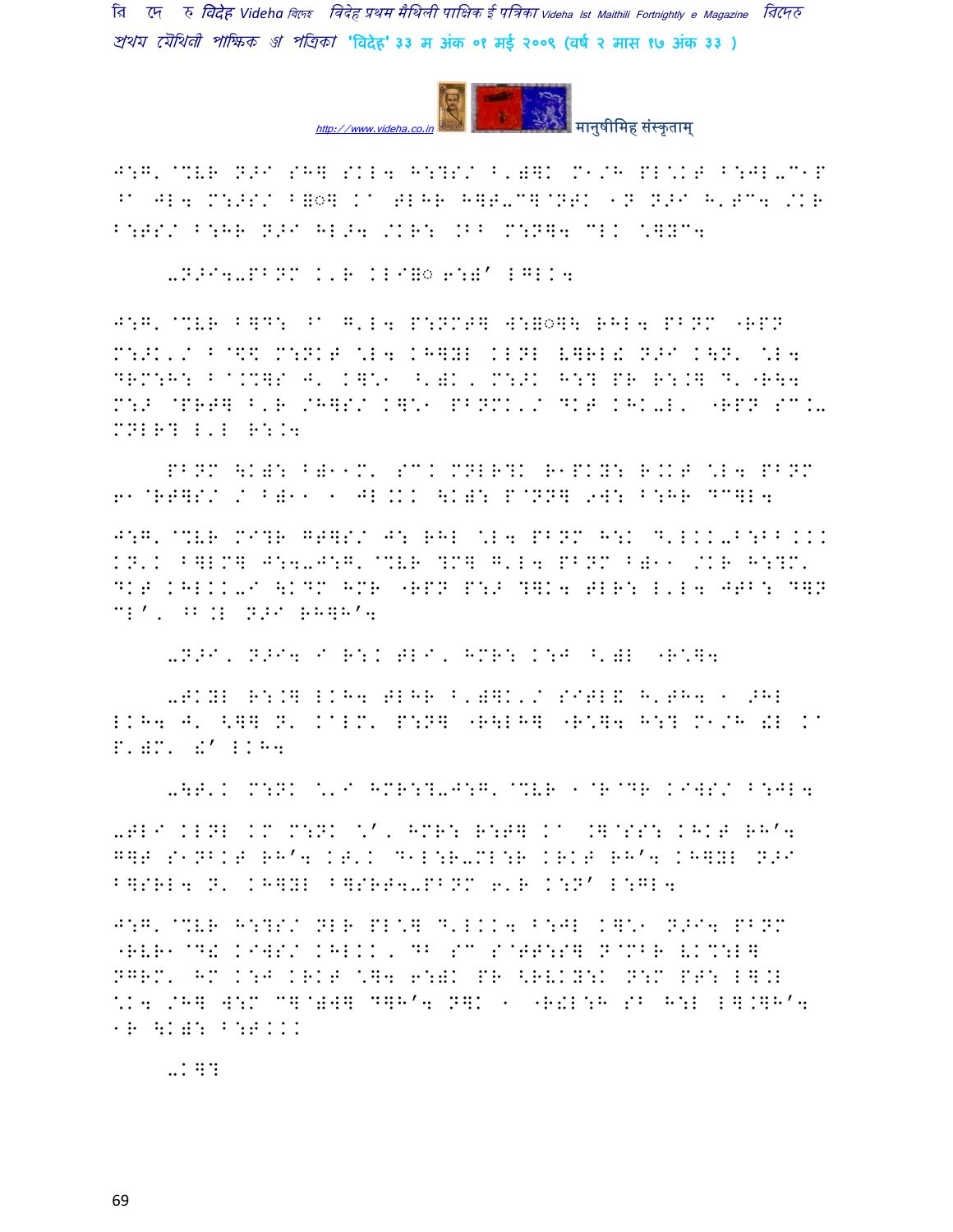J:G' @%VR N>I SH] SKL4 H:?S/ B')]K M1/H PL\*KT B:JL-C1P ^ JL4 M:>S/ B=◌] K ТLHR H]T-C]@NTK 1N N>I H'TC4 /KR B:TS/ B:HR N>I HL>4 /KR: .BB M:N]4 CLK \*]YC4

-N>I4-PBNM K'R KLI]◌ 6:)' LGLK4

J:G' @%VR B]D: ^ G'L4 P:NMT] W:=◌]\ RHL4 PBNM "RPN M:>K'/ B@^\$ M:NKT \*L4 KH]YL KLNL V]RL! N>I K\N' \*L4 DRM:H: B@.%]S J' K]\*1 ^')K, M:>K H:? PR R:.] D'"R\4 M:> @PRT] B'R /H]S/ K]\*1 PBNMK'/ DKT KHK-L' "RPN SC.- MNLR? L'L R:.4

PBNM \K): B)11M' SC. MNLR?K R1PKY: R.KT \*L4 PBNM 61@RT]S/ / B)11 1 JL.KK \K): P@NN] 9W: B:HR DC]L4

J:G' @%VR MI?R GT]S/ J: RHL \*L4 PBNM H:K D'LKK-B:BB KKK KN'K B]LM] J:4-J:G' @%VR ?M] G'L4 PBNM B)11 /KR H:?M' DKT KHLKK-I \KDM HMR "RPN P:> ?]K4 TLR: L'L4 JTB: D]N CL', ^B.L N>I RH]H'4

-N>I, N>I4 I R:K TLI, HMR: K:J ^')L "R\*]4

-TKYL R:.] LKH4 TLHR B')]K'/ SITL& H'TH4 1 >HL LKH4 J' <]] N' K@LM' P:N] "R\LH] "R\*]4 H:? M1/H !L K P')M' !' LKH4

-\T'K M:NK \*'I HMR:?-J:G' @%VR 1@R@DR KIWS/ B:JL4

-TLI KLNL KM M:NK \*', HMR: R:T] K .]@SS: KHKT RH'4 G]T S1NBKT RH'4 KT'K D1L:R-ML:R KRKT RH'4 KH]YL N>I B]SRL4 N' KH]YL B]SRT4-PBNM 6'R K:N' L:GL4

J:G' @%VR H:?S/ NLR PL\*] D'LKK4 B:JL K]\*1 N>I4 PBNM "RVR1@D! KIWS/ KHLKK, DB SC S@TT:S] N@MBR VK%:L] NGRM' HM K:J KRKT \*]4 6:)K PR <RVKY:K N:M PT: L].L \*K4 /H] W:M C]@)W] D]H'4 N]K 1 "R!L:H SB H:L L].]H'4 1R \K): B:TKKK

-K]?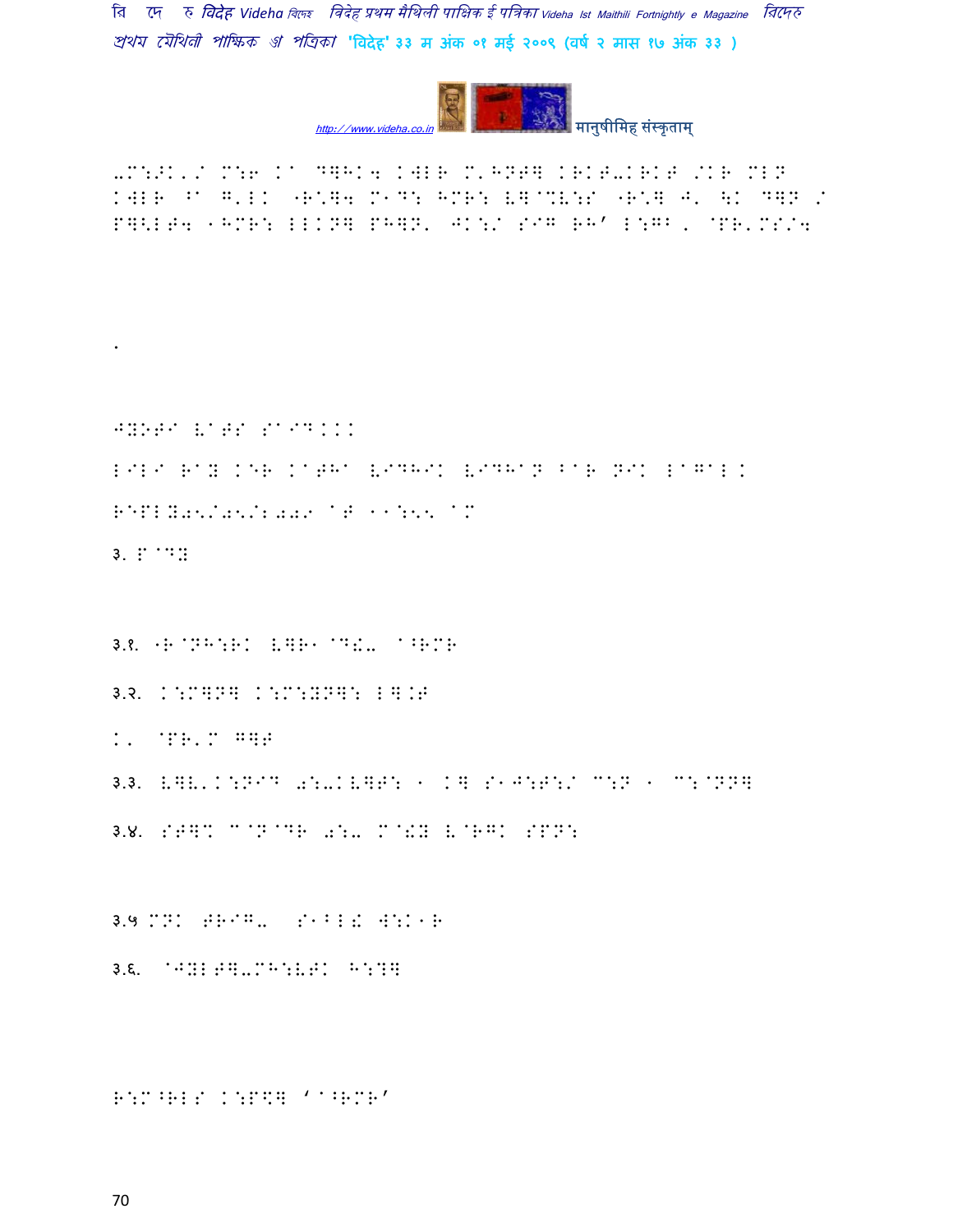-M:?K'/ M:6 Ka D又HK4 KWLR M'HN6又 KRKT-KRKT /KR MLN
KWLR ^a G'LK "R"又4 M1D: HMR: V又@MV:S "R"又 J' \K D又N /
P又<LT4 1HMR: LLKN又 PH又N' JK:/ SIG RH' L:GB, @PR'MS/4

.

JYOTI VATS SAID...

LILA RAY KER KATHA VIDHIK VIDHAN BAR NIK LAGAL.

REPLY05/05/2009 AT 11:55 AM

३. P@DY

३.१. "R@NH:RK V又R1@D!- a^RMR

३.२. K:M又N又 K:M:YN又: L又.6

K' @PR'M G又6

३.३. V又V'K:NID 0:-KV又6: 1 K又 S1J:T:/ C:N 1 C:@NN又

३.४. S6又% C@N@DR 0:- M@!Y V@RGK SPN:

३.५ MNK TRIG- S1^L! W:K1R

३.६. @JYLT又-MH:VTK H:?又

R:M^RLS K:P\$又 'a^RMR'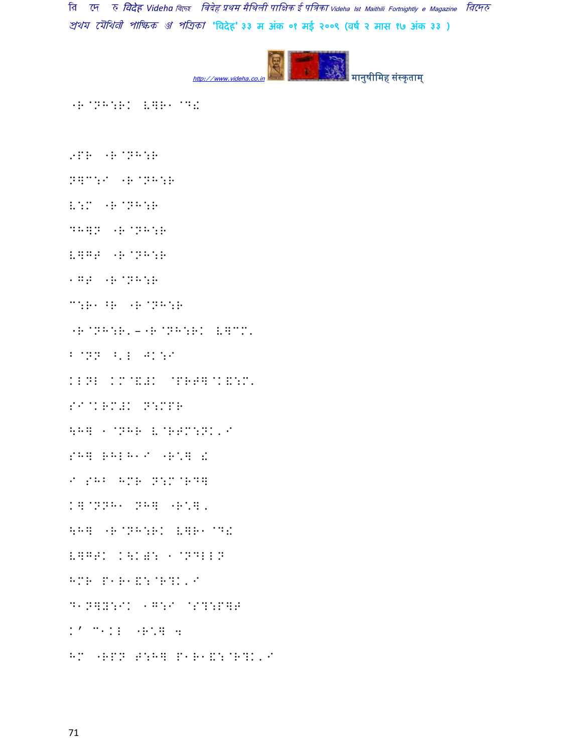"R@NH:RK B]R1@D!

9PR "R@NH:R

N]C:I "R@NH:R

B:M "R@NH:R

DH]N "R@NH:R

B]GT "R@NH:R

1GT "R@NH:R

C:R1^R "R@NH:R

"R@NH:R'–"R@NH:RK B]CM'

B@NN ^'L JK:I

KLNL KM@& @PRT]@K&:M'

SI@KRM#K N:MPR

\H] 1@NHR B@RTM:NK'I

SH] RHLH1I "R\] !

I SHB HMR N:M@RD]

K]@NNH1 NH] "R\]'

\H] "R@NH:RK B]R1@D!

B]GTK K\K: 1@NDLLN

HMR P1R1&:@R?K'I

D1N]Y:IK 1G:I @S?:P]T

K' C1KL "R\] 4

HM "RPN T:H] P1R1&:@R?K'I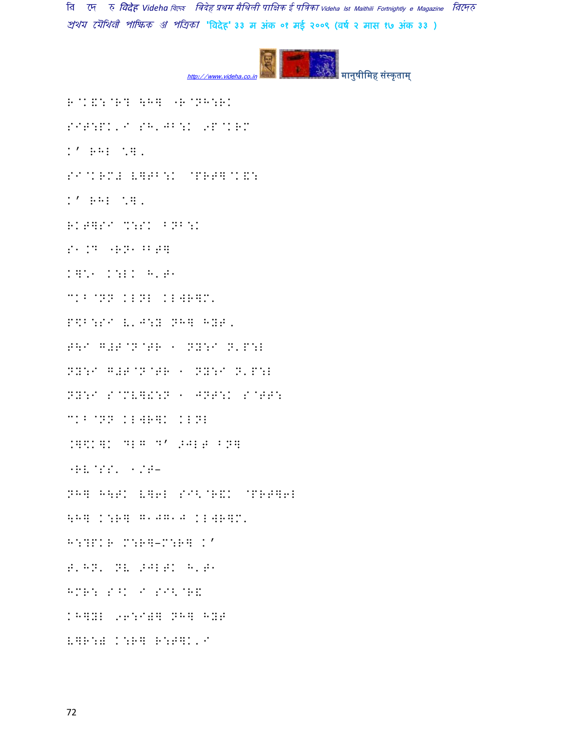R@K&:@R? \H३ ⁄R@NH:RK

SIT:PK'I SH'JB:K 9P@KRM

K' RHL "३'

SI@KRM# V३TB:K @PRT३@K&:

K' RHL "३'

RKT३SI M:ZK BNB:K

S1.D ⁄RN1 ^BT३

K३\*1 K:LK H'T1

MKB@NN KLNL KLWR३M'

P\$B:SI V'J:Y NH३ HYT'

T\I G#T@N@TR 1 NY:I N'P:L

NY:I G#T@N@TR 1 NY:I N'P:L

NY:I S@MV३!:N 1 JNT:K S@TT:

MKB@NN KLWR३K KLNL

.३\$K३K DLG D' >JLT BN३

⁄RV@SS' 1/T–

NH३ H\TK V३6L SI<@R&K @PRT३6L

\H३ K:R३ G1JG1J KLWR३M'

H:?PKR M:R३–M:R३ K'

T'HN' NV >JLTK H'T1

HMR: S^K I SI<@R&

KH३YL 96:I\#३ NH३ HYT

V३R:# K:R३ R:T३K'I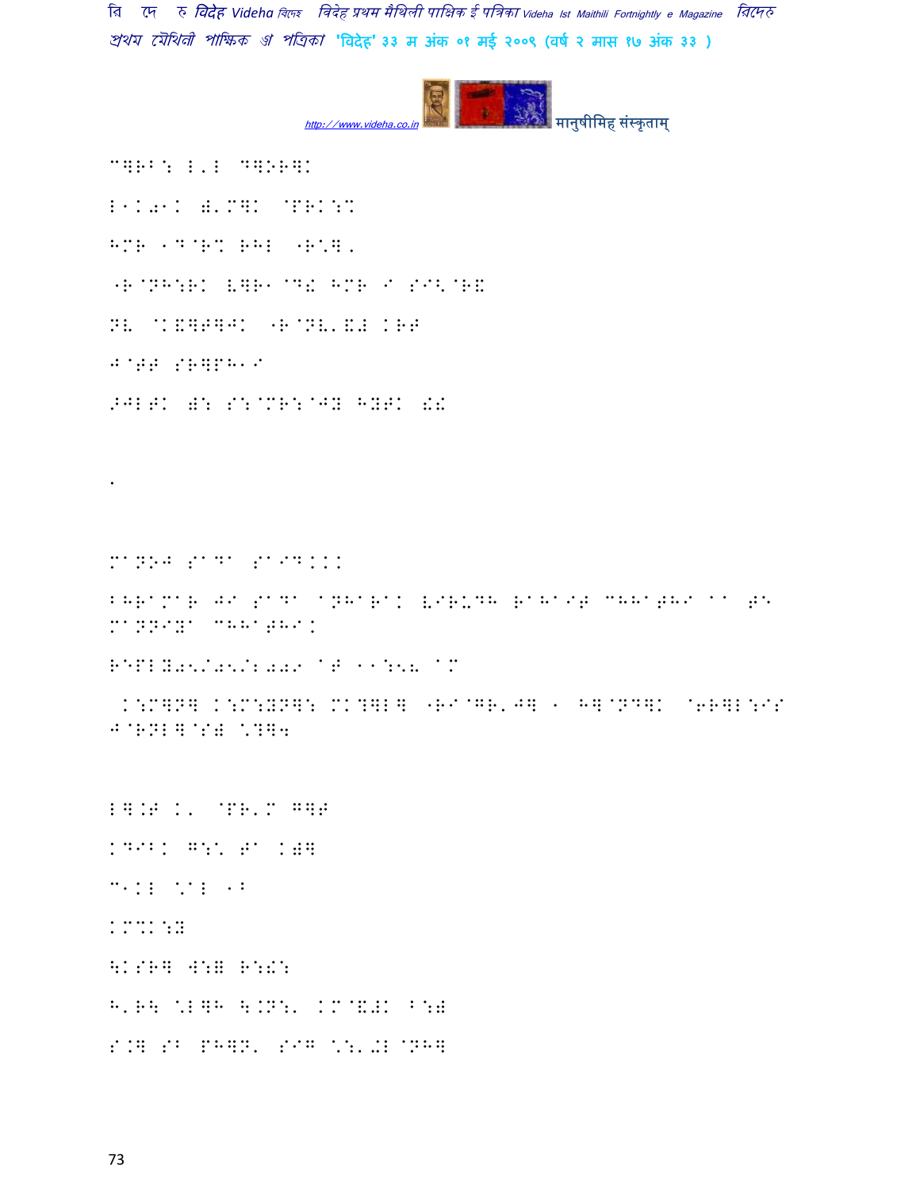C]RB: L'L D]OR]K

L1K01K )'M]K @PRK:%

HMR 1D@R% RHL "R*],

"R@NH:RK V]R1@D\ HMR I SI<@R\

NV @K&]T]^K "R@NV'&# KRT

J@TT SR]PH1I

>JLTK ): S:@MR:@JY HYTK !!

.

MaNOJ SaDa SaIDKKK

BHRaMaR Ja SaDa aNHaRaK VIRUDH RaHaIT CHHaTHI aa TE MaNNIYa CHHaTHIK

REPLY05/05/2009 aT 11:58 aM

K:M]N] K:M:YN]: MK?]L] "RI@GR'J] 1 H]@ND]K @6R]L:IS J@RNL]@S) \?]4

L].T K' @PR'M G]T

KDIBK G:\* Ta K)]

C1KL \*aL 1B

KM%K:Y

\KSR] W:) R:!:

H'R\ \*L]H \.N:' KM@&#K B:)

S.] SB PH]N' SIG \*:'.L @NH]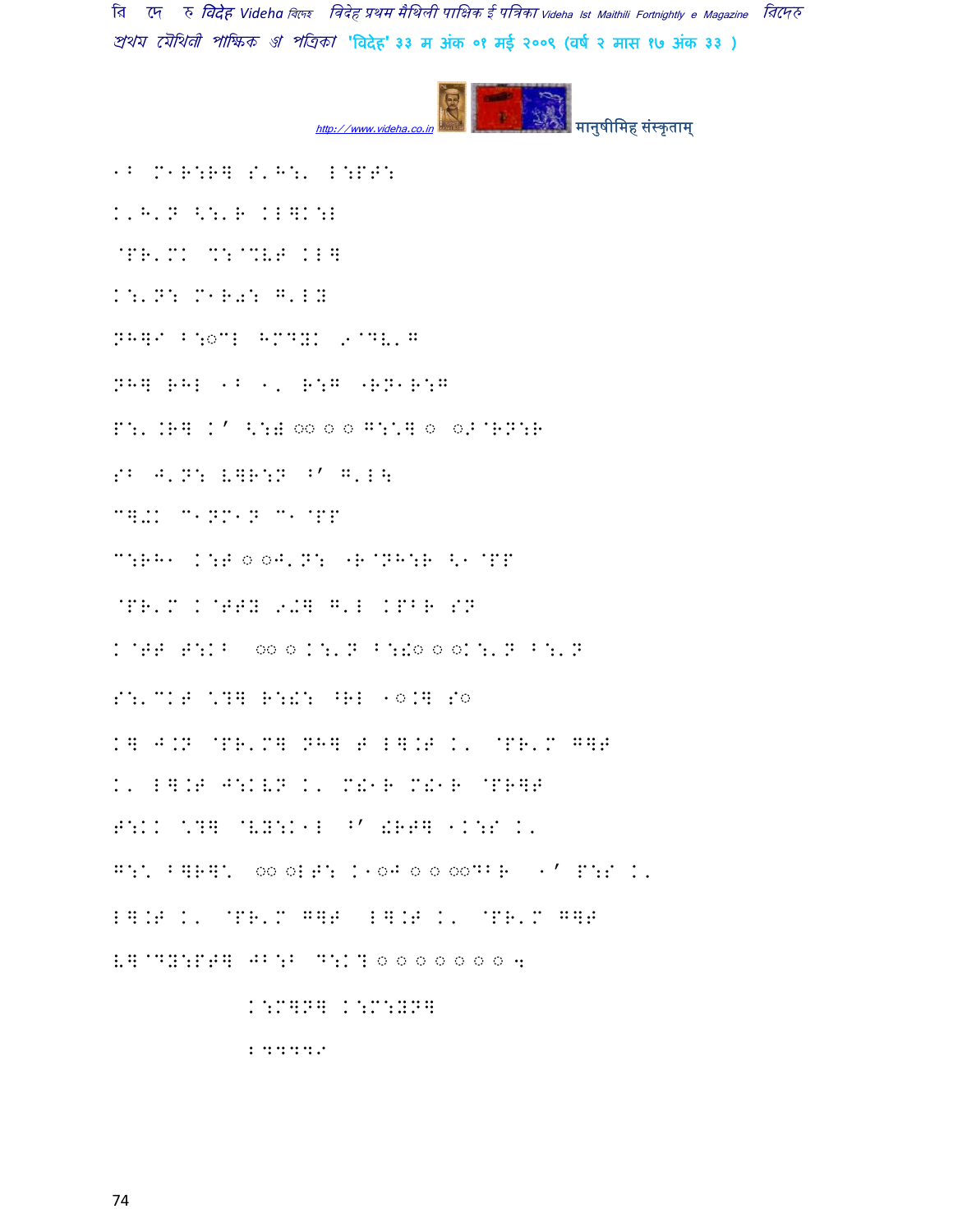1B M1R:R= S'H:' L:PT:

K'H'N <:'R KL=K:L

@PR'MK %:@%VT KL=

K:'N: M1R0: G'LX

NH=I B:◌CL HMDYK .9@DV'G

NH= RHL 1B 1' R:G "RN1R:G

P:' .R= K' <:# ◌◌ ◌ ◌ G:\= ◌ ◌^@RN:R

SB J'N: V=R:N ^' G'L\

C=0K C1NM1N C1@PP

C:RH1 K:T ◌ ◌J'N: "R@NH:R <1@PP

@PR'M K@TTY 9◌= G'L KPBR SN

K@TT T:KB ◌◌ ◌ K:'N B:!◌ ◌ ◌K:'N B:'N

S:'CKT \?= R:!: ^RL 1◌.= S◌

K= J.N @PR'M= NH= T L=.T K' @PR'M G=T

K' L=.T J:KVN K' M!1R M!1R @PR=T

T:KK \?= @VY:K1L ^' !RT= 1K:S K'

G:\ B=R=\ ◌◌ ◌LT: K1◌J ◌ ◌ ◌◌DBR 1' P:S K'

L=.T K' @PR'M G=T L=.T K' @PR'M G=T

V=@DY:PT= JB:B D:K? ◌ ◌ ◌ ◌ ◌ ◌ ◌ 4

K:M=N= K:M:YN=

24449I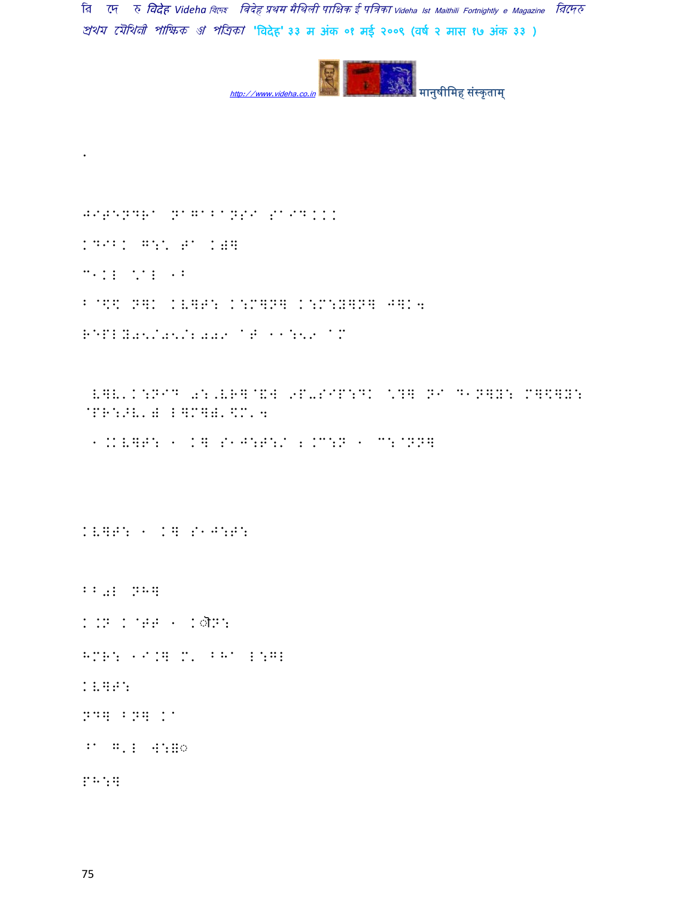.

JITENDRA NAGARANSI SAID...

KDIBK G:\ T' K)]

C1KL \AL 1B

B@\$K N]K KV]T: K:M]N] K:M:Y]N] J]K4

REPLY05/05/2009 AT 11:59 AM

V]V'K:NID 0:,VP]@&W 9F-SIP:DK \?] N8 D1N]Y: M]\$]Y: @PR:>V') L]M]),\$M'4

1.KV]T: 1 K] S1J:T:/ 2.M:N 1 C:@NN]

KV]T: 1 K] S1J:S:

BB0L NH]

K.N K@TT 1 Kौ N:

HMR: 1I.] M' BHA L:GL

KV]T:

ND] BN] KA

^A G'L W:॥◌

PH:]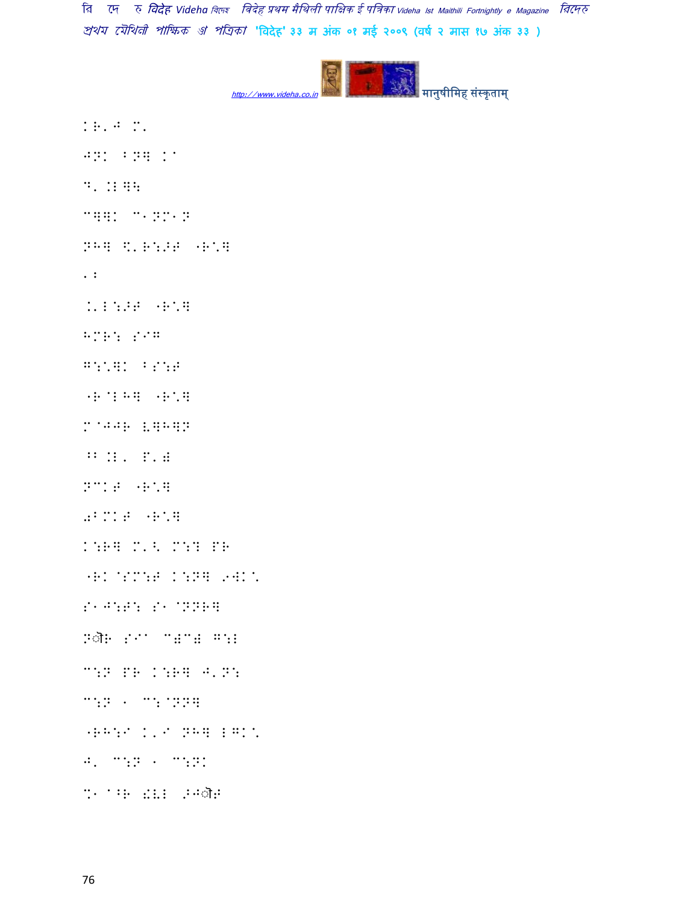KR'J M'

JNK BNH Ka

D' .E]\

CHHK C1NM1N

NH] \$'R:>F "R\*]

.:

.'E:>F "R\*]

HMR: SI]

G:\*]K BS:F

"R@EH] "R\*]

M@JJR V]H]N

^B .E' P'=

NCKF "R\*]

0BMKF "R\*]

K:R] M'^ M:? PR

"RK@SM:F K:N] 9WK\*

S1J:F: S1@NNR]

Nौ R SIa C=C= G:E

C:N PR K:R] J'N:

C:N 1 C:@NN]

"RH:I K'I NH] EGK\*

J' C:N 1 C:NK

%1@^R !VE >Jौ F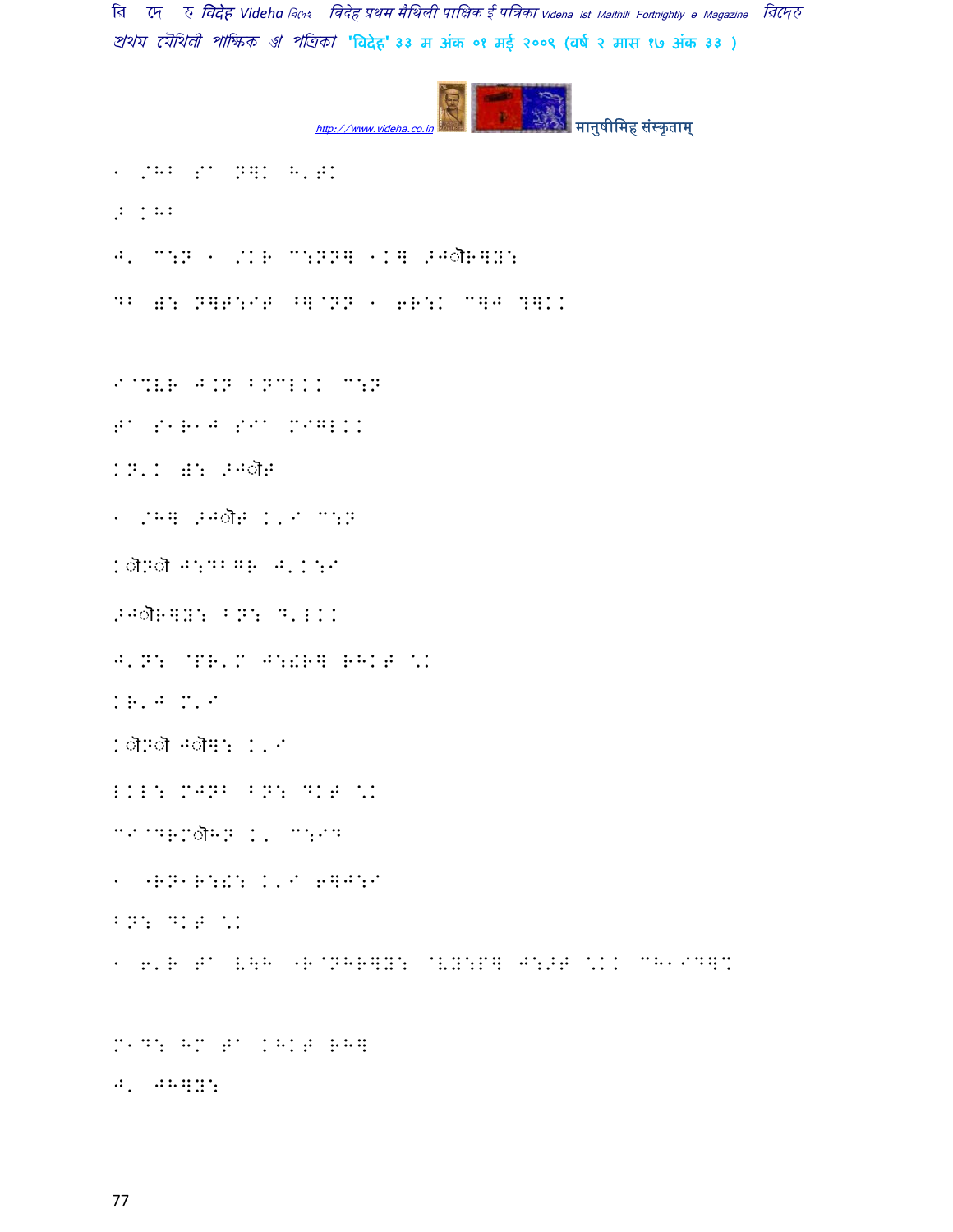1 /H> S^ N]K H'TK

:Z [H>

J' C:N 1 /KR C:NN] 1K] ">Jौर]Y:

DB Q: N]T:IT ^]@NN 1 6R:K C]J ?]KK

I@%VR J.N BNCLKK C:N

T^ S1R1J SI^ MIGLKK

KN'K Q: ">Jौत

1 /H] ">Jौत K'I C:N

Kौ\ौ J:DBGR J'K:I

">Jौर]Y: BN: D'LKK

J'N: @PR'M J:!R] RHKT \K

KR'J M'I

Kौ\ौ Jौ]: K'I

LKL: MJNB BN: DKT \K

CI@DRMौHN K' C:I7

1 "RN1R:!: K'I 6]J:I

BN: DKT \K

1 6'R T^ V\H "R@NHR]Y: @VY:P] J:ZT \KK CH1ID]%

M1D: HM T^ KHKT RH]

J' JH]Y: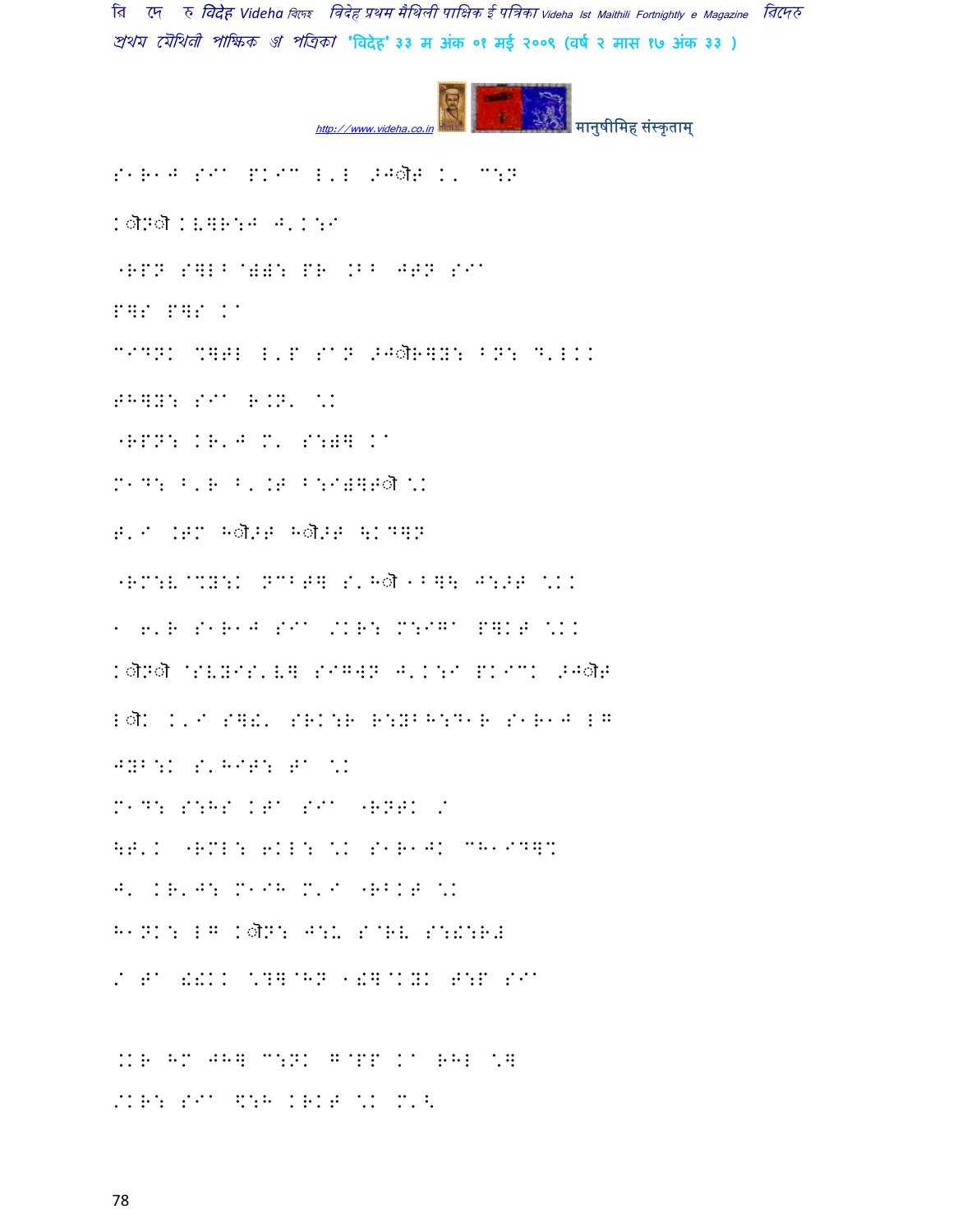S1R1J SIA PKIC L'L >J्रF K' C:N

K्रM्र KV]R:J J'K:I

"RPN S]LB@))::PR .BB JTN SIA

P]S P]S KA

CIDNK %]TL L'P SAN >J्रR]Y: BN: D'LKK

TH]Y: SIA R.N' \*K

"RPN: KR'J M' S:)] KA

M1D: B'R B'.T B:I)]T्र \*K

T'I .TM H्र>T H्र>T \KD]N

"RM:V@%Y:K NCBT] S'H्र 1B]\ J:>T \*KK

1 6'R S1R1J SIA /KR: M:IGA P]KT \*KK

K्रM्र @SVYIS'V] SIG]N J'K:I PKICK >J्रT

L्रK K'I S]!' SRK:R R:YBH:D1R S1R1J LG

JYB:K S'HIT: TA \*K

M1D: S:HS KTA SIA "RNTK /

\T'K "RML: 6KL: \*K S1R1JK CR1ID]%

J' KR'J: M1IH M'I "RBKT \*K

H1NK: LG K्रN: J:U S@RV S:!:R#

/ TA !!KK \*?]@HN 1!]@KYK T:P SIA

.KR HM JH] C:NK G@PP KA RHL \*]

/KR: SIA \:H KRKT \*K M'<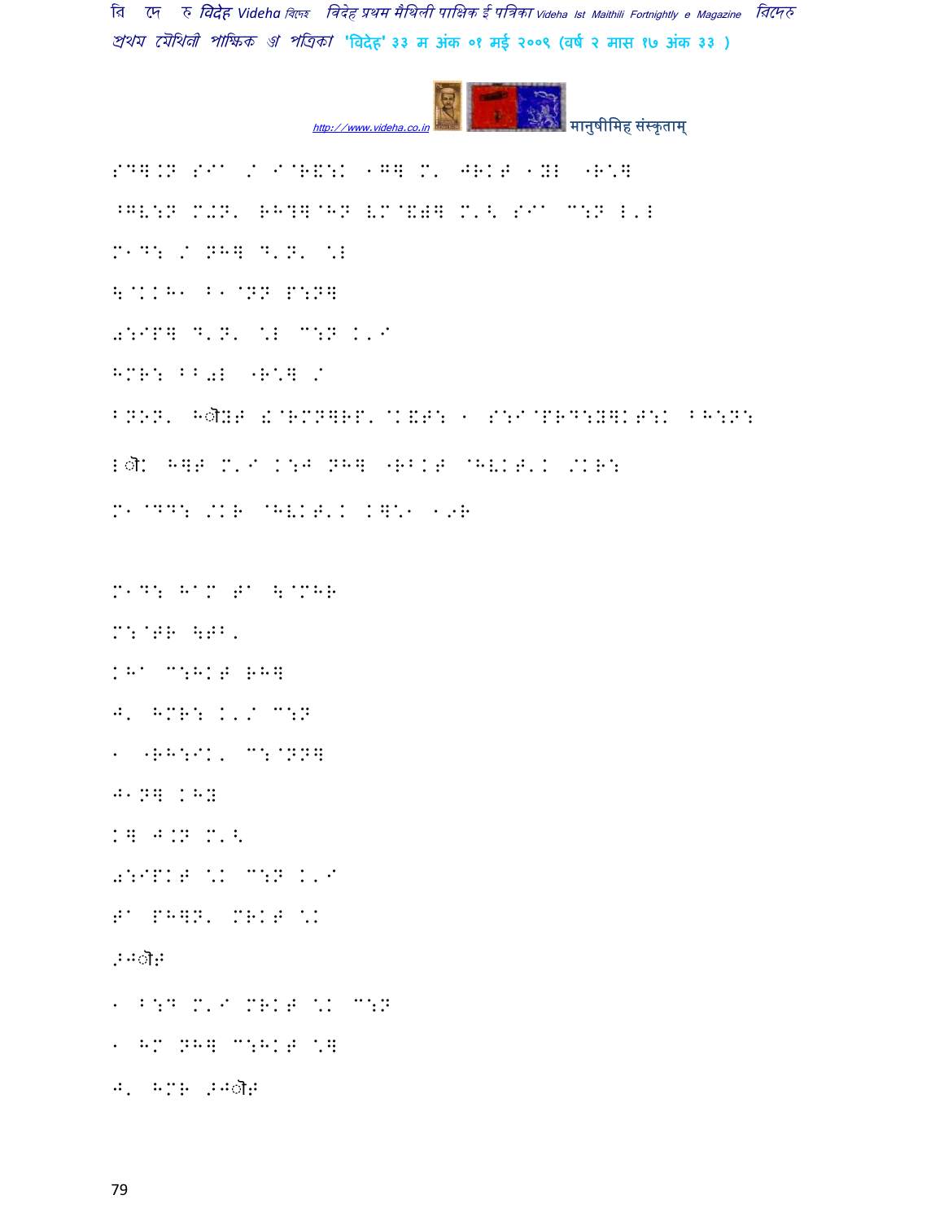SD].N SIA / I@R&:K 1G] M' JRKT 1YL "R\]

^GV:N M'N' RH?]@HN VM@&0] M'< SIA C:N L'L

M1D: / NH] D'N' \L

<@KKH1 B1@NN P:N]

0:IP] D'N' \L C:N K'I

HMR: BB0L "R\] /

BNON' Hै YF !@RMN]RP'@K&T: 1 S:I@PRD:Y]KT:K BH:N:

Lै K H]T M'I K:J NH] "RBKT @HVKT'K /KR:

M1@DD: /KR @HVKT'K K]\1 1,R

M1D: HAM TA <@MHR

M:@TR <TB'

KHA C:HKT RH]

J' HMR: K'/ C:N

1 "RH:IK' C:@NN]

J1N] KHY

K] J.N M'<

0:IPKT \K C:N K'I

TA PH]N' MRKT \K

.Jै T

1 B:D M'I MRKT \K C:N

1 HM NH] C:HKT \]

J' HMR .Jै T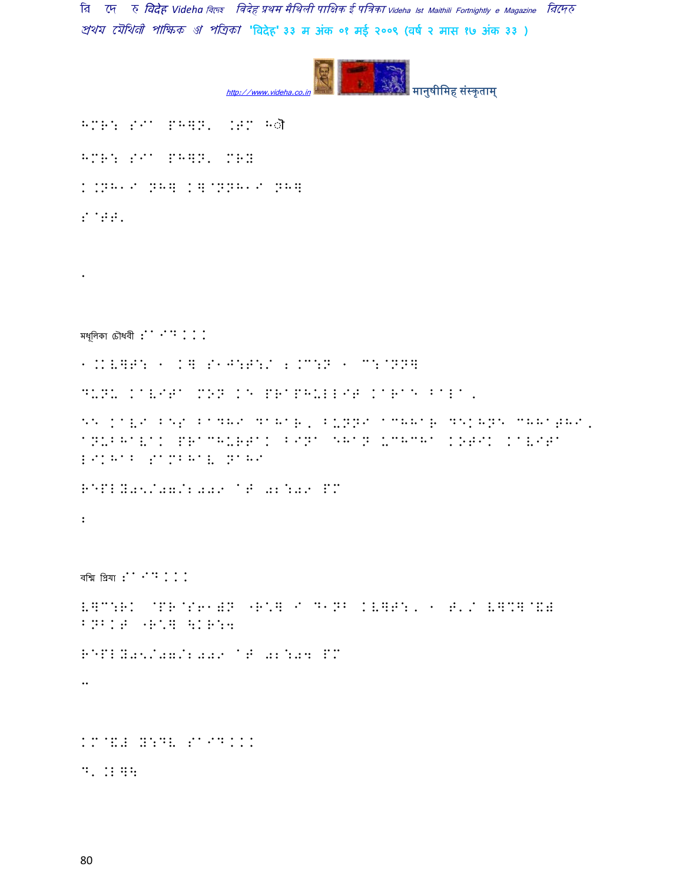HMR: S9' PH]N' .8M H१ौ

HMR: S9' PH]N' MR:

K.NH1I NH] K]@NNH1I NH]

S@BB'

.

मधूलिका चौधरी :S'ID...

1.KV]T: 1 K] S1J:T:/ 2.C:N 1 C:@NN]

DUNU KAVITA MON KE PRAPHULLIT KARAE BALA,

EE KAVI BES BADHIA DAHAR, BUNNI ACHHAR DEKHNE CHHATHI, ANUBHAVAK PRACHURTAK BINA EHAN UCHCHA KOTIK KAVITA LIKHAB SAMBHAV NAHI

REPLY05/07/2009 AT 02:09 PM

:

वश्मि प्रिया :S'I D...

V]C:RK @PR@S61)N "R\] I D1NB KV]T:, 1 T'/ V]CB]@&) BNBKT "R\] \KR:4

REPLY05/07/2009 AT 02:04 PM

..

KM@&) Y:DV S'ID...

D' .B]\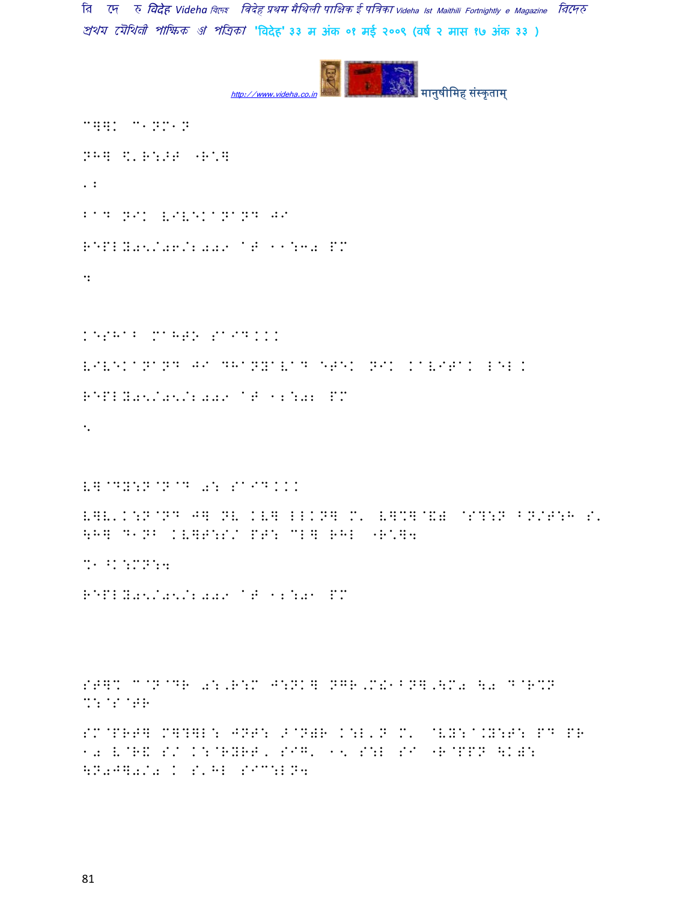C][K C1NM1N

NH] \$'R:>F "R\*]

.:

RAD NIK VIVEKANAND JI

REPLY05/06/2009 AT 11:30 PM

4

KESHAB MAHTO SAID...

VIVEKANAND JI DHANYAVAD ETEK NIK KAVITAK LEL.

REPLY05/05/2009 AT 12:02 PM

5

V]@DY:N@N@D 0: SAID...

V]V'K:N@ND J] NV KV] LLKN] M' V]C]@&0 @S?:N BN/T:H S' \H] D1NB KV]T:S/ PT: CL] RHL "R\*]4

%1^K:MN:4

REPLY05/05/2009 AT 12:01 PM

ST]K C@N@DR 0:,R:M J:NK] NGR,M!1BN],\M0 \0 D@R%N %:@S@TR

SM@PRT] M]?]L: JNT: >@N0R K:L'N M' @VY:@.Y:T: PD PR 10 V@R& S/ K:@RYRT, SIG' 15 S:L SI "R@PPN \K): \N0J]0/0 K S'HL SIC:LN4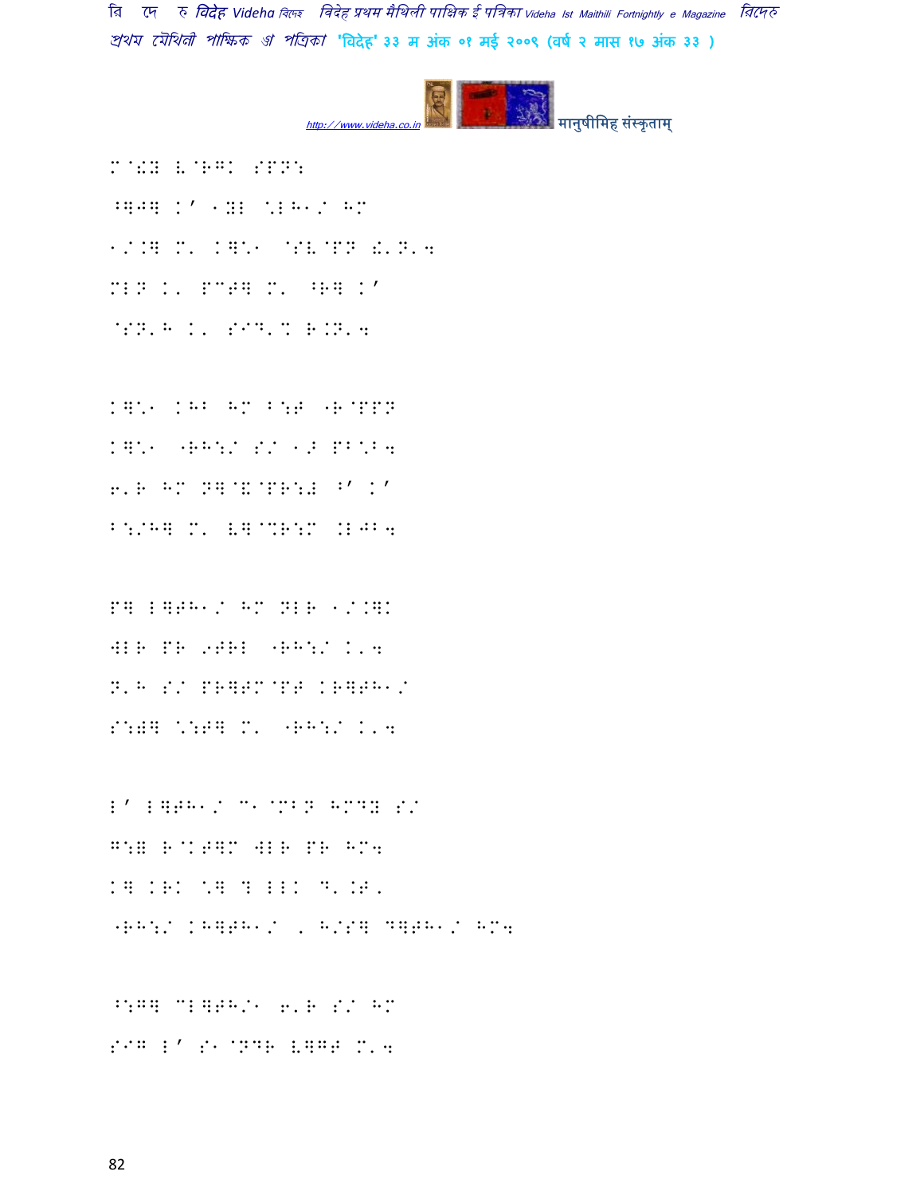M@!Y L@RG! SPN:

^]J] K' 1YL \LH1/ HM

1/.] M' K]\1 @SL@PN [' N'4

MLN K' PCT] M' ^R] K'

@SN'H K' SID'% R.N'4

K]\1 KHB HM B:T "R@PPN

K]\1 "RH:/ S/ 1> PB\B4

6'R HM N]@K@PR:L ^' K'

B:/H] M' V]@%R:M .LJB4

P] L]TH1/ HM NLR 1/.]K

WLR PR 9TRL "RH:/ K'4

N'H S/ PR]TM@PT KR]TH1/

S:W] \:T] M' "RH:/ K'4

L' L]TH1/ C1@MBN HMDY S/

G:Y R@KT]M WLR PR HM4

K] KRK \] ? LLK D'.T,

"RH:/ KH]TH1/ , H/S] D]TH1/ HM4

^:G] CL]TH/1 6'R S/ HM

SIG L' S1@NDR V]GT M'4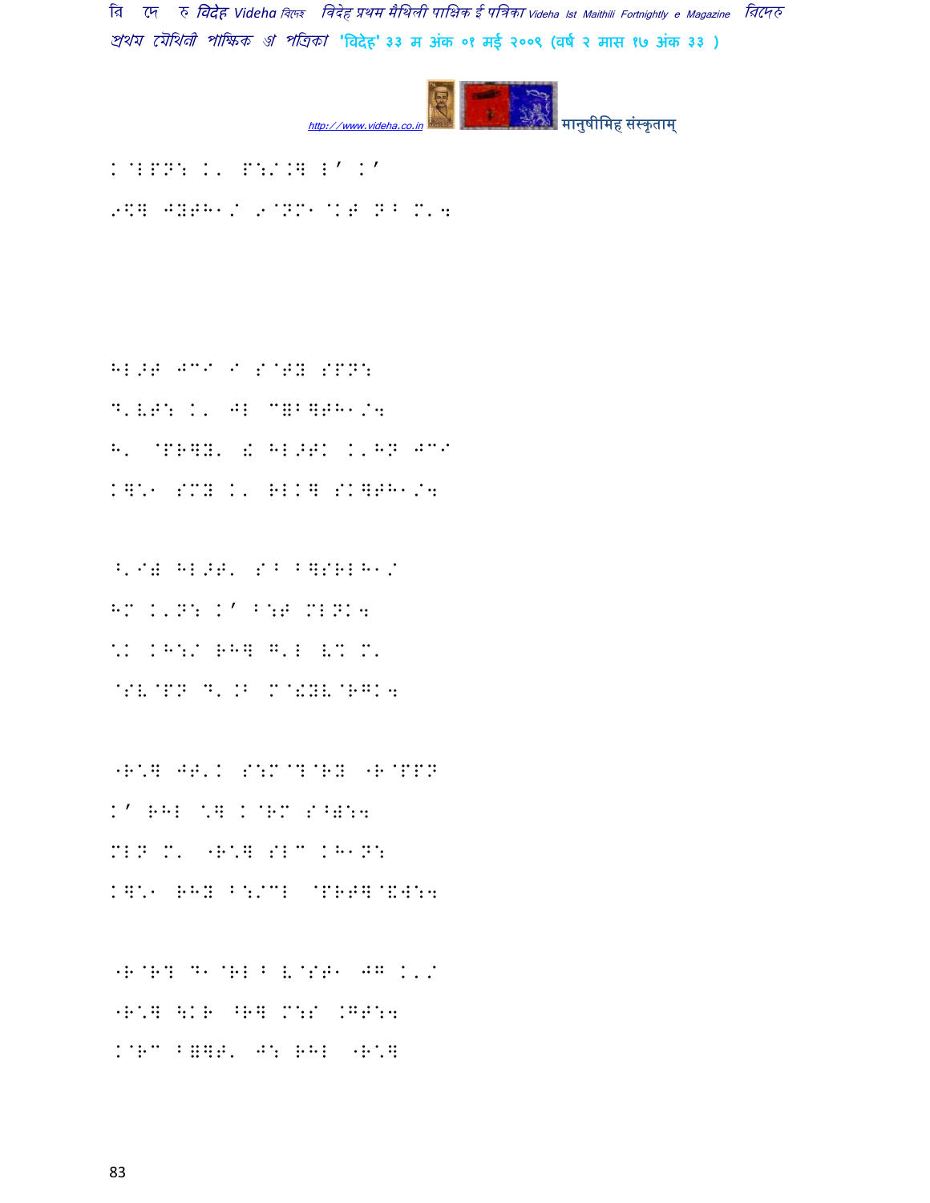K@LPN: K' P:/.] L' K'
9\$] JYTH1/ 9@NM1@KT N^ M'4

HL>T JC/ / S@TY SPN:
D'VT: K' JL C]B]TH1/4
H' @PR]Y' ! HL>TK K'HN JC/
K]\*1 SMY K' RLK] SK]TH1/4

^'/W HL>T' S^ B]SRLH1/
HM K'N: K' B:T MLNK4
\*K KH:/ RH] G'L VX M'
@SV@PN D' .B M@!YV@RGK4

"R\*] JT'K S:M@T@RY "R@PPN
K' RHL \*] K@RM S^W:4
MLN M' "R\*] SLC KH1N:
K]\*1 RHY B:/CL @PRT]@VW:4

"R@R? D1@RL B V@ST1 JG K'/
"R\*] \KR ^R] M:S .GT:4
K@RC B=]T' J: RHL "R\*]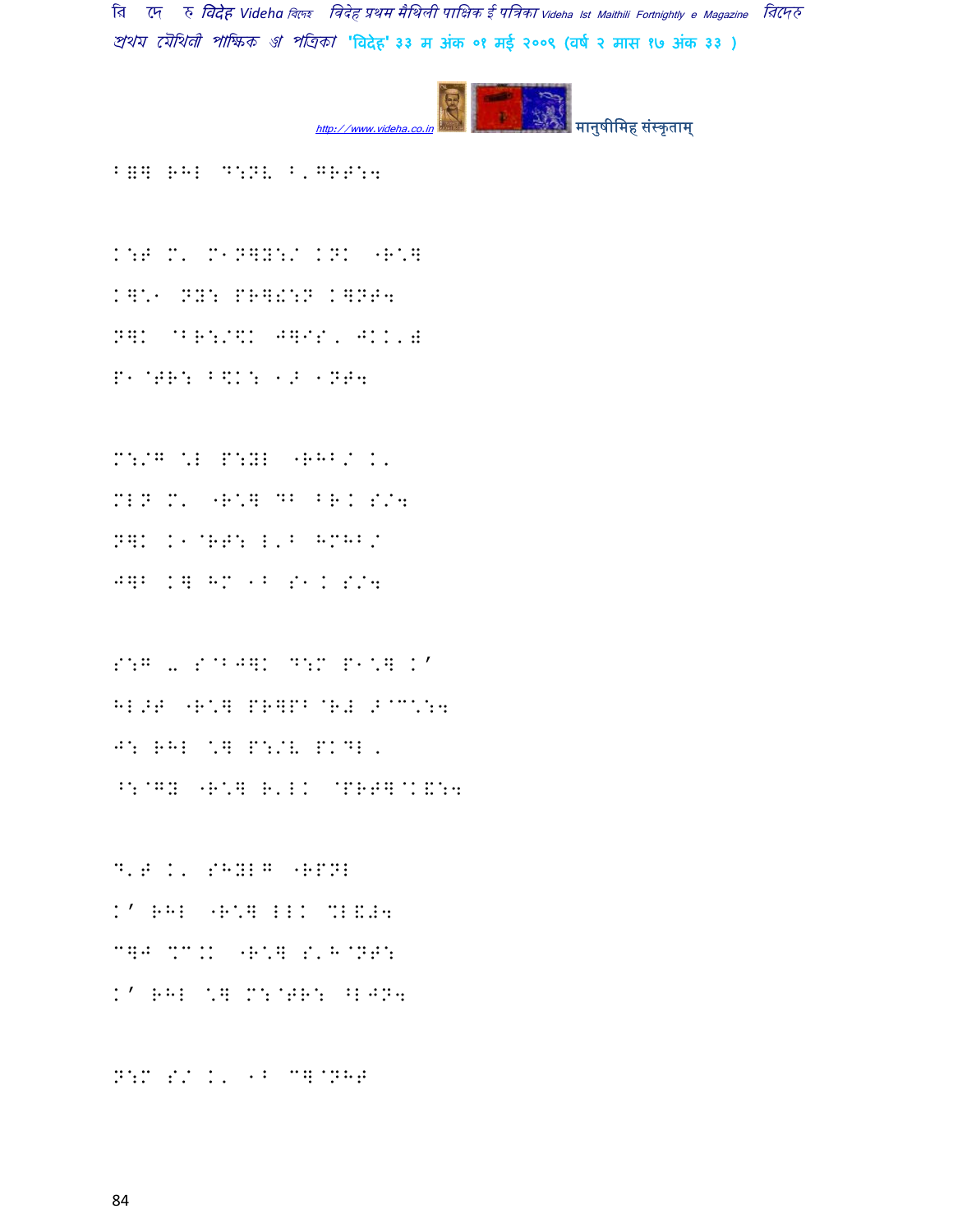B=] RHL D:NV B,GRT:4

K:T M' M1N]Y:/ KNK "R\*]
K]\*1 NY: PR]!:N K]NT4
N]K @BR:/\$K J]IS, JKK,w
P1@TR: B\$K: 1> 1NT4

M:/G \*L P:YL "RHB/ K'
MLN M' "R\*] DB BRK S/4
N]K K1@RT: L'B HMHB/
J]B K] HM 1B S1K S/4

S:G -' S@BJ]K D:M P1\*] K'
HL>T "R\*] PR]PB@R# >@C\*:4
J: RHL \*] P:/V PKDL,
^:@GY "R\*] R'LK @PRT]@K&:4

D'T K' SHYLG "RPNL
K' RHL "R\*] LLK %L&#4
C]J %C.K "R\*] S'H@NT:
K' RHL \*] M:@TR: ^LJN4

N:M S/ K' 1B C]@NHT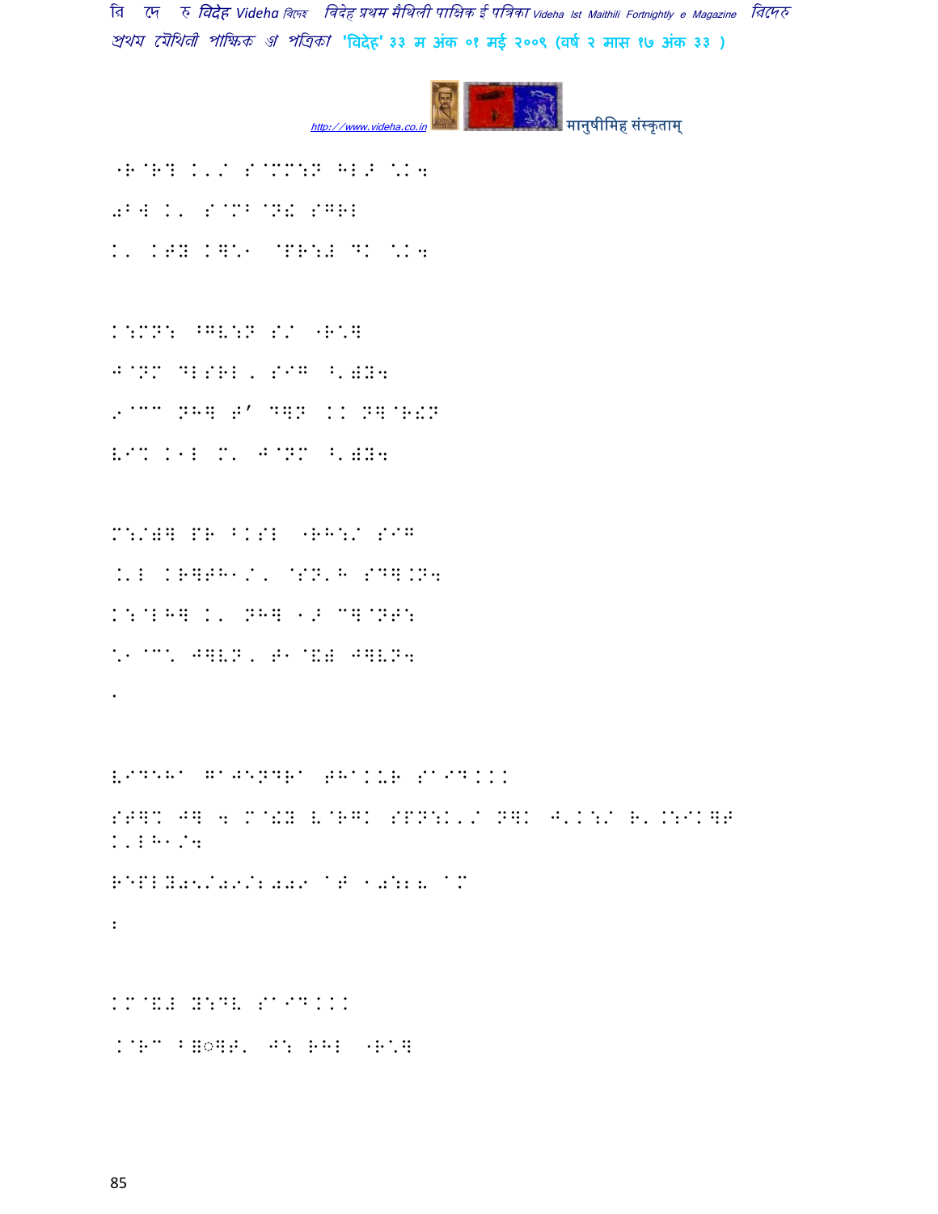"R@R? K'/ S@MM:N HL J \K4

0BW K' S@MB@N! SGRL

K' KTY K]\1 @PR:# DK \K4

K:MN: ^GV:N S/ "R\]

J@NM DLSRL, SIG ^'Y34

9@CC NH] T' D]N KK N]@R!N

VI% K1L M' J@NM ^'Y34

M:/Y] PR BKSL "RH:/ SIG

.'L KR]TH1/, @SN'H SD].N4

K:@LH] K' NH] 1. C]@NT:

\'@C\ J]VN, T1@&# J]VN4

.

VIDEHA GAJENDRA THAKUR SAID...

ST]% J] 4 M@&Y V@RGK SPN:K'/ N]K J'K:/ R'.:IK]F K'LH1/4

REPLY05/01/2009 AT 10:28 AM

:

KM@&# Y:DV SAID...

.@RC BXo]T' J: RHL "R\]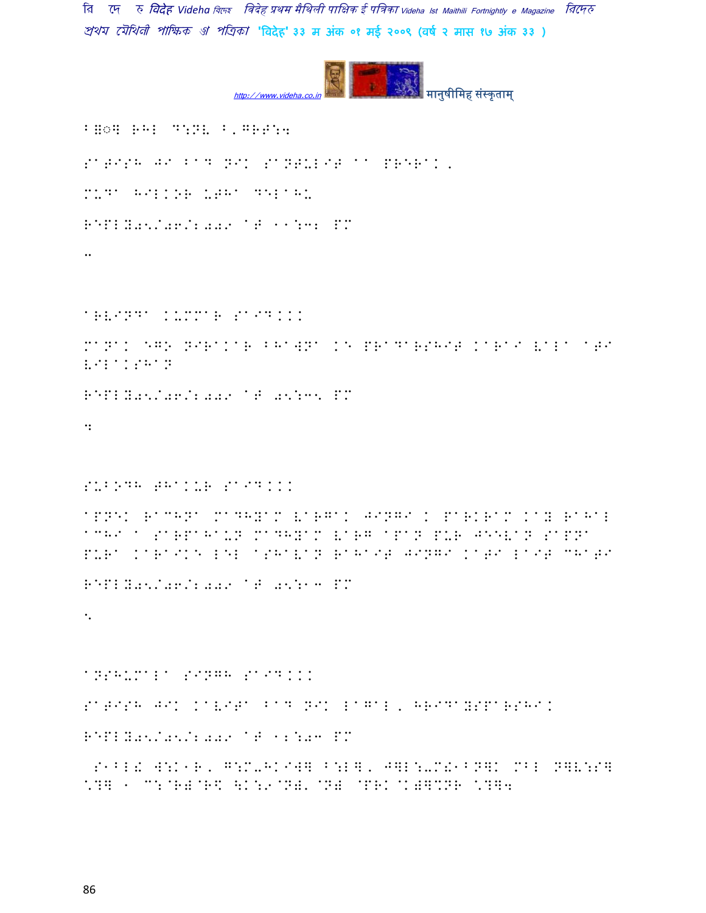SATISH JI BAD NIK SANTULIT AA PRERAK,

MUDA HILKOR UTHA DELAHU

REPLY05/06/2009 AT 11:32 PM

ARVINDA KUMMAR SAID...

MANAK EGO NIRAKAR BHAWNA KE PRADARSHIT KARAI WALA ATI WILAKSHAN

REPLY05/06/2009 AT 05:35 PM

SUBODH THAKUR SAID...

APNEK RACHNA MADHYAM WARGAK JINGI K PARKRAM KAY RAHAL ACHI A SARPAHAUN MADHYAM WARG APAN PUR JEEWAN SAPNA PURA KARAIKE LEL ASHAWAN RAHAIT JINGI KATI LAIT CHATI

REPLY05/06/2009 AT 05:13 PM

ANSHUMALA SINGH SAID...

SATISH JIK KAVITA BAD NIK LAGAL, HRIDAYSPARSHI.

REPLY05/05/2009 AT 12:03 PM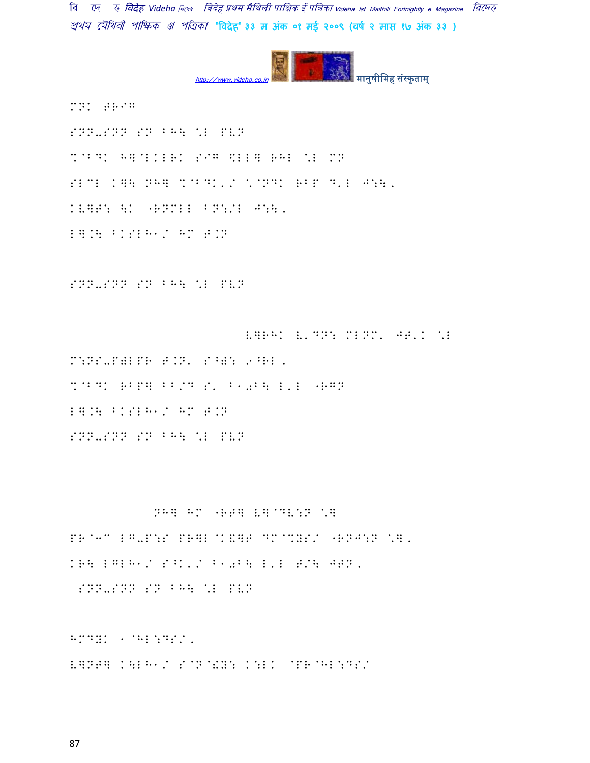MNK 召R既

SNN-SNN SN BH\ \I PVN

%@BDK H]@LKLRK SIG ]LL] RHL \I MN

SLCL K]\ NH] %@BDK'/ \@NDK RBP D'L J:\.

KV]G: \K "RNMLL BN:/L J:\.

L].\ BKSLH1/ HM G.N

SNN-SNN SN BH\ \I PVN

V]RHK V'DN: MLNM' JG'K \I

M:NS-P)LPR G.N' S^): 9^RL.

%@BDK RBP] BB/D S' B10B\ L'L "RGN

L].\ BKSLH1/ HM G.N

SNN-SNN SN BH\ \I PVN

NH] HM "RG] V]@DV:N \]

PR@3C LG-P:S PR]L@K&]G DM@%YS/ "RNJ:N \].

KR\ LGLH1/ S^K'/ B10B\ L'L G/\ JGN.

SNN-SNN SN BH\ \I PVN

HMDYK 1@HL:DS/.

V]NG] K\LH1/ S@N@!Y: K:LK @PR@HL:DS/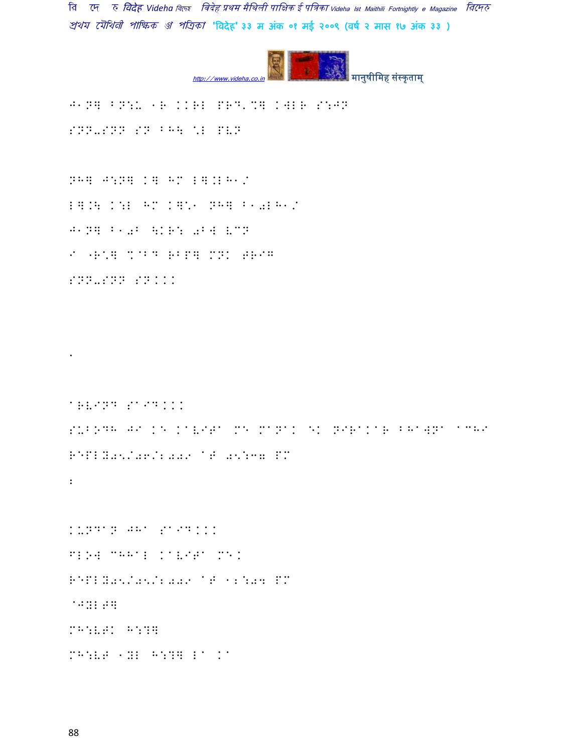J1N] BN:U 1R KKRL PRD'%] KWLR S:JN

SNN-SNN SN BH\ \L PUN

NH] J:N] K] HM L].LH1/

L].\ K:L HM K]\1 NH] B10LH1/

J1N] B10B \KR: 0B] LCN

I "R\*] %^BD RBP] MNK #RIG

SNN-SNN SN...

.

ARVIND SAID...

SUBODH JI KE KAVITA ME MANAK EK NIRAKAR BHAWNA ACHI

REPLY05/06/2009 AT 05:37 PM

:

KUNDAN JHA SAID...

FLOW CHHAL KAVITA MEK

REPLY05/05/2009 AT 12:04 PM

@JYL#]

MH:V#K H:?]

MH:V# 1YL H:?] LA KA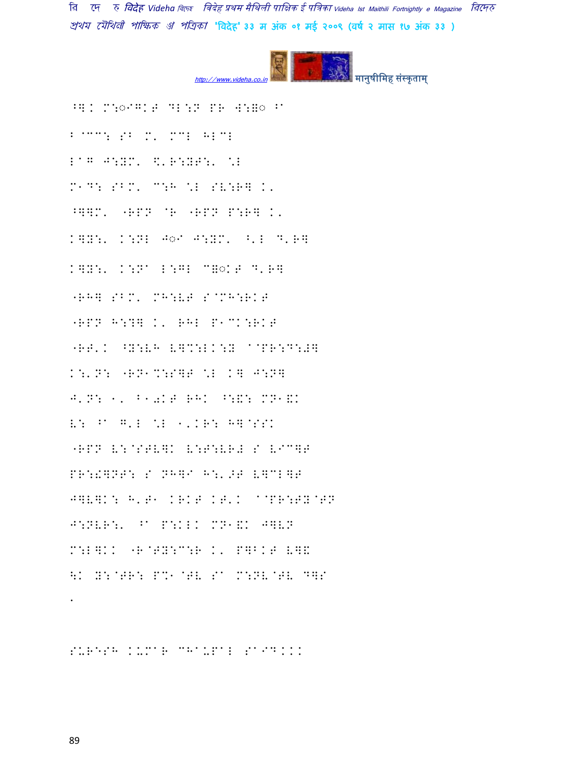^together M:◌iGKT DL:N PR W:◌◌ ^a

B@CC: SB M' MCL HLCL

L^G J:YM' \$'R:YT:' \*L

M1D: SBM' C:H \*L SV:R] K'

^]]M' "RPN @R "RPN P:R] K'

K]Y:' K:NL J◌i J:YM' ^'L D'R]

K]Y:' K:Na L:GL C◌◌KT D'R]

"RH] SBM' MH:VT S@MH:RKT

"RPN H:?] K' RHL P1CK:RKT

"RT'K ^Y:VH V]%:LK:Y a@PR:D:#]

K:'N: "RN1%:S]T \*L K] J:N]

J'N: 1' B10KT RHK ^:&: MN1&K

V: ^a G'L \*L 1'KR: H]@SSK

"RPN V:@STV]K V:T:VR# S V◌C]T

PR:!]NT: S NH]a H:'>T V]CL]T

J]V]K: H'T1 KRKT KT'K a@PR:TY@TN

J:NVR:' ^a P:KLK MN1&K J]VN

M:L]KK "R@TY:C:R K' P]BKT V]&

\K Y:@TR: P%1@TV Sa M:NV@TV D]S

.

SURESH KUMAR CHAUPAL SAID...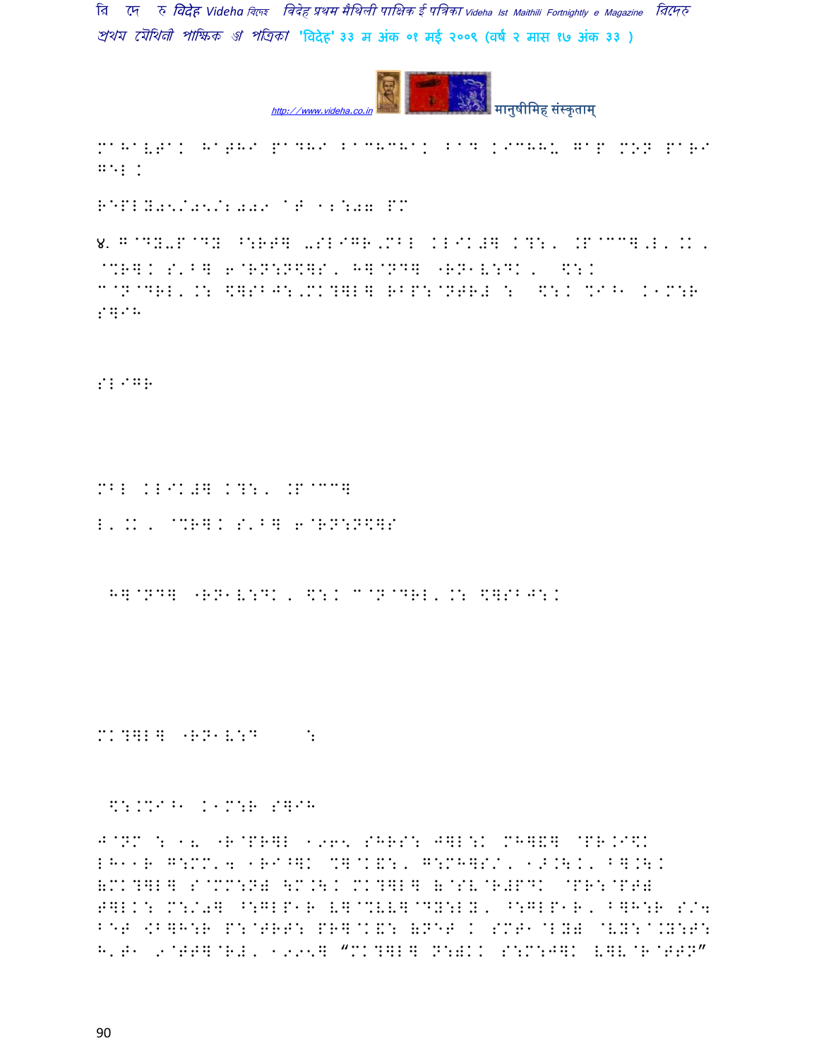MAHAVTAI HATHI PADHI BACHCHAI BAD KICHHU GAP MON PARI GEL .

REPLY05/05/2009 AT 12:07 PM

८. G@DY-P@DY ^:R??] -SL@GR,MBL KLIK#] K?:, .P@CC],L'.K, @%R]K S'B] 6@RN:N\$]S, H]@ND] "RN1V:DK, \$:. C@N@DRL'.: \$]SBJ:,MK?]L] RBP:@NTR# : \$:. %I^1 K1M:R S]IH

SL@GR

MBL KLIK#] K?:, .P@CC]

L'.K, @%R]K S'B] 6@RN:N\$]S

H]@ND] "RN1V:DK, \$:. C@N@DRL'.: \$]SBJ:.

MK?]L] "RN1V:D :

\$:.%I^1 K1M:R S]IH

J@NM : 18 "R@PR]L 1965 SHRS: J]L:K MH]\&] @PR.I\$K LH11R G:MM'4 1RI^]K %]@K\&:, G:MH]S/, 1>.\K, B].\K (MK?]L] S@MM:N) 4M.\K MK?]L] (@SV@R#PDK @PR:@PT) J]LK: M:/0] ^:GLP1R V]@%VV]@DY:LY, ^:GLP1R, B]H:R S/4 BET <B]H:R P:@TRT: PR]@K\&: (NET K SMT1@LY) @VY:@.Y:T: H'T1 9@TT]@R#, 1995] "MK?]L] N:)KK S:M:J]K V]V@R@TTN"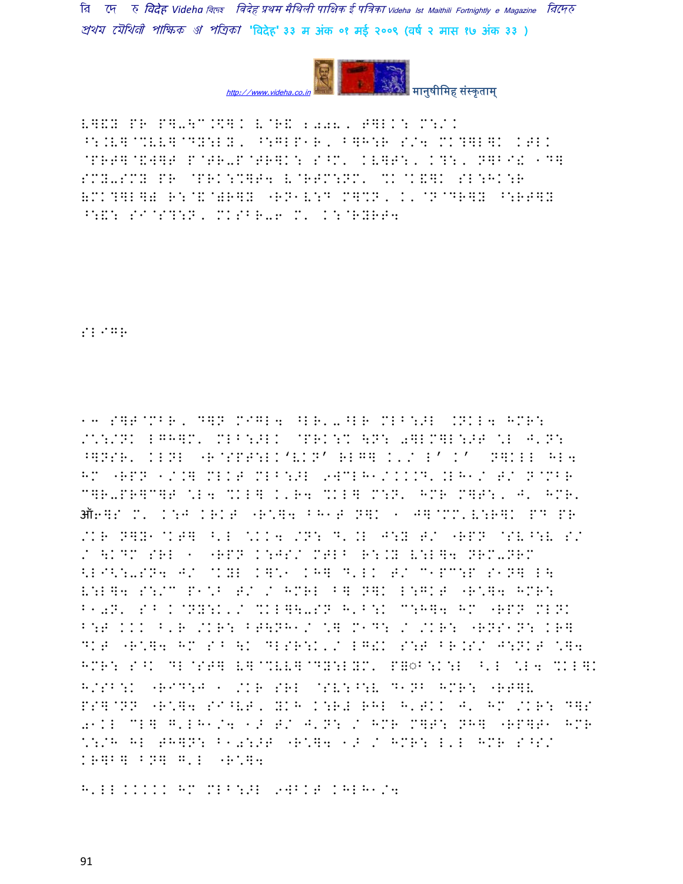V]&Y PR P]-\C.\$]K V@R& 2008, W]LK: M:/K
^:.V]@%VV]@DY:LY, ^:GLP1R, B]H:R S/4 MK?]L]K KWLK
@PRT]@&W]T P@TR-P@TR]K: S^M' KV]T:, K?:, N]BI! 1D]
SMY-SMY PR @PRK:%]T4 V@RTM:NM' %K@K&]K SL:HK:R
(MK?]L]) R:@&@)R]Y "RN1V:D M]%N, K'@N@DR]Y ^:RT]Y
^:&: SI@S?:N, MKSBR-6 M' K:@RYRT4

SL9GR

13 S]T@MBR, D]N MIGL4 ^LR'-^LR MLB:>L .NKL4 HMR:
/@:/NK LGH]M' MLB:>LK @PRK:% \N: 0]LM]L:>T \*L J'N:
^]NSR' KLNL "R@SPT:LK'VKN' RLG] K'/ L' K' N]KLL HL4
HM "RPN 1/.] MLKT MLB:>L 9WCLH1/KKK.D'.LH1/ T/ N@MBR
C]R-PR]C]T \*L4 %KL] K'R4 %KL] M:N' HMR M]T:, J' HMR'
ऑ6]S M' K:J KRKT "R\*]4 BH1T N]K 1 J]@MM'V:R]K PD PR
/KR N]Y1@KT] ^'L \*KK4 /N: D'.L J:Y T/ "RPN @SV^:V S/
/ \KDM SRL 1 "RPN K:JS/ MTLB R:.Y V:L]4 NRM-NRM
<LI<:-SN4 J/ @KYL K]\*1 KH] D'LK T/ C1PC:P S1N] L\
V:L]4 S:/C P1\*B T/ / HMRL B] N]K L:GKT "R\*]4 HMR:
B10N' S^ K@NY:K'/ %KL]\-SN H'B:K C:H]4 HM "RPN MLNK
B:T KKK ^'R /KR: BT\NH1/ \*] M1D: / /KR: "RNS1N: KR]
DKT "R\*]4 HM S^ \K DLSR:K'/ LG!K S:T BR.S/ J:NKT \*]4
HMR: S^K DL@ST] V]@%VV]@DY:LYM' P]◌B:K:L ^'L \*L4 %KL]K
H/SB:K "RID:J 1 /KR SRL @SV:^:V D1NB HMR: "RT]V
PS]@NN "R\*]4 SI^VT, YKH K:R# RHL H'TKK J' HM /KR: D]S
01KL CL] G'LH1/4 1> T/ J'N: / HMR M]T: NH] "RP]T1 HMR
\*:/H HL TH]N: B10:>T "R\*]4 1> / HMR: L'L HMR S^S/
KR]B] BN] G'L "R\*]4

H'LL KKKKK HM MLB:>L 9WBKT KHLH1/4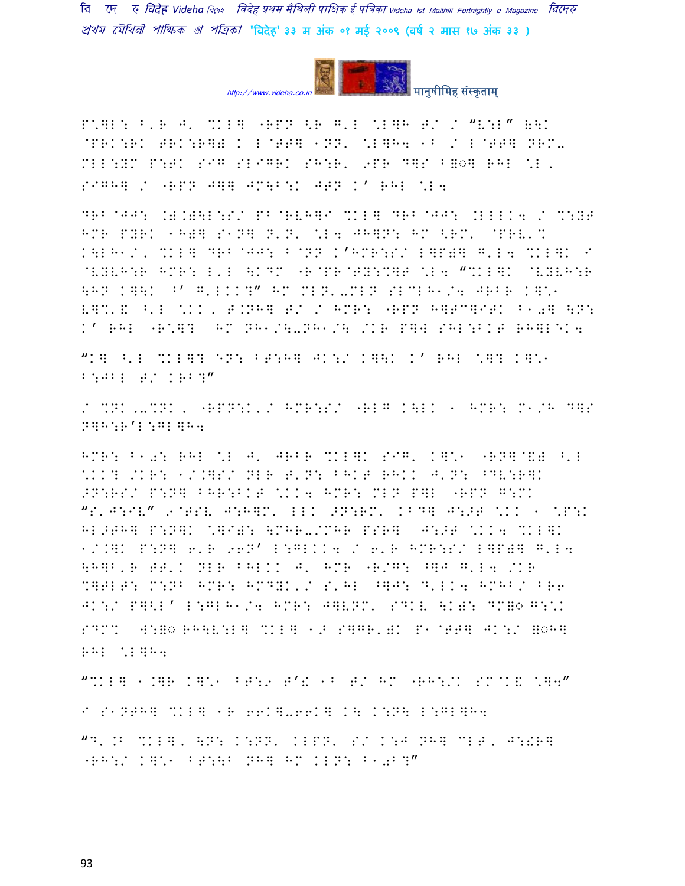P"]L: B'R J' %KL] "RPN <R G'L \L]H T/ / "V:L" ]\K @PRK:RK TRK:R]) K L@TT] 1NN' \L]H4 1B / L@TT] NRM-MLL:YM P:TK SIG SLIGRK SH:R' 9PR D]S B]◌] RHL \L, SIGH] / "RPN J]] JM\B:K JTN K' RHL \L4

DRB@JJ: .).)\L:S/ PB@RVH]I %KL] DRB@JJ: .LLLK4 / %:YT HMR PYRK 1H)] S1N] N'N' \L4 JH]N: HM <RM' @PRV'% K\LH1/, %KL] DRB@JJ: B@NN K'HMR:S/ L]P)] G'L4 %KL]K I @VYVH:R HMR: L'L \KDM "R@PR@TY:%]T \L4 "%KL]K @VYVH:R \HN K]\K ^' G'LKK?" HM MLN'-MLN SLCLH1/4 JRBR K]\1 V]%'\_ ^'L \KK, T.NH] T/ / HMR: "RPN H]TC]ITK B10] \N: K' RHL "R\_]? HM NH1/\-NH1/\ /KR P]W SHL:BKT RH]L◌K4

"K] ^'L %KL]? ◌N: BT:H] JK:/ K]\K K' RHL \]? K]\1 B:JBL T/ KRB?"

/ %NK,-%NK, "RPN:K'/ HMR:S/ "RLG K\LK 1 HMR: M1/H D]S N]H:R'L:GL]H4

HMR: B10: RHL \L J' JRBR %KL]K SIG' K]\1 "RN]@&) ^'L \KK? /KR: 1/.]S/ NLR T'N: BHKT RHKK J'N: ^DV:R]K >N:RS/ P:N] BHR:BKT \KK4 HMR: MLN P]L "RPN G:MK "S'J:IV" 9@TSV J:H]M' LLK >N:RM' KBD] J:>T \KK 1 \P:K HL>TH] P:N]K \]I): \MHR-/MHR PSR] J:>T \KK4 %KL]K 1/.]K P:N] 6'R 96N' L:GLKK4 / 6'R HMR:S/ L]P)] G'L4 \H]B'R TT'K NLR BHLKK J' HMR "R/G: ^]J G'L4 /KR %]TLT: M:NB HMR: HMDYK'/ S'HL ^]J: D'LK4 HMHB/ BR6 JK:/ P]<L' L:GLH1/4 HMR: J]VNM' SDKV \K): DM]◌ G:\K SDM% W:]◌ RH\V:L] %KL] 1> S]GR')K P1@TT] JK:/ ]◌H] RHL \L]H4

"%KL] 1.]R K]\1 BT:9 T'& 1B T/ HM "RH:/K SM@K& \]4"

I S1NTH] %KL] 1R 66K]-66K] K\ K:N\ L:GL]H4

"D'.B %KL], \N: K:NN' KLPN' S/ K:J NH] CLT, J:!R] "RH:/ K]\1 BT:\B NH] HM KLN: B10B?"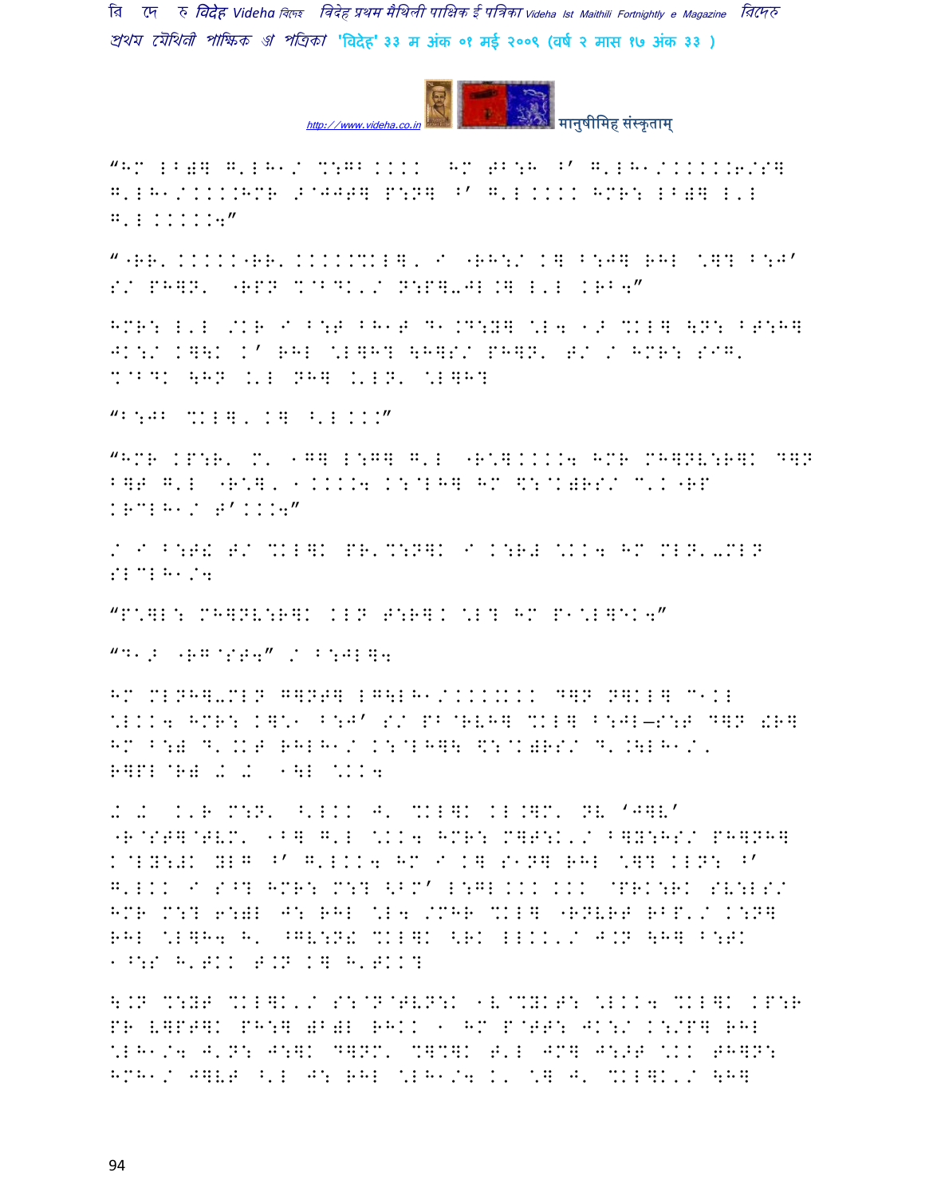“HM LB)] G'LH1/ %:GB.... HM TB:H ^' G'LH1/.....6/S] G'LH1/....HMR 9@JJT] P:N] ^' G'L.... HMR: LB)] L'L G'L.....4”

“"RR'....."RR'.....%KL]' I "RH:/ K] B:J] RHL \]? B:J' S/ PH]N' "RPN %@BDK'/ N:P]-JL.] L'L KRB4”

HMR: L'L /KR I B:T BH1T D1.D:Y] \L4 1> %KL] \N: BT:H] JK:/ K]\K K' RHL \L]H? \H]S/ PH]N' T/ / HMR: SIG' %@BDK \HN .'L NH] .'LN' \L]H?

“B:JB %KL]' K] ^'L...”

“HMR KP:R' M' 1G] L:G] G'L "R\]....4 HMR MH]NV:R]K D]N B]T G'L "R\]' 1....4 K:@LH] HM \$:@K)RS/ C'K"RP KRCLH1/ T'...4”

/ I B:T! T/ %KL]K PR'%:N]K I K:R# \KK4 HM MLN'-MLN SLCLH1/4

“P\]L: MH]NV:R]K KLN T:R].\L? HM P1\L]1K4”

“D1> "RG@ST4” / B:JL]4

HM MLNH]-MLN G]NT] LG\LH1/.....K.. D]N N]KL] C1KL \LKK4 HMR: K]\1 B:J' S/ PB@RVH] %KL] B:JL—S:T D]N !R] HM B:) D'.KT RHLH1/ K:@LH]\ \$:@K)RS/ D'.\LH1/' R]PL@R) + + 1\L \KK4

+ + K'R M:N' ^'LKK J' %KL]K KL.]M' NV '*J]V'* "R@ST]@TVM' 1B] G'L \KK4 HMR: M]T:K'/ B]Y:HS/ PH]NH] K@LY:#K YLG ^' G'LKK4 HM I K] S1N] RHL \]? KLN: ^' G'LKK I S^? HMR: M:? <BM' L:GL... ... @PRK:RK SV:LS/ HMR M:? 6:)L J: RHL \L4 /MHR %KL] "RNVRT RBP'/ K:N] RHL \L]H4 H' ^GV:N! %KL]K <RK LLKK'/ J.N \H] B:TK 1^:S H'TKK T.N K] H'TKK?

\.N %:YT %KL]K'/ S:@N@TVN:K 1V@%YKT: \LKK4 %KL]K KP:R PR V]PT]K PH:] )B)L RHKK 1 HM P@TT: JK:/ K:/P] RHL \LH1/4 J'N: J:]K D]NM' %]%]K T'L JM] J:>T \KK TH]N: HMH1/ J]VT ^'L J: RHL \LH1/4 K' \] J' %KL]K'/ \H]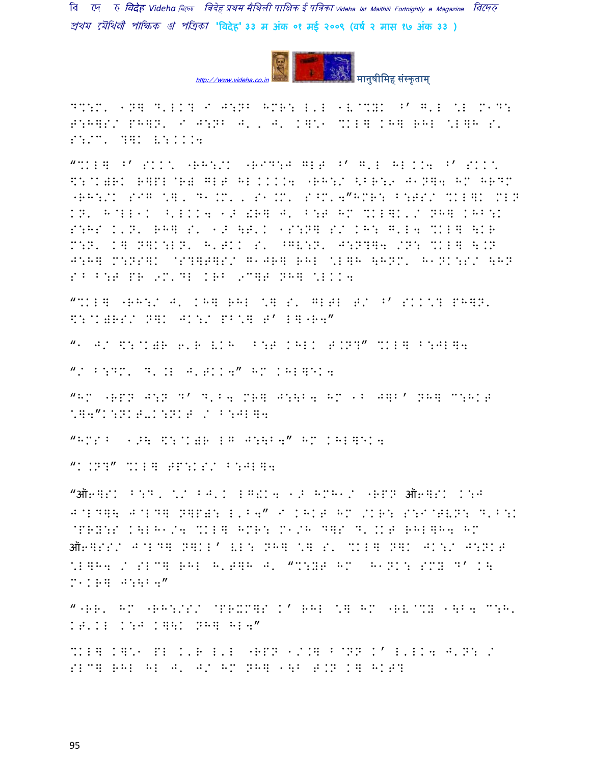D%:M' 1N] D'LK? I J:NB HMR: L'L 1V@%YK ^' G'L \L M1D:
T:H]S/ PH]N' I J:NB J' ' J' K]\1 %KL] KH] RHL \L]H S'
S:/C' ?]K V:KKK4

“%KL] ^' SKK\ "RH:/K "RID:J GLT ^' G'L HL KK4 ^' SKK\
$:@K)RK R]PL@R) GLT HL KKKK4 "RH:/ <BR:2 J1N]4 HM HRDM
"RH:/K SIG \]' D1.M' ' S1.M' S^M'4”HMR: B:TS/ %KL]K MLN
KN' H@LL1K ^'LKKK4 1> !R] J' B:T HM %KL]K'/ NH] KHB:K
S:HS K'N' RH] S' 1> \T'K 1S:N] S/ KH: G'L4 %KL] \KR
M:N' K] N]K:LN' H'TKK S' ^GV:N' J:N?]4 /N: %KL] \.N
J:H] M:NS]K @S?]T]S/ G1JR] RHL \L]H \HNM' H1NK:S/ \HN
S^ B:T PR 9M'DL KRB 9C]T NH] \LKK4

“%KL] "RH:/ J' KH] RHL \] S' GLTL T/ ^' SKK\? PH]N'
$:@K)RS/ N]K JK:/ PB\] T' L]"R4”

“1 J/ $:@K)R 6'R VKH B:T KHLK T.N?” %KL] B:JL]4

“/ B:DM' D'.L J'TKK4” HM KHL]EK4

“HM "RPN J:N D' D'B4 MR] J:\B4 HM 1B J]B' NH] C:HKT
\]4”K:NKT-K:NKT / B:JL]4

“HMS^ 1>\ $:@K)R LG J:\B4” HM KHL]EK4

“K.N?” %KL] TP:KS/ B:JL]4

“ऑ6]SK B:D' \/ BJ'K LG!K4 1> HMH1/ "RPN ऑ6]SK K:J
J@LD]\ J@LD] N]P): L'B4” I KHKT HM /KR: S:I@TVN: D'B:K
@PRY:S K\LH1/4 %KL] HMR: M1/H D]S D'.KT RHL]H4 HM
ऑ6]SS/ J@LD] N]KL' VL: NH] \] S' %KL] N]K JK:/ J:NKT
\L]H4 / SLC] RHL H'T]H J' “%:YT HM H1NK: SMY D' K\
M1KR] J:\B4”

“"RR' HM "RH:/S/ @PRXM]S K' RHL \] HM "RV@%Y 1\B4 C:H'
KT'KL K:J K]\K NH] HL4”

%KL] K]\1 PL K'R L'L "RPN 1/.] ^@NN K' L'LK4 J'N: /
SLC] RHL HL J' J/ HM NH] 1\B T.N K] HKT?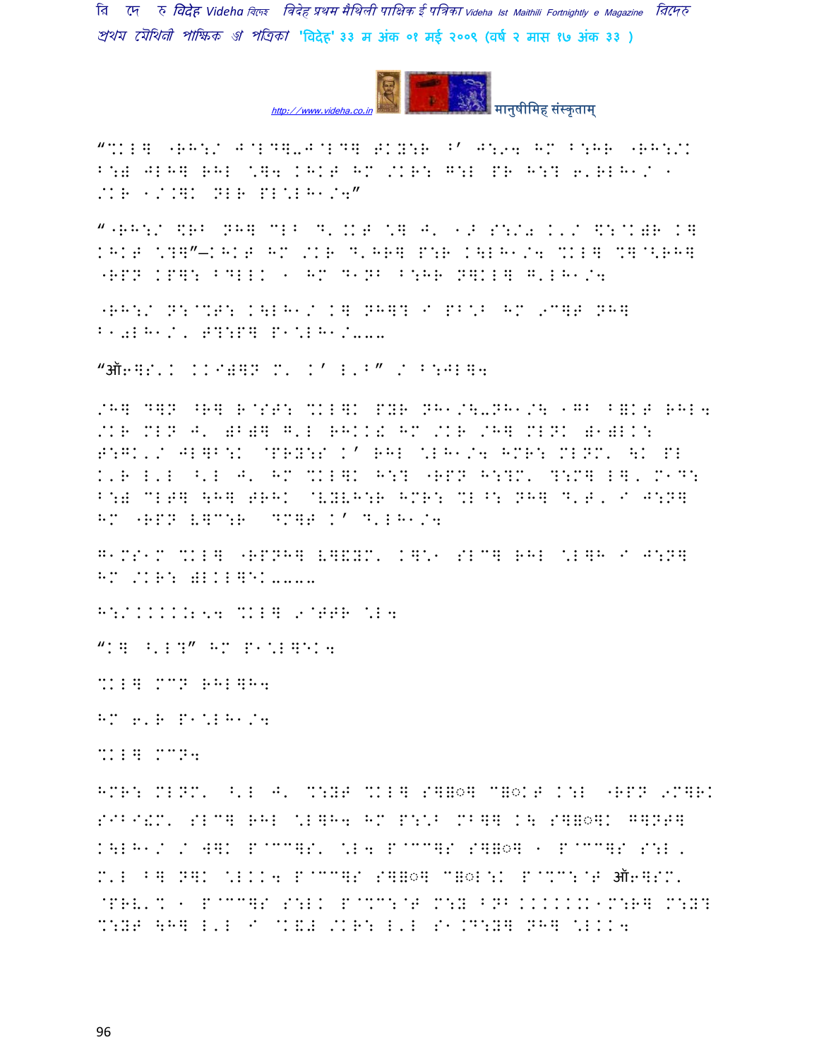"%KL] "RH:/ J@LD]-J@LD] TKY:R ^' J:94 HM B:HR "RH:/K B:each JLH] RHL \]4 KHKT HM /KR: G:L PR H:? 6'RLH1/ 1 /KR 1/.]K NLR PL\LH1/4"

""RH:/ \$RB NH] CLB D'.KT \] J' 1> S:/0 K'/ \$:@K)R K] KHKT \?]"–KHKT HM /KR D'HR] P:R K\LH1/4 %KL] %]@<RH] "RPN KP]: BDLLK 1 HM D1NB B:HR N]KL] G'LH1/4

"RH:/ N:@%T: K\LH1/ K] NH]? I PB\B HM 9C]T NH] B10LH1/, T?:P] P1\LH1/...

"ऑ6]S'K KKI)]N M' K' L'B" / B:JL]4

/H] D]N ^R] R@ST: %KL]K PYR NH1/\-NH1/\ 1GB B]KT RHL4 /KR MLN J' )B)] G'L RHKK! HM /KR /H] MLNK )1)LK: T:GK'/ JL]B:K @PRY:S K' RHL \LH1/4 HMR: MLNM' \K PL K'R L'L ^'L J' HM %KL]K H:? "RPN H:?M' ?:M] L]' M1D: B:) CLT] \H] TRHK @VYLH:R HMR: %L^: NH] D'T, I J:N] HM "RPN V]C:R DM]T K' D'LH1/4

G1MS1M %KL] "RPNH] V]&YM' K]\1 SLC] RHL \L]H I J:N] HM /KR: )LKL]EK....

H:/KKKK.254 %KL] 9@TTR \L4

"K] ^'L?" HM P1\L]EK4

%KL] MCN RHL]H4

HM 6'R P1\LH1/4

%KL] MCN4

HMR: MLNM' ^'L J' %:YT %KL] S]]◌] C]◌KT K:L "RPN 9C]RK SIBI!M' SLC] RHL \L]H4 HM P:\B MB]] K\ S]]◌]K G]NT] K\LH1/ / W]K P@CC]S' \L4 P@CC]S S]]◌] 1 P@CC]S S:L, M'L B] N]K \LKK4 P@CC]S S]]◌] C]◌L:K P@%C:@T ऑ6]SM' @PRV'% 1 P@CC]S S:LK P@%C:@T M:Y BNB KKKKKK1M:R] M:Y? %:YT \H] L'L I @K&J /KR: L'L S1.D:Y] NH] \LKK4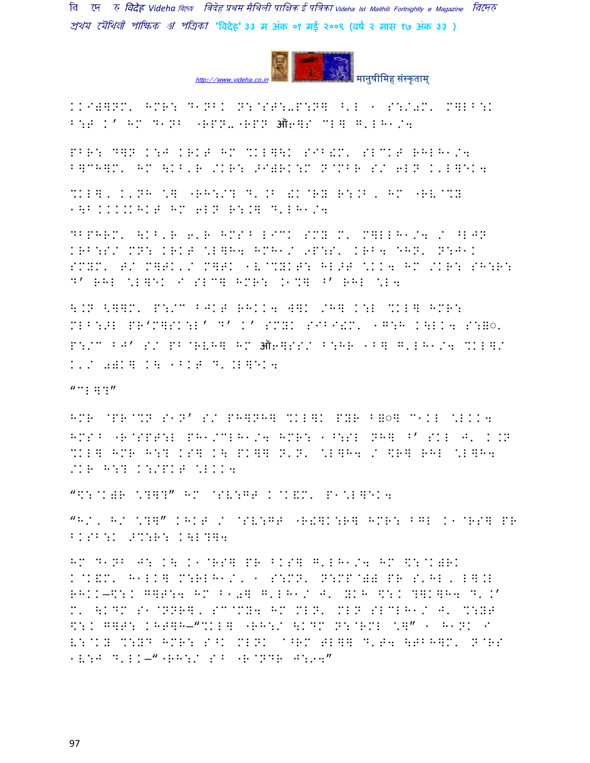KKI)]NM' HMR: D1NBK N:@ST:-P:N] <'L W S:/0M' M]LB:K B:T K' HM D1NB "RPN-"RPN ऑ6]S CL] G'LH1/4

PBR: D]N K:J KRKT HM %KL]\K SIB!M' SLCKT RHLH1/4 B]CH]M' HM \KB'R /KR: >I)RK:M N@MBR S/ 6LN K'L]EK4

%KL], K'NH \] "RH:/? D'.B !K@RY R:.B, HM "RV@%Y 1\B KKK.KHKT HM 6LN R:.] D'LH1/4

DBPHRM' \KB'R 6'R HMS^ LI^K SMY M' M]LLH1/4 / ^LJN KRB:S/ MN: KRKT \L]H4 HMH1/ 9P:S' KRB4 EHN' N:J1K SMYM' T/ M]TK'/ M]TK 1V@%YKT: HL>T \KK4 HM /KR: SH:R: D' RHL \L]EK I SLC] HMR: .1%] ^' RHL \L4

\.N <]]M' P:/C BJKT RHKK4 W]K /H] K:L %KL] HMR: MLB:>L PR'M]SK:L' D' K' SMYK SIBI!M' 1G:H K\LK4 S:=◌.
P:/C BJ' S/ PB@RVH] HM ऑ6]SS/ B:HR 1B] G'LH1/4 %KL]/ K'/ 0)K] K\ 1BKT D'.L]EK4

"CL]?"

HMR @PR@%N S1N' S/ PH]NH] %KL]K PYR B=◌] C1KL \LKK4 HMS^ "R@SPT:L PH1/CLH1/4 HMR: 1^:SL NH] ^' SKL J' K.N %KL] HMR H:? KS] K\ PK]] N'N' \L]H4 / \$R] RHL \L]H4 /KR H:? K:/PKT \LKK4

"\$:@K)R \?]?" HM @SV:GT K@K&M' P1\L]EK4

"H/, H/ \?]" KHKT / @SV:GT "R!]K:R] HMR: BGL K1@RS] PR BKSB:K >%:R: K\L?]4

HM D1NB J: K\ K1@RS] PR BKS] G'LH1/4 HM \$:@K)RK K@K&M' H1LK] M:RLH1/, 1 S:MN' N:MP@)B PR S'HL, L].L RHKK–\$:K G]T:4 HM B10] G'LH1/ J' YKH \$:K ?]K]H4 D'.' M' \KDM S1@NNR], SC@MY4 HM MLN' MLN SLCLH1/ J' %:YT \$:K G]T: KHT]H–"%KL] "RH:/ \KDM N:@RML \]" 1 H1NK I V:@KY %:YD HMR: S^K MLNK @^RM TL]] D'T4 \TBH]M' N@RS 1V:J D'LK–"'RH:/ S^ "R@NDR J:Y4"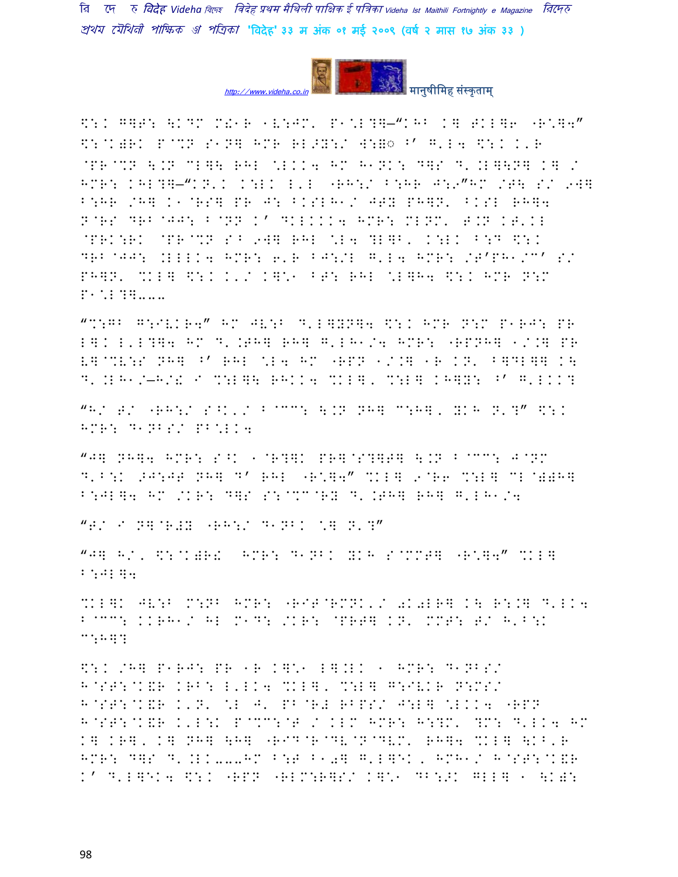\$:. G]T: \.DM M!1R 1V:JM' P1\*L?]–"KHB K] TKL]6 "R\*]4"
\$:@K)RK P@%N S1N] HMR RL>Y:/ W:▯◌ ^' G'L4 \$:. K'R
@PR@%N \.N CL]\ RHL \*LKK4 HM H1NK: D]S D'.L]\N] K] /
HMR: KHL?]–"K N'K K:LK L'L "RH:/ B:HR J:◌"HM /T\ S/ 9W]
B:HR /H] K1@RS] PR J: BKSLH1/ JTY PH]N' BKSL RH]4
N@RS DRB@JJ: B@NN K' DKLKKK4 HMR: MLNM' T.N KT'KL
@PRK:RK @PR@%N S^ 9W] RHL \*L4 ?L]B' K:LK B:D \$:.
DRB@JJ: .LLLK4 HMR: 6'R BJ:/L G'L4 HMR: /T'PH1/C' S/
PH]N' %KL] \$:. K'/ K]\*1 BT: RHL \*L]H4 \$:. HMR N:M
P1\*L?]...

"%:GB G:IVKR4" HM JV:B D'L]YN]4 \$:. HMR N:M P1RJ: PR
L]. L'L?]4 HM D'.TH] RH] G'LH1/4 HMR: "RPNH] 1/.] PR
V]@%V:S NH] ^' RHL \*L4 HM "RPN 1/.] 1R KN' B]DL]] K\
D'.LH1/–H/! I %:L]\ RHKK4 %KL], %:L] KH]Y: ^' G'LKK?

"H/ T/ "RH:/ S^K'/ B@CC: \.N NH] C:H], YKH N'?" \$:.
HMR: D1NBS/ PB\*LK4

"J] NH]4 HMR: S^K 1@R?]K PR]@S?]T] \.N B@CC: J@NM
D'B:K >J:JT NH] D' RHL "R\*]4" %KL] 9@R6 %:L] CL@))H]
B:JL]4 HM /KR: D]S S:@%C@RY D'.TH] RH] G'LH1/4

"T/ I N]@R#Y "RH:/ D1NBK \*] N'?"

"J] H/, \$:@K)R! HMR: D1NBK YKH S@MMT] "R\*]4" %KL]
B:JL]4

%KL]K JV:B M:NB HMR: "RIT@RMNK'/ 0K0LR] K\ R:.] D'LK4
B@CC: KKRH1/ HL M1D: /KR: @PRT] KN' MMT: T/ H'B:K
C:H]?

\$:. /H] P1RJ: PR 1R K]\*1 L].LK 1 HMR: D1NBS/
H@ST:@K&R KRB: L'LK4 %KL], %:L] G:IVKR N:MS/
H@ST:@K&R K'N' \*L J' PB@R# RBPS/ J:L] \*LKK4 "RPN
H@ST:@K&R K'L:K P@%C:@T / KLM HMR: H:?M' ?M: D'LK4 HM
K] KR], K] NH] \H] "RID@R@DV@N@DVM' RH]4 %KL] \KB'R
HMR: D]S D'.LK...HM B:T B10] G'L]K, HMH1/ H@ST:@K&R
K' D'L]K4 \$:. "RPN "RLM:R]S/ K]\*1 DB:>K GLL] 1 \K):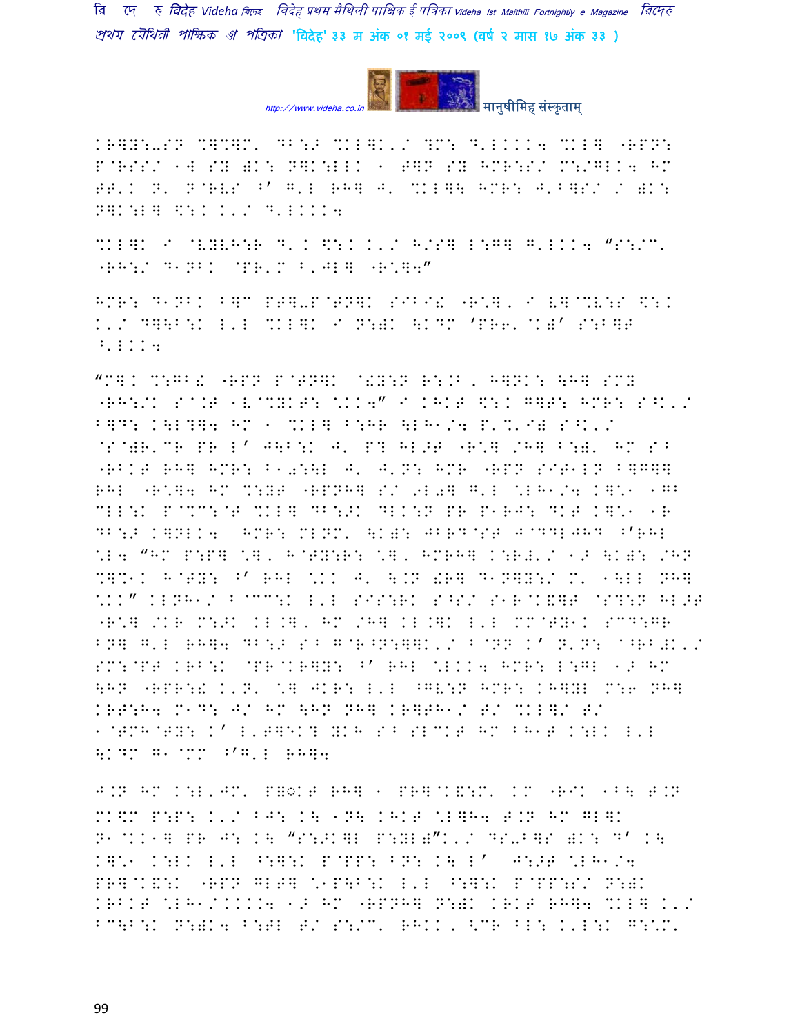KR]Y:-SN %]%]M' DB:> %KL]K'/ ?M: D'LKKK4 %KL] "RPN:
P@RSS/ 1W SY )K: N]K:LLK 1 T]N SY HMR:S/ M:/GLK4 HM
TT'K N' N@RVS ^' G'L RH] J' %KL]\ HMR: J'B]S/ / )K:
N]K:L] \$:K K'/ D'LKKK4

%KL]K I @VYVH:R D'K \$:K K'/ H/S] L:G] G'LKK4 "S:/M'
"RH:/ D1NBK @PR'M B'JL] "R\*]4"

HMR: D1NBK B]M PT]-P@TN]K SIBI! "R\*], I V]@%V:S \$:K
K'/ D]\B:K L'L %KL]K I N:)K \KDM 'PR6'@K)' S:B]T
^'LKK4

"M]K %:GB! "RPN P@TN]K @!Y:N R:.B, H]NK: \H] SMY
"RH:/K S@.T 1V@%YKT: \*KK4" I KHKT \$:K G]T: HMR: S^K'/
B]D: K\L?]4 HM 1 %KL] B:HR \LH1/4 P'%'I) S^K'/
@S@)R'CR PR L' J\B:K J' P? HL>T "R\*] /H] B:)' HM S^
"RBKT RH] HMR: B1further:\L J' J'N: HMR "RPN SIT1LN B]G]]
RHL "R\*]4 HM %:YT "RPNH] S/ 9L0] G'L \*LH1/4 K]\*1 1G^
CLL:K P@%C:@T %KL] DB:>K DLK:N PR P1RJ: DKT K]\*1 1R
DB:> K]NLK4 HMR: MLNM' \K): JBRD@ST J@DDLJHD ^'RHL
\*L4 "HM P:P] \*], H@TY:R: \*], HMRH] K:R!'/ 1> \K): /HN
%]%1K H@TY: ^' RHL \*KK J' \.N !R] D1N]Y:/ M' 1\LL NH]
\*KK" KLNH1/ B@CC:K L'L SIS:RK S^S/ S1R@K&]T @S?:N HL>T
"R\*] /KR M:>K KL.], HM /H] KL.]K L'L MM@TY1K SCD:GR
BN] G'L RH]4 DB:> S^ G@R^N:]]K'/ B@NN K' N'N: @^RB!K'/
SM:@PT KRB:K @PR@KR]Y: ^' RHL \*LKK4 HMR: L:GL 1> HM
\HN "RPR:! K'N' \*] JKR: L'L ^GV:N HMR: KH]YL M:6 NH]
KRT:H4 M1D: J/ HM \HN NH] KR]TH1/ T/ %KL]/ T/
1@TMH@TY: K' L'T]EK? YKH S^ SLCKT HM BH1T K:LK L'L
\KDM G1@MM ^'G'L RH]4

J.N HM K:L'JM' P]◌ेKT RH] 1 PR]@K&:M' KM "RIK 1B\ T.N
MK\$M P:P: K'/ BJ: K\ 1N\ KHKT \*L]H4 T.N HM GL]K
N1@KK1] PR J: K\ "S:>K]L P:YL)"K'/ DS-B]S )K: D' K\
K]\*1 K:LK L'L ^:]:K P@PP: BN: K\ L' J:>T \*LH1/4
PR]@K&:K "RPN GLT] \*1P\B:K L'L ^:]:K P@PP:S/ N:)K
KRBKT \*LH1/.KKK4 1> HM "RPNH] N:)K KRKT RH]4 %KL] K'/
BC\B:K N:)K4 B:TL T/ S:/M' RHKK, <CR BL: K'L:K G:\*M'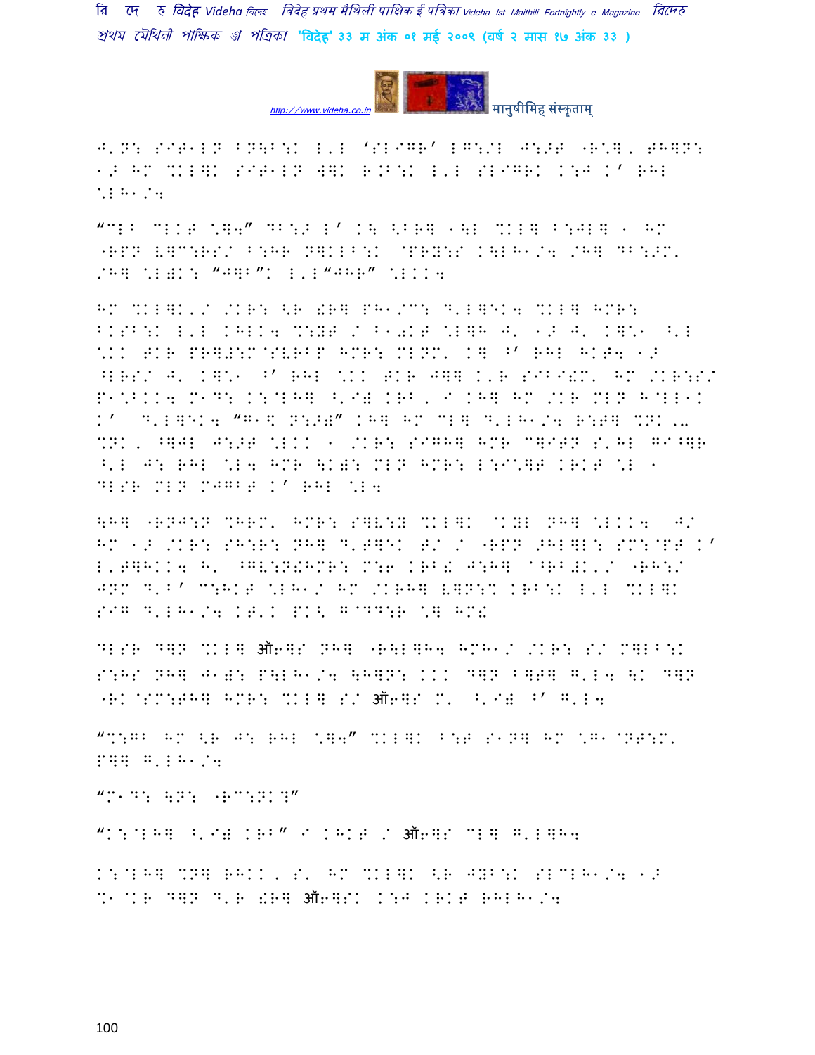J'N: SIT1LN BN\B:K L'L 'SLIGR' LG:/L J:>T "R\]' TH]N: 1> HM %KL]K SIT1LN W]K R.B:K L'L SLIGRK K:J K' RHL \LH1/4

"CLB CLKT \]4" DB:> L' K\ <BR] 1\L %KL] B:JL] 1 HM "RPN V]C:RS/ B:HR N]KLB:K @PRY:S K\LH1/4 /H] DB:>M' /H] \L)K: "J]B"K L'L"JHR" \LKK4

HM %KL]K'/ /KR: <R !R] PH1/C: D'L]EK4 %KL] HMR: BKSB:K L'L KHLK4 %:YT / B1)KT \L]H J' 1> J' K]\1 ^'L \KK TKR PR]#:M@SVRBP HMR: MLNM' K] ^' RHL HKT4 1> ^LRS/ J' K]\1 ^' RHL \KK TKR J]] K'R SIBI!M' HM /KR:S/ P1\BKK4 M1D: K:@LH] ^'I) KRB, I KH] HM /KR MLN H@LL1K K' D'L]EK4 "G1\ N:>)" KH] HM CL] D'LH1/4 R:T] %NK,- %NK, ^]JL J:>T \LKK 1 /KR: SIGH] HMR C]ITN S'HL GI^]R ^'L J: RHL \L4 HMR \K): MLN HMR: L:I\]T KRKT \L 1 DLSR MLN MJGBT K' RHL \L4

\H] "RNJ:N %HRM' HMR: S]V:Y %KL]K @KYL NH] \LKK4 J/ HM 1> /KR: SH:R: NH] D'T]EK T/ / "RPN >HL]L: SM:@PT K' L'T]HKK4 H' ^GV:N!HMR: M:6 KRB! J:H] @^RB#K'/ "RH:/ JNM D'B' C:HKT \LH1/ HM /KRH] V]N:% KRB:K L'L %KL]K SIG D'LH1/4 KT'K PK< G@DD:R \] HM!

DLSR D]N %KL] ऑ6]S NH] "R\L]H4 HMH1/ /KR: S/ M]LB:K S:HS NH] J1): P\LH1/4 \H]N: KKK D]N B]P] G'L4 \K D]N "RK@SM:TH] HMR: %KL] S/ ऑ6]S M' ^'I) ^' G'L4

"%:GB HM <R J: RHL \]4" %KL]K B:T S1N] HM \G1@NT:M' P]] G'LH1/4

"M1D: \N: "RC:NK?"

"K:@LH] ^'I) KRB" I KHKT / ऑ6]S CL] G'L]H4

K:@LH] %N] RHKK, S' HM %KL]K <R JYB:K SLCLH1/4 1> %1@KR D]N D'R !R] ऑ6]SK K:J KRKT RHLH1/4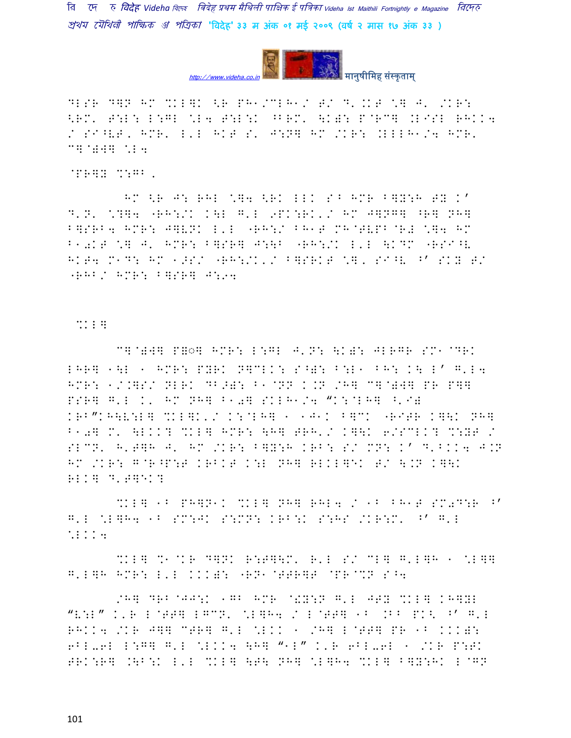DLSR D]N HM %KL]K <R PH1/CLH1/ T/ D'.KT \] J' /KR: <RM' T:L: L:GL \L4 T:L:K ^BRM' \K): P@RC] .LIGL RHKK4 / SI^VT, HMR' L'L HKT S' J:N] HM /KR: .LLLH1/4 HMR' C]@)W] \L4

@PR]Y %:GB,

HM <R J: RHL \]4 <RK LLK S^ HMR B]Y:H TY K' D'N' \?]4 "RH:/K K\L G'L 9PK:RK'/ HM J]NG] ^R] NH] B]SRB4 HMR: J]VNK L'L "RH:/ BH1T MH@TVPB@R# \]4 HM B10KT \] J' HMR: B]SR] J:\B "RH:/K L'L \KDM "RSI^V HKT4 M1D: HM 1>S/ "RH:/K'/ B]SRKT \], SI^V ^' SKY T/ "RHB/ HMR: B]SR] J:94

%KL]

C]@)W] P=◌] HMR: L:GL J'N: \K): JLRGR SM1@DRK LHR] 1\L 1 HMR: PYRK N]CLK: S^): B:L1 BH: K\ L' G'L4 HMR: 1/.]S/ NLRK DB>): B1@NN K.N /H] C]@)W] PR P]] PSR] G'L K' HM NH] B10] SKLH1/4 "K:@LH] ^'I# KRB"KH\V:L] %KL]K'/ K:@LH] 1 1J1K B]CK "RITR K]\K NH] B10] M' \LKK? %KL] HMR: \H] TRH'/ K]\K 6/SCLK? %:YT / SLCN' H'T]H J' HM /KR: B]Y:H KRB: S/ MN: K' D'BKK4 J.N HM /KR: G@R^P:T KRBKT K:L NH] RLKL]EK T/ \.N K]\K RLK] D'T]EK?

%KL] 1B PH]N1K %KL] NH] RHL4 / 1B BH1T SM0D:R ^' G'L \L]H4 1B SM:JK S:MN: KRB:K S:HS /KR:M' ^' G'L \LKK4

%KL] %1@KR D]NK R:T]\M' R'L S/ CL] G'L]H 1 \L]] G'L]H HMR: L'L KKK): "RN1@TTR]T @PR@%N S^4

/H] DRB@JJ:K 1GB HMR @!Y:N G'L JTY %KL] KH]YL "V:L" K'R L@TT] LGCN' \L]H4 / L@TT] 1B .BB PK< ^' G'L RHKK4 /KR J]] CTR] G'L \LKK 1 /H] L@TT] PR 1B KKK): 6BL-6L L:G] G'L \LKK4 \H] "1L" K'R 6BL-6L 1 /KR P:TK TRK:R] .\B:K L'L %KL] \T\ NH] \L]H4 %KL] B]Y:HK L@GN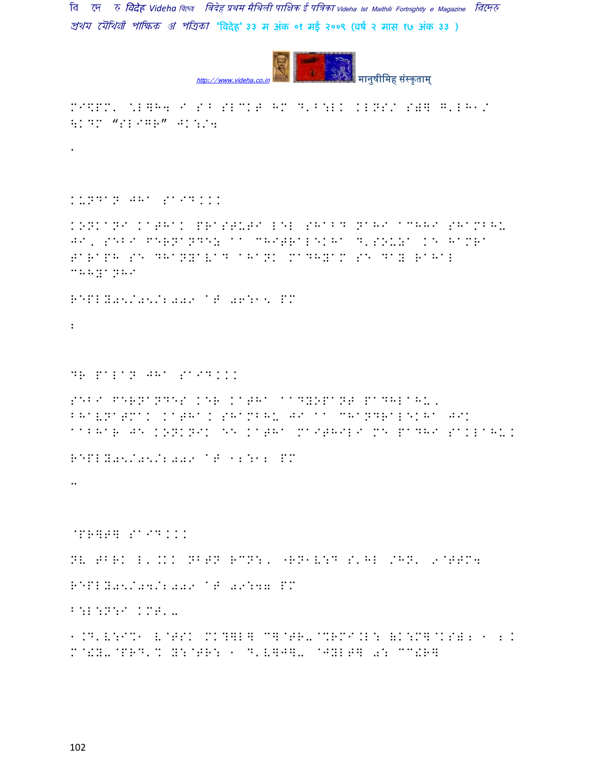M9\PM' \L]H4 I S^ SLCKT HM D'B:LK KLNS/ S)] G'LH1/ \KDM "SLIGR" JK:/4

.

KUNDAN JHA SAID...

KONKANI KATHAK PRASTUTI LEL SHABD NAHI ACHHI SHAMBHU JI, SEBI FERNANDEZ AA CHITRALEKHA D,SOUZA KE HAMRA TARAPH SE DHANYAVAD AHANK MADHYAM SE DAY RAHAL CHHYANHI

REPLY05/05/2009 AT 06:15 PM

2

DR PALAN JHA SAID...

SEBI FERNANDES KER KATHA AADYOPANT PADHLAHU, BHAVNATMAK KATHAK SHAMBHU JI AA CHANDRALEKHA JIK AABHAR JE KONKNIK EE KATHA MAITHILI ME PADHI SAKLAHU.

REPLY05/05/2009 AT 12:12 PM

..

@PR]T] SAID...

NV TBRK L'.KK NBTN RCN:, "RN1V:D S'HL /HN' 9@TTM4

REPLY05/04/2009 AT 09:47 PM

B:L:N:I KMT'-

1.D'V:I%1 V@TSK MK?]L] C]@TR-@%RMI.L: (K:M]@KS);1 1 2. M@!Y-@PRD'% Y:@TR: 1 D'V]J]- @JYLT] 0: CC!R]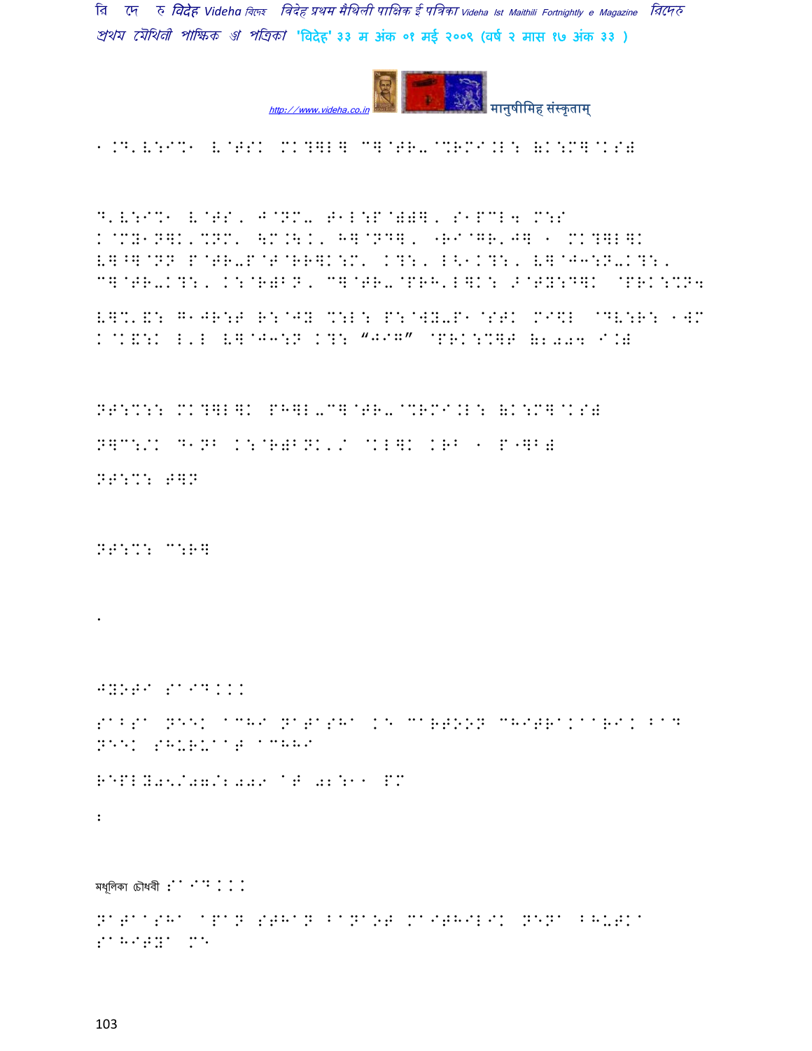१.ग़ ज्योति झा चौधरी- रचनासँ पहिने संगीत शिक्षा (मिथिला)

ज्योति झा चौधरी, जन्म तिथि -३० दिसम्बर १९७८; जन्म स्थान -बेल्हवार, मधुबनी ; शिक्षा- स्वामी विवेकानन्द मिडिल स्कूल टिस्को साकची गर्ल्स हाई स्कूल, मिसेज के एम पी एम इन्टर कालेज, इन्दिरा गान्धी ओपन यूनिवर्सिटी, आइ सी डबल्यू ए आइ (कॉस्ट एकाउण्टेन्सी); निवास स्थान- लन्दन, यू.के.; पिता- श्री शुभंकर झा, जमशेदपुर; माता- श्रीमती सुधा झा, शिवीपट्टी। ज्योतिकेँ www.poetry.com सँ संपादकक चॉयस अवार्ड (अंग्रेजी पद्यक हेतु) भेटल छन्हि। हुनकर अंग्रेजी पद्य किछु दिन धरि www.poetrysoup.com केर मुख्य पृष्ठ पर सेहो रहल अछि। ज्योति मिथिला चित्रकलामे सेहो पारंगत छथि आ हिनकर चित्रकलाक प्रदर्शनी ईलिंग आर्ट ग्रुप केर अंतर्गत ईलिंग ब्रॉडवे, लंडनमे प्रदर्शित कएल गेल अछि।

मिथिला चित्रकला-पेटिंग(स्पेक्ट्रा) (चित्रकारी)

नताशा

.

JYOTI said...

Sabse neek achi Natasha ke cartoon chitrakari aur neek shuruaat achhi

REPLY05/07/2009 at 02:11 PM

:

मधूलिका चौधरी said...

Nataasha apan sthan banaot maithili nena bhutka sahitya me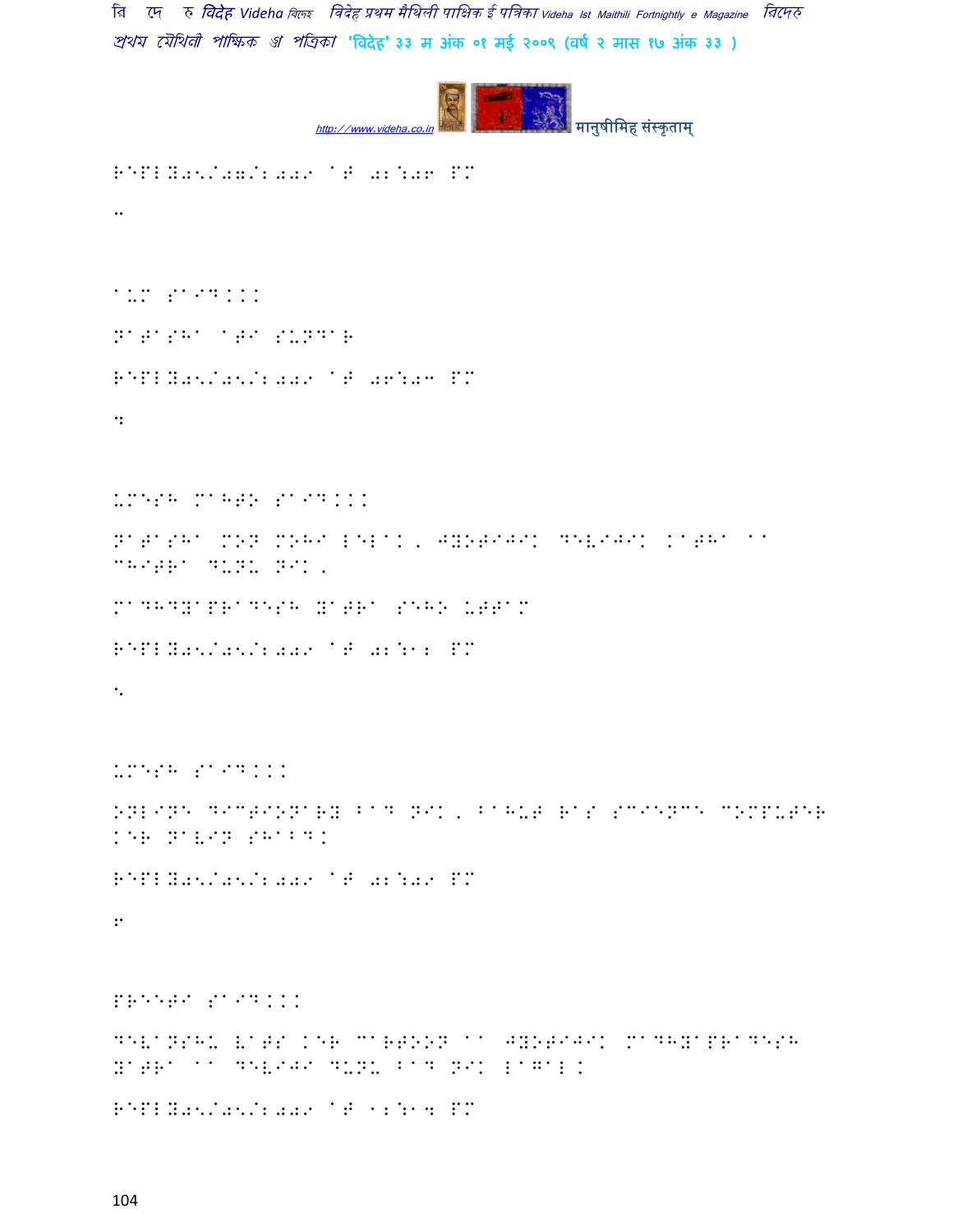REPLY05/07/2009 AT 02:06 PM

..

AUM SAID...

NATASHA ATI SUNDAR

REPLY05/05/2009 AT 06:03 PM

4

UMESH MAHTO SAID...

NATASHA MON MOHI LELAK, JYOTIJIK DEVIJIK KATHA AA CHITRA DUNU NIK.

MADHYAPRADESH YATRA SEHO UTTAM

REPLY05/05/2009 AT 02:12 PM

5

UMESH SAID...

ONLINE DICTIONARY BAD NIK, BAHUT RAS SCIENCE COMPUTER KER NAVIN SHABD.

REPLY05/05/2009 AT 02:09 PM

6

PREETI SAID...

DEVANSHU VATS KER CARTOON AA JYOTIJIK MADHYAPRADESH YATRA AA DEVIJI DUNU BAD NIK LAGAL.

REPLY05/05/2009 AT 12:14 PM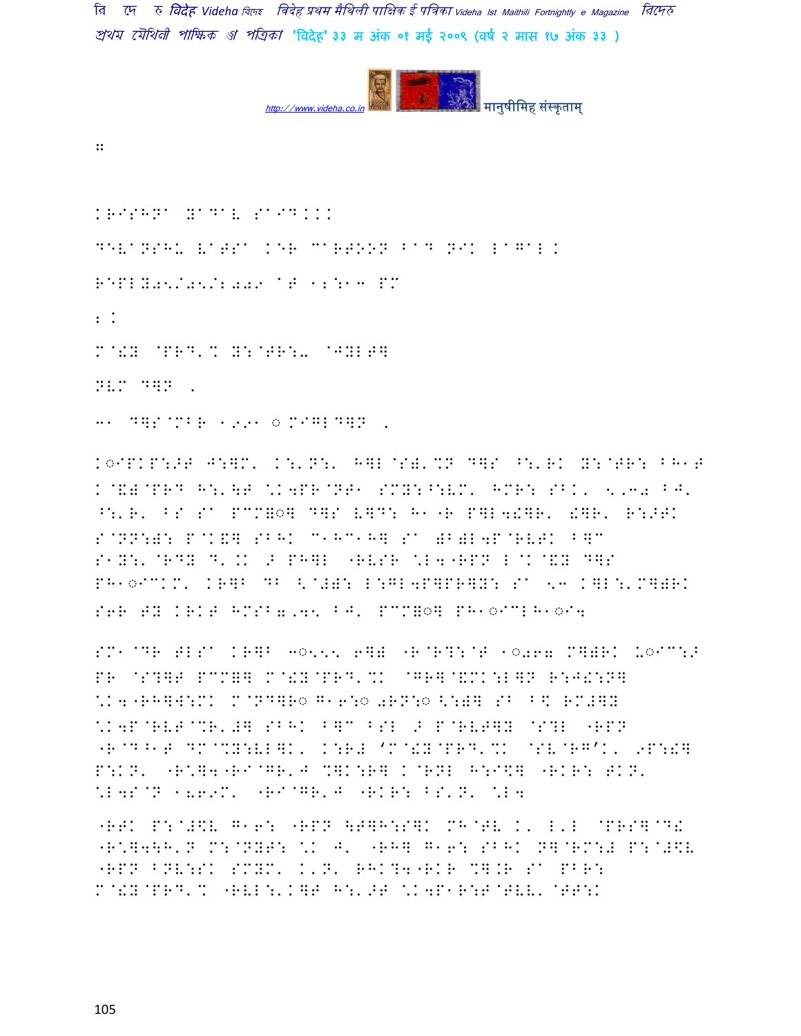::

KRISHNA YADAV SAID...

DEVANSHU VATSA KER CARTOON BAD NIK LAGAL.

REPLY05/05/2009 AT 12:13 PM

2.

M@!Y @PRD'% Y:@TR:- @JYLT]

NEM D]N ,

31 D]S@MBR 1991 ◌ M"IGLD]N ,

K◌IPKP:>T J:]M' K:'N:' H]L@S)'%N D]S ^:'RK Y:@TR: BH1T K@&)@PRD H:'\T \*K4PR@NT1 SMY:^:EM' HMR: SBK' <,3◌ BJ' ^:'R' BS S^ PCM]◌] D]S V]D: H1"R P]L4!]R' !]R' R:>TK S@NN:): P@K&] SBHK C1HC1H] S^ )B)L4P@RVTK B]C S1Y:'@RDY D'.K > PH]L "RVSR \*L4"RPN L@K@&Y D]S PH1◌ICKM' KR]B DB <@#): L:GL4P]PR]Y: S^ <3 K]L:'M])RK S6R TY KRKT HMSB◌,45 BJ' PCM]◌] PH1◌ICLH1◌I4

SM1@DR TLS^ KR]B 3◌555 6]) "R@R?:@T 1◌◌67 M])RK \◌IC:> PR @S?]T PCM]] M@!Y@PRD'%K @GR]@&MK:L]N R:J!:N] \*K4"RH]W:MK M@ND]R◌ G16:◌ ◌RN:◌ <:)] SB B\$ RM#]Y \*K4P@RVT@%R'#] SBHK B]C BSL > P@RVT]Y @S?L "RPN "R@D^1T DM@%Y:VL]K' K:R# 'M@!Y@PRD'%K @SV@RG'K' 9P:!] P:KN' "R\*]4"RI@GR'J %]K:R] K@RNL H:I\$] "RKR: TKN' \*L4S@N 1◌69M' "RI@GR'J "RKR: BS'N' \*L4

"RTK P:@#\$V G16: "RPN \T]H:S]K MH@TV K' L'L @PRS]@D! "R\*]4\H'N M:@NYT: \*K J' "RH] G16: SBHK N]@RM:# P:@#\$V "RPN BNV:SK SMYM' K'N' RHK?4"RKR %].R S^ PBR: M@!Y@PRD'% "RVL:'K]T H:'>T \*K4P1R:T@TVV' @TT:K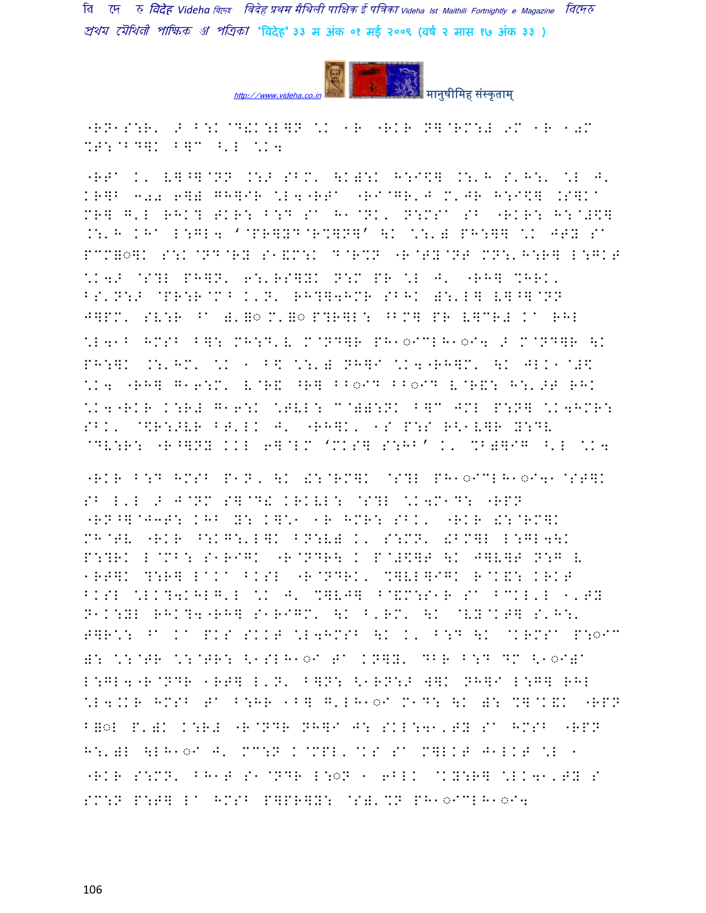"RN1S:R' > B:K@D!K:L]N \K 1R "RKR N]@RM:# 9M 1R 10M
%T:@BD]K B]C ^'L \K4

"RTA K' V]^]@NN .:> SBM' \K):K H:I$] .:'H S'H:' \L J'
KR]B 300 6]) G]IR \L4"RTA "RI@GR'J M'JR H:I$] .S]KA
MR] G'L RHK? TKR: B:D SA H1@NK' N:MSA SB "RKR: H:@#$]
.:'H KHA L:GL4 '@PR]YD@R%]N]' \K \:') PH:]] \K JTY SA
PCM=◌]K S:K@ND@RY S1&M:K D@R%N "R@TY@NT MN:'H:R] L:GKT
\K4> @S?L PH]N' 6:'RS]YK N:M PR \L J' "RH] %HRK'
BS'N:> @PR:R@MB K'N' RH?]4HMR SBHK ):'L] V]^]@NN
J]PM' SV:R ^A )'=◌ M'=◌ P?R]L: ^BM] PR V]CR# KA RHL
\L41B HMSB B]: MH:D'V M@ND]R PH1◌ICLH1◌I4 > M@ND]R \K
PH:]K .:'HM' \K 1 B$ \:') NH]I \K4"RH]M' \K JLK1@#$
\K4 "RH] G16:M' V@R& ^R] BB◌ID BB◌ID V@R&: H:'>T RHK
\K4"RKR K:R# G16:K \TVL: C@)):NK B]C JML P:N] \K4HMR:
SBK' @$R:>VR BT'LK J' "RH]K' 1S P:S R<1V]R Y:DV
@DV:R: "R^]NY KKL 6]@LM 'MKS] S:HB' K' %B)]IG ^'L \K4

"RKR B:D HMSB P1N' \K !:@RM]K @S?L PH1◌ICLH1◌I41@ST]K
SB L'L > J@NM S]@D! KRKVL: @S?L \K4M1D: "RPN
"RN^]@J3T: KHB Y: K]*1 1R HMR: SBK' "RKR !:@RM]K
MH@TV "RKR ^:KG:'L]K BN:V) K' S:MN' !BM]L L:GL4\K
P:?RK L@MB: S1RIGK "R@NDR\ K P@#$]T \K J]V]T N:G V
1RT]K ?:R] LAKA BKSL "R@NDRK' %]VL]IGK R@K&: KRKT
BKSL \LK?4KHLG'L \K J' %]VJ] B@&M:S1R SA BCKL'L 1'TY
N1K:YL RHK?4"RH] S1RIGM' \K B'RM' \K @VY@KT] S'H:'
T]R*: ^A KA PKS SKKT \L4HMSB \K K' B:D \K @KRMSA P:◌IC
): *:@TR *:@TR: <1SLH1◌I TA KN]Y' DBR B:D DM <1◌I)A
L:GL4"R@NDR 1RT] L'N' B]N: <1RN:> W]K NH]I L:G] RHL
\L4.KR HMSB TA B:HR 1B] G'LH1◌I M1D: \K ): %]@K&K "RPN
B=◌L P')K K:R# "R@NDR NH]I J: SKL:41'TY SA HMSB "RPN
H:')L \LH1◌I J' MC:N K@MPL'@KS SA M]LKT J1LKT \L 1
"RKR S:MN' BH1T S1@NDR L:◌N 1 6BLK @KY:R] \LK41'TY S
SM:N P:T] LA HMSB P]PR]Y: @S)'%N PH1◌ICLH1◌I4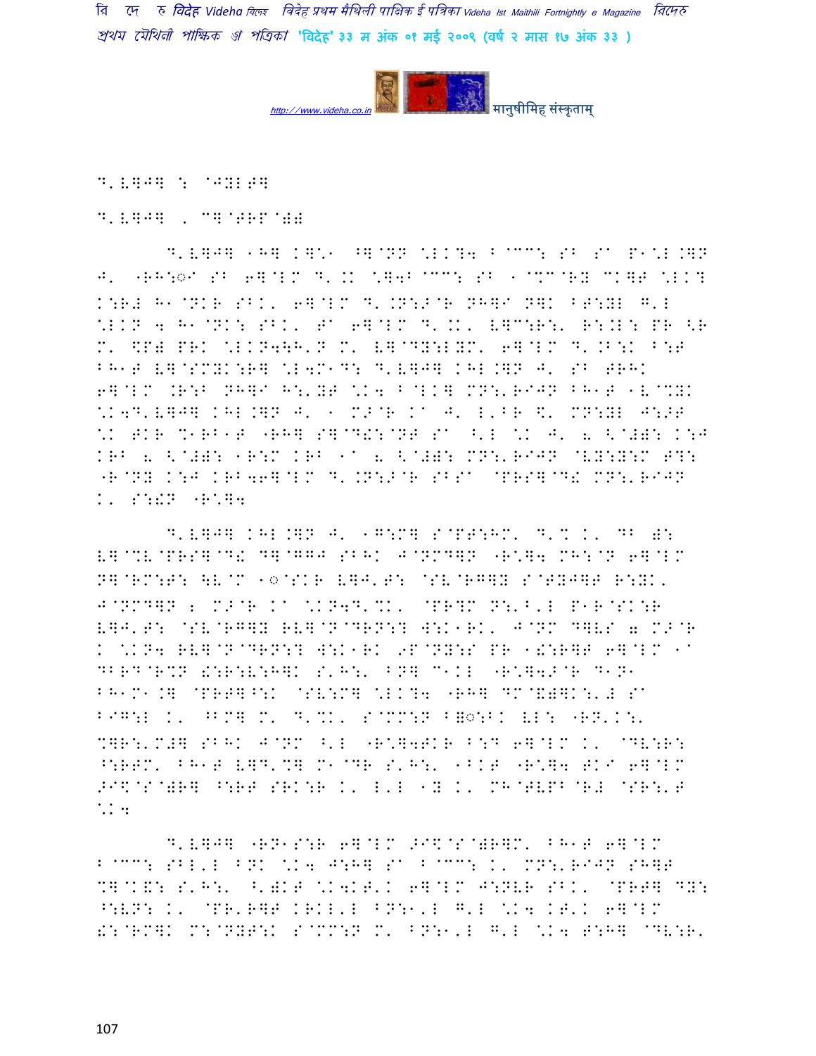D'V]J] : @JYLT]

D'V]J] , C]@TRP@);

D'V]J] 1H] K]\1 ^]@NN \LK?4 B@CC: SB Sa P1\L.]N J' "RH:◌I SB 6]@LM D'.K \]4B@CC: SB 1@%C@RY CK]T \LK? K:R; H1@NKR SBK' 6]@LM D'.N:>@R NH]I N]K BT:YL G'L \LKN 4 H1@NK: SBK' Ta 6]@LM D'.K' V]C:R:' R:.L: PR <R M' \$P) PRK \LKN4\H'N M' V]@DY:LYM' 6]@LM D'.B:K B:T BH1T V]@SMYK:R] \L4M1D: D'V]J] KHL.]N J' SB TRHK 6]@LM .R:B NH]I H:'YT \K4 B@LK] MN:'RIJN BH1T 1V@%YK \K4D'V]J] KHL.]N J' 1 M>@R Ka J' L'BR \$' MN:YL J:>T \K TKR %1RB1T "RH] S]@D!:@NT Sa ^'L \K J' 2 <@)): K:J KRB 2 <@)): 1R:M KRB 1a 2 <@)): MN:'RIJN @VY:Y:M T?: "R@NY K:J KRB46]@LM D'.N:>@R SBSa @PRS]@D! MN:'RIJN K' S:!N "R\]4

D'V]J] KHL.]N J' 1G:M] S@PT:HM' D'% K' DB ): V]@%V@PRS]@D! D]@GGJ SBHK J@NMD]N "R\]4 MH:@N 6]@LM N]@RM:T: \$V@M 1◌@SKR V]J'T: @SV@RG]Y S@TYJ]T R:YK' J@NMD]N 2 M>@R Ka \KN4D'%K' @PR?M N:'B'L P1R@SK:R V]J'T: @SV@RG]Y RV]@N@DRN:? W:K1RK' J@NM D]VS 7 M>@R K \KN4 RV]@N@DRN:? W:K1RK 9P@NY:S PR 1!:R]T 6]@LM 1a DBRD@R%N !:R:V:H]K S'H:' BN] C1KL "R\]4>@R D1N1 BH1M1.] @PRT]^:K @SV:M] \LK?4 "RH] DM@\$)]K:';S Sa B1G:L K' ^BM] M' D'%K' S@MM:N B◌:BK VL: "RN'K:' %]R:'M#] SBHK J@NM ^'L "R\]4TKR B:D 6]@LM K' @DV:R: ^:RTM' BH1T V]D'%] M1@DR S'H:' 1BKT "R\]4 TKI 6]@LM >I\$@S@)R] ^:RT SRK:R K' L'L 1Y K' MH@TVPB@R; @SR:'T \K4

D'V]J] "RN1S:R 6]@LM >I\$@S@)R]M' BH1T 6]@LM B@CC: SBL'L BNK \K4 J:H] Sa B@CC: K' MN:'RIJN SH]T %]@K!: S'H:' ^')KT \K4KT'K 6]@LM J:NVR SBK' @PRT] DY: ^:VN: K' @PR'R]T KRKL'L BN:1'L G'L \K4 KT'K 6]@LM !:@RM]K M:@NYT:K S@MM:N M' BN:1'L G'L \K4 T:H] @DV:R'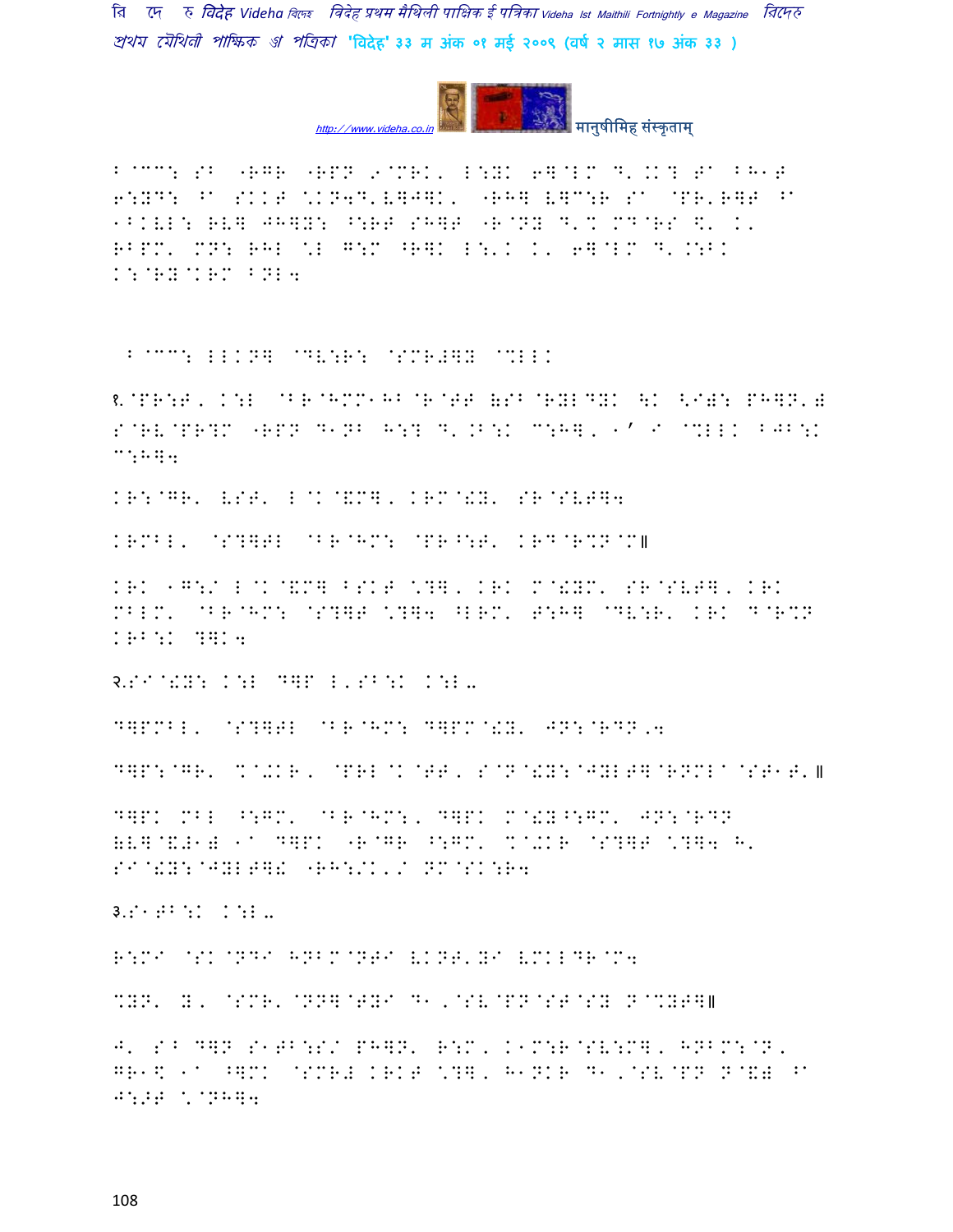B@CC: SB "RGR "RPN 9@MRK' L:YK 6]@LM D'.K? T^ BH1T 6:YD: ^ SKKT \KN4D'V]J]K' "RH] V]C:R S^ @PR'R]T ^ 1BKVL: RV] JH]Y: ^:RT SH]T "R@NY D'% MD@RS $' K' RBPM' MN: RHL \L G:M ^R]K L:'K K' 6]@LM D'.:BK K:@RY@KRM BNL4

B@CC: LLKN] @DV:R: @SMR#]Y @%LLK

1.@PR:T, K:L @BR@HMM1HB@R@TT (SB@RYLDYK \K <I): PH]N'( S@RV@PR?M "RPN D1NB H:? D'.B:K C:H], 1' I @%LLK BJB:K C:H]4

KR:@GR' VST' L@K@&M], KRM@!Y' SR@SVT]4

KRMBL' @S?]TL @BR@HM: @PR^:T' KRD@R%N@M॥

KRK 1G:/ L@K@&M] BSKT \?], KRK M@!YM' SR@SVT], KRK MBLM' @BR@HM: @S?]T \?]4 ^LRM' T:H] @DV:R' KRK D@R%N KRB:K ?]K4

2.SI@!Y: K:L D]P L'SB:K K:L-

D]PMBL' @S?]TL @BR@HM: D]PM@!Y' JN:@RDN,4

D]P:@GR' %@+KR, @PRL@K@TT, S@N@!Y:@JYLT]@RNML^@ST1T'॥

D]PK MBL ^:GM' @BR@HM:, D]PK M@!Y^:GM' JN:@RDN (V]@&#1) 1^ D]PK "R@GR ^:GM' %@+KR @S?]T \?]4 H' SI@!Y:@JYLT]! "RH:/K'/ NM@SK:R4

3.S1TB:K K:L-

R:MI @SK@NDI HNBM@NTI VKNT'YI VMKLDR@M4

%YN' Y, @SMR'@NN]@TYI D1,@SV@PN@ST@SY N@%YT]॥

J' SB D]N S1TB:S/ PH]N' R:M, K1M:R@SV:M], HNBM:@N, GR1$ 1^ ^]MK @SMR# KRKT \?], H1NKR D1,@SV@PN N@&) ^ J:>T \@NH]4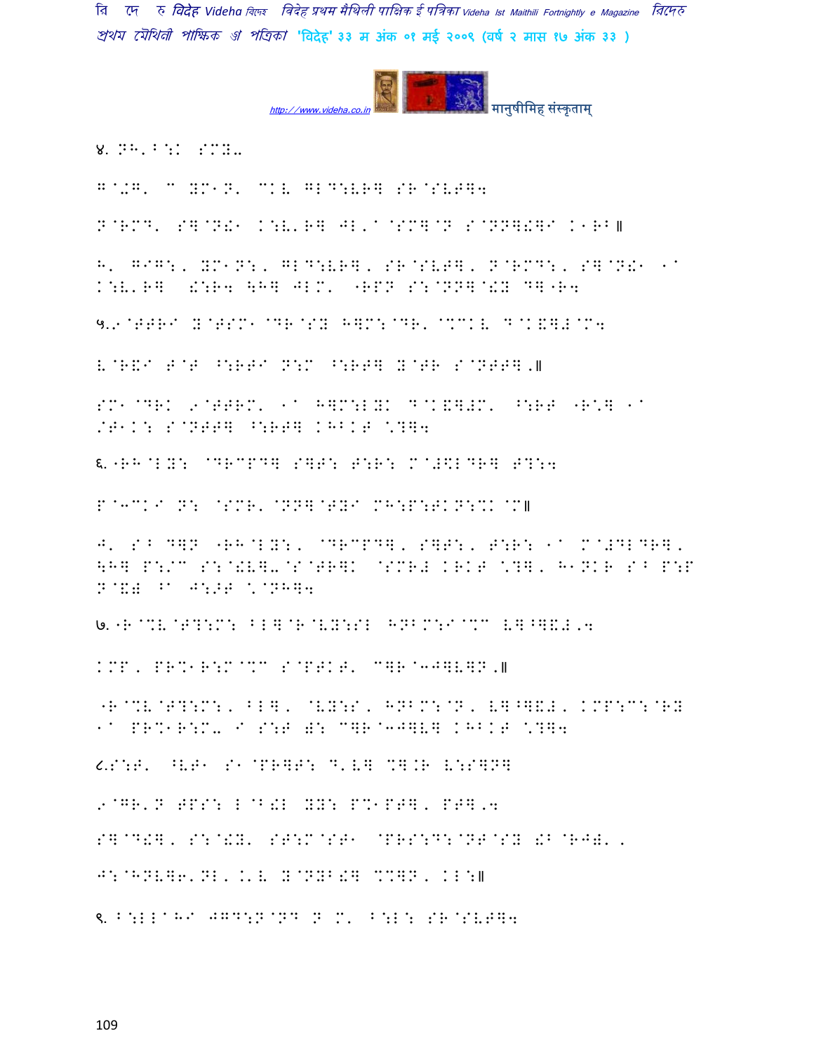४. NH'B:K SMY-

G@+G' C YM1N' CKL GLD:VR] SR@SVT]4

N@RMD' S]@N!1 K:V'R] JL'A@SM]@N S@NN]!]I K1RB॥

H' GIG:, YM1N:, GLD:VR], SR@SVT], N@RMD:, S]@N!1 1A K:V'R] !:R4 \H] JLM' "RPN S:@NN]@!Y D]"R4

५.2@TTRI Y@TSM1@DR@SY H]M:@DR'@%CKV D@K&]#@M4

V@R&I T@T ^:RTI N:M ^:RT] Y@TR S@NTT].॥

SM1@DRK 2@TTRM' 1A H]M:LYK D@K&]#M' ^:RT "R\*] 1A /T1K: S@NTT] ^:RT] KHBKT \*?]4

६."RH@LY: @DRCPD] S]T: T:R: M@#\$LDR] T?:4

P@3CKI N: @SMR'@NN]@TYI MH:P:TKN:%K@M॥

J' S^B D]N "RH@LY:, @DRCPD], S]T:, T:R: 1A M@#DLDR], \H] P:/C S:@!V]-@S@TR]K @SMR# KRKT \*?], H1NKR S^B P:P N@&) ^A J:>T \*@NH]4

७."R@%V@T?:M: BL]@R@VY:SL HNBM:I@%C V]^]&#,4

KMP, PR%1R:M@%C S@PTKT' C]R@3J]V]N.॥

"R@%V@T?:M:, BL], @VY:S, HNBM:@N, V]^]&#, KMP:C:@RY 1A PR%1R:M- I S:T harmony C]R@3J]V] KHBKT \*?]4

८.S:T' ^VT1 S1@PR]T: D'V] %].R V:S]N]

2@GR'N TPS: L@B!L YY: P%1PT], PT],4

S]@D!], S:@!Y' ST:M@ST1 @PRS:D:@NT@SY !B@RJ)',

J:@HNV]6'NL'.'V Y@NYB!] %%]N, KL:॥

९. B:LLAHI JGD:N@ND N M' B:L: SR@SVT]4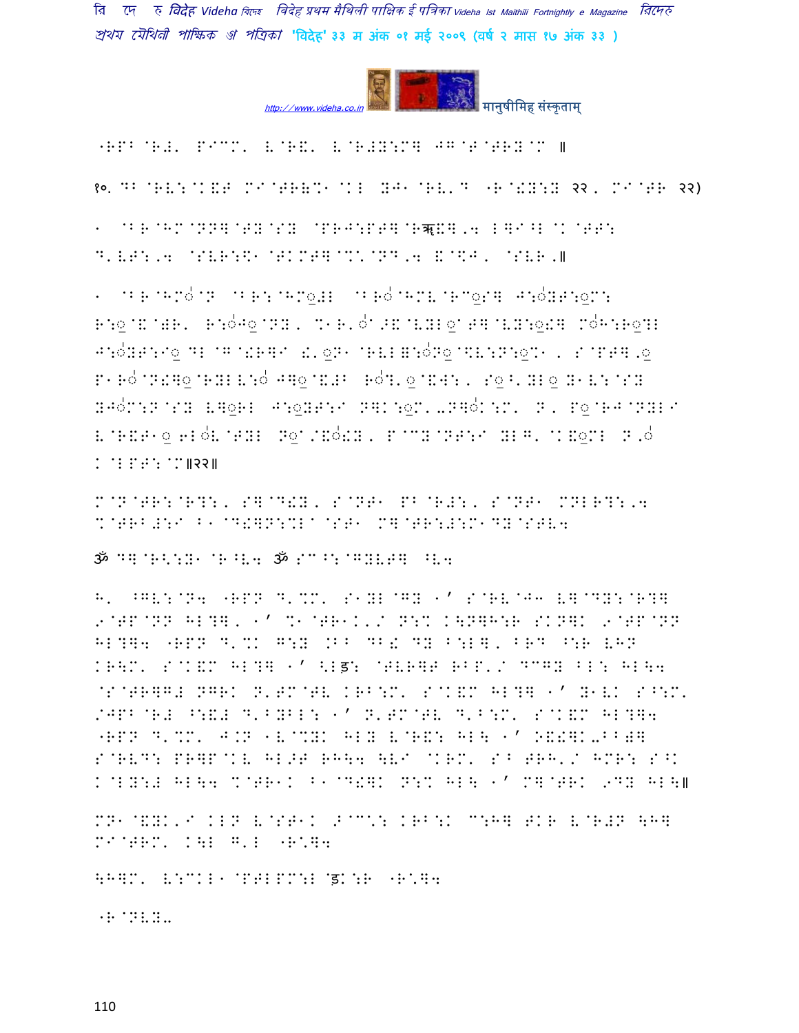"RPB @R#' P@CM' V@R&' V@R#Y:M] J]@T@TRY@M ॥

१०. DB@RV:@K&T MI@TR(%1@KL YJ1@RV'D "R@!Y:Y २२, MI@TR २२)

1 @BR@HM@NN]@TY@SY @PRJ:PT]@Rॠ&],4 L]I^L@K@TT: D'VT:,4 @SVR:\$1@TKMT]@%\@ND,4 &@\$J' @SVR,॥

1 @BR@HMo@N @BR:@HMo#L @BRo@HMV@RCoS] J:oYT:oM: R:o@&@WR' R:oJo@NY, %1R'o/&@VYLo@T]@VY:o!] MoH:Ro?L J:oYT:Io DL@G@!R]I !'oN1@RVL(:oNo@\$V:N:o%1, S@PT],o P1Ro@N!]o@RYLV:o J]o@&#B Ro?'o@&W:, So^'YLo Y1V:@SY YJoM:N@SY V]oRL J:oYT:I N]K:oM'-N]oK:M' N, Po@RJ@NYLI V@R&T1o 6Lo@V@TYL No/&o!Y, P@CY@NT:I YLG'@K&oML N,o K@LPT:@M॥२२॥

M@N@TR:@R?:, S]@D!Y, S@NT1 PB@R#:, S@NT1 MNLR?:,4 %@TRB#:I B1@D!]N:%L@SR1 M]@TR:#:M1DY@STV4

ॐ D]@R<:Y1@R^V4 ॐ SC^:@GYVT] ^V4

H' ^GV:@N4 "RPN D'%M' S1YL@GY 1' S@RV@J3 V]@DY:@R?] 9@TP@NN HL?], 1' %1@TR1K'/ N:% K\N]H:R SKN]K 9@TP@NN HL?]4 "RPN D'%K G:Y /BB DB! DY B:L], BRD ^:R VHN KR\M' S@K&M HL?] 1' <Lड़: @TVR]T RBP'/ DCGY BL: HL\4 @S@TR]G# NGRK N'TM@TV KRB:M' S@K&M HL?] 1' Y1VK S^:M' /JPB@R# ^:&# D'BYBL: 1' N'TM@TV D'B:M' S@K&M HL?]4 "RPN D'%M' J.N 1V@%YK HLY V@R&: HL\ 1' O&!]K-BB(] S@RVD: PR]P@KV HL/T RH\4 \VI @KRM' S^ TRH'/ HMR: S^K K@LY:# HL\4 %@TR1K B1@D!]K N:% HL\ 1' M]@TRK 9DY HL\॥

MN1@&YK'I KLN V@ST1K >@C\: KRB:K C:H] TKR V@R#N \H] MI@TRM' K\L G'L "R\]4

\H]M' V:CKL1 @PTLPM:L @डK:R "R\]4

"R@NVY-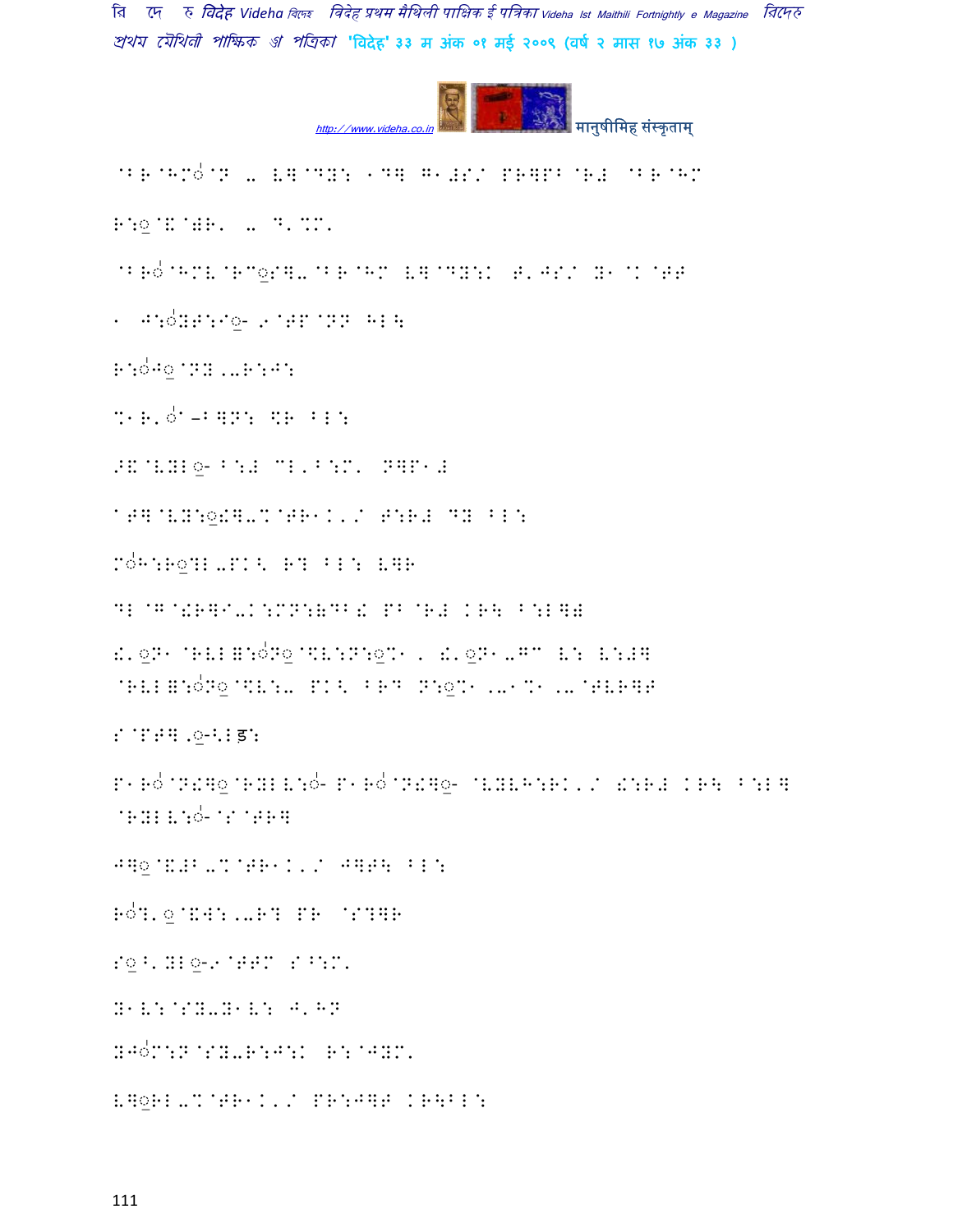@B R@HM0@N .. V]@DY: 1D] G1#S/ PR]PB@R# @B R@HM

R:0@K@#R' .. D'%M'

@BR0@HMV@RC0S].@B R@HM V]@DY:K T'JS/ Y1@K@TT

1 J:0YT:I0- 9@TP@NN HL\

R:0J0@NY,.R:J:

%1R'0^–B]N: ]R BL:

>K@VYL0- B:# CL'B:M' N]P1#

aT]@VY:0!].%@TR1K'/ T:R# DY BL:

M0H:R0?L.PK< R? BL: V]R

DL@G@!R]I.K:MN:&DB! PB@R# KR\ B:L]#

!'0N1@RVL=:0N0@$V:N:0%1, !'0N1.GC V: V:#]
@RVL=:0N0@$V:. PK< BRD N:0%1,.1%1,.@TVR]T

S@PT],0-<Lड:

P1R0@N!]0@RYLV:0- P1R0@N!]0- @VYVH:RK'/ !:R# KR\ B:L]
@RYLV:0-@S@TR]

J]0@K#B.%@TR1K'/ J]T\ BL:

R0?'0@KW:,.R? PR @S?]R

S0B'YL0-9@TTM S^:M'

Y1V:@SY.Y1V: J'HN

YJ0M:N@SY.R:J:K R:@JYM'

V]0RL.%@TR1K'/ PR:J]T KR\BL: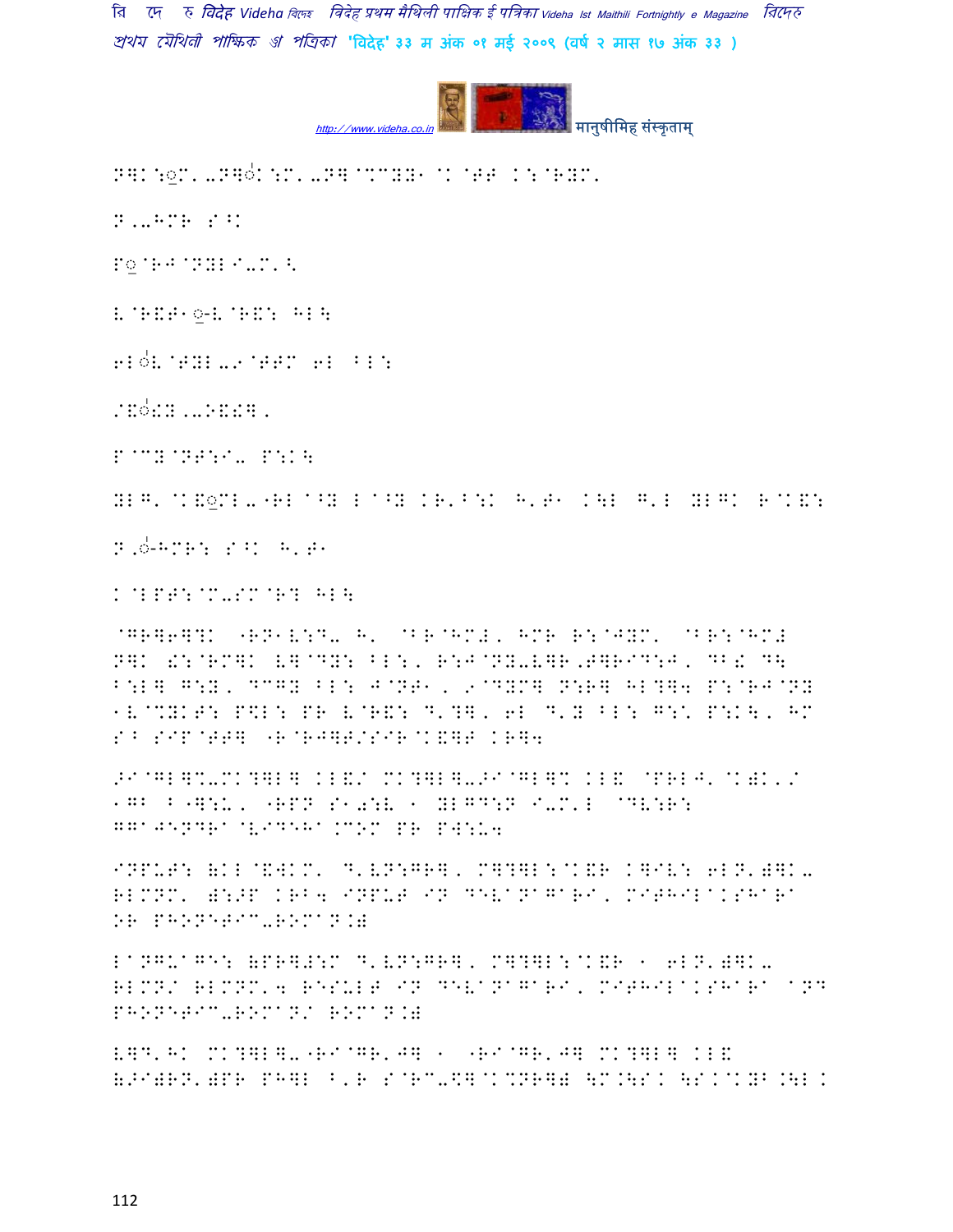N]K:◌॒M'-N]◌ʹK:M'-N]@%CYY1 @K@TT K:@RYM'

N'-HMR S^K

P◌॒@RJ@NYLI-M'<

V@R&T1◌॒-V@R&: HL\

6L◌ʹV@TYL-9@TTM 6L ^L:

/&◌ʹ!Y'-O&!].

P@CY@NT:I- P:K\

YLG' @K&◌॒ML-"RL ^Y L^Y KR'B:K H'T1 K\L G'L YLGK R@K&:

N'◌ʹ-HMR: S^K H'T1

K@LPT:@M-SM@R? HL\

@GR]6]?K "RN1V:D- H' @BR@HM# HMR R:@JYM' @BR:@HM# N]K &:@RM]K V]@DY: BL:, R:J@NY-V]R,T]RID:J, DB& D\ B:L] G:Y, DCGY BL: J@NT1, 9@DYM] N:R] HL?]4 P:@RJ@NY 1V@%YKT: P\$L: PR V@R&: D'?], 6L D'Y BL: G:\ P:K\, HM S^ SIP@TT] "R@RJ]T/SIR@K&]T KR]4

>I@GL]%-MK?]L] KL&/ MK?]L]->I@GL]% KL& @PRLJ'@K)K'/ 1GB B"]:U, "RPN S1 0:V 1 YLGD:N I-M'L @DV:R: GGAJENDRA@VIDEHA.COM PR PW:U4

INPUT: (KL@&WKM' D'VN:GR], M]?]L:@K&R K]IV: 6LN')]K-RLMNM' ):>P KR]4 INPUT IN DEVANAGARI, MITHILAKSHARA OR PHONETIC-ROMAN.)

LANGUAGE: (PR]#:M D'VN:GR], M]?]L:@K&R 1 6LN')]K-RLMN/ RLMNM'4 RESULT IN DEVANAGARI, MITHILAKSHARA AND PHONETIC-ROMAN/ ROMAN.)

V]D'HK MK?]L]-"RI@GR'J] 1 "RI@GR'J] MK?]L] KL& (>I)RN')PR PH]L B'R S@RC-\$]@K%NR]) \M.\S.K \S.K@KYB.\L.K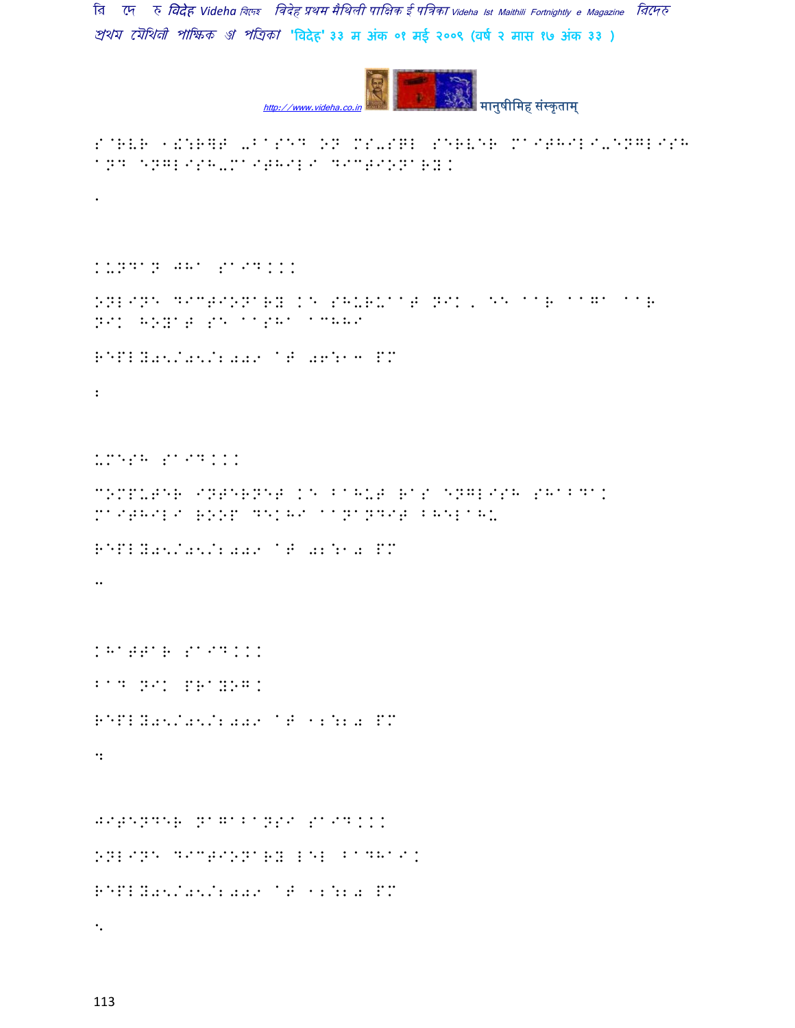SERVER 2008R2 BASED ON MS-SQL SERVER MAITHILI-ENGLISH AND ENGLISH-MAITHILI DICTIONARY.

1

KUNDAN JHA SAID...

ONLINE DICTIONARY KE SHURUAAT NIK , EE AAR AAGA AAR NIK HOYAT SE AASHA ACHHI

REPLY05/05/2009 AT 06:13 PM

2

UMESH SAID...

COMPUTER INTERNET KE BAHUT RAS ENGLISH SHABDAK MAITHILI ROOP DEKHI AANANDIT BHELAHU

REPLY05/05/2009 AT 02:10 PM

3

KHATTAR SAID...

BAD NIK PRAYOG.

REPLY05/05/2009 AT 12:20 PM

4

JITENDER NAGABANSI SAID...

ONLINE DICTIONARY LEL BADHAI.

REPLY05/05/2009 AT 12:20 PM

5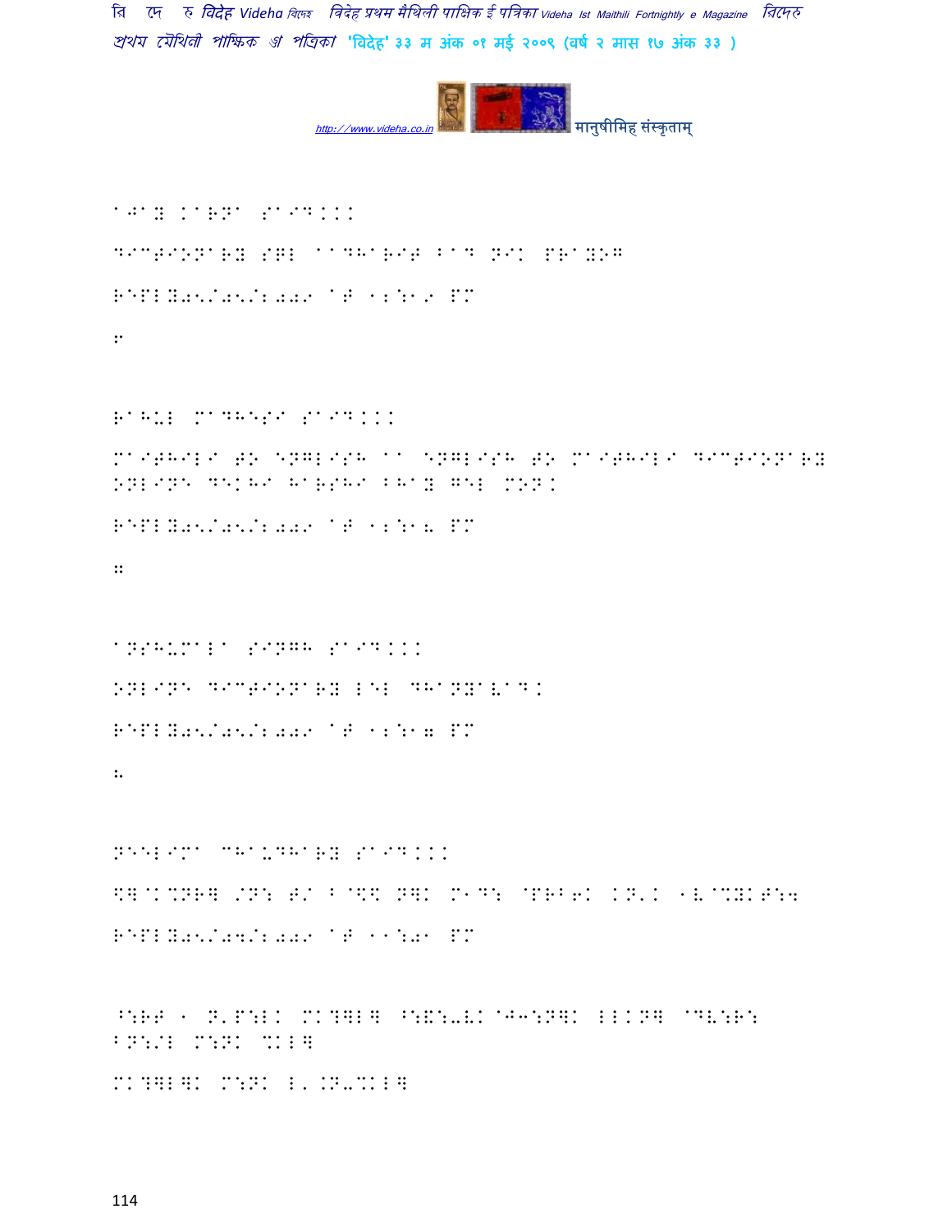AJAY KARNA SAID...

DICTIONARY SAB AADHARIT BAD NIK PRAYOG

REPLY05/05/2009 AT 12:19 PM

9

RAHUL MADHESI SAID...

MAITHILI TO ENGLISH AA ENGLISH TO MAITHILI DICTIONARY ONLINE DEKHI HARSHI BHAY GEL MON.

REPLY05/05/2009 AT 12:18 PM

8

ANSHUMALA SINGH SAID...

ONLINE DICTIONARY LEL DHANYAVAD.

REPLY05/05/2009 AT 12:17 PM

7

NEELIMA CHAUDHARY SAID...

\$]@K%NR] /N: T/ B@\$\$ N]K M1D: @PRB6K K'N'K 1V@%YKT:4

REPLY05/04/2009 AT 11:01 PM

^:RT 1 N'P:LK MK?]L] ^:&:-VK@J3:N]K LLKN] @DV:R: BN:/L M:NK %KL]

MK?]L]K M:NK L'.N-%KL]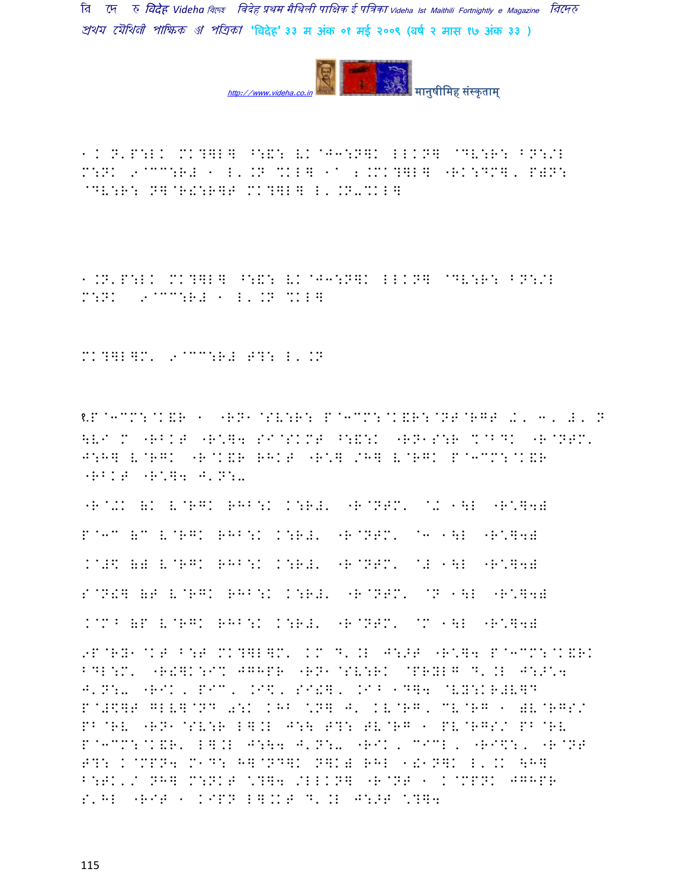1.K N'P:LK MK?]L] ^:&: VK@J3:N]K LLKN] @DV:R: BN:/L M:NK 9@CC:R# 1 L'.N %KL] 1C 2.MK?]L] "RK:DM], P)N: @DV:R: N]@R!:R]T MK?]L] L'.N-%KL]

1.N'P:LK MK?]L] ^:&: VK@J3:N]K LLKN] @DV:R: BN:/L M:NK 9@CC:R# 1 L'.N %KL]

MK?]L]M' 9@CC:R# T?: L'.N

१.P@3CM:@K&R 1 "RN1@SV:R: P@3CM:@K&R:@NT@RGT -K, 3, #, N \VI M "RBKT "R\*]4 SI@SKMT ^:&:K "RN1S:R %@BDK "R@NTM' J:H] V@RGK "R@K&R RHKT "R\*] /H] V@RGK P@3CM:@K&R "RBKT "R\*]4 J'N:-

"R@+K (K V@RGK RHB:K K:R#' "R@NTM' @+ 1\L "R\*]4)

P@3C (C V@RGK RHB:K K:R#' "R@NTM' @3 1\L "R\*]4)

K@#\$ () V@RGK RHB:K K:R#' "R@NTM' @# 1\L "R\*]4)

S@N!] (T V@RGK RHB:K K:R#' "R@NTM' @N 1\L "R\*]4)

K@M^ (P V@RGK RHB:K K:R#' "R@NTM' @M 1\L "R\*]4)

9P@RY1@KT B:T MK?]L]M' KM D'.L J:>T "R\*]4 P@3CM:@K&RK BDL:M' "R!]K:I% JGHPR "RN1@SV:RK @PRYLG D'.L J:>\*4 J'N:- "RIK, PIC, .I\$, SI!], .I^ 1D]4 @VY:KR#V]D P@#\$]T GLV]@ND 0:K KHB \*N] J' KV@RG, CV@RG 1 )V@RGS/ PB@RV "RN1@SV:R L].L J:\ T?: TV@RG 1 PV@RGS/ PB@RV P@3CM:@K&R' L].L J:\4 J'N:- "RIK, CICL, "RI\$:, "R@NT T?: K@MPN4 M1D: H]@ND]K N]K) RHL 1!1N]K L'.K \H] B:TK'/ NH] M:NKT \*?]4 /LLKN] "R@NT 1 K@MPNK JGHPR S'HL "RIT 1 KIPN L].KT D'.L J:>T \*?]4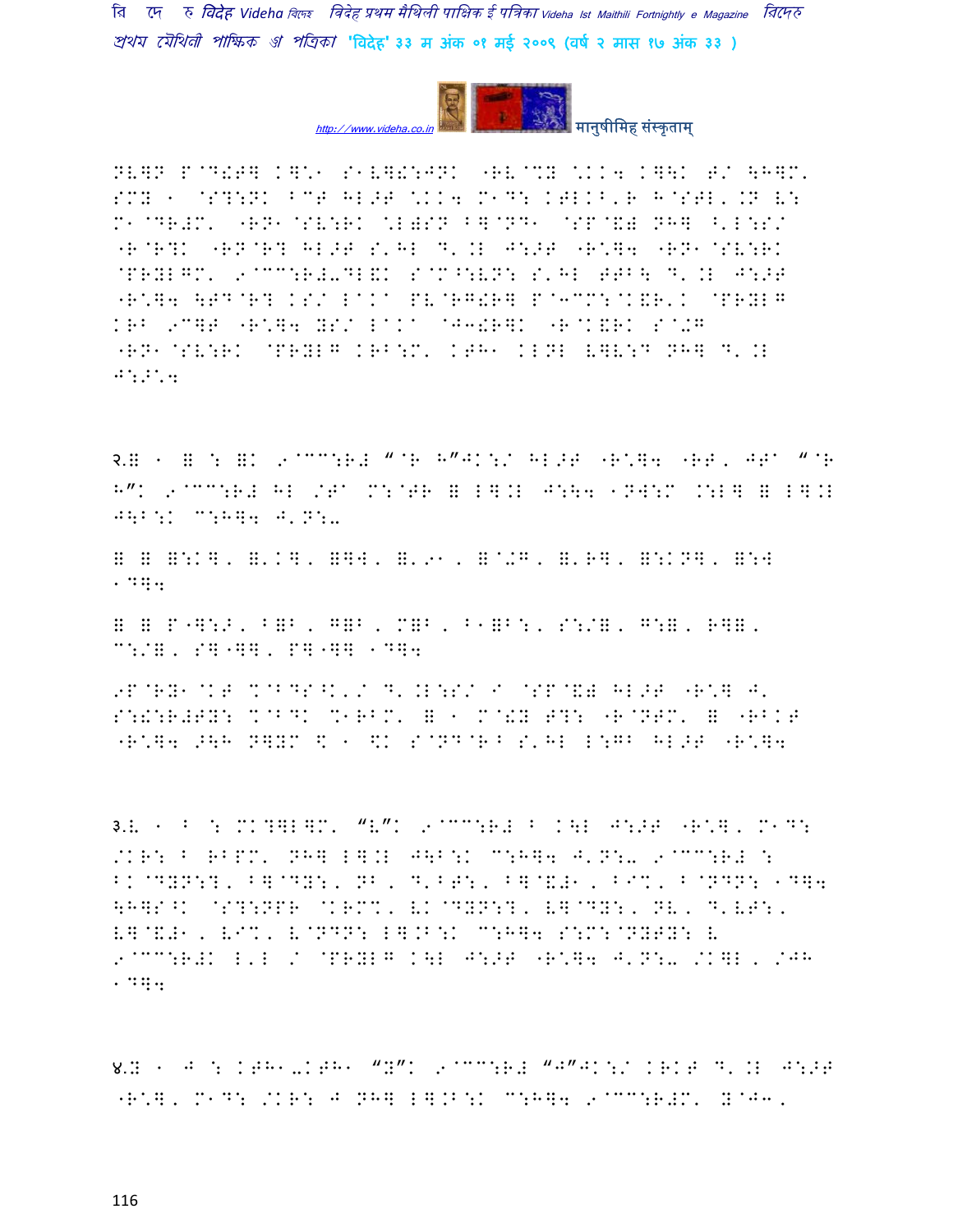NV]N P@D!T] K]'1 S1V]!:JNK "RV@%Y \KK4 K]\K T/ \H]M'
SMY 1 @S?:NK ^CT HL>T \KK4 M1D: KTLK^'R H@STL'.N V:
M1@DR#M' "RN1@SV:RK \L)SN B]@ND1 @SP@&) NH] ^'L:S/
"R@R?K "RN@R? HL>T S'HL D'.L J:>T "R\*]4 "RN1@SV:RK
@PRYLGM' 9@CC:R#-DL&K S@M^:VN: S'HL TTB\ D'.L J:>T
"R\*]4 \TD@R? KS/ L^K^ PV@RG!R] P@3CM:@K&R'K @PRYLG
KRB 9C]T "R\*]4 YS/ L^K^ @J3!R]K "R@K&RK S@+G
"RN1@SV:RK @PRYLG KRB:M' KTH1 KLNL V]V:D NH] D'.L
J:>\*4

२.ग 1 ग : गK 9@CC:R# "@R H"JK:/ HL>T "R\*]4 "RT' JT^ "@R
H"K 9@CC:R# HL /T^ M:@TR ग L].L J:\4 1NW:M .:L] ग L].L
J\B:K C:H]4 J'N:-

ग ग ग:K], ग'K], ग]W, ग'91, ग@+G, ग'R], ग:KN], ग:W
1D]4

ग ग P"]:>, Bग B, Gग B, Mग B, B1ग B:, S:/ग, G:ग, Rग ग,
C:/ग, S]"]], P]"]] 1D]4

9P@RY1@KT %@BDS^K'/ D'.L:S/ I @SP@&) HL>T "R\*] J'
S:!:R#TY: %@BDK %1RBM' ग 1 M@!Y T?: "R@NTM' ग "RBKT
"R\*]4 >\H N]YM \$ 1 \$K S@ND@R^ S'HL L:GB HL>T "R\*]4

३.ड 1 ^ : MK?]L]M' "ड"K 9@CC:R# ^ K\L J:>T "R\*]' M1D:
/KR: ^ RBPM' NH] L].L J\B:K C:H]4 J'N:- 9@CC:R# :
BK@DYN:?' B]@DY:' NB' D'BT:' B]@&#1' BI%' ^@NDN: 1D]4
\H]S^K @S?:NPR @KRM%' VK@DYN:?' V]@DY:' NV' D'VT:'
V]@&#1' VI%' V@NDN: L].B:K C:H]4 S:M:@NYTY: V
9@CC:R#K L'L / @PRYLG K\L J:>T "R\*]4 J'N:- /K]L' /JH
1D]4

४.ग 1 J : KTH1-KTH1 "ग"K 9@CC:R# "J"JK:/ KRKT D'.L J:>T
"R\*]' M1D: /KR: J NH] L].B:K C:H]4 9@CC:R#M' ग@J3'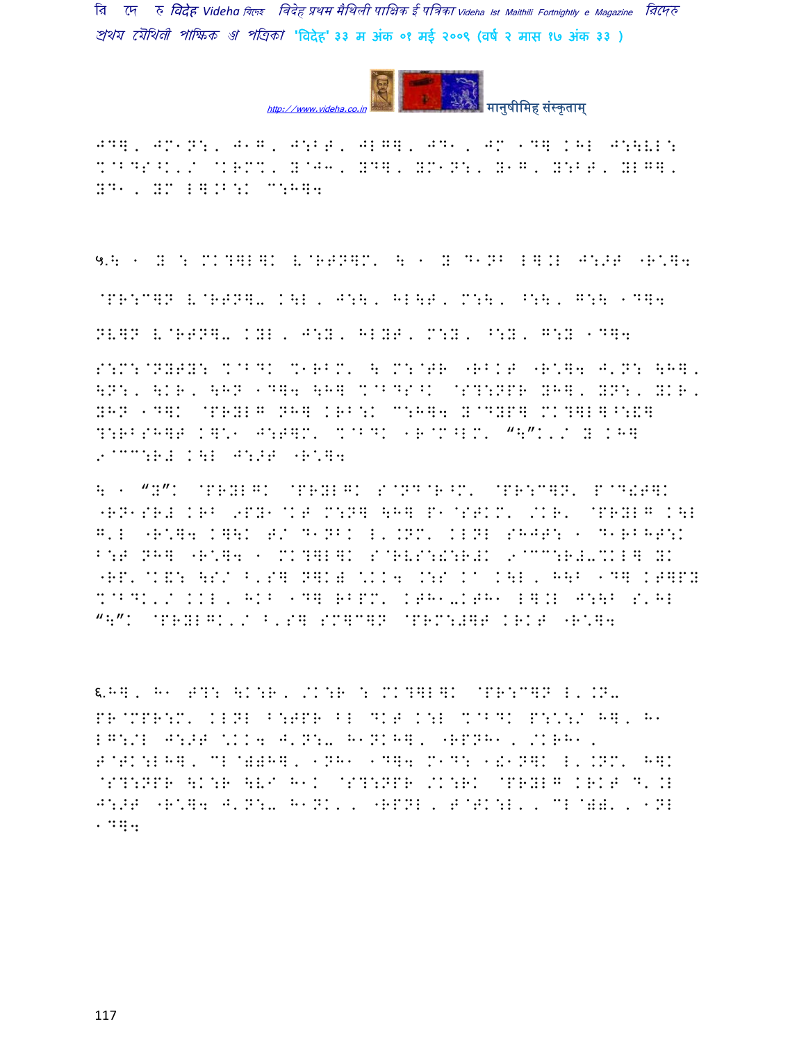JD], JM1N:, J1G, J:BT, JLG], JD1, JM 1D] KHL J:\UL:
%@BDS^K'/ @KRM%, Y@J3, YD], YM1N:, Y1G, Y:BT, YLG],
YD1, YM L].B:K C:H]4

५.\ 1 Y : MK?]L]K V@RTN]M' \ 1 Y D1NB L].L J:>T "R\*]4

@PR:C]N V@RTN]- K\L, J:\, HL\T, M:\, ^:\, G:\ 1D]4

NV]N V@RTN]- KYL, J:Y, HLYT, M:Y, ^:Y, G:Y 1D]4

S:M:@NYTY: %@BDK %1RBM' \ M:@TR "RBKT "R\*]4 J'N: \H],
\N:, \KR, \HN 1D]4 \H] %@BDS^K @S?:NPR YH], YN:, YKR,
YHN 1D]K @PRYLG NH] KRB:K C:H]4 Y@DYP] MK?]L]^:&]
?:RBSH]T K]\*1 J:T]M' %@BDK 1R@M^LM' "\"K'/ Y KH]
9@CC:R# K\L J:>T "R\*]4

\ 1 "Y"K @PRYLGK @PRYLGK S@ND@R^M' @PR:C]N' P@D!T]K
"RN1SR# KRB 9PY1@KT M:N] \H] P1@STKM' /KR' @PRYLG K\L
G'L "R\*]4 K]\K T/ D1NBK L'.NM' KLNL SHJT: 1 D1RBHT:K
B:T NH] "R\*]4 1 MK?]L]K S@RVS:!:R#K 9@CC:R#-%KL] YK
"RP' @K&: \S/ B'S] N]K) \*KK4 .:S KA K\L, H\B 1D] KT]PY
%@BDK'/ KKL, HKB 1D] RBPM' KTH1-KTH1 L].L J:\B S'HL
"\"K @PRYLGK'/ B'S] SM]C]N @PRM:#]T KRKT "R\*]4

६.H], H1 T?: \K:R, /K:R : MK?]L]K @PR:C]N L'.N-
PR@MPR:M' KLNL B:TPR BL DKT K:L %@BDK P:\*:/ H], H1
LG:/L J:>T \*KK4 J'N:- H1NKH], "RPNH1, /KRH1,
T@TK:LH], CL@)\H], 1NH1 1D]4 M1D: 1!1N]K L'.NM' H]K
@S?:NPR \K:R \VI H1K @S?:NPR /K:RK @PRYLG KRKT D'.L
J:>T "R\*]4 J'N:- H1NK', "RPNL, T@TK:L', CL@)\)', 1NL
1D]4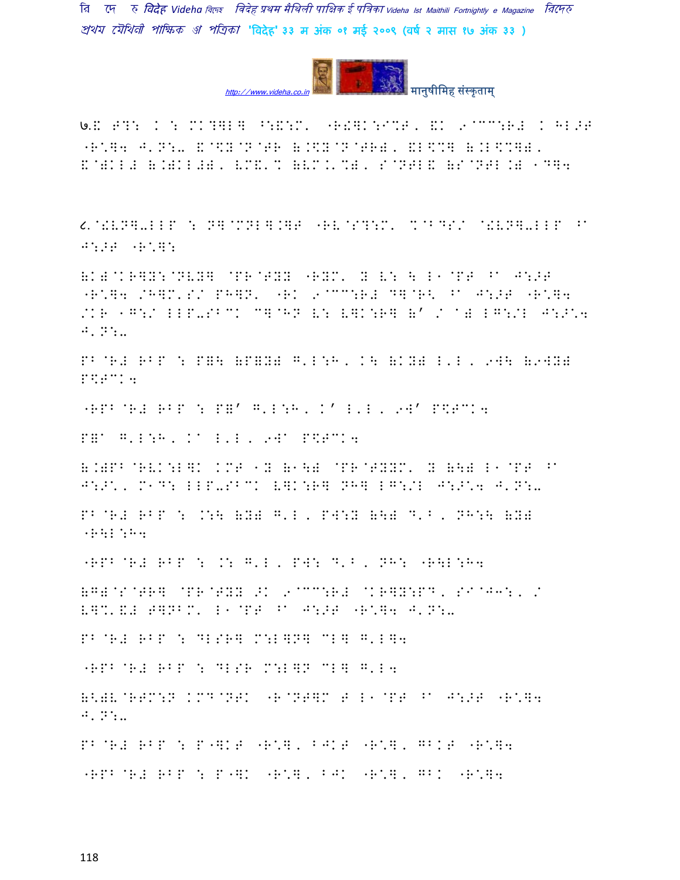७.ह. F?: K : MK?]L] ^:&:M' "R!]K:I%G, &K 9@CC:R# K HL>G "R\*]4 J'N:- &@\$Y@N@GR (.\$Y@N@GR), &L\$%] (.L\$%]), &@)KL# (.)KL#), KM&'% (KM.'%), S@NGL& (S@NGL.) 1D]4

८.@!VN]-LLP : N]@MNL].]G "RV@S?:M' %@BDS/ @!VN]-LLP ^a J:>G "R\*]:

(K)@KR]Y:@NVY] @PR@GYY "RYM' Y V: \ L1@PG ^a J:>G "R\*]4 /H]M'S/ PH]N' "RK 9@CC:R# D]@R< ^a J:>G "R\*]4 /KR 1G:/ LLP-SBCK C]@HN V: V]K:R] (' / a) LG:/L J:>\*4 J'N:-

PB@R# RBP : P=\ (P=Y) G'L:H, K\ (KY) L'L, 9W\ (9WY) P\$GCK4

"RPB@R# RBP : P=' G'L:H, K' L'L, 9W' P\$GCK4

P=a G'L:H, Ka L'L, 9Wa P\$GCK4

(.)PB@RVK:L]K KMG 1Y (1\) @PR@GYYM' Y (\) L1@PG ^a J:>\*, M1D: LLP-SBCK V]K:R] NH] LG:/L J:>\*4 J'N:-

PB@R# RBP : .:\ (Y) G'L, PW:Y (\) D'B, NH:\ (Y) "R\L:H4

"RPB@R# RBP : .: G'L, PW: D'B, NH: "R\L:H4

(G)@S@GR] @PR@GYY >K 9@CC:R# @KR]Y:PD, SIaJ3:, / V]%'&# G]NBM' L1@PG ^a J:>G "R\*]4 J'N:-

PB@R# RBP : DLSR] M:L]N] CL] G'L]4

"RPB@R# RBP : DLSR M:L]N CL] G'L4

(<)V@RGM:N KMD@NGK "R@NG]M G L1@PG ^a J:>G "R\*]4 J'N:-

PB@R# RBP : P"]KG "R\*], BJKG "R\*], GBKG "R\*]4

"RPB@R# RBP : P"]K "R\*], BJK "R\*], GBK "R\*]4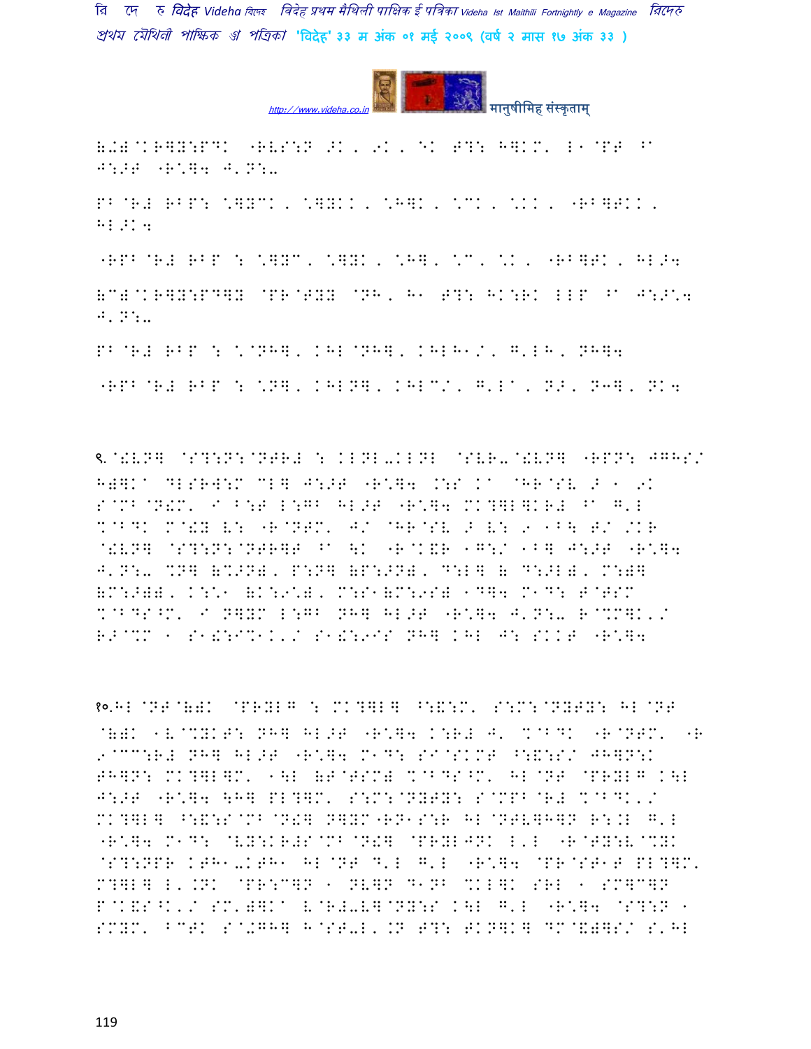(1)@KR]Y:PDK "RV:S:N 9K, 9K, EK T?: H]KM' L1@PT ^" J:>T "R\*]4 J'N:-

PB@R# RBP: \*]YCK, \*]YKK, \*H]K, \*CK, \*KK, "RB]TKK, HL>K4

"RPB@R# RBP : \*]YC, \*]YK, \*H], \*C, \*K, "RB]TK, HL>4

(C)@KR]Y:PD]Y @PR@TYY @NH, H1 T?: HK:RK LLP ^" J:>\*4 J'N:-

PB@R# RBP : \*@NH], KHL@NH], KHLH1/, G'LH, NH]4

"RPB@R# RBP : \*N], KHLN], KHLC/, G'L", N>, NH], NK4

९.@!VN] @S?:N:@NTR# : KLNL-KLNL @SVR-@!VN] "RPN: JGHS/ H)]K" DLSRW:M CL] J:>T "R\*]4 .:S K" @HR@SV > 1 9K S@MB@N!M' I B:T L:GB HL>T "R\*]4 MK?]L]KR# ^" G'L %@BDK M@!Y V: "R@NTM' J/ @HR@SV > V: 9 1B\ T/ /KR @!VN] @S?:N:@NTR]T ^" \K "R@K&R 1G:/ 1B] J:>T "R\*]4 J'N:- %N] (%>N), P:N] (P:>N), D:L] ( D:>L), M:)] (M:>)), K:\*1 (K:9\*), M:S1(M:9S) 1D]4 M1D: T@TSM %@BDS^M' I N]YM L:GB NH] HL>T "R\*]4 J'N:- R@%M]K'/ R>@%M 1 S1!:I%1K'/ S1!:9IS NH] KHL J: SKKT "R\*]4

१०.HL@NT@()K @PRYLG : MK?]L] ^:&:M' S:M:@NYTY: HL@NT @()K 1V@%YKT: NH] HL>T "R\*]4 K:R# J' %@BDK "R@NTM' "R 9@CC:R# NH] HL>T "R\*]4 M1D: SI@SKMT ^:&:S/ JH]N:K TH]N: MK?]L]M' 1\L (T@TSM) %@BDS^M' HL@NT @PRYLG K\L J:>T "R\*]4 \H] PL?]M' S:M:@NYTY: S@MPB@R# %@BDK'/ MK?]L] ^:&:S@MB@N!] N]YM"RN1S:R HL@NTV]H]N R:.L G'L "R\*]4 M1D: @VY:KR#S@MB@N!] @PRYLJNK L'L "R@TY:V@%YK @S?:NPR KTH1-KTH1 HL@NT D'L G'L "R\*]4 @PR@ST1T PL?]M' M?]L] L'.NK @PR:C]N 1 NV]N D1NB %KL]K SRL 1 SM]C]N P@K&S^K'/ SM')]K" V@R#-V]@NY:S K\L G'L "R\*]4 @S?:N 1 SMYM' BCTK S@>GH] H@ST-L'.N T?: TKN]K] DM@&)]S/ S'HL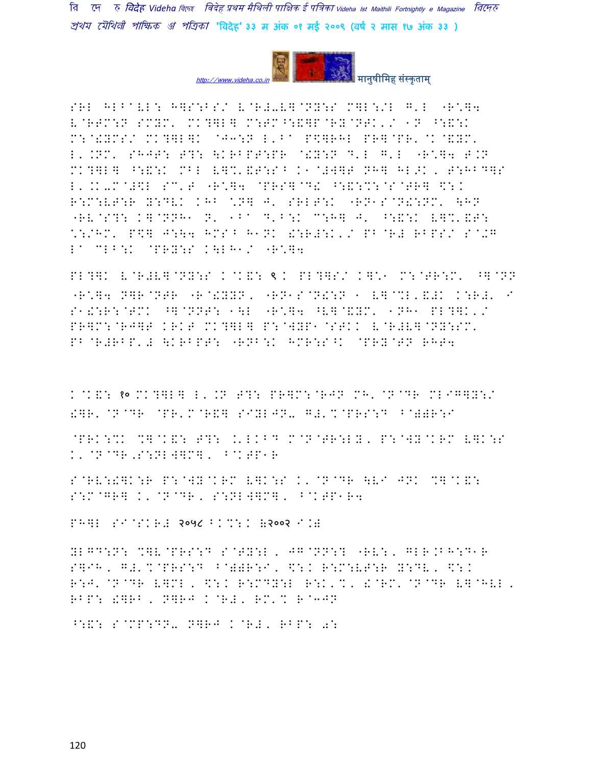SRL HLBAVL: H]S:BS/ V@R#-V]@NY:S M]L:/L G'L "R\]4 V@RTM:N SMYM' MK?]L] M:TM^:&]P@RY@NTK'/ 1N ^:&:K M:@!YMS/ MK?]L]K @J3:N L'BA P\$]RHL PR]@PR'@K@&YM' L'.NM' SHJT: T?: \KRBPT:PR @!Y:N D'L G'L "R\]4 T.N MK?]L] ^:&:K MBL V]%'&T:S^ K1@#W]T NH] HL>K, T:HBD]S L'.K-M@#\$L SC'T "R\]4 @PRS]@D! ^:&:%:@S@TR] \$:K R:M:VT:R Y:DVK KHB \N] J' SRLT:K "RN1S@N!:NM' \HN "RV@S?: K]@NNH1 N' 1BA D'B:K C:H] J' ^:&:K V]%'&T: \:/HM' P\$] J:\4 HMS^ H1NK !:R#:K'/ PB@R# RBPS/ S@+G LA CLB:K @PRY:S K\LH1/ "R\]4

PL?]K V@R#V]@NY:S K@K&: ९ K PL?]S/ K]\1 M:@TR:M' ^]@NN "R\]4 N]R@NTR "R@!YYN, "RN1S@N!:N 1 V]@%L'&#K K:R#' I S1!:R:@TMK ^]@NNT: 1\L "R\]4 ^V]@&YM' 1NH1 PL?]K'/ PR]M:@RJ]T KRKT MK?]L] P:@WYP1@STKK V@R#V]@NY:SM' PB@R#RBP'# \KRBPT: "RNB:K HMR:S^K @PRY@TN RHT4

K@K&: १० MK?]L] L'.N T?: PR]M:@RJN MH'@N@DR MLIG]Y:/ !]R'@N@DR @PR'M@R&] SIYLJN- G#'%@PRS:D B@))R:I

@PRK:%K %]@K&: T?: .'LKBD M@N@TR:LY, P:@WY@KRM V]K:S K'@N@DR,S:NLW]M], B@KTP1R

S@RV:!]K:R P:@WY@KRM V]K:S K'@N@DR \VI JNK %]@K&: S:M@GR] K'@N@DR, S:NLW]M], B@KTP1R4

PH]L SI@SKR# २०५८ B.%:K (२००२ I.)

YLGD:N: %]V@PRS:D S@TY:L, JG@NN:? "RV:, GLR.BH:D1R S]IH, G#'%@PRS:D B@))R:I, \$:K R:M:VT:R Y:DV, \$:K R:J'@N@DR V]ML, \$:K R:MDY:L R:K'%, !@RM'@N@DR V]@HVL, RBP: !]RB, N]RJ K@R#, RM'% R@3JN

^:&: S@MP:DN- N]RJ K@R#, RBP: 0: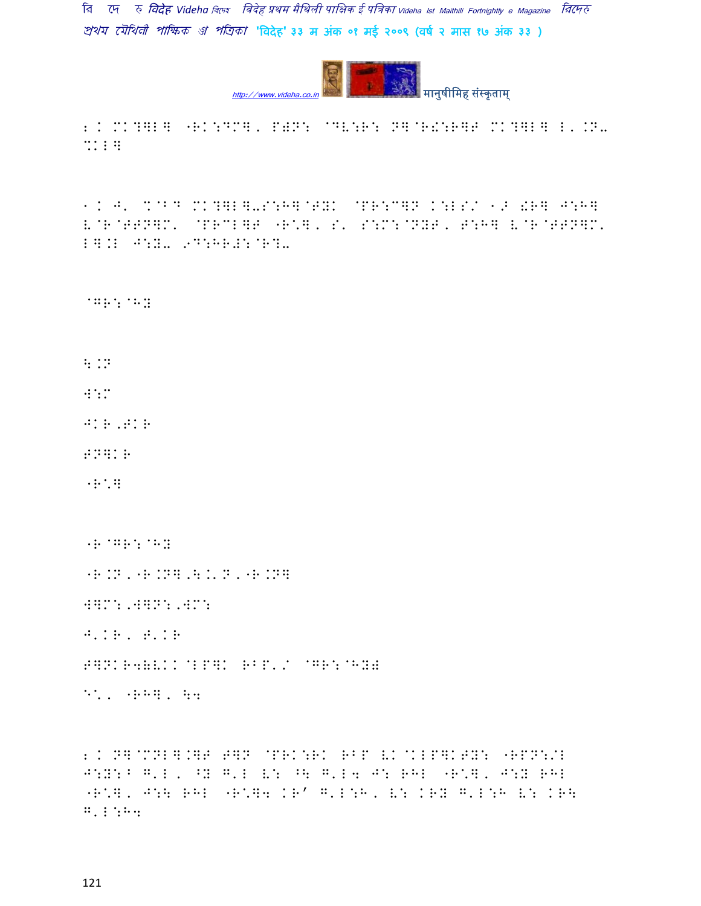२. MK?]L] "RK:DM], P)N: @DV:R: N]@R!:R]F MK?]L] L'.N- %KL]

१. J' %@BD MK?]L]-S:H]@TYK @PR:C]N K:LS/ १> !R] J:H] V@R@TTN]M' @PRCL]T "R\*], S' S:M:@NYT, T:H] V@R@TTN]M' L].L J:Y- ९D:HR#:@R?-

@GR:@HY

\.N

W:M

JKR,TKR

TN]KR

"R\*]

"R@GR:@HY

"R.N,"R.N],\.'N,"R.N]

W]M:,W]N:,WM:

J'KR, T'KR

T]NKR4(VKK@LP]K RBP'/ @GR:@HY)

E\*, "RH], \4

२. N]@MNL].]T T]N @PRK:RK RBP VK@KLP]KTY: "RPN:/L J:Y:B G'L, ^Y G'L V: ^\ G'L4 J: RHL "R\*], J:Y RHL "R\*], J:\ RHL "R\*]4 KR' G'L:H, V: KRY G'L:H V: KR\ G'L:H4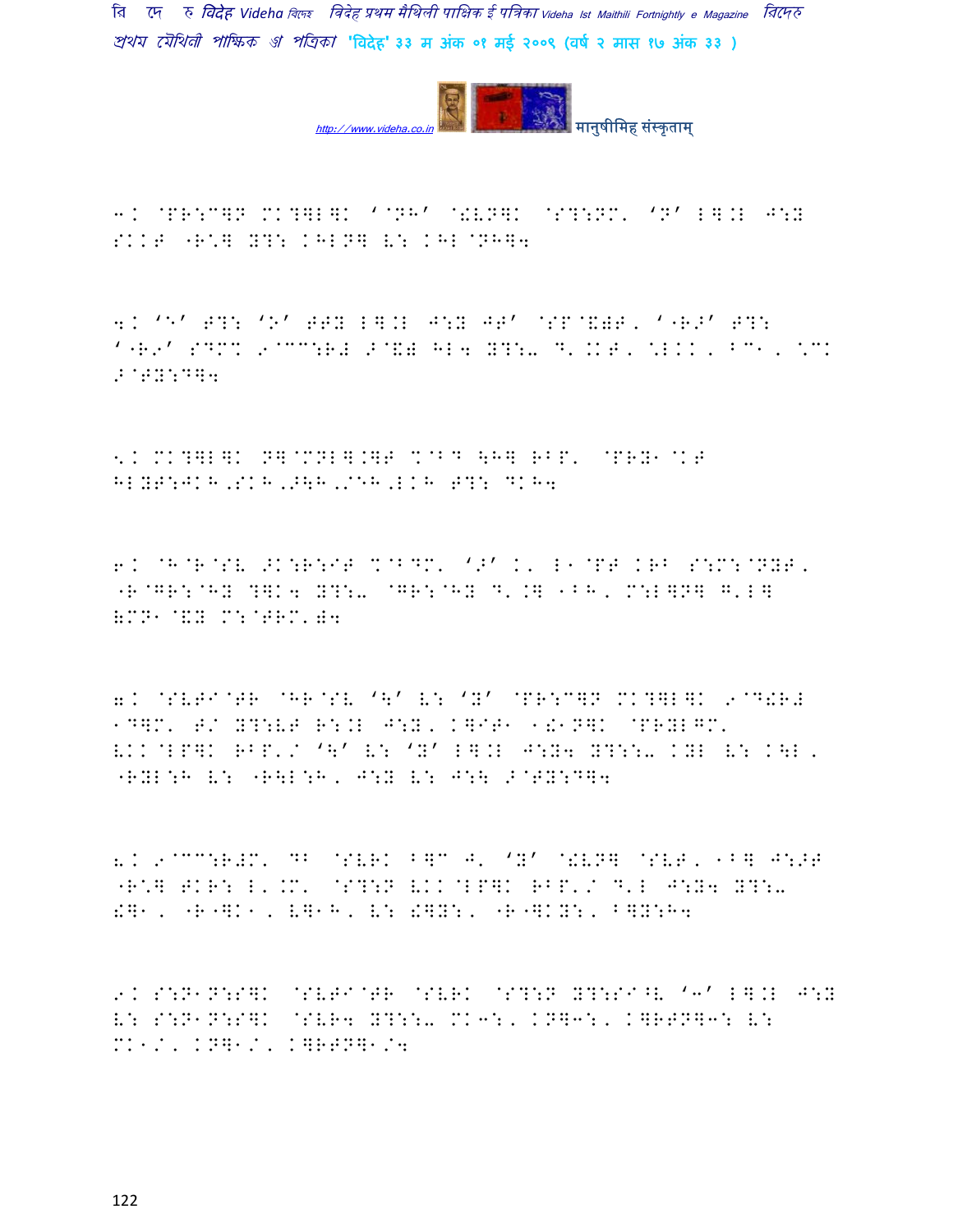३. @PR:C]P MK?]L]K '@NH' @!VN]K @S?:NM' 'N' L].L J:Y SKKT "R\*] Y?: KHLN] V: KHL@NH]4

४. 'E' T?: 'O' TTY L].L J:Y JT' @SP@&)T, '"RO' T?: '"R9' SDM% 9@CC:R# > @&) HL4 Y?:- D'.KT, \*LKK, BC1, \*CK >@TY:D]4

५. MK?]L]K N]@MNL].]T %@BD \H] RBP' @PRY1@KT HLYT:JKH,SKH,>\H,/EH,LKH T?: DKH4

६. @H@R@SV >K:R:IT %@BDM' '>' K' L1@PT KRB S:M:@NYT, "R@GR:@HY ?]K4 Y?:- @GR:@HY D'.] 1BH, M:L]N] G'L] &MN1@&Y M:@TRM')4

७. @SVTI@TR @HR@SV '\' V: 'Y' @PR:C]P MK?]L]K 9@D!R# 1D]M' T/ Y?:VT R:.L J:Y, K]IT1 1!1N]K @PRYLGM' VKK@LP]K RBP'/ '\' V: 'Y' L].L J:Y4 Y?::- KYL V: K\L, "RYL:H V: "R\L:H, J:Y V: J:\ >@TY:D]4

८. 9@CC:R#M' DB @SVRK B]C J' 'Y' @!VN] @SVT, 1B] J:>T "R\*] TKR: L'.M' @S?:N VKK@LP]K RBP'/ D'L J:Y4 Y?:- !]1, "R"]K1, V]1H, V: !]Y:, "R"]KY:, B]Y:H4

९. S:N1N:S]K @SVTI@TR @SVRK @S?:N Y?:SI^V '3' L].L J:Y V: S:N1N:S]K @SVR4 Y?::- MK3:, KN]3:, K]RTN]3: V: MK1/, KN]1/, K]RTN]1/4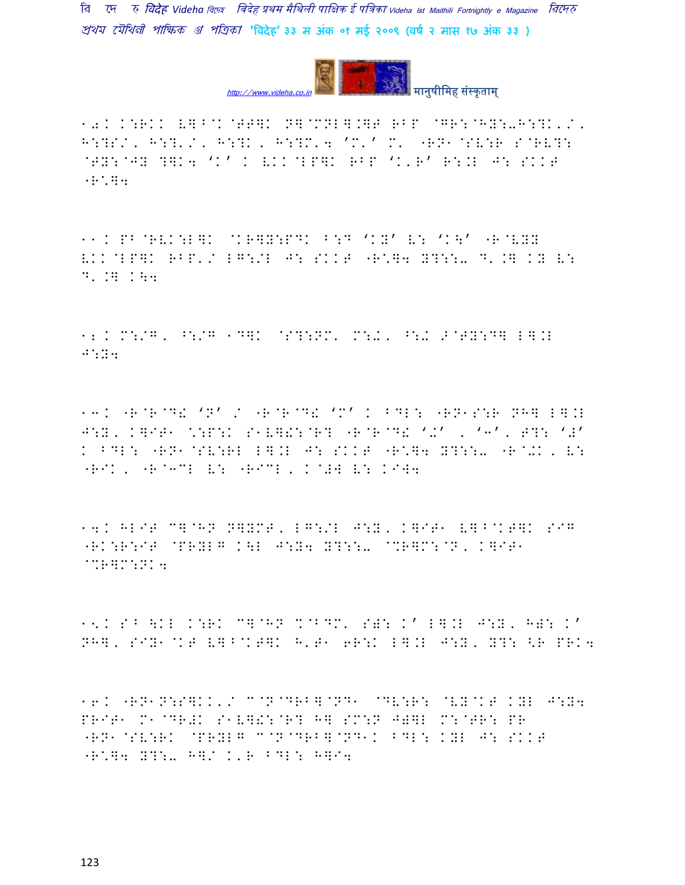१०. K:RKK V]^@K@T T]K N]@MNL].]F RBP @GR:@HY:-H:?K'/' H:?S/, H:?'/, H:?K, H:?M'4 'M'' M' "RN1@SV:R S@RV?: @TY:@JY ?]K4 'K' K VKK@LP]K RBP 'K'R' R:.L J: SKKT "R\*]4

११. PB@RVK:L]K @KR]Y:PDK B:G 'KY' V: 'K\' "R@VYY VKK@LP]K RBP'/ LG:/L J: SKKT "R\*]4 Y?::- D'.] KY V: D'.] K\4

१२. M:/G, ^:/G 1D]K @S?:NM' M:further, ^:further 2@TY:D] L].L J:Y4

१३. "R@R@D! 'N' / "R@R@D! 'M' K BDL: "RN1S:R NH] L].L J:Y, K]IT1 \:P:K S1V]!:@R? "R@R@D! '+' , '३', T?: '#' K BDL: "RN1@SV:RL L].L J: SKKT "R\*]4 Y?::- "R@+K, V: "RIK, "R@३CL V: "RICL, K@#W V: KIW4

१४. HLIT C]@HN NRYMT, LG:/L J:Y, K]IT1 V]^@KT]K SIG "RK:R:IT @PRYLG K\L J:Y4 Y?::- @%R]M:@N, K]IT1 @%R]M:NK4

१५. S^ \KL K:RK C]@HN %@BDM' S): K' L].L J:Y, H): K' NH], SIY1@KT V]^@KT]K H'T1 6R:K L].L J:Y, Y?: <R PRK4

१६. "RN1N:S]KK'/ C@N@DRB]@ND1 @DV:R: @VY@KT KYL J:Y4 PRIT1 M1@DR#K S1V]!:@R? H] SM:N J#]L M:@TR: PR "RN1@SV:RK @PRYLG C@N@DRB]@ND1K BDL: KYL J: SKKT "R\*]4 Y?:- H]/ K'R BDL: H]I4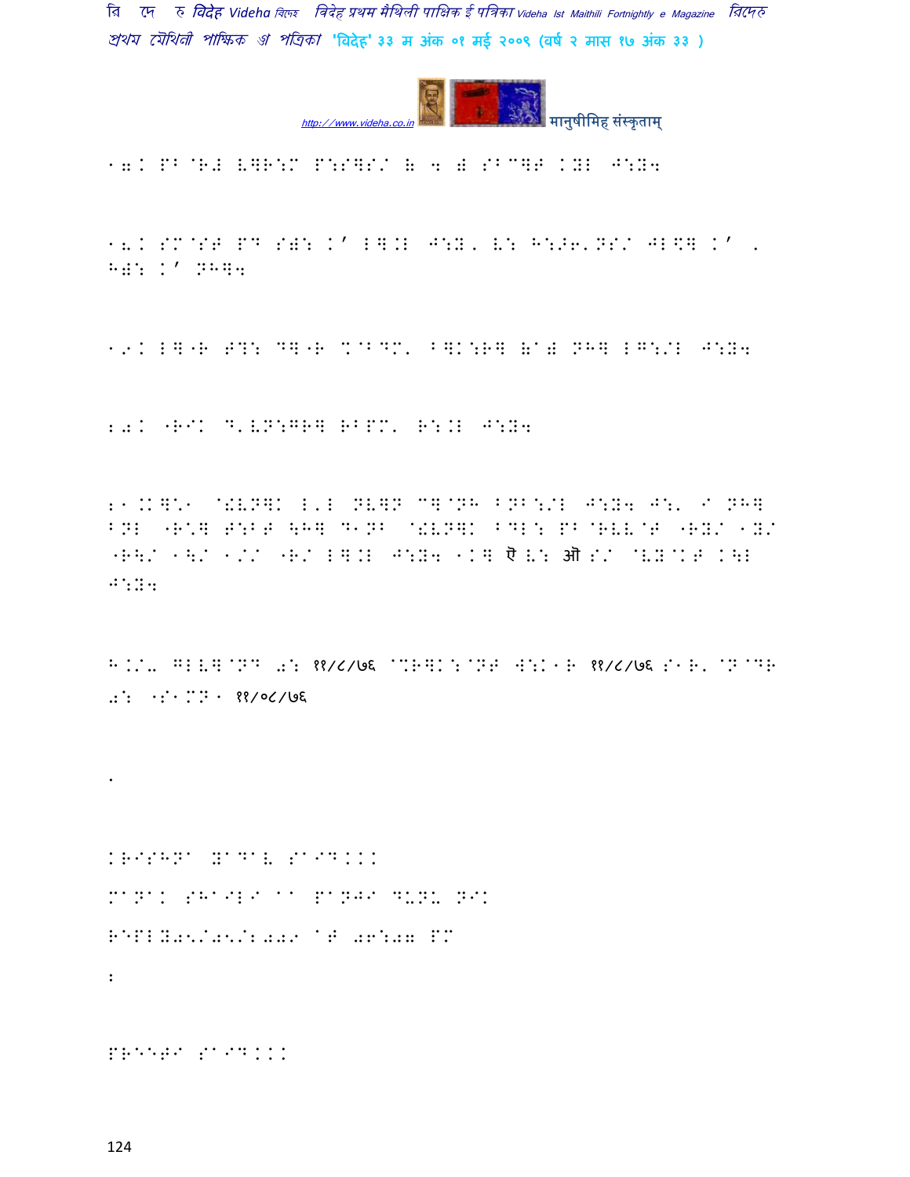17. PB"R# V]R:M P:S]S/ = 4 # SB^]P KYL J:Y4

18. SM"ST PD S): K' L].L J:Y, V: H:>6'NS/ JL\] K' , H): K' NH]4

19. L]"R T?: D]"R %"BDM' B]K:R] ='# NH] LG:/L J:Y4

20. "RIK D'VN:GR] RBPM' R:.L J:Y4

21.K]\1 @!VN]K L'L NV]N C]@NH BNB:/L J:Y4 J:' I NH] BNL "R\] T:BT \H] D1NB @!VN]K BDL: PB@RVV@T "RY/ 1Y/ "R\/ 1\/ 1// "R/ L].L J:Y4 1K] ऎ V: ऒ S/ @VY@KT K\L J:Y4

H.//' GLV]@ND 0: ११/८/७६ @%R]K:@NT W:K1R ११/८/७६ S1R' @N@DR 0: "S1MN1 ११/०८/७६

.

KRISHNA YADAV SAID...

MANAK SHAILI AA PANJI DUNU NIK

REPLY05/05/2009 AT 06:07 PM

2

PREETI SAID...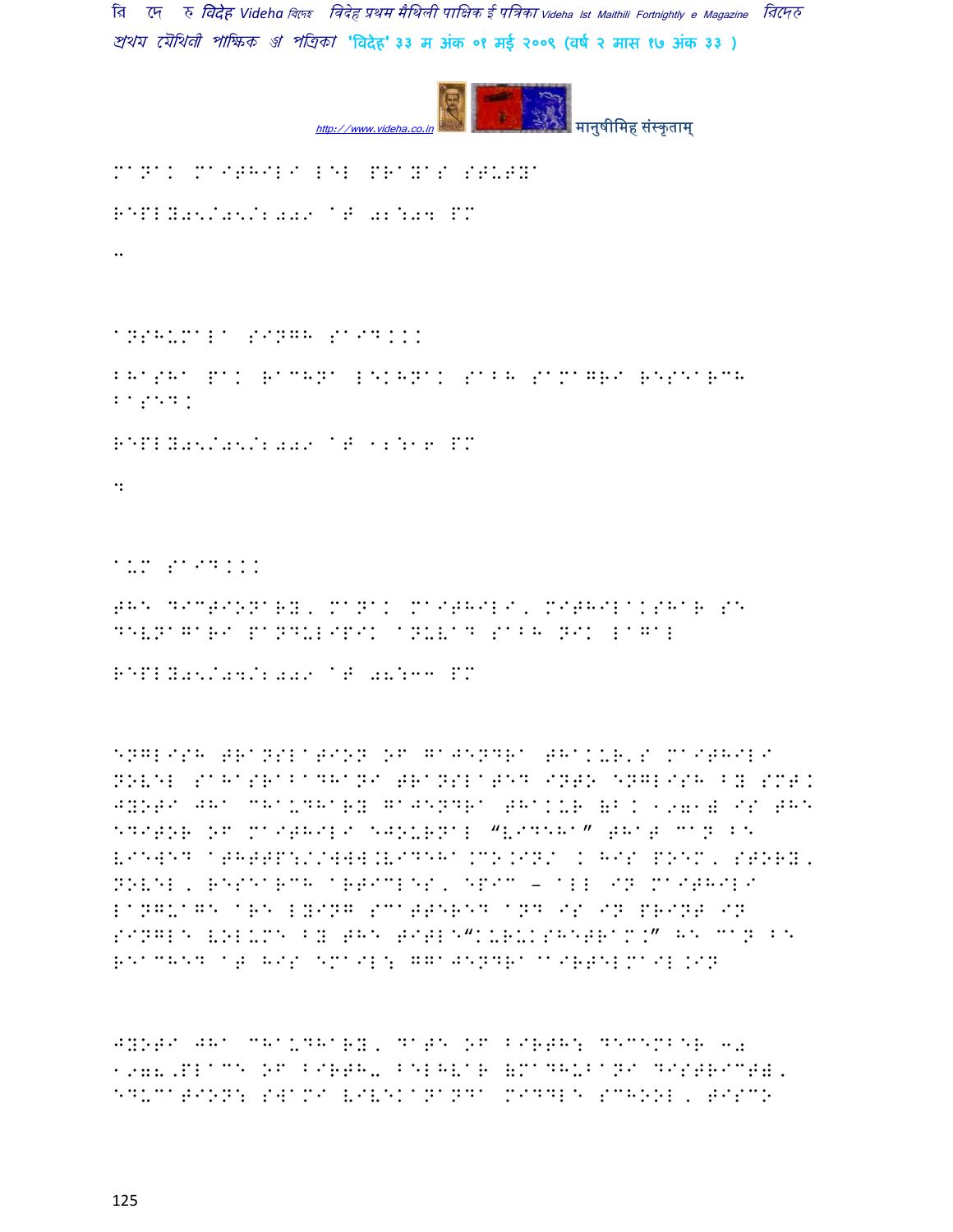MANAK MAITHILI LEL PRAYAS STUTYA

REPLY05/05/2009 AT 02:04 PM

..

ANSHUMALA SINGH SAID...

BHASHA PAK RACHNA LEKHANAK SABH SAMAGRI RESEARCH BASED.

REPLY05/05/2009 AT 12:16 PM

9

AUM SAID...

THE DICTIONARY, MANAK MAITHILI, MITHILAKSHAR SE DEVNAGARI PANDULIPIK ANUVAD SABH NIK LAGAL

REPLY05/04/2009 AT 08:33 PM

ENGLISH TRANSLATION OF GAJENDRA THAKUR'S MAITHILI NOVEL SAHASRABADHANI TRANSLATED INTO ENGLISH BY SMT. JYOTI JHA CHAUDHARY GAJENDRA THAKUR (B. 1971) IS THE EDITOR OF MAITHILI EJOURNAL "VIDEHA" THAT CAN BE VIEWED ATHTTP://WWW.VIDEHA.CO.IN/ . HIS POEM, STORY, NOVEL, RESEARCH ARTICLES, EPIC – ALL IN MAITHILI LANGUAGE ARE LYING SCATTERED AND IS IN PRINT IN SINGLE VOLUME BY THE TITLE"KURUKSHETRAM." HE CAN BE REACHED AT HIS EMAIL: GGAJENDRA@AIRTELMAIL.IN

JYOTI JHA CHAUDHARY, DATE OF BIRTH: DECEMBER 30 1978,PLACE OF BIRTH- BELHVAR (MADHUBANI DISTRICT), EDUCATION: SWAMI VIVEKANANDA MIDDLE SCHOOL, TISCO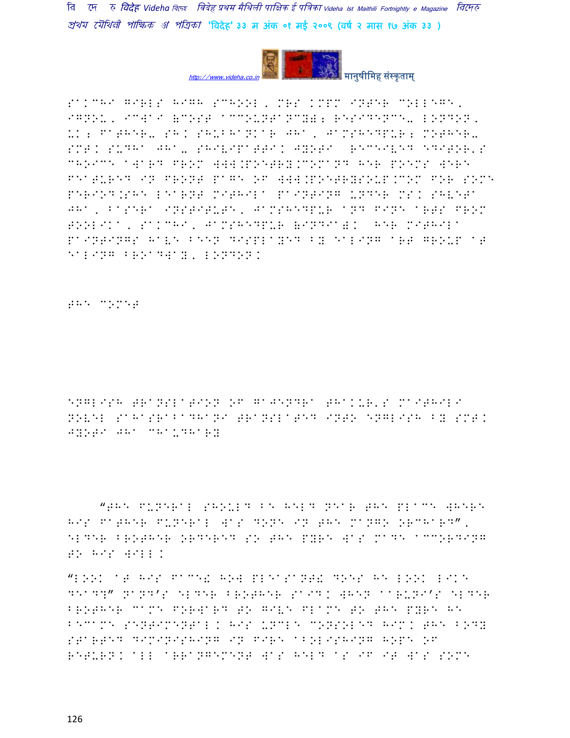SAKCHI GIRLS HIGH SCHOOL, MRS KMPM INTER COLLEGE, IGNOU, ICWAI (COST ACCOUNTANCY); RESIDENCE- LONDON, UK; FATHER- SH. SHUBHANKAR JHA, JAMSHEDPUR; MOTHER- SMT. SUDHA JHA- SHIVIPATTI. JYOTI RECEIVED EDITOR'S CHOICE AWARD FROM WWW.POETRY.COMAND HER POEMS WERE FEATURED IN FRONT PAGE OF WWW.POETRYSOUP.COM FOR SOME PERIOD.SHE LEARNT MITHILA PAINTING UNDER MS. SHVETA JHA, BASERA INSTITUTE, JAMSHEDPUR AND FINE ARTS FROM TOOLIKA, SAKCHI, JAMSHEDPUR (INDIA). HER MITHILA PAINTINGS HAVE BEEN DISPLAYED BY EALING ART GROUP AT EALING BROADWAY, LONDON.

THE COMET

ENGLISH TRANSLATION OF GAJENDRA THAKUR'S MAITHILI NOVEL SAHASRABADHANI TRANSLATED INTO ENGLISH BY SMT. JYOTI JHA CHAUDHARY

"THE FUNERAL SHOULD BE HELD NEAR THE PLACE WHERE HIS FATHER FUNERAL WAS DONE IN THE MANGO ORCHARD", ELDER BROTHER ORDERED SO THE PYRE WAS MADE ACCORDING TO HIS WILL.

"LOOK AT HIS FACE! HOW PLEASANT! DOES HE LOOK LIKE DEAD?" NAND'S ELDER BROTHER SAID. WHEN AARUNI'S ELDER BROTHER CAME FORWARD TO GIVE FLAME TO THE PYRE HE BECAME SENTIMENTAL. HIS UNCLE CONSOLED HIM. THE BODY STARTED DIMINISHING IN FIRE ABOLISHING HOPE OF RETURN. ALL ARRANGEMENT WAS HELD AS IF IT WAS SOME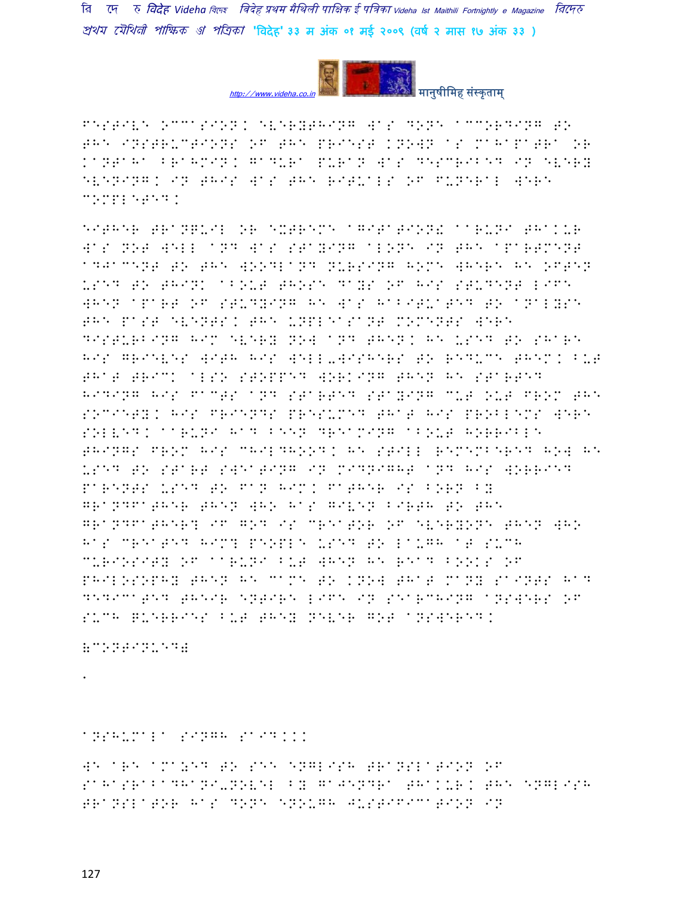FESTIVE OCCASION. EVERYTHING WAS DONE ACCORDING TO THE INSTRUCTIONS OF THE PRIEST KNOWN AS MAHAPATRA OR KANTAHA BRAHMIN. GADURA PURAN WAS DESCRIBED IN EVERY EVENING. IN THIS WAS THE RITUALS OF FUNERAL WERE COMPLETED.

EITHER TRANQUIL OR EXTREME AGITATION! AARUNI THAKUR WAS NOT WELL AND WAS STAYING ALONE IN THE APARTMENT ADJACENT TO THE WOODLAND NURSING HOME WHERE HE OFTEN USED TO THINK ABOUT THOSE DAYS OF HIS STUDENT LIFE WHEN APART OF STUDYING HE WAS HABITUATED TO ANALYSE THE PAST EVENTS. THE UNPLEASANT MOMENTS WERE DISTURBING HIM EVERY NOW AND THEN. HE USED TO SHARE HIS GRIEVES WITH HIS WELL-WISHERS TO REDUCE THEM. BUT THAT TRICK ALSO STOPPED WORKING THEN HE STARTED HIDING HIS FACTS AND STARTED STAYING CUT OUT FROM THE SOCIETY. HIS FRIENDS PRESUMED THAT HIS PROBLEMS WERE SOLVED. AARUNI HAD BEEN DREAMING ABOUT HORRIBLE THINGS FROM HIS CHILDHOOD. HE STILL REMEMBERED HOW HE USED TO START SWEATING IN MIDNIGHT AND HIS WORRIED PARENTS USED TO FAN HIM. FATHER IS BORN BY GRANDFATHER THEN WHO HAS GIVEN BIRTH TO THE GRANDFATHER? IF GOD IS CREATOR OF EVERYONE THEN WHO HAS CREATED HIM? PEOPLE USED TO LAUGH AT SUCH CURIOSITY OF AARUNI BUT WHEN HE READ BOOKS OF PHILOSOPHY THEN HE CAME TO KNOW THAT MANY SAINTS HAD DEDICATED THEIR ENTIRE LIFE IN SEARCHING ANSWERS OF SUCH QUERRIES BUT THEY NEVER GOT ANSWERED.

(CONTINUED)

.

ANSHUMALA SINGH SAID...

WE ARE AMAZED TO SEE ENGLISH TRANSLATION OF SAHASRABADHANI-NOVEL BY GAJENDRA THAKUR. THE ENGLISH TRANSLATOR HAS DONE ENOUGH JUSTIFICATION IN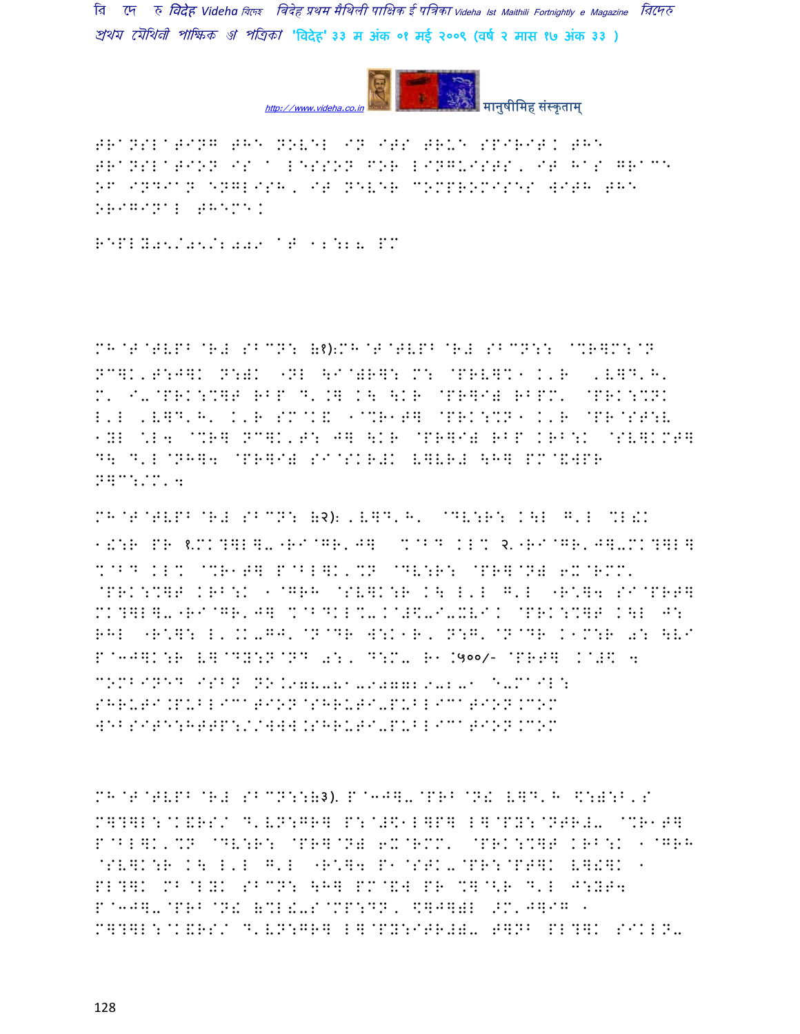TRANSLATING THE NOVEL IN ITS TRUE SPIRIT. THE TRANSLATION IS A LESSON FOR LINGUISTS, IT HAS GRACE OF INDIAN ENGLISH, IT NEVER COMPROMISES WITH THE ORIGINAL THEME.

REPLY05/05/2009 AT 12:28 PM

MH@T@TVPB@R# SBCN: (१):MH@T@TVPB@R# SBCN:: @%R]M:@N NC]K'T:J]K N:)K "NL \I@)R]: M: @PRV]%1 K'R ,V]D'H' M' I-@PRK:%]T RBP D'.] K\ \KR @PR]I) RBPM' @PRK:%NK L'L ,V]D'H' K'R SM@K& 1@%R1T] @PRK:%N1 K'R @PR@ST:V 1YL \*L4 @%R] NC]K'T: J] \KR @PR]I) RBP KRB:K @SV]KMT] D\ D'L@NH]4 @PR]I) SI@SKR#K V]VR# \H] PM@&WPR N]C:/M'4

MH@T@TVPB@R# SBCN: (२): ,V]D'H' @DV:R: K\L G'L %L!K 1!:R PR १.MK?]L]-"RI@GR'J] %@BD KL% २."RI@GR'J]-MK?]L] %@BD KL% @%R1T] P@BL]K'%N @DV:R: @PR]@N) 6X@RMM' @PRK:%]T KRB:K 1@GRH @SV]K:R K\ L'L G'L "R\*]4 SI@PRT] MK?]L]-"RI@GR'J] %@BDKL%-.@#\$-I-XVI. @PRK:%]T K\L J: RHL "R\*]: L'.K-GJ'@N@DR W:K1R, N:G'@N@DR K1M:R 0: \VI P@3J]K:R V]@DY:N@ND 0:, D:M- R1.५००/- @PRT] .@#\$ 4 COMBINED ISBN NO.978-81-907729-2-1 E-MAIL: SHRUTI.PUBLICATION@SHRUTI-PUBLICATION.COM WEBSITE:HTTP://WWW.SHRUTI-PUBLICATION.COM

MH@T@TVPB@R# SBCN::(३). P@3J]-@PRB@N! V]D'H \$:):B'S M]?]L:@K&RS/ D'VN:GR] P:@#\$1L]P] L]@PY:@NTR#- @%R1T] P@BL]K'%N @DV:R: @PR]@N) 6X@RMM' @PRK:%]T KRB:K 1@GRH @SV]K:R K\ L'L G'L "R\*]4 P1@STK-@PR:@PT]K V]!]K 1 PL?]K MB@LYK SBCN: \H] PM@&W PR %]@<R D'L J:YT4 P@3J]-@PRB@N! (%L!-S@MP:DN, \$]J])L >M'J]IG 1 M]?]L:@K&RS/ D'VN:GR] L]@PY:ITR#)- T]NB PL?]K SIKLN-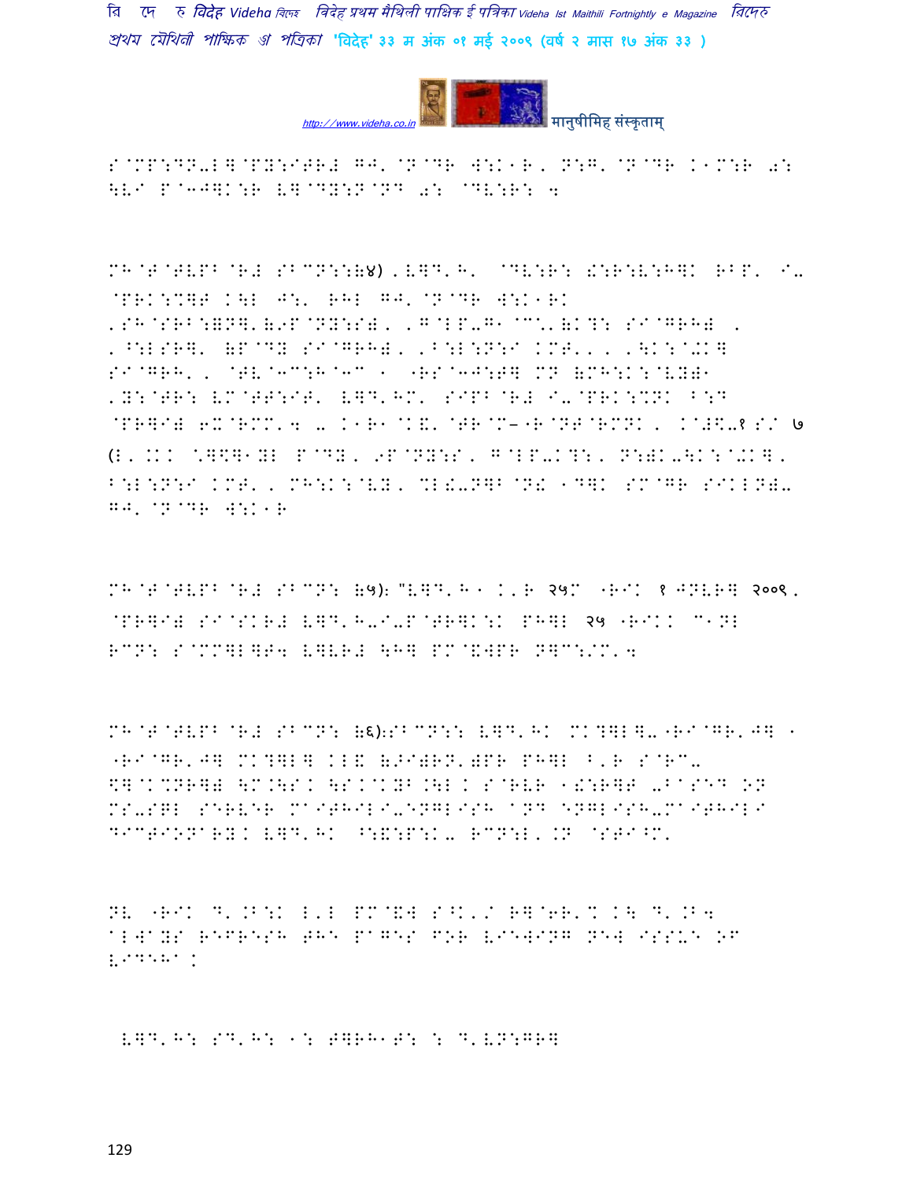S@MP:DN-L]@PY:ITR# GJ' @N@DR W:K1R, N:G' @N@DR K1M:R 0:
\VI P@3J]K:R V]@DY:N@ND 0: @DV:R: 4

MH@T@TVPB@R# SBCN::(४) 'V]D'H' @DV:R: S:R:V:H]K RBP' I-
@PRK:%]T K\L J:' RHL GJ' @N@DR W:K1RK
'SH@SRB:=N]'(9P@NY:S), 'G@LP-G1@C''(K?: SI@GRH) ,
'^:LSR]' (P@DY SI@GRH), 'B:L:N:I KMT', , '\K:@+K]
SI@GRH', @TV@3C:H@3C 1 "RS@3J:T] MN (MH:K:@VY)1
'Y:@TR: VM@TT:IT' V]D'HM' SIPB@R# I-@PRK:%NK B:D
@PR]I) 6X@RMM'4 - K1R1@K&' @TR@M-"R@NT@RMNK, K@#\$-१ S/ ७
(L, .KK '.]\$]1YL P@DY, 9P@NY:S, G@LP-K?:, N:)K-\K:@+K],
B:L:N:I KMT', MH:K:@VY, %L!-N]B@N! 1D]K SM@GR SIKLN)-
GJ' @N@DR W:K1R

MH@T@TVPB@R# SBCN: (५): "V]D'H 1 K'R २५M "RIK ९ JNVR] २००९,
@PR]I) SI@SKR# V]D'H-I-P@TR]K:K PH]L २५ "RIKK C1NL
RCN: S@MM]L]T4 V]VR# \H] PM@&WPR N]C:/M'4

MH@T@TVPB@R# SBCN: (६):SBCN:: V]D'HK MK?]L]-"RI@GR'J] 1
"RI@GR'J] MK?]L] KL& (9I)RN')PR PH]L B'R S@RC-
\$]@K%NR]) \M.\SK \S.@KYB.\L K S@RVR 1!:R]T -BASED ON
MS-SQL SERVER MAITHILI-ENGLISH AND ENGLISH-MAITHILI
DICTIONARY. V]D'HK ^:&:P:K- RCN:L.KN @STI^M'

NV "RIK D'.B:K L'L PM@&W S^K'/ R]@6R'% K\ D'.B4
ALWAYS REFRESH THE PAGES FOR VIEWING NEW ISSUE OF
VIDEHA.

V]D'H: SD'H: 1: T]RH1T: : D'VN:GR]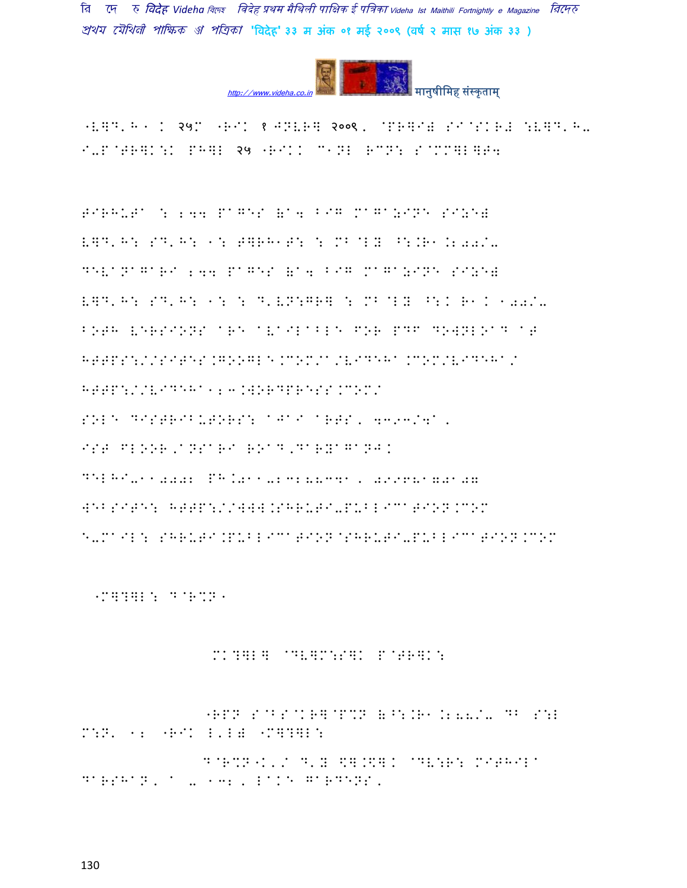-V]D'H1 I २५M -RIK १ JNVRI २००९. @PR]I# SI@SKR# :V]D'H- I-P@TR]K:K PH]L २५ -RIKK M1NL RMN: S@MM]L]T4

TIRHUTa : 244 PaGES (a4 BIG MaGaZINE SIZE)

V]D'H: SD'H: 1: T]RH1T: : MB@LY ^:.R1.200/-

DEVaNaGaRI 244 PaGES (a4 BIG MaGaZINE SIZE)

V]D'H: SD'H: 1: : D'VN:GR] : MB@LY ^:K R1K 100/-

BOTH VERSIONS aRE aVaILaBLE FOR PDF DOWNLOaD aT

HTTPS://SITES.GOOGLE.COM/a/VIDEHa.COM/VIDEHa/

HTTP://VIDEHa123.WORDPRESS.COM/

SOLE DISTRIBUTORS: aJaI aRTS, 4393/4a,

IST FLOOR,aNSaRI ROaD,DaRYaGaNJ.

DELHI-110002 PH.011-23288341, 09968170107

WEBSITE: HTTP://WWW.SHRUTI-PUBLICaTION.COM

E-MaIL: SHRUTI.PUBLICaTION@SHRUTI-PUBLICaTION.COM

-M]?]L: D@R%N1

MK?]L] @DV]M:S]K P@TR]K:

-RPN S@BS@KR]@P%N (^:.R1.288/- DB S:L M:N' 12 -RIK L'L) -M]?]L:

D@R%N-K'/ D'Y S].S]K @DV:R: MITHILa DaRSHaN, a - 132, LaKE GaRDENS,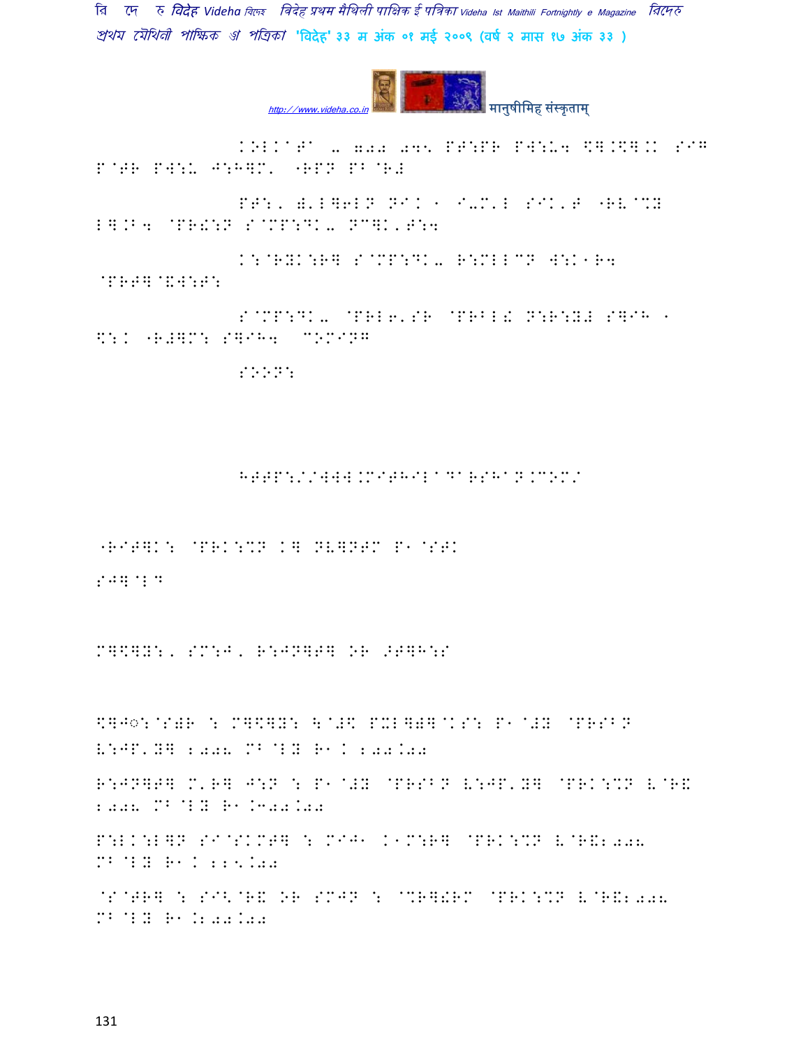KOLKATA - 700 095 PT:PR PW:-4 \].\].K SIG P@TR PW:- J:H]M' "RPN PB@R#

PT:, )'L]6LN NI. ' I-M'L SIK'T "RV@%Y L].B4 @PR!:N S@MP:DK- NC]K'T:4

K:@RYK:R] S@MP:DK- R:MLLCN W:K'R4 @PRT]@&W:T:

S@MP:DK- @PRL6'SR @PRBL! N:R:Y# S]IH ' \:K "R#]M: S]IH4 COMING

SOON:

HTTP://WWW.MITHILADARSHAN.COM/

"RIT]K: @PRK:%N K] NV]NTM P'@STK

SJ]@L"

M]\]Y:, SM:J, R:JN]T] OR >T]H:S

\]J◌:@S)R : M]\]Y: \@#\ PXL]#]@KS: P'@#Y @PRSBN V:JP'Y] 2008 MB@LY R'K 200.00

R:JN]T] M'R] J:N : P'@#Y @PRSBN V:JP'Y] @PRK:%N V@R& 2008 MB@LY R'.300.00

P:LK:L]N SI@SKMT] : MIJ' K'M:R] @PRK:%N V@R&2008 MB@LY R'K 225.00

@S@TR] : SI<@R& OR SMJN : @%R]!RM @PRK:%N V@R&2008 MB@LY R'.200.00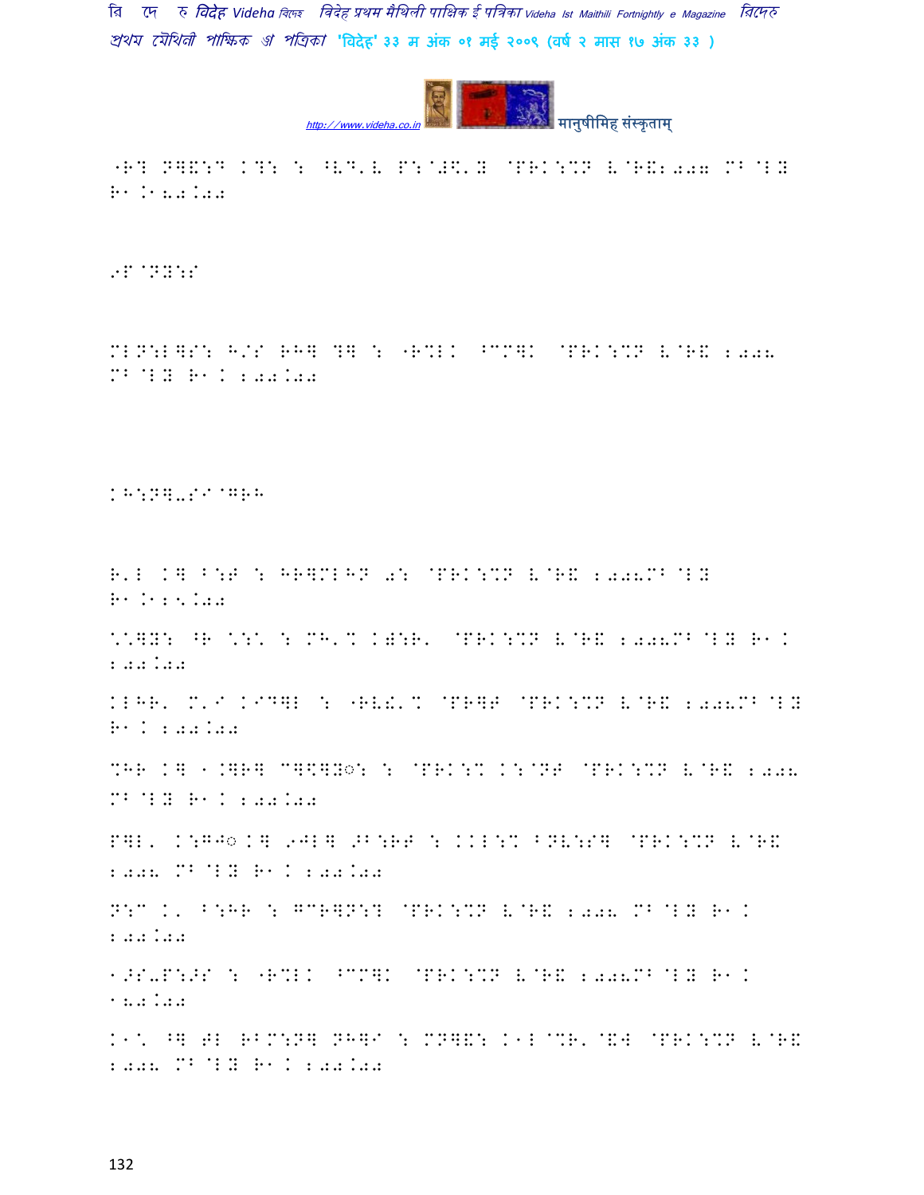"R? P]&:D K?: : ^VD'V P:@#\'Y @PRK:%N V@R&2007 MB@LY R1.150.00

9P@NY:S

MLN:L]S: H/S RH] ?] : "R%LK ^CM]K @PRK:%N V@R& 2008 MB@LY R1K 200.00

KH:N]-SI@GRH

R'L K] B:F : HR]MLHN 0: @PRK:%N V@R& 2008MB@LY R1.125.00

\@]Y: ^R \:\ : MH'% K):R' @PRK:%N V@R& 2008MB@LY R1K 200.00

KLHR' M'I KID]L : "RV!'% @PR]T @PRK:%N V@R& 2008MB@LY R1K 200.00

%HR K] 1.K]R] C]\]Y◌: : @PRK:% K:@NT @PRK:%N V@R& 2008 MB@LY R1K 200.00

P]L' K:GJ◌K] 9JL] ^B:RT : KKL:% BNV:S] @PRK:%N V@R& 2008 MB@LY R1K 200.00

N:C K' B:HR : GCR]N:? @PRK:%N V@R& 2008 MB@LY R1K 200.00

1>S-P:>S : "R%LK ^CM]K @PRK:%N V@R& 2008MB@LY R1K 150.00

K1\ ^] TL RBM:N] NH]I : MN]&: K1L@%R'@&W @PRK:%N V@R& 2008 MB@LY R1K 200.00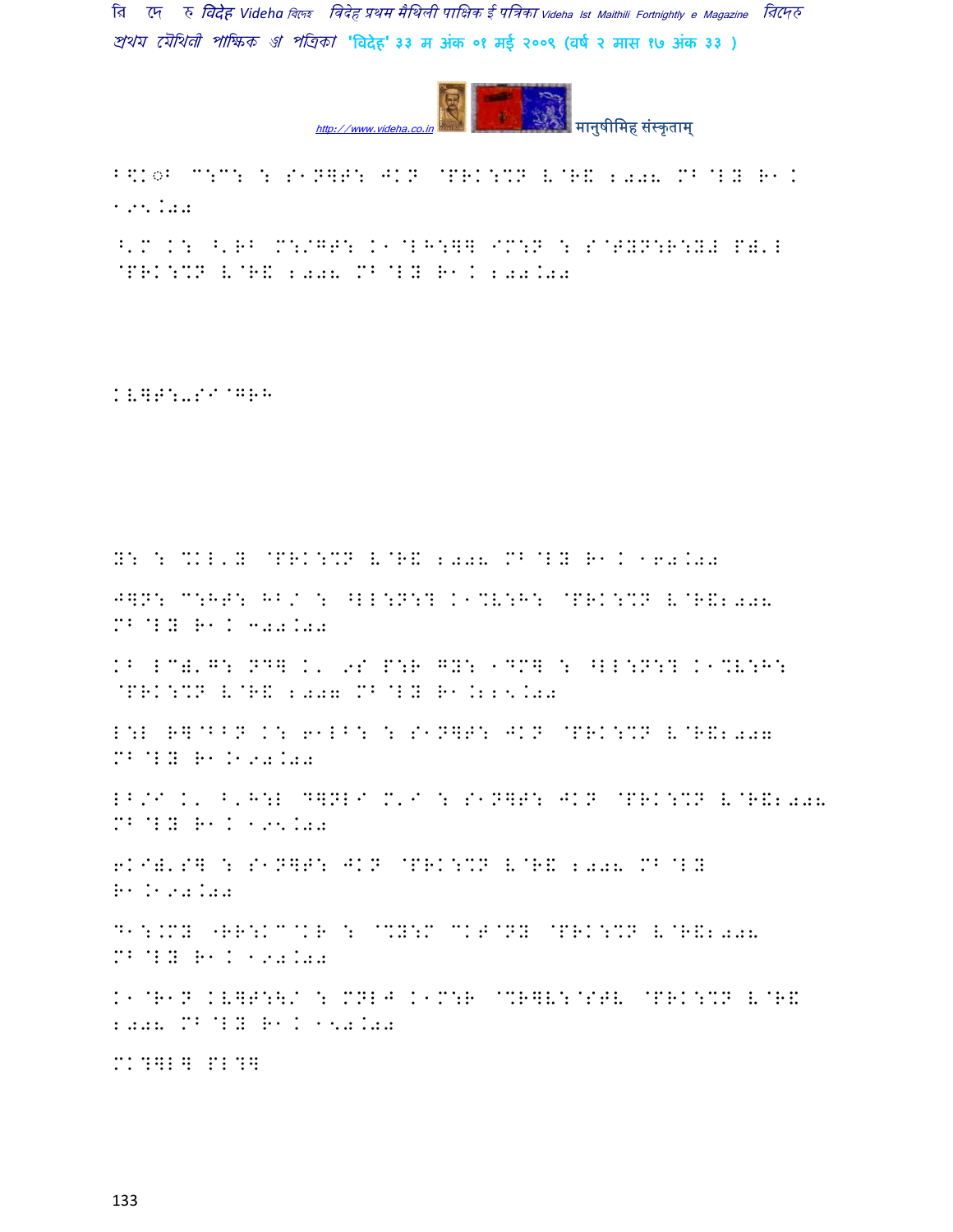B\$K◌B C:C: : S1/]T: JK/ @PRK:%/ V@R& 2009 MB@LY R1K 195.00

^'M K: ^'RB M:/GT: K1@LH:]] IM:/ : S@TY/:R:Y# P)'L @PRK:%/ V@R& 2009 MB@LY R1K 200.00

KV]T:-SI@GRH

Y: : %KL'Y @PRK:%/ V@R& 2009 MB@LY R1K 160.00

J]/: C:HT: HB/ : ^LL:/:? K1%V:H: @PRK:%/ V@R&2009 MB@LY R1K 300.00

KB LC)'G: /D] K' 9S P:R GY: 1DM] : ^LL:/:? K1%V:H: @PRK:%/ V@R& 2007 MB@LY R1.225.00

L:L R]@BB/ K: 61LB: : S1/]T: JK/ @PRK:%/ V@R&2007 MB@LY R1.K190.00

LB/I K' B'H:L D]/LI M'I : S1/]T: JK/ @PRK:%/ V@R&2009 MB@LY R1K 195.00

6KI)'S] : S1/]T: JK/ @PRK:%/ V@R& 2009 MB@LY R1.K190.00

D1:.MY "RR:KC@KR : @%Y:M CKT@/Y @PRK:%/ V@R&2009 MB@LY R1K 190.00

K1@R1/ KV]T:\/ : M/LJ K1M:R @%R]V:@STV @PRK:%/ V@R& 2009 MB@LY R1K 150.00

MK?]L] PL?]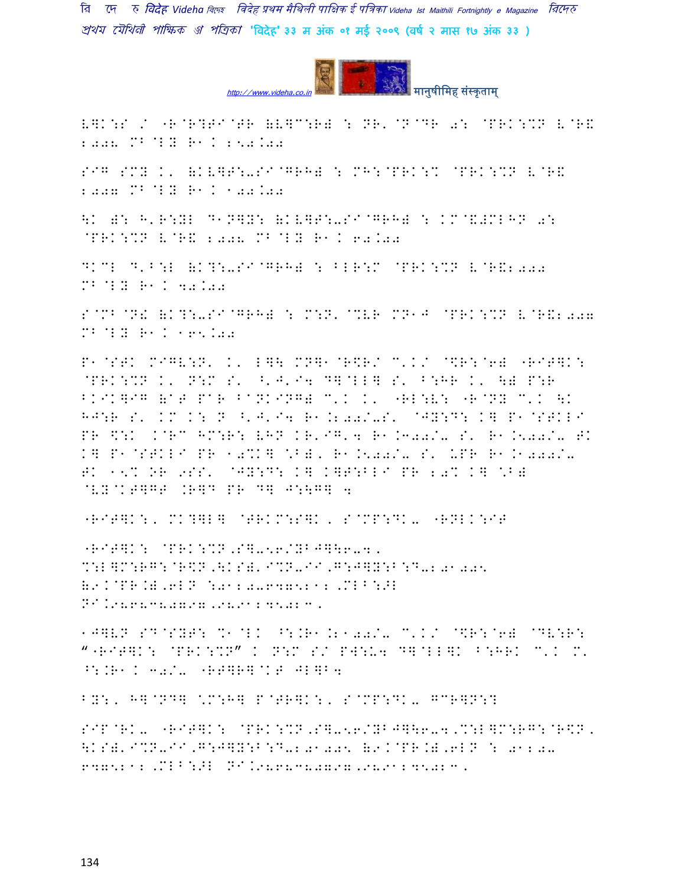V]K:S / "R@R?FI@FR (V]C:R) : NR'@N@DR 0: @PRK:%N V@R& 2008 MB@LY R1. 250.00

SIG SMY K' (KV]T:-SI@GRH) : MH:@PRK:% @PRK:%N V@R& 2007 MB@LY R1. 100.00

\K ): H'R:YL D1N]Y: (KV]T:-SI@GRH) : KM@&#MLHN 0: @PRK:%N V@R& 2008 MB@LY R1. 60.00

DKCL D'B:L (K?:-SI@GRH) : BLR:M @PRK:%N V@R&2008 MB@LY R1. 40.00

S@MB@N! (K?:-SI@GRH) : M:N' @%VR MN1J @PRK:%N V@R&2007 MB@LY R1. 165.00

P1@STK MIGV:N' K' L]\ MN]1@R\$R/ C'K/ @\$R:@6) "RIT]K: @PRK:%N K' N:M S' ^'J'I4 D]@LL] S' B:HR K' \) P:R BKIK]IG (AT PAR BANKING) C'K K' "RL:V: "R@NY C'K \K HJ:R S' KM K: N ^'J'I4 R1.200/-S' @JY:D: K] P1@STKLI PR \$:K .@RC HM:R: VHN KR'IG'4 R1.300/- S' R1.500/- TK K] P1@STKLI PR 10%K] \*B), R1.500/- S' UPR R1.1000/- TK 15% OR 9SS' @JY:D: K] K]T:BLI PR 20% K] \*B) @VY@KT]GT .R]D PR D] J:\G] 4

"RIT]K:, MK?]L] @TRKM:S]K, S@MP:DK- "RNLK:IT

"RIT]K: @PRK:%N,S]-56/YBJ]\6-4, %:L]M:RG:@R\$N,\KS)'I%N-II,G:J]Y:B:D-201005 (9.@PR.),6LN :0120-6475212,MLB:IL NI.9868380797,9891245023.

1J]VN SD@SYT: %1@LK ^:.R1.2100/- C'K/ @\$R:@6) @DV:R: "RIT]K: @PRK:%N" K N:M S/ PW:U4 D]@LL]K B:HRK C'K M' ^:.R1. 30/- "RT]R]@KT JL]B4

BY:, H]@ND] \*M:H] P@TR]K:, S@MP:DK- GCR]N:?

SIP@RK- "RIT]K: @PRK:%N,S]-56/YBJ]\6-4,%:L]M:RG:@R\$N,\KS)'I%N-II,G:J]Y:B:D-201005 (9.@PR.),6LN : 0120-6475212,MLB:IL NI.9868380797,9891245023.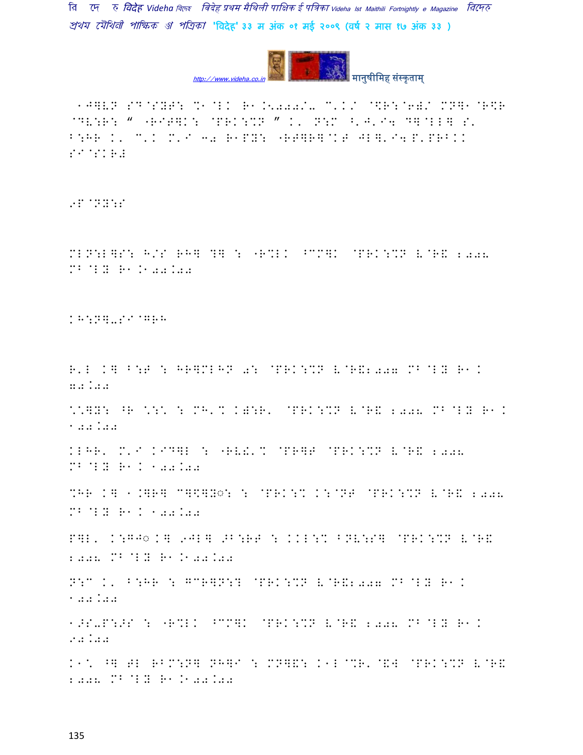1J]VN SD@SYT: %1@LK R1.5000/- C'K/ @$R:@6)/ MN]1@R$R @DV:R: “ "RIT]K: @PRK:%N ” K' N:M ^'J'I4 D]@LL] S' B:HR K' C'K M'I 40 R1PY: "RT]R]@KT JL]'I4 P'PRBKK SI@SKR#

9P@NY:S

MLN:L]S: H/S RH] ?] : "R%LK ^CM]K @PRK:%N V@R& 2008 MB@LY R1.100.00

KH:N]-SI@GRH

R'L K] B:T : HR]MLHN 0: @PRK:%N V@R&2007 MB@LY R1. 70.00

*@]Y: ^R *:* : MH'% K):R' @PRK:%N V@R& 2008 MB@LY R1. 100.00

KLHR' M'I KID]L : "RV!'% @PR]T @PRK:%N V@R& 2008 MB@LY R1. 100.00

%HR K] 1.]R] C]$]Y◌: : @PRK:% K:@NT @PRK:%N V@R& 2008 MB@LY R1. 100.00

P]L' K:GJ◌ K] 9JL] ,B:RT : KKL:% BNV:S] @PRK:%N V@R& 2008 MB@LY R1.100.00

N:C K' B:HR : GCR]N:? @PRK:%N V@R&2007 MB@LY R1. 100.00

1>S-P:>S : "R%LK ^CM]K @PRK:%N V@R& 2008 MB@LY R1. 90.00

K1* ^] TL RBM:N] NH]I : MN]&: K1L@%R'@&W @PRK:%N V@R& 2008 MB@LY R1.100.00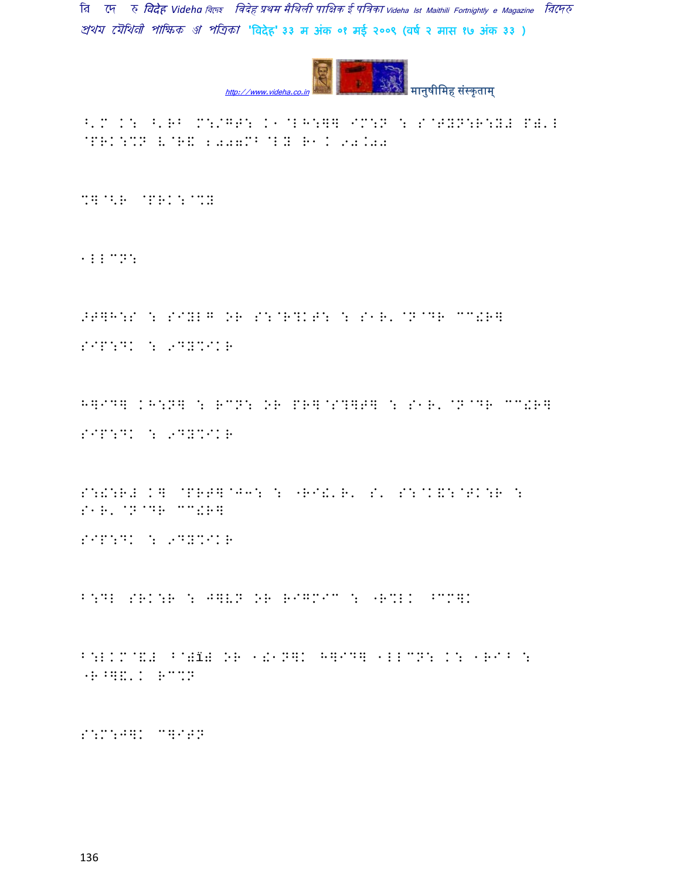^'M K: ^'RB M://GB: K1@ꣳH:]] IM:N : S@TYN:R:Y# P)'ꣳ @PRK:%N V@R& 2007MB@ꣳY R1K 90.00

%]@<R @PRK:@%Y

1ꣳꣳ^N:

>T]H:S : SIYꣳG OR S:@R?KT: : S1R'@N@DR ^^!R]
SIP:DK : 9DY%IKR

H]ID] KH:N] : R^N: OR PR]@S?]T] : S1R'@N@DR ^^!R]
SIP:DK : 9DY%IKR

S:!:R# K] @PRT]@J3: : "RI!'R' S' S:@K&:@TK:R :
S1R'@N@DR ^^!R]
SIP:DK : 9DY%IKR

B:Dꣳ SRK:R : J]VN OR RIG%I^ : "R%ꣳK ^^]K

B:ꣳKM@&# ^@)ĭ) OR 1!1N]K H]ID] 1ꣳꣳ^N: K: 1RI^ :
"R^]&'K R^%N

S:M:J]K ^]ITN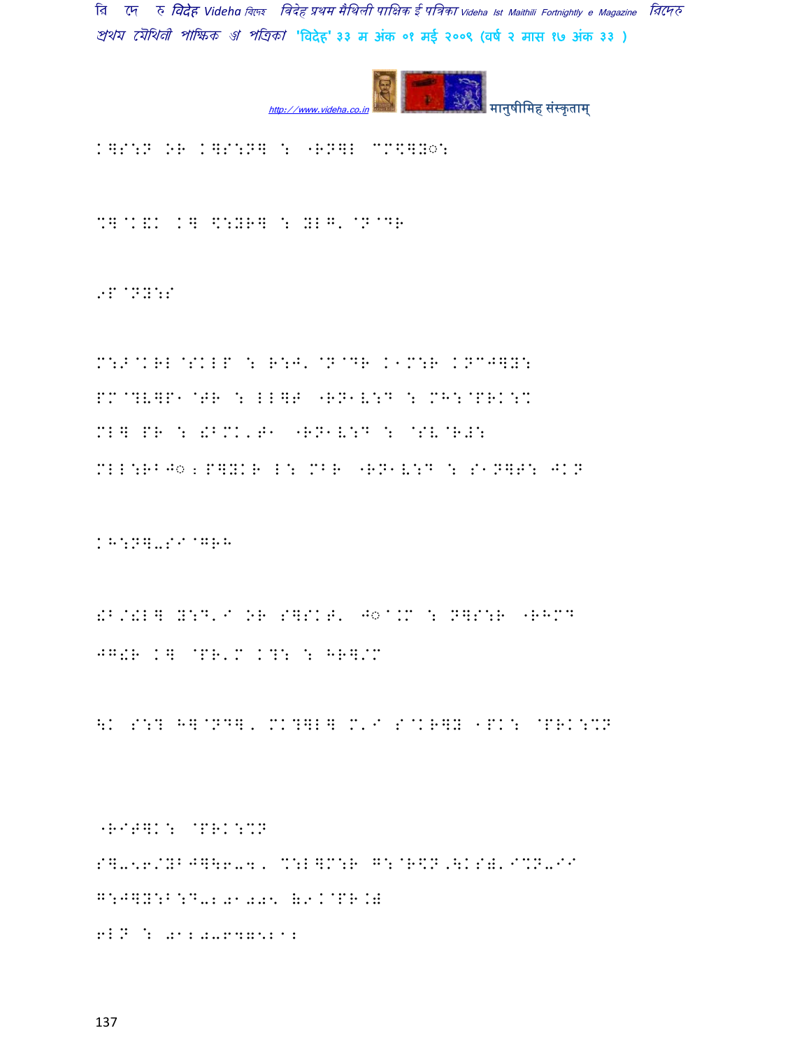K]S:N OR K]S:N] : "RN]L MM<]Y◌:

%]@K&K K] <:YR] : YLG'@N@DR

9P@NY:S

M:Z@KRL@SKLP : R:J'@N@DR K1M:R KNCJ]Y:
PM@?V]P1@TR : LL]T "RN1V:D : MH:@PRK:%
ML] PR : !BMK'T1 "RN1V:D : @SV@R#:
MLL:RBJ◌;P]YKR L: MBR "RN1V:D : S1N]T: JKN

KH:N]-S1@GRH

!B/!L] Y:D'I OR S]SKT' J◌^.M : N]S:R "RHMD
JG!R K] @PR'M K?: : HR]/M

\K S:? H]@ND], MK?]L] M'I S@KR]Y 1PK: @PRK:%N

"RIT]K: @PRK:%N
S]-56/YBJ]\6-4, %:L]M:R G:@R\$N.\KS&'I%N-II
G:J]Y:B:D-2.01.05 (9K@PR.)
6LN : 0120-6475212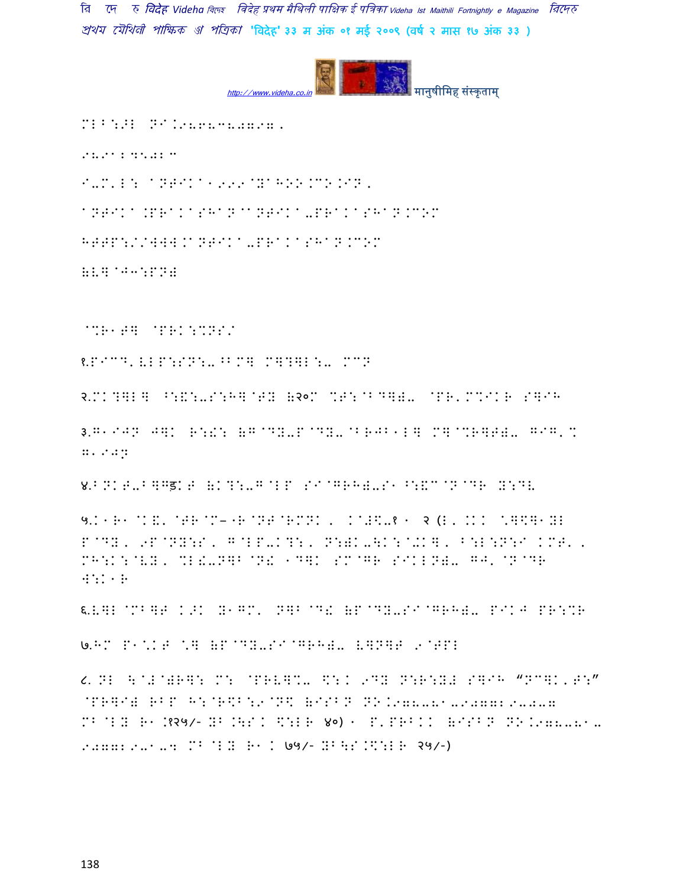MLB:>L NI.9868380797,

9891345084

I-M'L: ANTIKA1999@YAHOO.CO.IN,

ANTIKA.PRAKASHAN@ANTIKA-PRAKASHAN.COM

HTTP://WWW.ANTIKA-PRAKASHAN.COM

(L* @J3:PN)

@%R1T] @PRK:%NS/

१.PICT'(LP:SN:-^BM] M]?]L:- MCN

२.MK?]L] ^:&:-S:H]@T. (२०M %T:@BD]=- @PR'M%IKR S]IH

३.G1IJN J]K R:!: (G@DY-P@DY-@BRJB1L] M]@%R]T=- GIG'% G'IJN

४.BNKT-B]Gड़KT (K?:-G@LP SI@GRH=-S1^:&C@N@DR Y:DV

५.K1R1@K&'@TR@M–1R@NT@RMNK, K@#\$-१ 1 २ (L, .KK \*]\$]1YL P@DY, 9P@NY:S, G@LP-K?:, N:=K-\K:@+K], B:L:N:I KMT', MH:K:@VY, %L!-N]B@N! 1D]K SM@GR SIKLN=- GJ'@N@DR W:K1R

६.V]L@MB]T K>K Y1GM' N]B@D! (P@DY-SI@GRH=- PIKJ PR:%R

७.HM P1\*KT \*] (P@DY-SI@GRH=- V]N]T 9@TPL

८. NL \@#@=R]: M: @PRV]%- \$:K 9DY N:R:Y# S]IH "NC]K'T:" @PR]I= RBP H:@R\$B:9@N\$ (ISBN NO.978-81-907729-0-7 MB@LY R1.१२५/- YB.\S.K \$:LR ४०) 1 P'PRBKK (ISBN NO.978-81-907729-1-4 MB@LY R1 K ७५/- YB\S.\$:LR २५/-)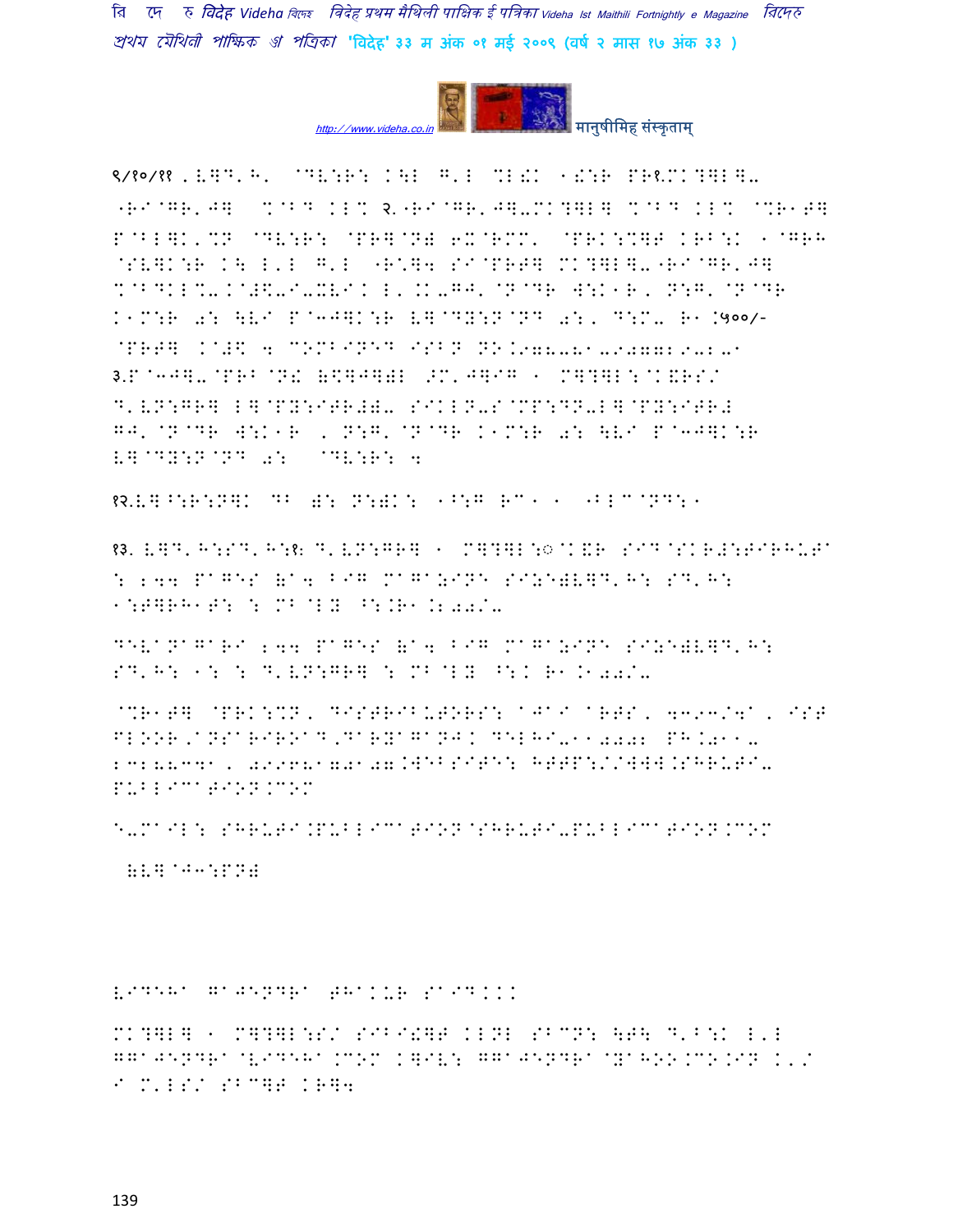९/१०/११ . V]D'H' @DV:R: K\L G'L %L!K 1!:R PR१.MK?]L]-
(RI@GR'J] %@BD KL% २.(RI@GR'J]-MK?]L] %@BD KL% @%R1T]
P@BL]K'%N @DV:R: @PR]@N) 6X@RMM' @PRK:%]T KRB:K 1@GRH
@SV]K:R K\ L'L G'L (R%]4 SI@PRT] MK?]L]-(RI@GR'J]
%@BDKL%-K@#\$-I-XVIK L'.K-GJ'@N@DR W:K1R, N:G'@N@DR
K1M:R 0: \VI P@3J]K:R V]@DY:N@ND 0:, D:M- R1.५००/-
@PRT] K@#\$ 4 COMBINED ISBN NO.978-81-907729-2-1
३.P@3J]-@PRB@N! (\$]J]) >M'J]IG 1 M]?]L:@K&RS/
D'VN:GR] L]@PY:ITR#)- SIKLN-S@MP:DN-L]@PY:ITR#
GJ'@N@DR W:K1R , N:G'@N@DR K1M:R 0: \VI P@3J]K:R
V]@DY:N@ND 0: @DV:R: 4

१२.V]^:R:N]K DB ): N:)K: 1^:G RC1 1 1BLC@ND:1

१३. V]D'H:SD'H:१: D'VN:GR] 1 M]?]L:©@K&R SID@SKR#:TIRHUTA : 244 PAGES (A4 BIG MAGAZINE SIZE)V]D'H: SD'H: 1:T]RH1T: : MB@LY ^:.R1.200/-

DEVANAGARI 244 PAGES (A4 BIG MAGAZINE SIZE)V]D'H: SD'H: 1: : D'VN:GR] : MB@LY ^:K R1.100/-

@%R1T] @PRK:%N, DISTRIBUTORS: AJAI ARTS, 4393/4A, IST FLOOR,ANSARIROAD,DARYAGANJ. DELHI-110002 PH.011-23288341, 09968170107.WEBSITE: HTTP://WWW.SHRUTI-PUBLICATION.COM

E-MAIL: SHRUTI.PUBLICATION@SHRUTI-PUBLICATION.COM

(V]@J3:PN)

VIDEHA GAJENDRA THAKUR SAID...

MK?]L] 1 M]?]L:S/ SIBI!]T KLNL SBCN: \T\ D'B:K L'L GGAJENDRA@VIDEHA.COM K]IV: GGAJENDRA@YAHOO.CO.IN K'/ I M'LS/ SBC]T KR]4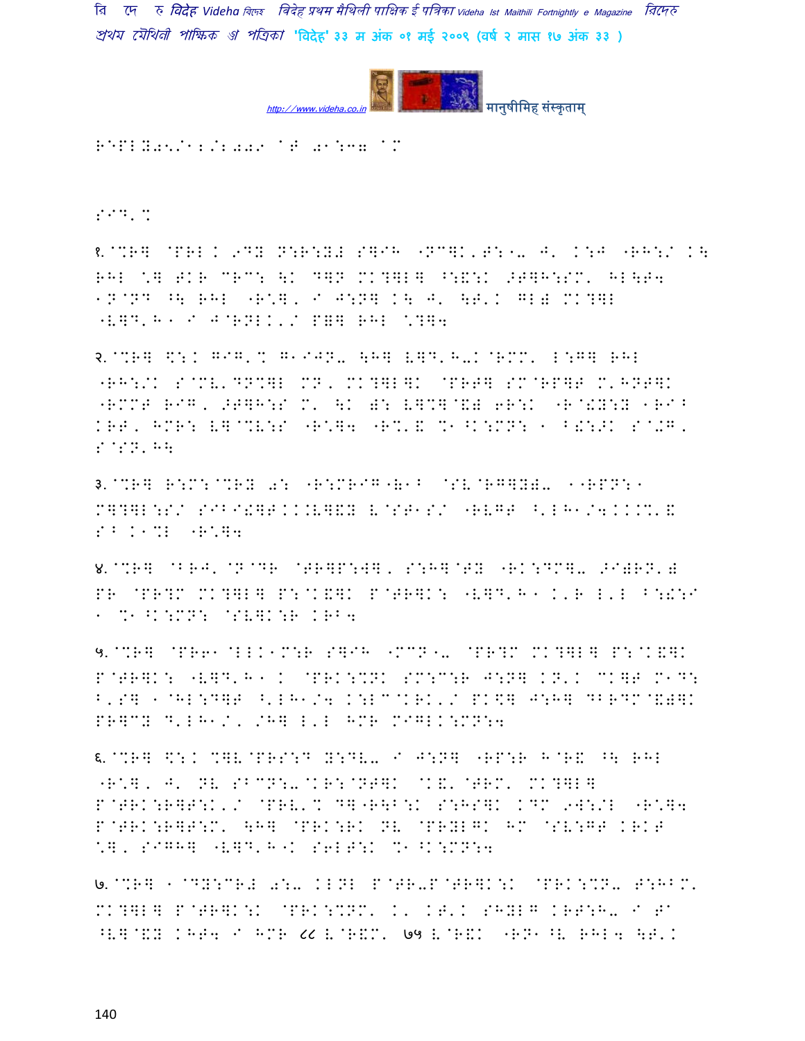REPLY05/12/2009 AT 01:37 AM

SID,%

१.@%R] @PRL K 9DY N:R:Y) S]IH "NC]K,T:"- J' K:J "RH:/ K\ RHL \*] TKR CRC: \K D]N MK?]L] ^:&:K >T]H:SM' HL\T4 1N@ND ^\ RHL "R\*], I J:N] K\ J' \T'K GL) MK?]L "V]D'H" I J@RNLK'/ P=] RHL \*?]4

२.@%R] \$:K GIG'% G"IJN- \H] V]D'H-K@RMM' L:G] RHL "RH:/K S@MV'DN%]L MN, MK?]L]K @PRT] SM@RP]T M'HNT]K "RMMT RIG, >T]H:S M' \K ): V]%]@&) 6R:K "R@!Y:Y 1RI^ KRT, HMR: V]@%V:S "R\*]4 "R%'& %1^K:MN: 1 B!:>K S@+G, S@SN'H\

३.@%R] R:M:@%RY 0: "R:MRIG"&1^ @SV@RG]Y)- 1"RPN:1 M]?]L:S/ SIBI!]TKKV]&Y V@ST1S/ "RVGT ^'LH1/4KK%'& S^ K1%L "R\*]4

४.@%R] @BRJ'@N@DR @TR]P:W], S:H]@TY "RK:DM]- >I)RN') PR @PR?M MK?]L] P:@K&]K P@TR]K: "V]D'H" K'R L'L B:!:I 1 %1^K:MN: @SV]K:R KRB4

५.@%R] @PR61@LLK1M:R S]IH "MCN"- @PR?M MK?]L] P:@K&]K P@TR]K: "V]D'H" K @PRK:%NK SM:C:R J:N] KN'K CK]T M1D: B'S] 1@HL:D]T ^'LH1/4 K:LC@KRK'/ PK\$] J:H] DBRDM@&)]K PR]CY D'LH1/, /H] L'L HMR MIGLK:MN:4

६.@%R] \$:K %]V@PRS:D Y:DV- I J:N] "RP:R H@R& ^\ RHL "R\*], J' NV SBCN:-@KR:@NT]K @K&'@TRM' MK?]L] P@TRK:R]T:K'/ @PRV'% D]"R\B:K S:HS]K KDM 9W:/L "R\*]4 P@TRK:R]T:M' \H] @PRK:RK NV @PRYLGK HM @SV:GT KRKT \*], SIGH] "V]D'H"K S6LT:K %1^K:MN:4

७.@%R] 1@DY:CR+ 0:- KLNL P@TR-P@TR]K:K @PRK:%N- T:HBM' MK?]L] P@TR]K:K @PRK:%NM' K' KT'K SHYLG KRT:H- I TA ^V]@&Y KHT4 I HMR ८८ V@R&M' ७५ V@R&K "RN1^V RHL4 \T'K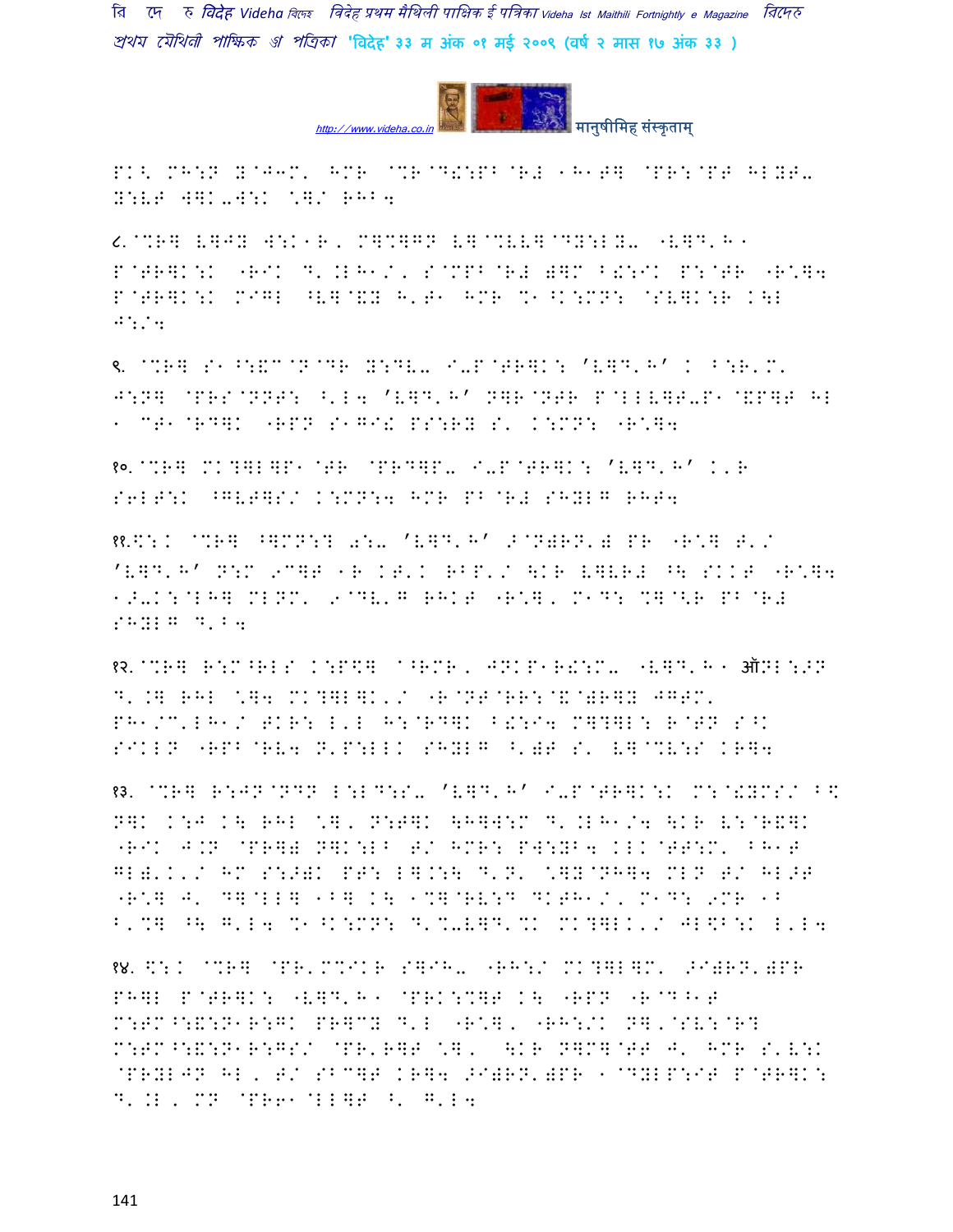PK< MH:N Y@J3M' HMR @%R@D!:PB@R# "H"T] @PR:@PT HLYT-
Y:VT W]K-W:K \]/ RHB4

८.@%R] V]JY W:K"R, M]%]GN V]@%VV]@DY:LY- "V]D'H"
P@TR]K:K "RIK D'.LH"/' S@MPB@R# )]M B!:IK P:@TR "R\]4
P@TR]K:K MIGL ^V]@&Y H'T" HMR %"^K:MN: @SV]K:R K\L
J:/4

९. @%R] S"^:&C@N@DR Y:DV- I-P@TR]K: 'V]D'H' K B:R'M'
J:N] @PRS@NNT: ^'L4 'V]D'H' N]R@NTR P@LLV]T-P"@&P]T HL
" CT"@RD]K "RPN S"GI! PS:RY S' K:MN: "R\]4

१०.@%R] MK?]L]P"@TR @PRD]P- I-P@TR]K: 'V]D'H' K'R
S6LT:K ^GVT]S/ K:MN:4 HMR PB@R# SHYLG RHT4

११.\:K @%R] ^]MN:? 0:- 'V]D'H' >@N)RN') PR "R\] T'/
'V]D'H' N:M 9C]T "R KT'K RBP'/ \KR V]VR# ^\ SKKT "R\]4
"<-K:@LH] MLNM' 9@DV'G RHKT "R\], M"D: %]@<R PB@R#
SHYLG D'B4

१२.@%R] R:M^RLS K:P\] @^RMR, JNKP"R!:M- "V]D'H" ऑNL:>N
D'.] RHL \]4 MK?]L]K'/ "R@NT@RR:@&@)R]Y JGTM'
PH"/C'LH"/ TKR: L'L H:@RD]K B!:I4 M]?]L: R@TN S^K
SIKLN "RPB@RV4 N'P:LLK SHYLG ^')T S' V]@%V:S KR]4

१३. @%R] R:JN@NDN L:LD:S- 'V]D'H' I-P@TR]K:K M:@!YMS/ B\
N]K K:J K\ RHL \], N:T]K \H]W:M D'.LH"/4 \KR V:@R&]K
"RIK J.N @PR]) N]K:LB T/ HMR: PW:YB4 KLK@TT:M' BH"T
GL)'K'/ HM S:>)K PT: L].:\ D'N' \]Y@NH]4 MLN T/ HL>T
"R\] J' D]@LL] "B] K\ "%]@RV:D DKTH"/, M"D: 9MR "B
B'%] ^\ G'L4 %"^K:MN: D'%-V]D'%K MK?]LK'/ JL\B:K L'L4

१४. \:K @%R] @PR'M%IKR S]IH- "RH:/ MK?]L]M' >I)RN')PR
PH]L P@TR]K: "V]D'H" @PRK:%]T K\ "RPN "R@D^"T
M:TM^:&:N"R:GK PR]CY D'L "R\], "RH:/K N],@SV:@R?
M:TM^:&:N"R:GS/ @PR'R]T \], \KR N]M]@TT J' HMR S'V:K
@PRYLJN HL, T/ SBC]T KR]4 >I)RN')PR "@DYLP:IT P@TR]K:
D'.L, MN @PR6"@LL]T ^' G'L4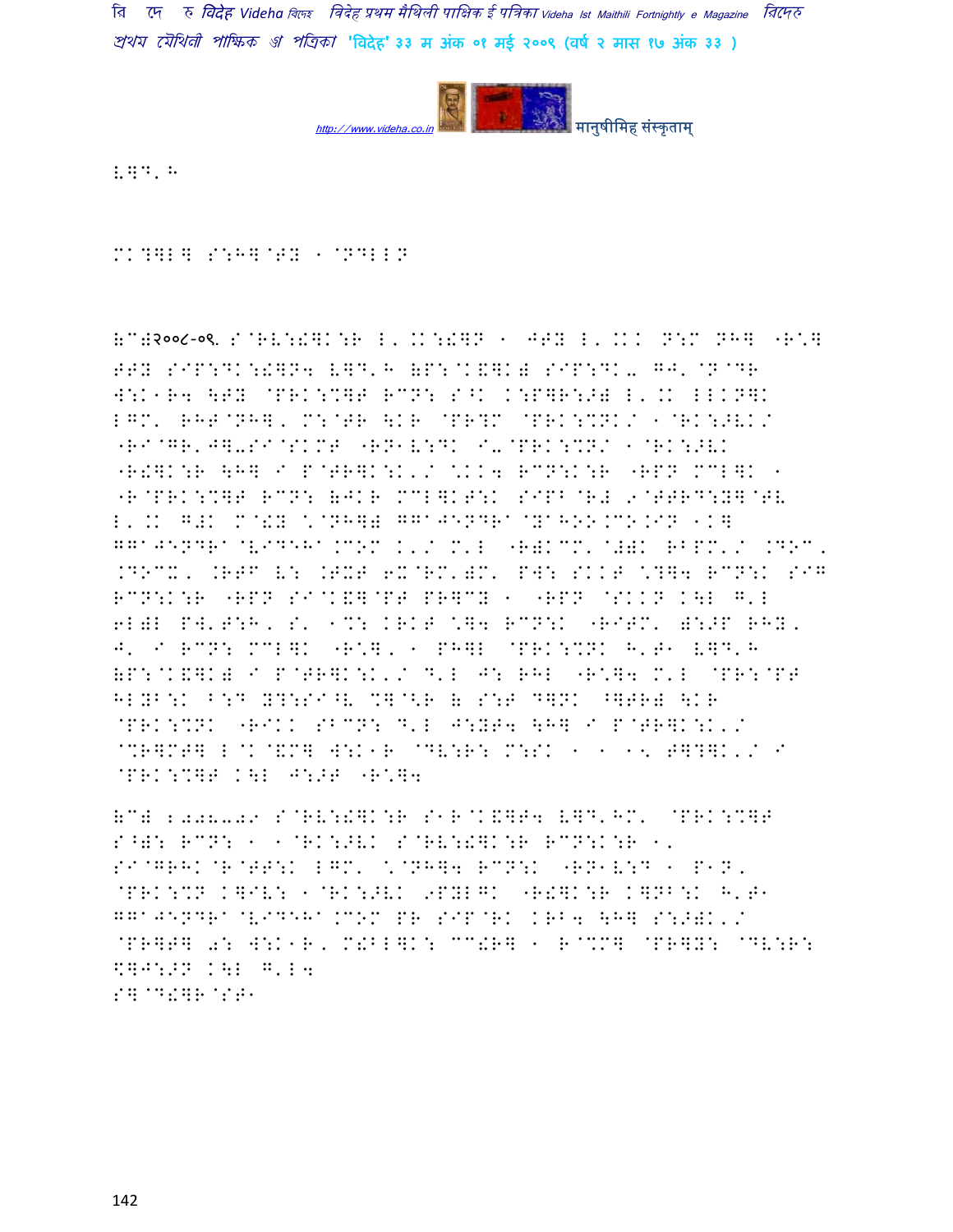L]D'H

MK?]L] S:H]@T Y@DLLN

(C)२००८-०९. S@RV:!]K:R L'.K:!]N JTY L'.KK N:M NH] "R\*] TTY SIP:DK:!]N4 V]D'H (P:@K&]K) SIP:DK- GJ'@N@DR W:K1R4 \TY @PRK:%]T RCN: S^K K:P]R:>) L'.K LLKN]K LGM' RHT@NH]' M:@TR \KR @PR?M @PRK:%NK/ 1@RK:>VK/ "RI@GR'J]-SI@SKMT "RN1V:DK I-@PRK:%N/ 1@RK:>VK "R!]K:R \H] I P@TR]K:K'/ \*KK4 RCN:K:R "RPN MCL]K 1 "R@PRK:%]T RCN: (JKR MCL]KT:K SIPB@R# 9@TTRD:Y]@TV L'.K G#K M@!Y \*@NH]) GG@JENDRA@YAHOO.CO.IN 1K] GG@JENDRA@VIDEHA.COM K'/ M'L "R)KCM' @#)K RBPM'/ .DOC' .DOCX' .RTF V: .TXT 6X@RM')M' PW: SKKT \*?]4 RCN:K SIG RCN:K:R "RPN SI@K&]@PT PR]CY 1 "RPN @SKKN K\L G'L 6L)L PW'T:H' S' 1%: KRKT \*]4 RCN:K "RITM' ):>P RHY' J' I RCN: MCL]K "R\*]' 1 PH]L @PRK:%NK H'T1 V]D'H (P:@K&]K) I P@TR]K:K'/ D'L J: RHL "R\*]4 M'L @PR:@PT HLYB:K B:D Y?:SI^V %]@<R ( S:T D]NK ^]TR) \KR @PRK:%NK "RIKK SBCN: D'L J:YT4 \H] I P@TR]K:K'/ @%R]MT] L@K@&M] W:K1R @DV:R: M:SK 1 1 15 T]?]K'/ I @PRK:%]T K\L J:>T "R\*]4

(C) 2008-09 S@RV:!]K:R S1R@K&]T4 V]D'HM' @PRK:%]T S^): RCN: 1 1@RK:>VK S@RV:!]K:R RCN:K:R 1' SI@GRHK@R@TT:K LGM' \*@NH]4 RCN:K "RN1V:D 1 P1N' @PRK:%N K]IV: 1@RK:>VK 9PYLGK "R!]K:R K]NB:K H'T1 GG@JENDRA@VIDEHA.COM PR SIP@RK KRB4 \H] S:>)K'/ @PR]T] 0: W:K1R' M!BL]K: CC!R] 1 R@%M] @PR]Y: @DV:R: \$]J:>N K\L G'L4
S]@D!]R@ST1